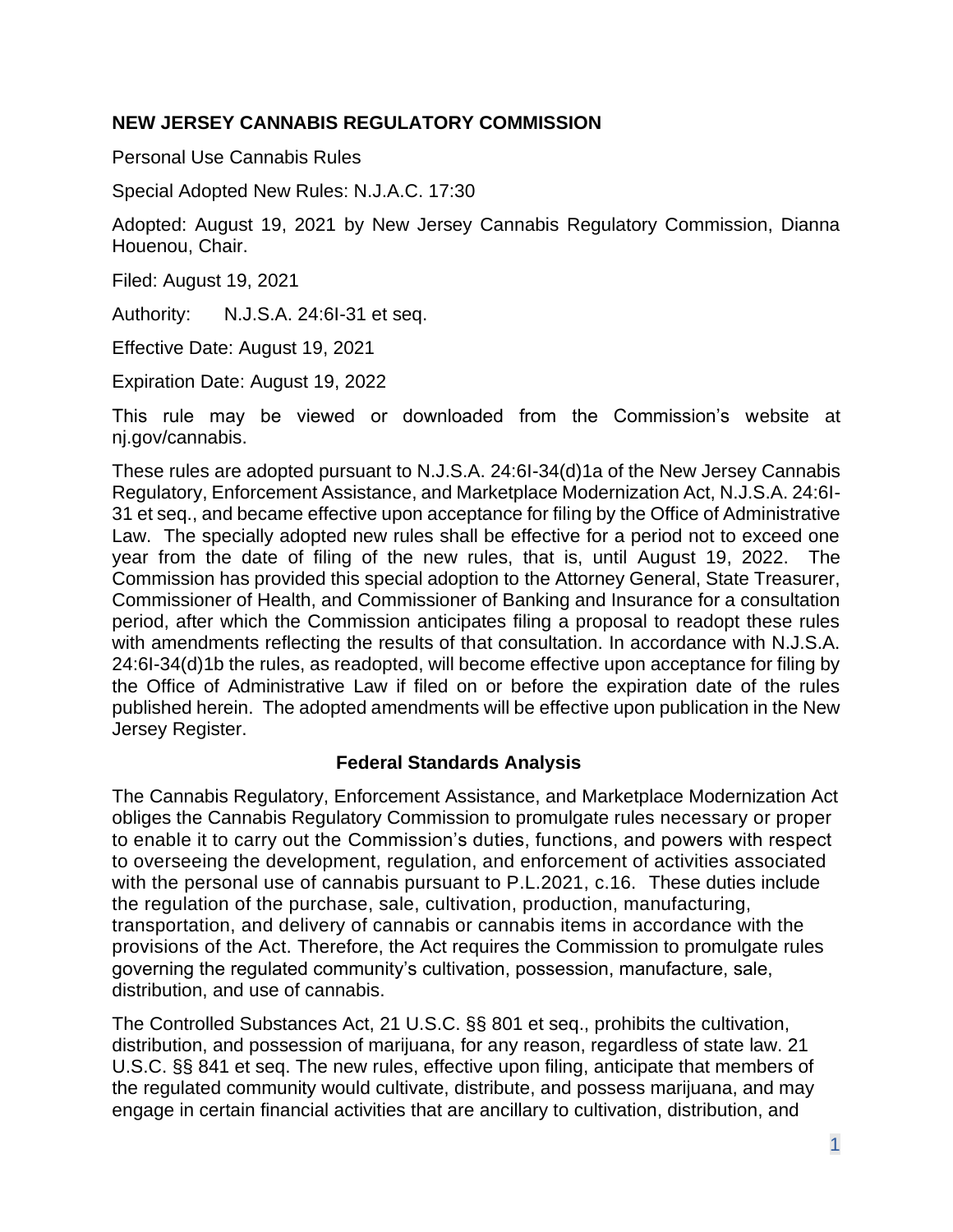**NEW JERSEY CANNABIS REGULATORY COMMISSION**

Personal Use Cannabis Rules

Special Adopted New Rules: N.J.A.C. 17:30

Adopted: August 19, 2021 by New Jersey Cannabis Regulatory Commission, Dianna Houenou, Chair.

Filed: August 19, 2021

Authority: N.J.S.A. 24:6I-31 et seq.

Effective Date: August 19, 2021

Expiration Date: August 19, 2022

This rule may be viewed or downloaded from the Commission's website at nj.gov/cannabis.

These rules are adopted pursuant to N.J.S.A. 24:6I-34(d)1a of the New Jersey Cannabis Regulatory, Enforcement Assistance, and Marketplace Modernization Act, N.J.S.A. 24:6I-31 et seq., and became effective upon acceptance for filing by the Office of Administrative Law. The specially adopted new rules shall be effective for a period not to exceed one year from the date of filing of the new rules, that is, until August 19, 2022. The Commission has provided this special adoption to the Attorney General, State Treasurer, Commissioner of Health, and Commissioner of Banking and Insurance for a consultation period, after which the Commission anticipates filing a proposal to readopt these rules with amendments reflecting the results of that consultation. In accordance with N.J.S.A. 24:6I-34(d)1b the rules, as readopted, will become effective upon acceptance for filing by the Office of Administrative Law if filed on or before the expiration date of the rules published herein. The adopted amendments will be effective upon publication in the New Jersey Register.

**Federal Standards Analysis**

The Cannabis Regulatory, Enforcement Assistance, and Marketplace Modernization Act obliges the Cannabis Regulatory Commission to promulgate rules necessary or proper to enable it to carry out the Commission's duties, functions, and powers with respect to overseeing the development, regulation, and enforcement of activities associated with the personal use of cannabis pursuant to P.L.2021, c.16. These duties include the regulation of the purchase, sale, cultivation, production, manufacturing, transportation, and delivery of cannabis or cannabis items in accordance with the provisions of the Act. Therefore, the Act requires the Commission to promulgate rules governing the regulated community's cultivation, possession, manufacture, sale, distribution, and use of cannabis.

The Controlled Substances Act, 21 U.S.C. §§ 801 et seq., prohibits the cultivation, distribution, and possession of marijuana, for any reason, regardless of state law. 21 U.S.C. §§ 841 et seq. The new rules, effective upon filing, anticipate that members of the regulated community would cultivate, distribute, and possess marijuana, and may engage in certain financial activities that are ancillary to cultivation, distribution, and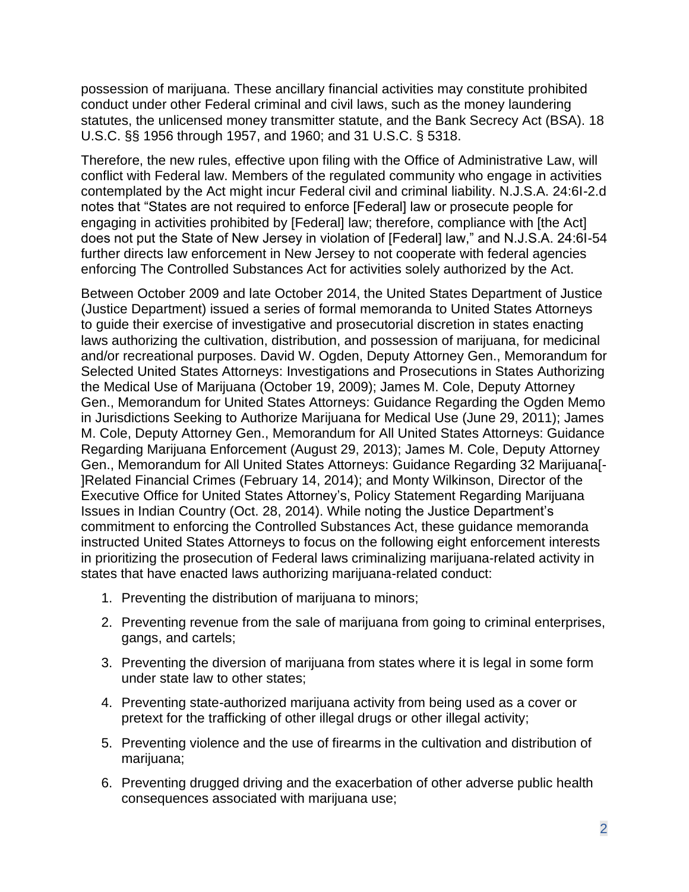possession of marijuana. These ancillary financial activities may constitute prohibited conduct under other Federal criminal and civil laws, such as the money laundering statutes, the unlicensed money transmitter statute, and the Bank Secrecy Act (BSA). 18 U.S.C. §§ 1956 through 1957, and 1960; and 31 U.S.C. § 5318.

Therefore, the new rules, effective upon filing with the Office of Administrative Law, will conflict with Federal law. Members of the regulated community who engage in activities contemplated by the Act might incur Federal civil and criminal liability. N.J.S.A. 24:6I-2.d notes that "States are not required to enforce [Federal] law or prosecute people for engaging in activities prohibited by [Federal] law; therefore, compliance with [the Act] does not put the State of New Jersey in violation of [Federal] law," and N.J.S.A. 24:6I-54 further directs law enforcement in New Jersey to not cooperate with federal agencies enforcing The Controlled Substances Act for activities solely authorized by the Act.

Between October 2009 and late October 2014, the United States Department of Justice (Justice Department) issued a series of formal memoranda to United States Attorneys to guide their exercise of investigative and prosecutorial discretion in states enacting laws authorizing the cultivation, distribution, and possession of marijuana, for medicinal and/or recreational purposes. David W. Ogden, Deputy Attorney Gen., Memorandum for Selected United States Attorneys: Investigations and Prosecutions in States Authorizing the Medical Use of Marijuana (October 19, 2009); James M. Cole, Deputy Attorney Gen., Memorandum for United States Attorneys: Guidance Regarding the Ogden Memo in Jurisdictions Seeking to Authorize Marijuana for Medical Use (June 29, 2011); James M. Cole, Deputy Attorney Gen., Memorandum for All United States Attorneys: Guidance Regarding Marijuana Enforcement (August 29, 2013); James M. Cole, Deputy Attorney Gen., Memorandum for All United States Attorneys: Guidance Regarding 32 Marijuana[-]Related Financial Crimes (February 14, 2014); and Monty Wilkinson, Director of the Executive Office for United States Attorney's, Policy Statement Regarding Marijuana Issues in Indian Country (Oct. 28, 2014). While noting the Justice Department's commitment to enforcing the Controlled Substances Act, these guidance memoranda instructed United States Attorneys to focus on the following eight enforcement interests in prioritizing the prosecution of Federal laws criminalizing marijuana-related activity in states that have enacted laws authorizing marijuana-related conduct:

1. Preventing the distribution of marijuana to minors;
2. Preventing revenue from the sale of marijuana from going to criminal enterprises, gangs, and cartels;
3. Preventing the diversion of marijuana from states where it is legal in some form under state law to other states;
4. Preventing state-authorized marijuana activity from being used as a cover or pretext for the trafficking of other illegal drugs or other illegal activity;
5. Preventing violence and the use of firearms in the cultivation and distribution of marijuana;
6. Preventing drugged driving and the exacerbation of other adverse public health consequences associated with marijuana use;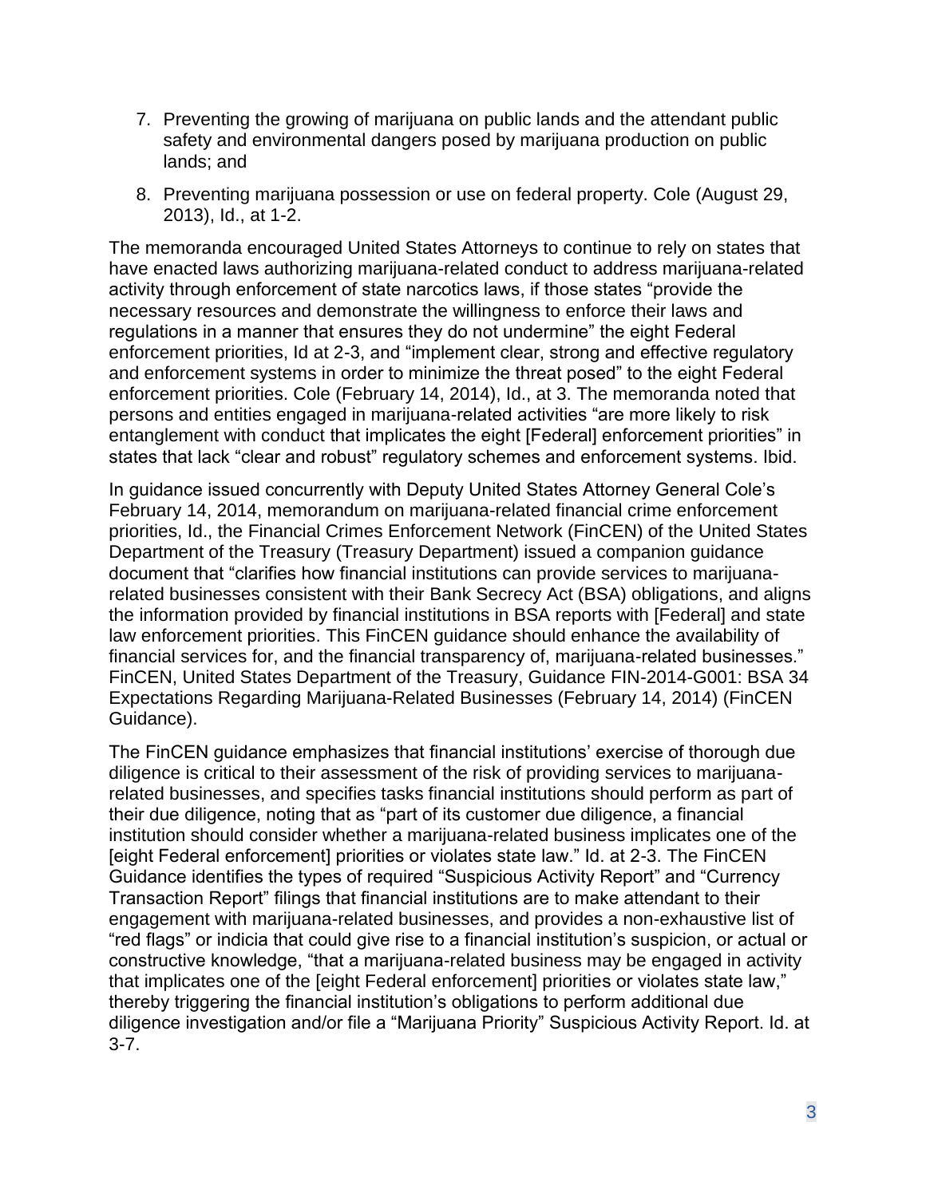7. Preventing the growing of marijuana on public lands and the attendant public safety and environmental dangers posed by marijuana production on public lands; and
8. Preventing marijuana possession or use on federal property. Cole (August 29, 2013), Id., at 1-2.

The memoranda encouraged United States Attorneys to continue to rely on states that have enacted laws authorizing marijuana-related conduct to address marijuana-related activity through enforcement of state narcotics laws, if those states "provide the necessary resources and demonstrate the willingness to enforce their laws and regulations in a manner that ensures they do not undermine" the eight Federal enforcement priorities, Id at 2-3, and "implement clear, strong and effective regulatory and enforcement systems in order to minimize the threat posed" to the eight Federal enforcement priorities. Cole (February 14, 2014), Id., at 3. The memoranda noted that persons and entities engaged in marijuana-related activities "are more likely to risk entanglement with conduct that implicates the eight [Federal] enforcement priorities" in states that lack "clear and robust" regulatory schemes and enforcement systems. Ibid.

In guidance issued concurrently with Deputy United States Attorney General Cole's February 14, 2014, memorandum on marijuana-related financial crime enforcement priorities, Id., the Financial Crimes Enforcement Network (FinCEN) of the United States Department of the Treasury (Treasury Department) issued a companion guidance document that "clarifies how financial institutions can provide services to marijuana-related businesses consistent with their Bank Secrecy Act (BSA) obligations, and aligns the information provided by financial institutions in BSA reports with [Federal] and state law enforcement priorities. This FinCEN guidance should enhance the availability of financial services for, and the financial transparency of, marijuana-related businesses." FinCEN, United States Department of the Treasury, Guidance FIN-2014-G001: BSA 34 Expectations Regarding Marijuana-Related Businesses (February 14, 2014) (FinCEN Guidance).

The FinCEN guidance emphasizes that financial institutions' exercise of thorough due diligence is critical to their assessment of the risk of providing services to marijuana-related businesses, and specifies tasks financial institutions should perform as part of their due diligence, noting that as "part of its customer due diligence, a financial institution should consider whether a marijuana-related business implicates one of the [eight Federal enforcement] priorities or violates state law." Id. at 2-3. The FinCEN Guidance identifies the types of required "Suspicious Activity Report" and "Currency Transaction Report" filings that financial institutions are to make attendant to their engagement with marijuana-related businesses, and provides a non-exhaustive list of "red flags" or indicia that could give rise to a financial institution's suspicion, or actual or constructive knowledge, "that a marijuana-related business may be engaged in activity that implicates one of the [eight Federal enforcement] priorities or violates state law," thereby triggering the financial institution's obligations to perform additional due diligence investigation and/or file a "Marijuana Priority" Suspicious Activity Report. Id. at 3-7.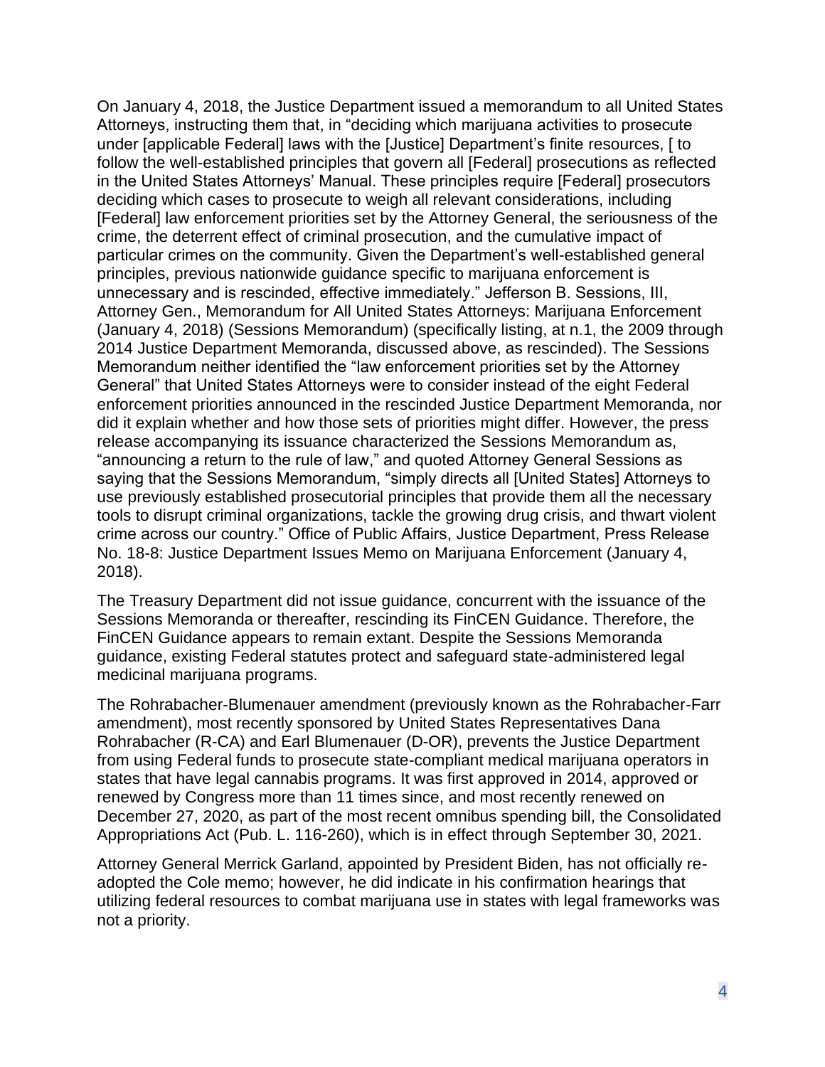On January 4, 2018, the Justice Department issued a memorandum to all United States Attorneys, instructing them that, in "deciding which marijuana activities to prosecute under [applicable Federal] laws with the [Justice] Department's finite resources, [ to follow the well-established principles that govern all [Federal] prosecutions as reflected in the United States Attorneys' Manual. These principles require [Federal] prosecutors deciding which cases to prosecute to weigh all relevant considerations, including [Federal] law enforcement priorities set by the Attorney General, the seriousness of the crime, the deterrent effect of criminal prosecution, and the cumulative impact of particular crimes on the community. Given the Department's well-established general principles, previous nationwide guidance specific to marijuana enforcement is unnecessary and is rescinded, effective immediately." Jefferson B. Sessions, III, Attorney Gen., Memorandum for All United States Attorneys: Marijuana Enforcement (January 4, 2018) (Sessions Memorandum) (specifically listing, at n.1, the 2009 through 2014 Justice Department Memoranda, discussed above, as rescinded). The Sessions Memorandum neither identified the "law enforcement priorities set by the Attorney General" that United States Attorneys were to consider instead of the eight Federal enforcement priorities announced in the rescinded Justice Department Memoranda, nor did it explain whether and how those sets of priorities might differ. However, the press release accompanying its issuance characterized the Sessions Memorandum as, "announcing a return to the rule of law," and quoted Attorney General Sessions as saying that the Sessions Memorandum, "simply directs all [United States] Attorneys to use previously established prosecutorial principles that provide them all the necessary tools to disrupt criminal organizations, tackle the growing drug crisis, and thwart violent crime across our country." Office of Public Affairs, Justice Department, Press Release No. 18-8: Justice Department Issues Memo on Marijuana Enforcement (January 4, 2018).

The Treasury Department did not issue guidance, concurrent with the issuance of the Sessions Memoranda or thereafter, rescinding its FinCEN Guidance. Therefore, the FinCEN Guidance appears to remain extant. Despite the Sessions Memoranda guidance, existing Federal statutes protect and safeguard state-administered legal medicinal marijuana programs.

The Rohrabacher-Blumenauer amendment (previously known as the Rohrabacher-Farr amendment), most recently sponsored by United States Representatives Dana Rohrabacher (R-CA) and Earl Blumenauer (D-OR), prevents the Justice Department from using Federal funds to prosecute state-compliant medical marijuana operators in states that have legal cannabis programs. It was first approved in 2014, approved or renewed by Congress more than 11 times since, and most recently renewed on December 27, 2020, as part of the most recent omnibus spending bill, the Consolidated Appropriations Act (Pub. L. 116-260), which is in effect through September 30, 2021.

Attorney General Merrick Garland, appointed by President Biden, has not officially re-adopted the Cole memo; however, he did indicate in his confirmation hearings that utilizing federal resources to combat marijuana use in states with legal frameworks was not a priority.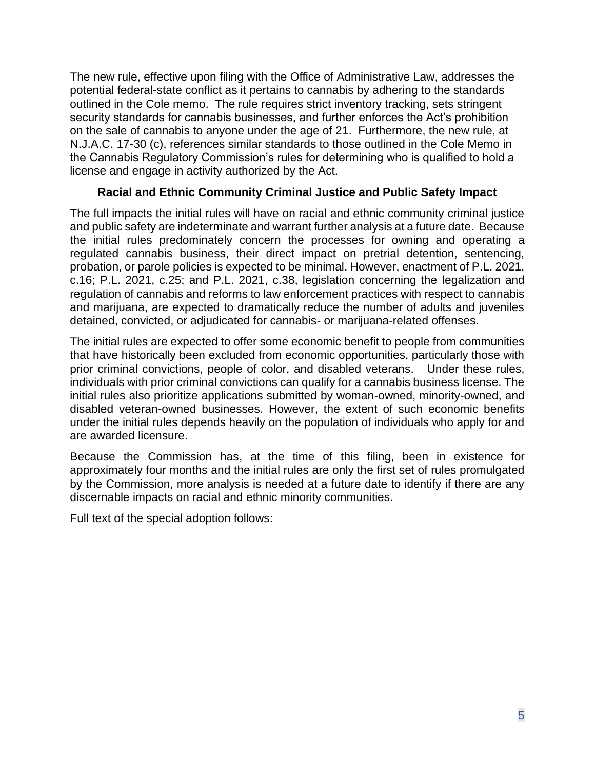The new rule, effective upon filing with the Office of Administrative Law, addresses the potential federal-state conflict as it pertains to cannabis by adhering to the standards outlined in the Cole memo. The rule requires strict inventory tracking, sets stringent security standards for cannabis businesses, and further enforces the Act's prohibition on the sale of cannabis to anyone under the age of 21. Furthermore, the new rule, at N.J.A.C. 17-30 (c), references similar standards to those outlined in the Cole Memo in the Cannabis Regulatory Commission's rules for determining who is qualified to hold a license and engage in activity authorized by the Act.

**Racial and Ethnic Community Criminal Justice and Public Safety Impact**

The full impacts the initial rules will have on racial and ethnic community criminal justice and public safety are indeterminate and warrant further analysis at a future date. Because the initial rules predominately concern the processes for owning and operating a regulated cannabis business, their direct impact on pretrial detention, sentencing, probation, or parole policies is expected to be minimal. However, enactment of P.L. 2021, c.16; P.L. 2021, c.25; and P.L. 2021, c.38, legislation concerning the legalization and regulation of cannabis and reforms to law enforcement practices with respect to cannabis and marijuana, are expected to dramatically reduce the number of adults and juveniles detained, convicted, or adjudicated for cannabis- or marijuana-related offenses.

The initial rules are expected to offer some economic benefit to people from communities that have historically been excluded from economic opportunities, particularly those with prior criminal convictions, people of color, and disabled veterans. Under these rules, individuals with prior criminal convictions can qualify for a cannabis business license. The initial rules also prioritize applications submitted by woman-owned, minority-owned, and disabled veteran-owned businesses. However, the extent of such economic benefits under the initial rules depends heavily on the population of individuals who apply for and are awarded licensure.

Because the Commission has, at the time of this filing, been in existence for approximately four months and the initial rules are only the first set of rules promulgated by the Commission, more analysis is needed at a future date to identify if there are any discernable impacts on racial and ethnic minority communities.

Full text of the special adoption follows: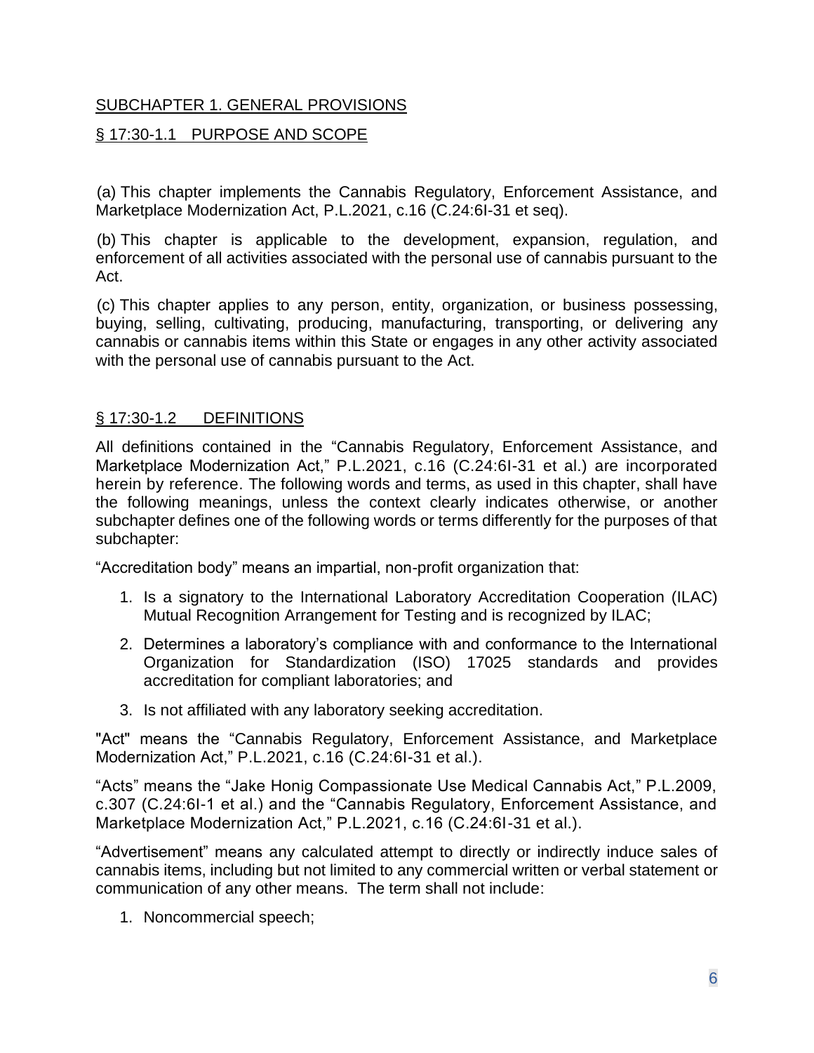## SUBCHAPTER 1. GENERAL PROVISIONS

### § 17:30-1.1 PURPOSE AND SCOPE

(a) This chapter implements the Cannabis Regulatory, Enforcement Assistance, and Marketplace Modernization Act, P.L.2021, c.16 (C.24:6I-31 et seq).

(b) This chapter is applicable to the development, expansion, regulation, and enforcement of all activities associated with the personal use of cannabis pursuant to the Act.

(c) This chapter applies to any person, entity, organization, or business possessing, buying, selling, cultivating, producing, manufacturing, transporting, or delivering any cannabis or cannabis items within this State or engages in any other activity associated with the personal use of cannabis pursuant to the Act.

### § 17:30-1.2 DEFINITIONS

All definitions contained in the "Cannabis Regulatory, Enforcement Assistance, and Marketplace Modernization Act," P.L.2021, c.16 (C.24:6I-31 et al.) are incorporated herein by reference. The following words and terms, as used in this chapter, shall have the following meanings, unless the context clearly indicates otherwise, or another subchapter defines one of the following words or terms differently for the purposes of that subchapter:

"Accreditation body" means an impartial, non-profit organization that:

1. Is a signatory to the International Laboratory Accreditation Cooperation (ILAC) Mutual Recognition Arrangement for Testing and is recognized by ILAC;
2. Determines a laboratory's compliance with and conformance to the International Organization for Standardization (ISO) 17025 standards and provides accreditation for compliant laboratories; and
3. Is not affiliated with any laboratory seeking accreditation.

"Act" means the "Cannabis Regulatory, Enforcement Assistance, and Marketplace Modernization Act," P.L.2021, c.16 (C.24:6I-31 et al.).

"Acts" means the "Jake Honig Compassionate Use Medical Cannabis Act," P.L.2009, c.307 (C.24:6I-1 et al.) and the "Cannabis Regulatory, Enforcement Assistance, and Marketplace Modernization Act," P.L.2021, c.16 (C.24:6I-31 et al.).

"Advertisement" means any calculated attempt to directly or indirectly induce sales of cannabis items, including but not limited to any commercial written or verbal statement or communication of any other means. The term shall not include:

1. Noncommercial speech;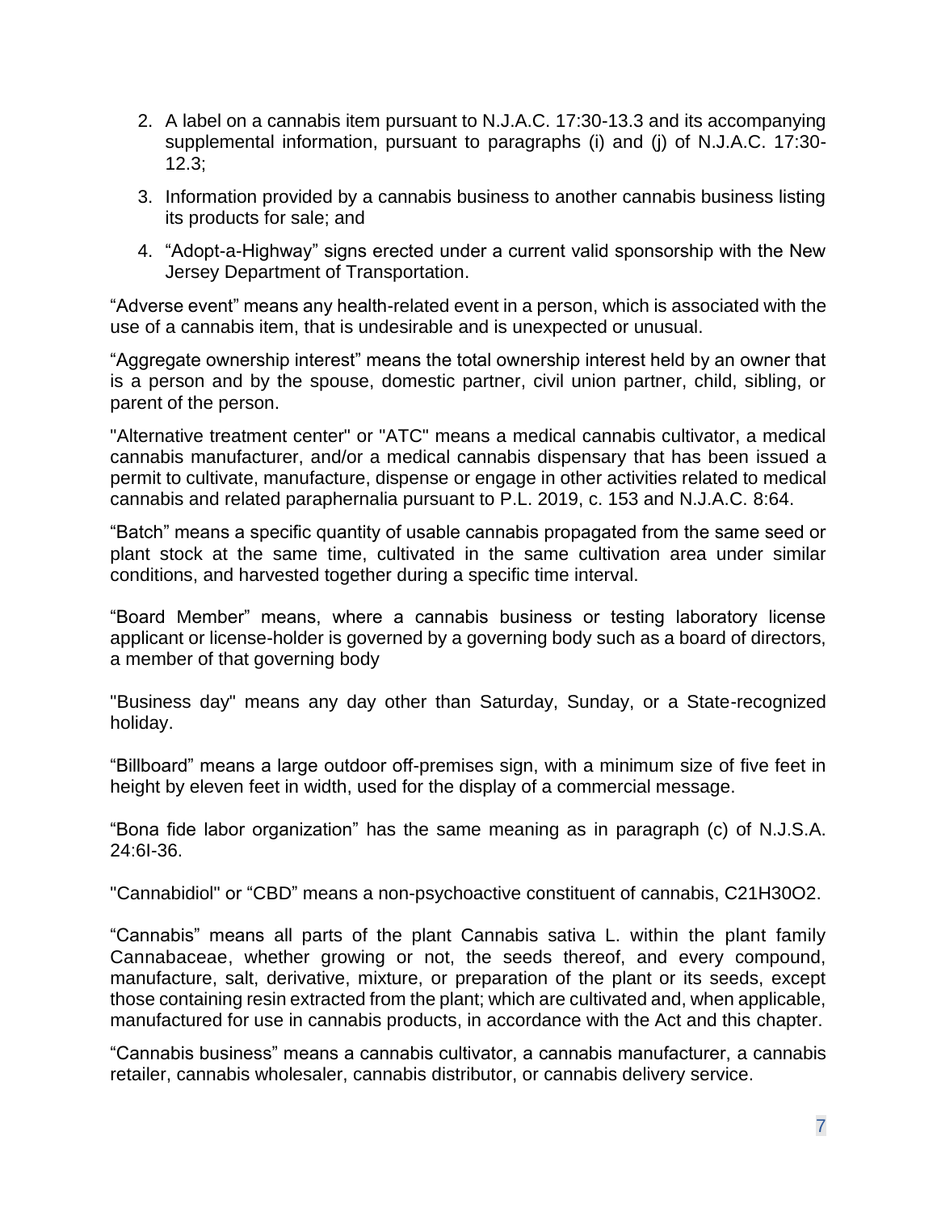2. A label on a cannabis item pursuant to N.J.A.C. 17:30-13.3 and its accompanying supplemental information, pursuant to paragraphs (i) and (j) of N.J.A.C. 17:30-12.3;
3. Information provided by a cannabis business to another cannabis business listing its products for sale; and
4. "Adopt-a-Highway" signs erected under a current valid sponsorship with the New Jersey Department of Transportation.

"Adverse event" means any health-related event in a person, which is associated with the use of a cannabis item, that is undesirable and is unexpected or unusual.

"Aggregate ownership interest" means the total ownership interest held by an owner that is a person and by the spouse, domestic partner, civil union partner, child, sibling, or parent of the person.

"Alternative treatment center" or "ATC" means a medical cannabis cultivator, a medical cannabis manufacturer, and/or a medical cannabis dispensary that has been issued a permit to cultivate, manufacture, dispense or engage in other activities related to medical cannabis and related paraphernalia pursuant to P.L. 2019, c. 153 and N.J.A.C. 8:64.

"Batch" means a specific quantity of usable cannabis propagated from the same seed or plant stock at the same time, cultivated in the same cultivation area under similar conditions, and harvested together during a specific time interval.

"Board Member" means, where a cannabis business or testing laboratory license applicant or license-holder is governed by a governing body such as a board of directors, a member of that governing body

"Business day" means any day other than Saturday, Sunday, or a State-recognized holiday.

"Billboard" means a large outdoor off-premises sign, with a minimum size of five feet in height by eleven feet in width, used for the display of a commercial message.

"Bona fide labor organization" has the same meaning as in paragraph (c) of N.J.S.A. 24:6I-36.

"Cannabidiol" or "CBD" means a non-psychoactive constituent of cannabis, $C_{21}H_{30}O_2$.

"Cannabis" means all parts of the plant Cannabis sativa L. within the plant family Cannabaceae, whether growing or not, the seeds thereof, and every compound, manufacture, salt, derivative, mixture, or preparation of the plant or its seeds, except those containing resin extracted from the plant; which are cultivated and, when applicable, manufactured for use in cannabis products, in accordance with the Act and this chapter.

"Cannabis business" means a cannabis cultivator, a cannabis manufacturer, a cannabis retailer, cannabis wholesaler, cannabis distributor, or cannabis delivery service.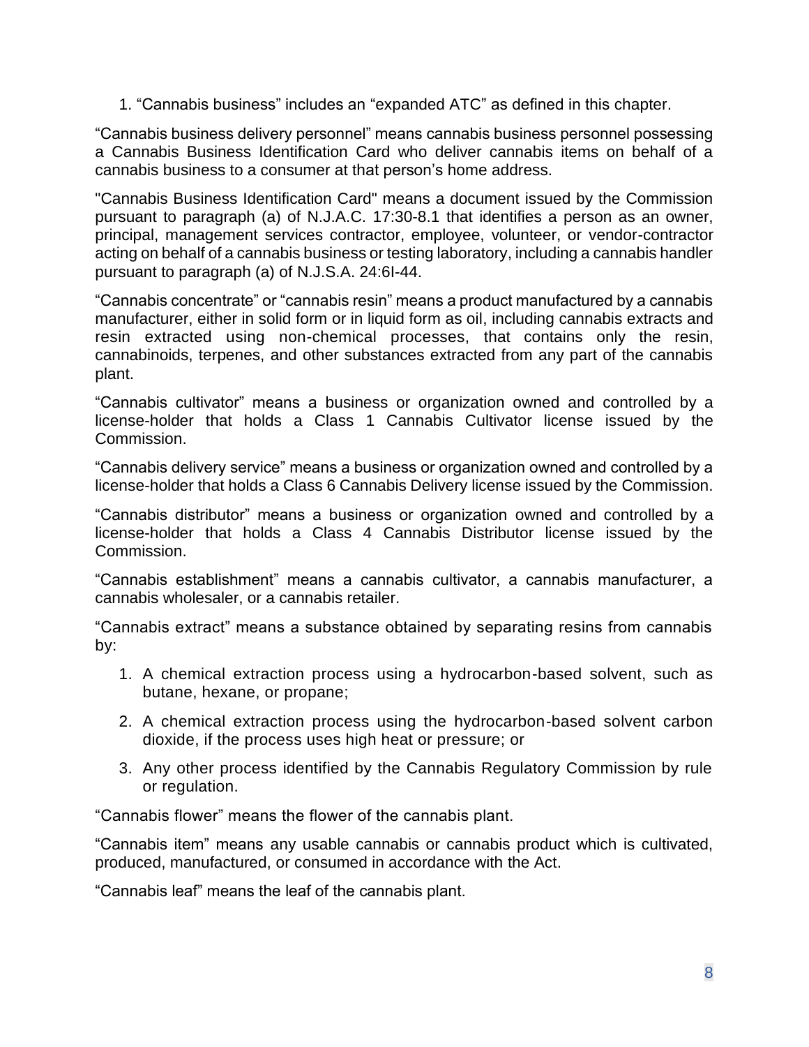1. "Cannabis business" includes an "expanded ATC" as defined in this chapter.

"Cannabis business delivery personnel" means cannabis business personnel possessing a Cannabis Business Identification Card who deliver cannabis items on behalf of a cannabis business to a consumer at that person's home address.

"Cannabis Business Identification Card" means a document issued by the Commission pursuant to paragraph (a) of N.J.A.C. 17:30-8.1 that identifies a person as an owner, principal, management services contractor, employee, volunteer, or vendor-contractor acting on behalf of a cannabis business or testing laboratory, including a cannabis handler pursuant to paragraph (a) of N.J.S.A. 24:6I-44.

"Cannabis concentrate" or "cannabis resin" means a product manufactured by a cannabis manufacturer, either in solid form or in liquid form as oil, including cannabis extracts and resin extracted using non-chemical processes, that contains only the resin, cannabinoids, terpenes, and other substances extracted from any part of the cannabis plant.

"Cannabis cultivator" means a business or organization owned and controlled by a license-holder that holds a Class 1 Cannabis Cultivator license issued by the Commission.

"Cannabis delivery service" means a business or organization owned and controlled by a license-holder that holds a Class 6 Cannabis Delivery license issued by the Commission.

"Cannabis distributor" means a business or organization owned and controlled by a license-holder that holds a Class 4 Cannabis Distributor license issued by the Commission.

"Cannabis establishment" means a cannabis cultivator, a cannabis manufacturer, a cannabis wholesaler, or a cannabis retailer.

"Cannabis extract" means a substance obtained by separating resins from cannabis by:

1. A chemical extraction process using a hydrocarbon-based solvent, such as butane, hexane, or propane;
2. A chemical extraction process using the hydrocarbon-based solvent carbon dioxide, if the process uses high heat or pressure; or
3. Any other process identified by the Cannabis Regulatory Commission by rule or regulation.

"Cannabis flower" means the flower of the cannabis plant.

"Cannabis item" means any usable cannabis or cannabis product which is cultivated, produced, manufactured, or consumed in accordance with the Act.

"Cannabis leaf" means the leaf of the cannabis plant.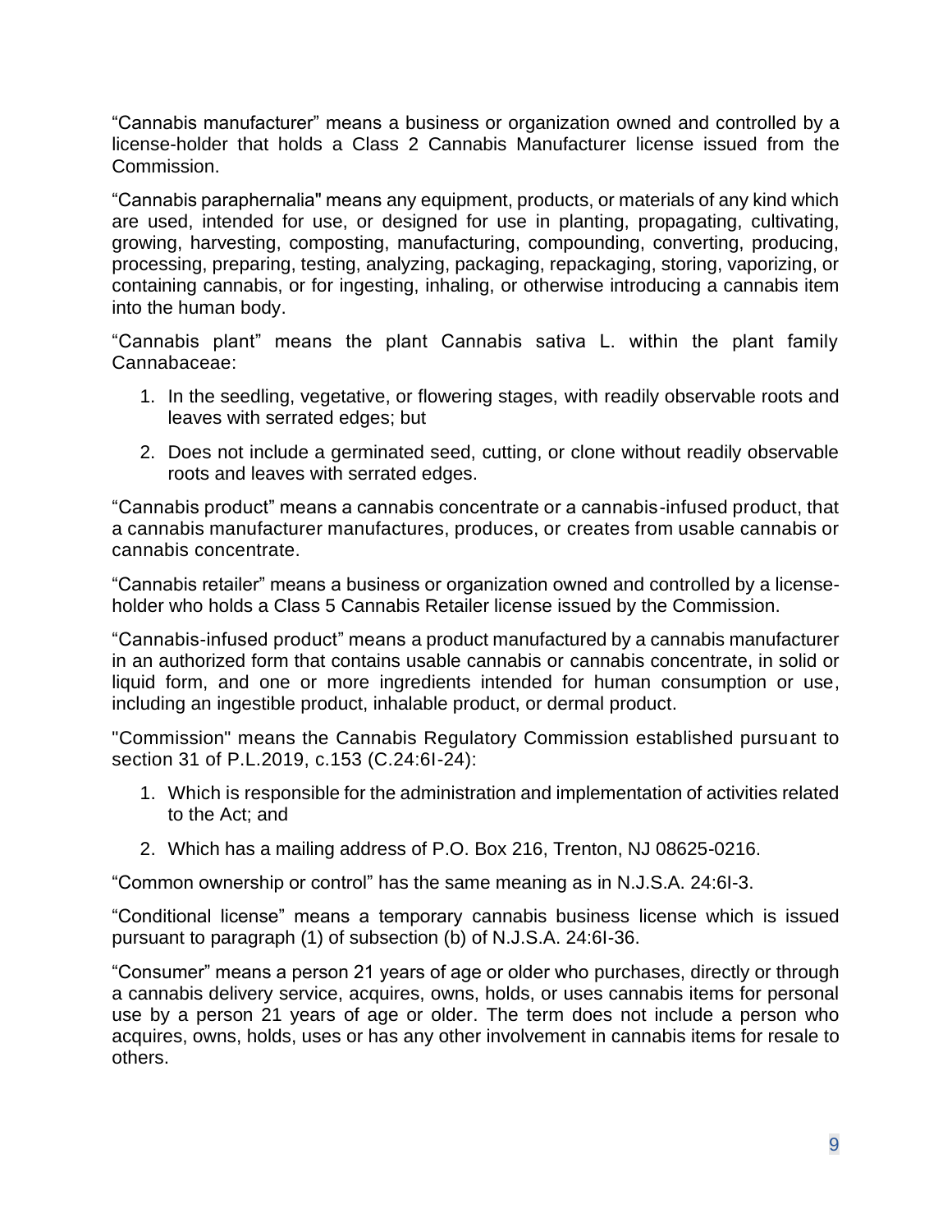"Cannabis manufacturer" means a business or organization owned and controlled by a license-holder that holds a Class 2 Cannabis Manufacturer license issued from the Commission.

"Cannabis paraphernalia" means any equipment, products, or materials of any kind which are used, intended for use, or designed for use in planting, propagating, cultivating, growing, harvesting, composting, manufacturing, compounding, converting, producing, processing, preparing, testing, analyzing, packaging, repackaging, storing, vaporizing, or containing cannabis, or for ingesting, inhaling, or otherwise introducing a cannabis item into the human body.

"Cannabis plant" means the plant Cannabis sativa L. within the plant family Cannabaceae:

1. In the seedling, vegetative, or flowering stages, with readily observable roots and leaves with serrated edges; but
2. Does not include a germinated seed, cutting, or clone without readily observable roots and leaves with serrated edges.

"Cannabis product" means a cannabis concentrate or a cannabis-infused product, that a cannabis manufacturer manufactures, produces, or creates from usable cannabis or cannabis concentrate.

"Cannabis retailer" means a business or organization owned and controlled by a license-holder who holds a Class 5 Cannabis Retailer license issued by the Commission.

"Cannabis-infused product" means a product manufactured by a cannabis manufacturer in an authorized form that contains usable cannabis or cannabis concentrate, in solid or liquid form, and one or more ingredients intended for human consumption or use, including an ingestible product, inhalable product, or dermal product.

"Commission" means the Cannabis Regulatory Commission established pursuant to section 31 of P.L.2019, c.153 (C.24:6I-24):

1. Which is responsible for the administration and implementation of activities related to the Act; and
2. Which has a mailing address of P.O. Box 216, Trenton, NJ 08625-0216.

"Common ownership or control" has the same meaning as in N.J.S.A. 24:6I-3.

"Conditional license" means a temporary cannabis business license which is issued pursuant to paragraph (1) of subsection (b) of N.J.S.A. 24:6I-36.

"Consumer" means a person 21 years of age or older who purchases, directly or through a cannabis delivery service, acquires, owns, holds, or uses cannabis items for personal use by a person 21 years of age or older. The term does not include a person who acquires, owns, holds, uses or has any other involvement in cannabis items for resale to others.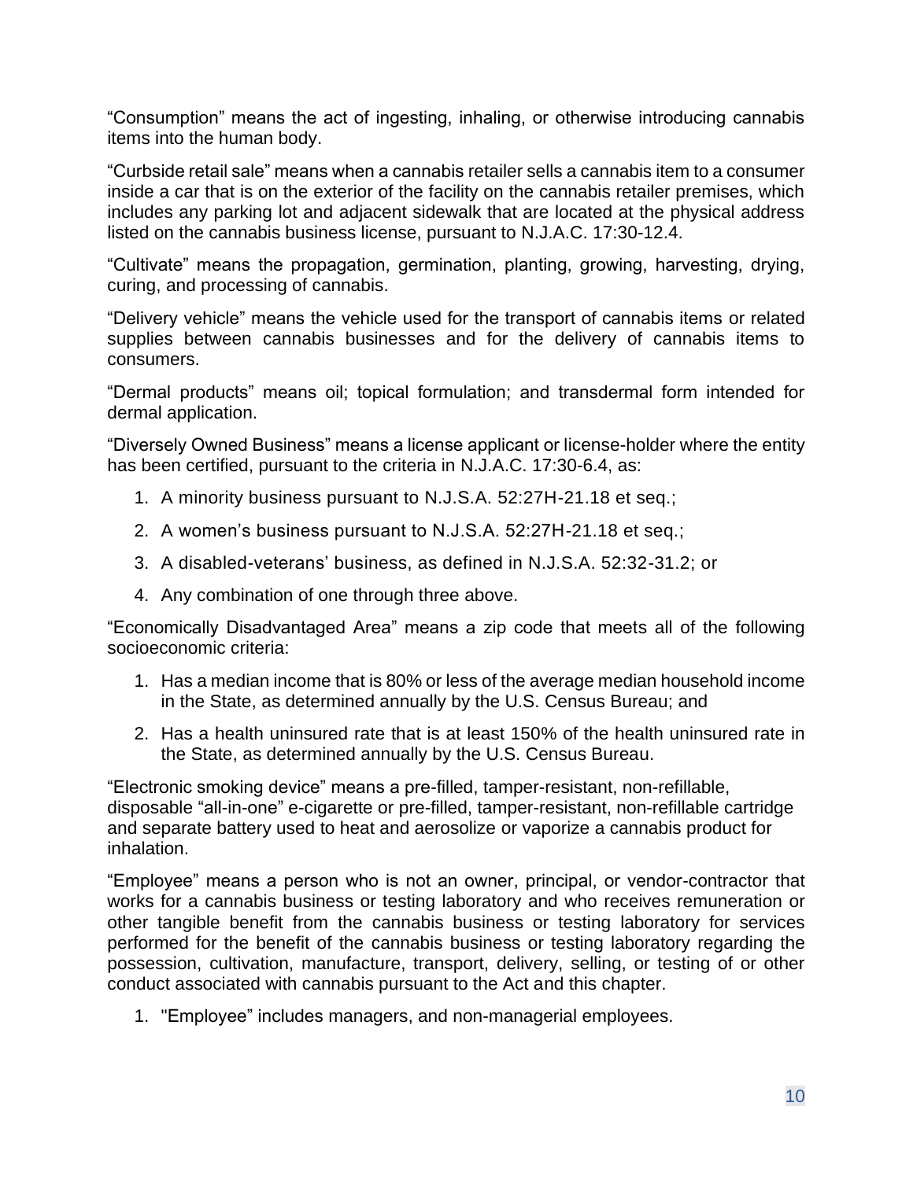“Consumption” means the act of ingesting, inhaling, or otherwise introducing cannabis items into the human body.

“Curbside retail sale” means when a cannabis retailer sells a cannabis item to a consumer inside a car that is on the exterior of the facility on the cannabis retailer premises, which includes any parking lot and adjacent sidewalk that are located at the physical address listed on the cannabis business license, pursuant to N.J.A.C. 17:30-12.4.

“Cultivate” means the propagation, germination, planting, growing, harvesting, drying, curing, and processing of cannabis.

“Delivery vehicle” means the vehicle used for the transport of cannabis items or related supplies between cannabis businesses and for the delivery of cannabis items to consumers.

“Dermal products” means oil; topical formulation; and transdermal form intended for dermal application.

“Diversely Owned Business” means a license applicant or license-holder where the entity has been certified, pursuant to the criteria in N.J.A.C. 17:30-6.4, as:

1. A minority business pursuant to N.J.S.A. 52:27H-21.18 et seq.;
2. A women’s business pursuant to N.J.S.A. 52:27H-21.18 et seq.;
3. A disabled-veterans’ business, as defined in N.J.S.A. 52:32-31.2; or
4. Any combination of one through three above.

“Economically Disadvantaged Area” means a zip code that meets all of the following socioeconomic criteria:

1. Has a median income that is 80% or less of the average median household income in the State, as determined annually by the U.S. Census Bureau; and
2. Has a health uninsured rate that is at least 150% of the health uninsured rate in the State, as determined annually by the U.S. Census Bureau.

“Electronic smoking device” means a pre-filled, tamper-resistant, non-refillable, disposable “all-in-one” e-cigarette or pre-filled, tamper-resistant, non-refillable cartridge and separate battery used to heat and aerosolize or vaporize a cannabis product for inhalation.

“Employee” means a person who is not an owner, principal, or vendor-contractor that works for a cannabis business or testing laboratory and who receives remuneration or other tangible benefit from the cannabis business or testing laboratory for services performed for the benefit of the cannabis business or testing laboratory regarding the possession, cultivation, manufacture, transport, delivery, selling, or testing of or other conduct associated with cannabis pursuant to the Act and this chapter.

1. "Employee” includes managers, and non-managerial employees.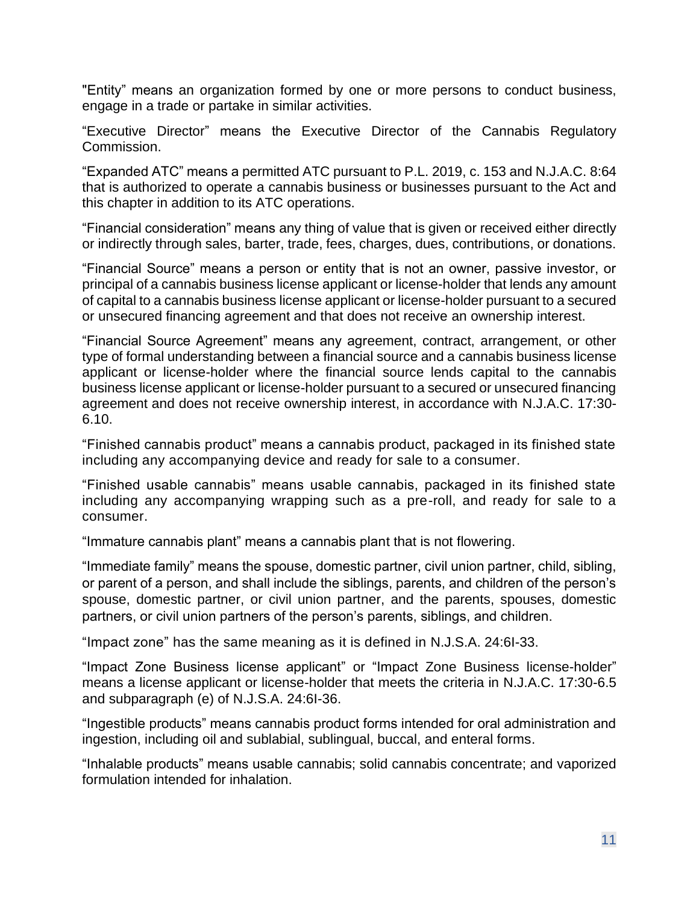"Entity" means an organization formed by one or more persons to conduct business, engage in a trade or partake in similar activities.

"Executive Director" means the Executive Director of the Cannabis Regulatory Commission.

"Expanded ATC" means a permitted ATC pursuant to P.L. 2019, c. 153 and N.J.A.C. 8:64 that is authorized to operate a cannabis business or businesses pursuant to the Act and this chapter in addition to its ATC operations.

"Financial consideration" means any thing of value that is given or received either directly or indirectly through sales, barter, trade, fees, charges, dues, contributions, or donations.

"Financial Source" means a person or entity that is not an owner, passive investor, or principal of a cannabis business license applicant or license-holder that lends any amount of capital to a cannabis business license applicant or license-holder pursuant to a secured or unsecured financing agreement and that does not receive an ownership interest.

"Financial Source Agreement" means any agreement, contract, arrangement, or other type of formal understanding between a financial source and a cannabis business license applicant or license-holder where the financial source lends capital to the cannabis business license applicant or license-holder pursuant to a secured or unsecured financing agreement and does not receive ownership interest, in accordance with N.J.A.C. 17:30-6.10.

"Finished cannabis product" means a cannabis product, packaged in its finished state including any accompanying device and ready for sale to a consumer.

"Finished usable cannabis" means usable cannabis, packaged in its finished state including any accompanying wrapping such as a pre-roll, and ready for sale to a consumer.

"Immature cannabis plant" means a cannabis plant that is not flowering.

"Immediate family" means the spouse, domestic partner, civil union partner, child, sibling, or parent of a person, and shall include the siblings, parents, and children of the person's spouse, domestic partner, or civil union partner, and the parents, spouses, domestic partners, or civil union partners of the person's parents, siblings, and children.

"Impact zone" has the same meaning as it is defined in N.J.S.A. 24:6I-33.

"Impact Zone Business license applicant" or "Impact Zone Business license-holder" means a license applicant or license-holder that meets the criteria in N.J.A.C. 17:30-6.5 and subparagraph (e) of N.J.S.A. 24:6I-36.

"Ingestible products" means cannabis product forms intended for oral administration and ingestion, including oil and sublabial, sublingual, buccal, and enteral forms.

"Inhalable products" means usable cannabis; solid cannabis concentrate; and vaporized formulation intended for inhalation.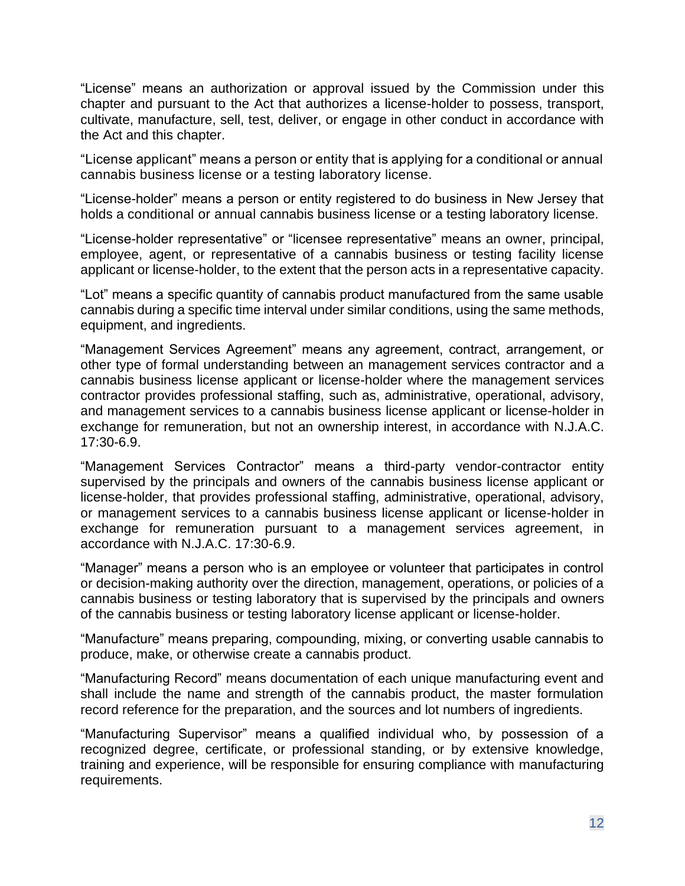“License” means an authorization or approval issued by the Commission under this chapter and pursuant to the Act that authorizes a license-holder to possess, transport, cultivate, manufacture, sell, test, deliver, or engage in other conduct in accordance with the Act and this chapter.

“License applicant” means a person or entity that is applying for a conditional or annual cannabis business license or a testing laboratory license.

“License-holder” means a person or entity registered to do business in New Jersey that holds a conditional or annual cannabis business license or a testing laboratory license.

“License-holder representative” or “licensee representative” means an owner, principal, employee, agent, or representative of a cannabis business or testing facility license applicant or license-holder, to the extent that the person acts in a representative capacity.

“Lot” means a specific quantity of cannabis product manufactured from the same usable cannabis during a specific time interval under similar conditions, using the same methods, equipment, and ingredients.

“Management Services Agreement” means any agreement, contract, arrangement, or other type of formal understanding between an management services contractor and a cannabis business license applicant or license-holder where the management services contractor provides professional staffing, such as, administrative, operational, advisory, and management services to a cannabis business license applicant or license-holder in exchange for remuneration, but not an ownership interest, in accordance with N.J.A.C. 17:30-6.9.

“Management Services Contractor” means a third-party vendor-contractor entity supervised by the principals and owners of the cannabis business license applicant or license-holder, that provides professional staffing, administrative, operational, advisory, or management services to a cannabis business license applicant or license-holder in exchange for remuneration pursuant to a management services agreement, in accordance with N.J.A.C. 17:30-6.9.

“Manager” means a person who is an employee or volunteer that participates in control or decision-making authority over the direction, management, operations, or policies of a cannabis business or testing laboratory that is supervised by the principals and owners of the cannabis business or testing laboratory license applicant or license-holder.

“Manufacture” means preparing, compounding, mixing, or converting usable cannabis to produce, make, or otherwise create a cannabis product.

“Manufacturing Record” means documentation of each unique manufacturing event and shall include the name and strength of the cannabis product, the master formulation record reference for the preparation, and the sources and lot numbers of ingredients.

“Manufacturing Supervisor” means a qualified individual who, by possession of a recognized degree, certificate, or professional standing, or by extensive knowledge, training and experience, will be responsible for ensuring compliance with manufacturing requirements.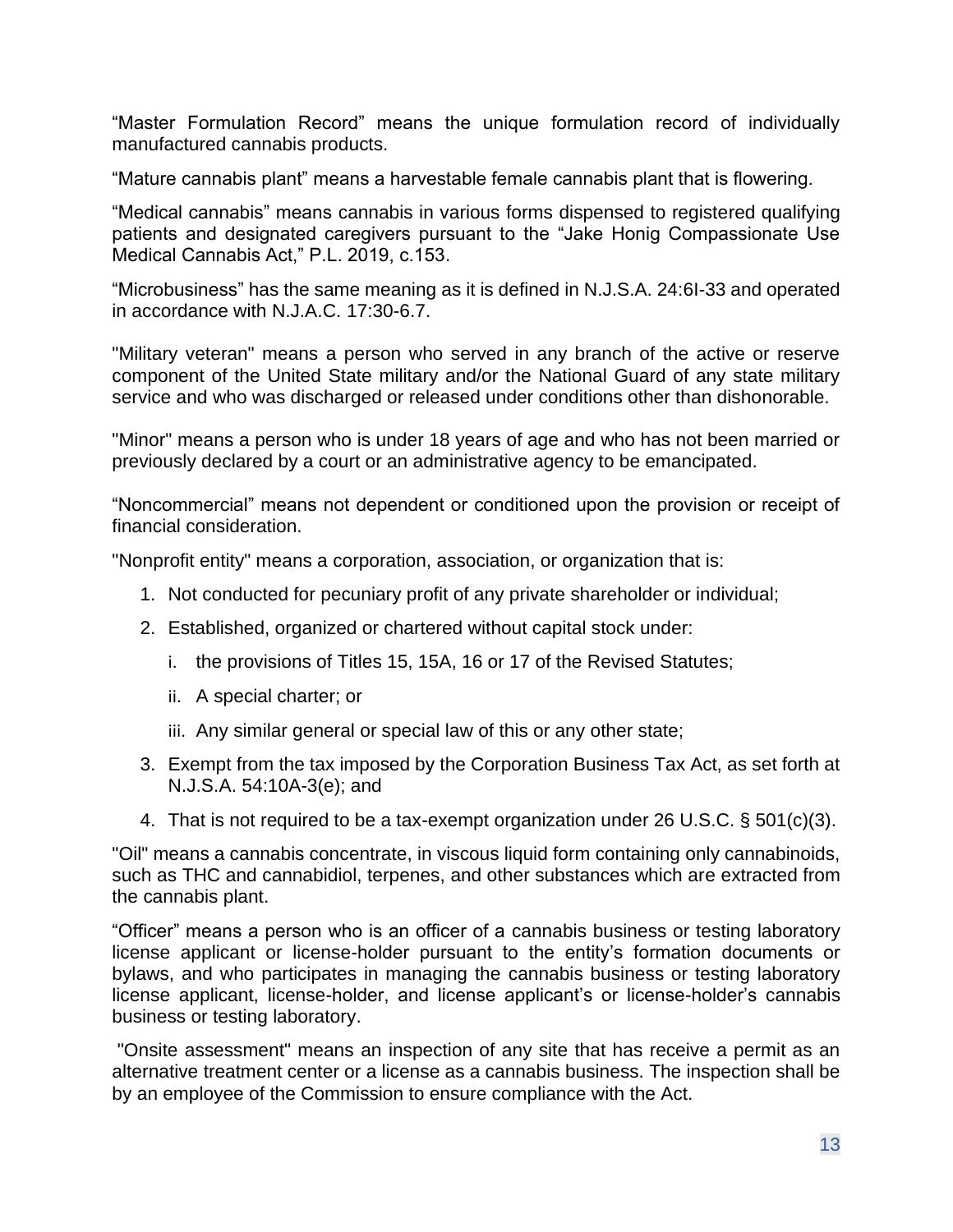“Master Formulation Record” means the unique formulation record of individually manufactured cannabis products.

“Mature cannabis plant” means a harvestable female cannabis plant that is flowering.

“Medical cannabis” means cannabis in various forms dispensed to registered qualifying patients and designated caregivers pursuant to the “Jake Honig Compassionate Use Medical Cannabis Act,” P.L. 2019, c.153.

“Microbusiness” has the same meaning as it is defined in N.J.S.A. 24:6I-33 and operated in accordance with N.J.A.C. 17:30-6.7.

"Military veteran" means a person who served in any branch of the active or reserve component of the United State military and/or the National Guard of any state military service and who was discharged or released under conditions other than dishonorable.

"Minor" means a person who is under 18 years of age and who has not been married or previously declared by a court or an administrative agency to be emancipated.

“Noncommercial” means not dependent or conditioned upon the provision or receipt of financial consideration.

"Nonprofit entity" means a corporation, association, or organization that is:

1. Not conducted for pecuniary profit of any private shareholder or individual;
2. Established, organized or chartered without capital stock under:
   i. the provisions of Titles 15, 15A, 16 or 17 of the Revised Statutes;
   ii. A special charter; or
   iii. Any similar general or special law of this or any other state;
3. Exempt from the tax imposed by the Corporation Business Tax Act, as set forth at N.J.S.A. 54:10A-3(e); and
4. That is not required to be a tax-exempt organization under 26 U.S.C. § 501(c)(3).

"Oil" means a cannabis concentrate, in viscous liquid form containing only cannabinoids, such as THC and cannabidiol, terpenes, and other substances which are extracted from the cannabis plant.

“Officer” means a person who is an officer of a cannabis business or testing laboratory license applicant or license-holder pursuant to the entity’s formation documents or bylaws, and who participates in managing the cannabis business or testing laboratory license applicant, license-holder, and license applicant’s or license-holder’s cannabis business or testing laboratory.

"Onsite assessment" means an inspection of any site that has receive a permit as an alternative treatment center or a license as a cannabis business. The inspection shall be by an employee of the Commission to ensure compliance with the Act.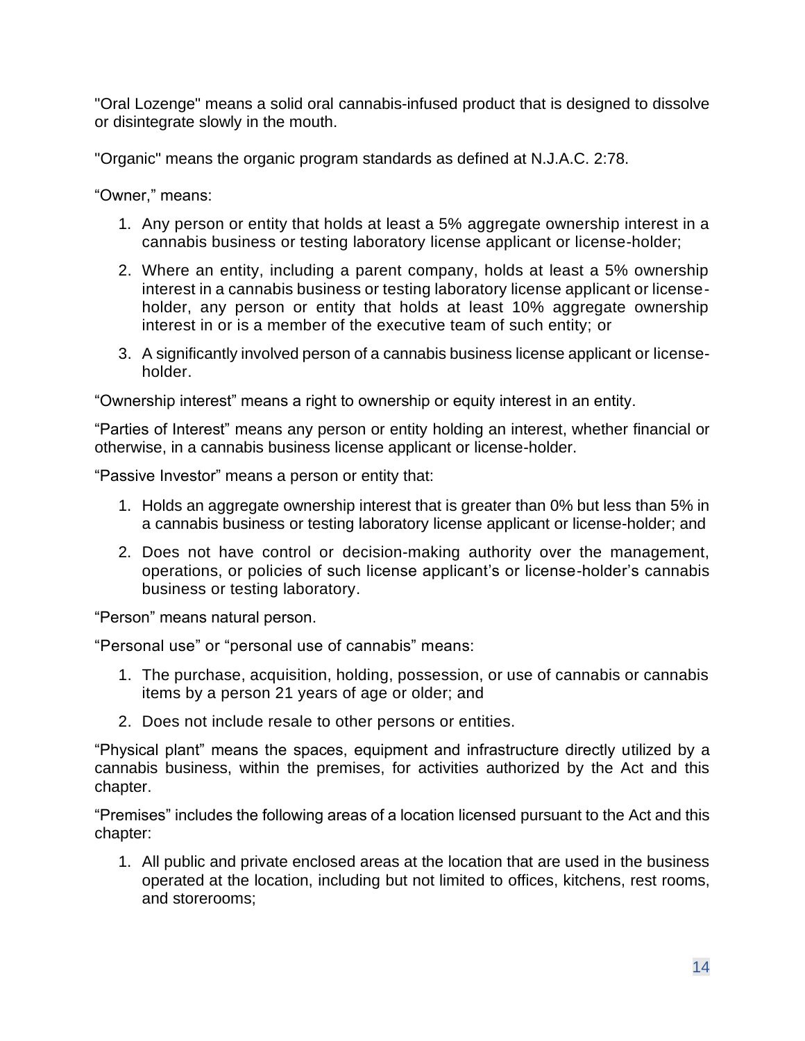"Oral Lozenge" means a solid oral cannabis-infused product that is designed to dissolve or disintegrate slowly in the mouth.

"Organic" means the organic program standards as defined at N.J.A.C. 2:78.

“Owner,” means:

1. Any person or entity that holds at least a 5% aggregate ownership interest in a cannabis business or testing laboratory license applicant or license-holder;
2. Where an entity, including a parent company, holds at least a 5% ownership interest in a cannabis business or testing laboratory license applicant or license-holder, any person or entity that holds at least 10% aggregate ownership interest in or is a member of the executive team of such entity; or
3. A significantly involved person of a cannabis business license applicant or license-holder.

“Ownership interest” means a right to ownership or equity interest in an entity.

“Parties of Interest” means any person or entity holding an interest, whether financial or otherwise, in a cannabis business license applicant or license-holder.

“Passive Investor” means a person or entity that:

1. Holds an aggregate ownership interest that is greater than 0% but less than 5% in a cannabis business or testing laboratory license applicant or license-holder; and
2. Does not have control or decision-making authority over the management, operations, or policies of such license applicant’s or license-holder’s cannabis business or testing laboratory.

“Person” means natural person.

“Personal use” or “personal use of cannabis” means:

1. The purchase, acquisition, holding, possession, or use of cannabis or cannabis items by a person 21 years of age or older; and
2. Does not include resale to other persons or entities.

“Physical plant” means the spaces, equipment and infrastructure directly utilized by a cannabis business, within the premises, for activities authorized by the Act and this chapter.

“Premises” includes the following areas of a location licensed pursuant to the Act and this chapter:

1. All public and private enclosed areas at the location that are used in the business operated at the location, including but not limited to offices, kitchens, rest rooms, and storerooms;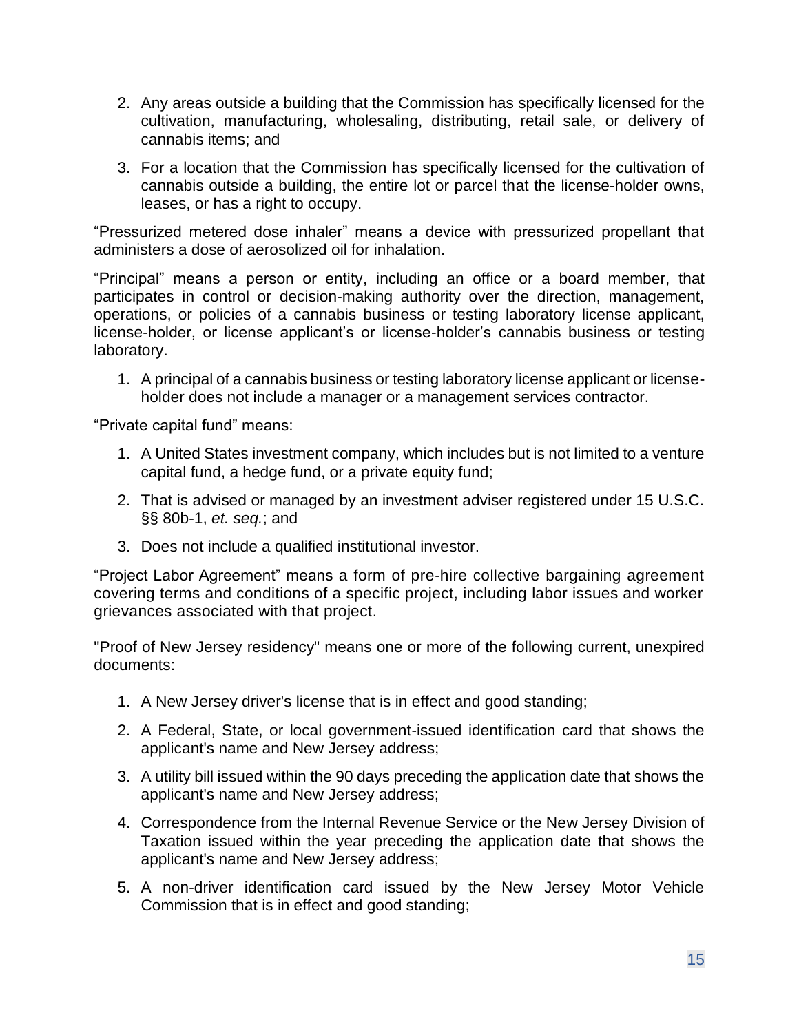2. Any areas outside a building that the Commission has specifically licensed for the cultivation, manufacturing, wholesaling, distributing, retail sale, or delivery of cannabis items; and

3. For a location that the Commission has specifically licensed for the cultivation of cannabis outside a building, the entire lot or parcel that the license-holder owns, leases, or has a right to occupy.

"Pressurized metered dose inhaler" means a device with pressurized propellant that administers a dose of aerosolized oil for inhalation.

"Principal" means a person or entity, including an office or a board member, that participates in control or decision-making authority over the direction, management, operations, or policies of a cannabis business or testing laboratory license applicant, license-holder, or license applicant's or license-holder's cannabis business or testing laboratory.

1. A principal of a cannabis business or testing laboratory license applicant or license-holder does not include a manager or a management services contractor.

"Private capital fund" means:

1. A United States investment company, which includes but is not limited to a venture capital fund, a hedge fund, or a private equity fund;

2. That is advised or managed by an investment adviser registered under 15 U.S.C. §§ 80b-1, *et. seq.*; and

3. Does not include a qualified institutional investor.

"Project Labor Agreement" means a form of pre-hire collective bargaining agreement covering terms and conditions of a specific project, including labor issues and worker grievances associated with that project.

"Proof of New Jersey residency" means one or more of the following current, unexpired documents:

1. A New Jersey driver's license that is in effect and good standing;

2. A Federal, State, or local government-issued identification card that shows the applicant's name and New Jersey address;

3. A utility bill issued within the 90 days preceding the application date that shows the applicant's name and New Jersey address;

4. Correspondence from the Internal Revenue Service or the New Jersey Division of Taxation issued within the year preceding the application date that shows the applicant's name and New Jersey address;

5. A non-driver identification card issued by the New Jersey Motor Vehicle Commission that is in effect and good standing;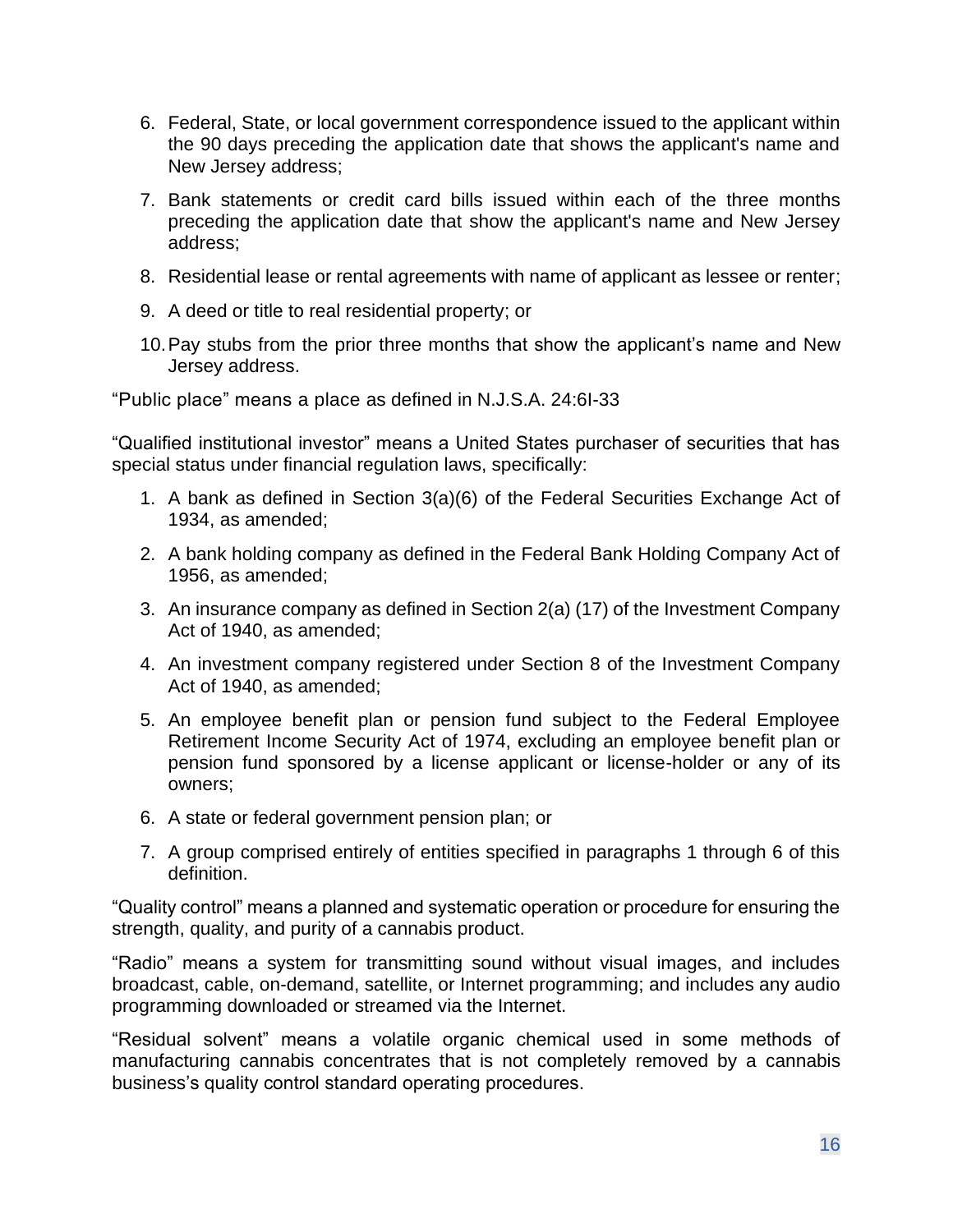6. Federal, State, or local government correspondence issued to the applicant within the 90 days preceding the application date that shows the applicant's name and New Jersey address;
7. Bank statements or credit card bills issued within each of the three months preceding the application date that show the applicant's name and New Jersey address;
8. Residential lease or rental agreements with name of applicant as lessee or renter;
9. A deed or title to real residential property; or
10. Pay stubs from the prior three months that show the applicant's name and New Jersey address.

"Public place" means a place as defined in N.J.S.A. 24:6I-33

"Qualified institutional investor" means a United States purchaser of securities that has special status under financial regulation laws, specifically:

1. A bank as defined in Section 3(a)(6) of the Federal Securities Exchange Act of 1934, as amended;
2. A bank holding company as defined in the Federal Bank Holding Company Act of 1956, as amended;
3. An insurance company as defined in Section 2(a) (17) of the Investment Company Act of 1940, as amended;
4. An investment company registered under Section 8 of the Investment Company Act of 1940, as amended;
5. An employee benefit plan or pension fund subject to the Federal Employee Retirement Income Security Act of 1974, excluding an employee benefit plan or pension fund sponsored by a license applicant or license-holder or any of its owners;
6. A state or federal government pension plan; or
7. A group comprised entirely of entities specified in paragraphs 1 through 6 of this definition.

"Quality control" means a planned and systematic operation or procedure for ensuring the strength, quality, and purity of a cannabis product.

"Radio" means a system for transmitting sound without visual images, and includes broadcast, cable, on-demand, satellite, or Internet programming; and includes any audio programming downloaded or streamed via the Internet.

"Residual solvent" means a volatile organic chemical used in some methods of manufacturing cannabis concentrates that is not completely removed by a cannabis business's quality control standard operating procedures.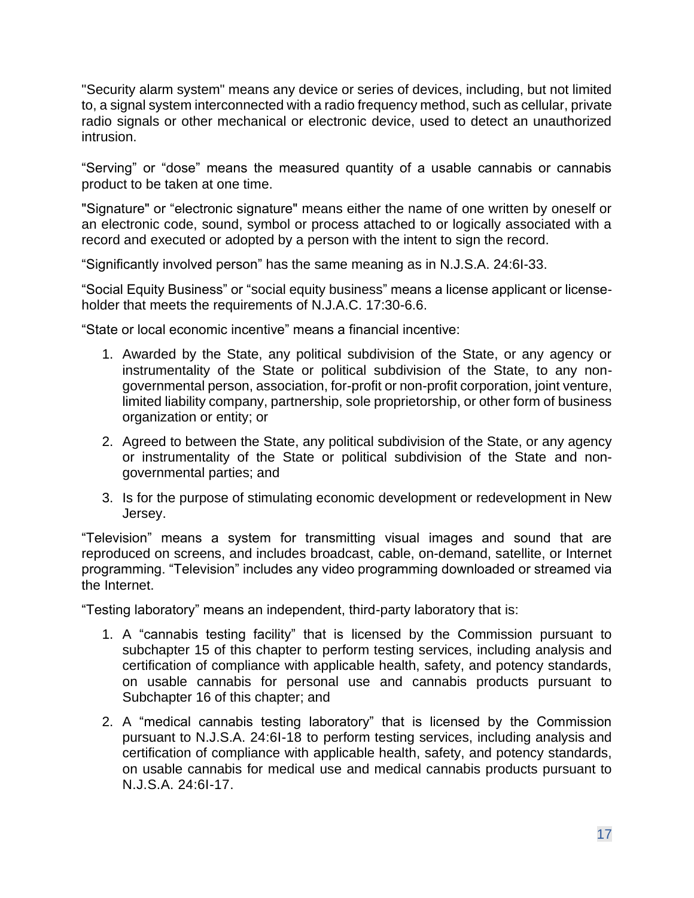"Security alarm system" means any device or series of devices, including, but not limited to, a signal system interconnected with a radio frequency method, such as cellular, private radio signals or other mechanical or electronic device, used to detect an unauthorized intrusion.

“Serving” or “dose” means the measured quantity of a usable cannabis or cannabis product to be taken at one time.

"Signature" or “electronic signature" means either the name of one written by oneself or an electronic code, sound, symbol or process attached to or logically associated with a record and executed or adopted by a person with the intent to sign the record.

“Significantly involved person” has the same meaning as in N.J.S.A. 24:6I-33.

“Social Equity Business” or “social equity business” means a license applicant or license-holder that meets the requirements of N.J.A.C. 17:30-6.6.

“State or local economic incentive” means a financial incentive:

1. Awarded by the State, any political subdivision of the State, or any agency or instrumentality of the State or political subdivision of the State, to any non-governmental person, association, for-profit or non-profit corporation, joint venture, limited liability company, partnership, sole proprietorship, or other form of business organization or entity; or
2. Agreed to between the State, any political subdivision of the State, or any agency or instrumentality of the State or political subdivision of the State and non-governmental parties; and
3. Is for the purpose of stimulating economic development or redevelopment in New Jersey.

“Television” means a system for transmitting visual images and sound that are reproduced on screens, and includes broadcast, cable, on-demand, satellite, or Internet programming. “Television” includes any video programming downloaded or streamed via the Internet.

“Testing laboratory” means an independent, third-party laboratory that is:

1. A “cannabis testing facility” that is licensed by the Commission pursuant to subchapter 15 of this chapter to perform testing services, including analysis and certification of compliance with applicable health, safety, and potency standards, on usable cannabis for personal use and cannabis products pursuant to Subchapter 16 of this chapter; and
2. A “medical cannabis testing laboratory” that is licensed by the Commission pursuant to N.J.S.A. 24:6I-18 to perform testing services, including analysis and certification of compliance with applicable health, safety, and potency standards, on usable cannabis for medical use and medical cannabis products pursuant to N.J.S.A. 24:6I-17.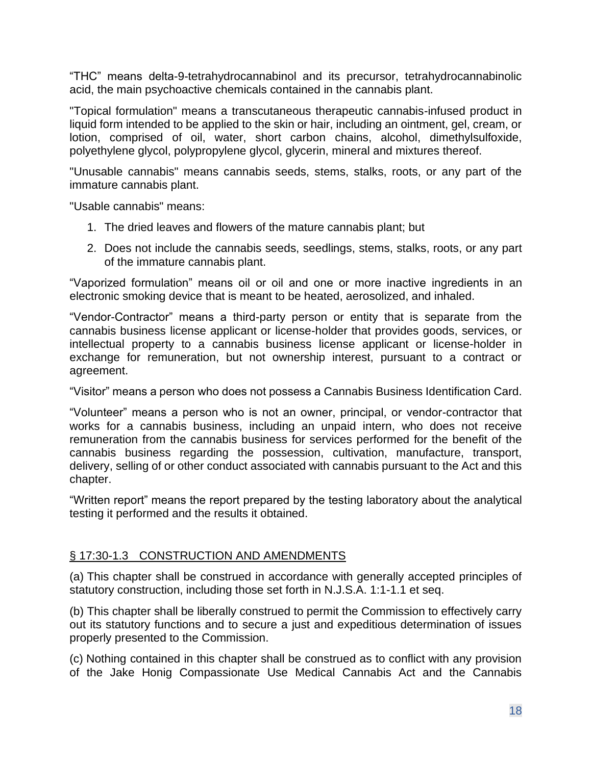"THC" means delta-9-tetrahydrocannabinol and its precursor, tetrahydrocannabinolic acid, the main psychoactive chemicals contained in the cannabis plant.

"Topical formulation" means a transcutaneous therapeutic cannabis-infused product in liquid form intended to be applied to the skin or hair, including an ointment, gel, cream, or lotion, comprised of oil, water, short carbon chains, alcohol, dimethylsulfoxide, polyethylene glycol, polypropylene glycol, glycerin, mineral and mixtures thereof.

"Unusable cannabis" means cannabis seeds, stems, stalks, roots, or any part of the immature cannabis plant.

"Usable cannabis" means:

1. The dried leaves and flowers of the mature cannabis plant; but
2. Does not include the cannabis seeds, seedlings, stems, stalks, roots, or any part of the immature cannabis plant.

"Vaporized formulation" means oil or oil and one or more inactive ingredients in an electronic smoking device that is meant to be heated, aerosolized, and inhaled.

"Vendor-Contractor" means a third-party person or entity that is separate from the cannabis business license applicant or license-holder that provides goods, services, or intellectual property to a cannabis business license applicant or license-holder in exchange for remuneration, but not ownership interest, pursuant to a contract or agreement.

"Visitor" means a person who does not possess a Cannabis Business Identification Card.

"Volunteer" means a person who is not an owner, principal, or vendor-contractor that works for a cannabis business, including an unpaid intern, who does not receive remuneration from the cannabis business for services performed for the benefit of the cannabis business regarding the possession, cultivation, manufacture, transport, delivery, selling of or other conduct associated with cannabis pursuant to the Act and this chapter.

"Written report" means the report prepared by the testing laboratory about the analytical testing it performed and the results it obtained.

## § 17:30-1.3 CONSTRUCTION AND AMENDMENTS

(a) This chapter shall be construed in accordance with generally accepted principles of statutory construction, including those set forth in N.J.S.A. 1:1-1.1 et seq.

(b) This chapter shall be liberally construed to permit the Commission to effectively carry out its statutory functions and to secure a just and expeditious determination of issues properly presented to the Commission.

(c) Nothing contained in this chapter shall be construed as to conflict with any provision of the Jake Honig Compassionate Use Medical Cannabis Act and the Cannabis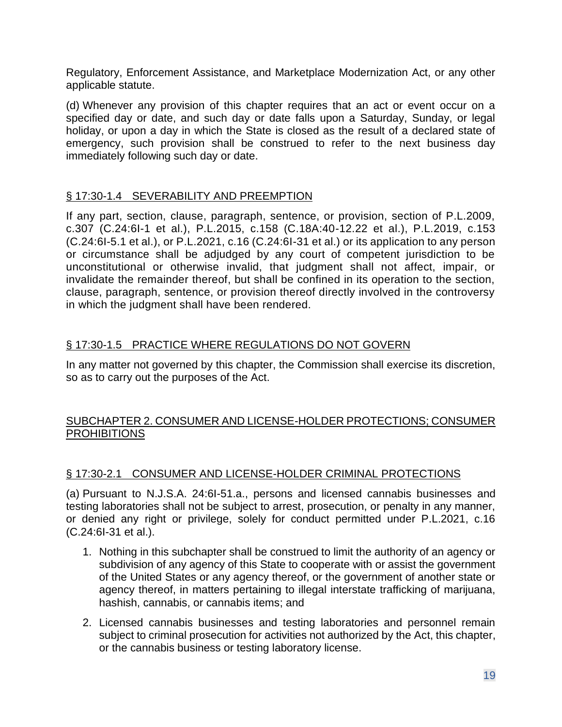Regulatory, Enforcement Assistance, and Marketplace Modernization Act, or any other applicable statute.

(d) Whenever any provision of this chapter requires that an act or event occur on a specified day or date, and such day or date falls upon a Saturday, Sunday, or legal holiday, or upon a day in which the State is closed as the result of a declared state of emergency, such provision shall be construed to refer to the next business day immediately following such day or date.

## § 17:30-1.4 SEVERABILITY AND PREEMPTION

If any part, section, clause, paragraph, sentence, or provision, section of P.L.2009, c.307 (C.24:6I-1 et al.), P.L.2015, c.158 (C.18A:40-12.22 et al.), P.L.2019, c.153 (C.24:6I-5.1 et al.), or P.L.2021, c.16 (C.24:6I-31 et al.) or its application to any person or circumstance shall be adjudged by any court of competent jurisdiction to be unconstitutional or otherwise invalid, that judgment shall not affect, impair, or invalidate the remainder thereof, but shall be confined in its operation to the section, clause, paragraph, sentence, or provision thereof directly involved in the controversy in which the judgment shall have been rendered.

## § 17:30-1.5 PRACTICE WHERE REGULATIONS DO NOT GOVERN

In any matter not governed by this chapter, the Commission shall exercise its discretion, so as to carry out the purposes of the Act.

# SUBCHAPTER 2. CONSUMER AND LICENSE-HOLDER PROTECTIONS; CONSUMER PROHIBITIONS

## § 17:30-2.1 CONSUMER AND LICENSE-HOLDER CRIMINAL PROTECTIONS

(a) Pursuant to N.J.S.A. 24:6I-51.a., persons and licensed cannabis businesses and testing laboratories shall not be subject to arrest, prosecution, or penalty in any manner, or denied any right or privilege, solely for conduct permitted under P.L.2021, c.16 (C.24:6I-31 et al.).

1. Nothing in this subchapter shall be construed to limit the authority of an agency or subdivision of any agency of this State to cooperate with or assist the government of the United States or any agency thereof, or the government of another state or agency thereof, in matters pertaining to illegal interstate trafficking of marijuana, hashish, cannabis, or cannabis items; and
2. Licensed cannabis businesses and testing laboratories and personnel remain subject to criminal prosecution for activities not authorized by the Act, this chapter, or the cannabis business or testing laboratory license.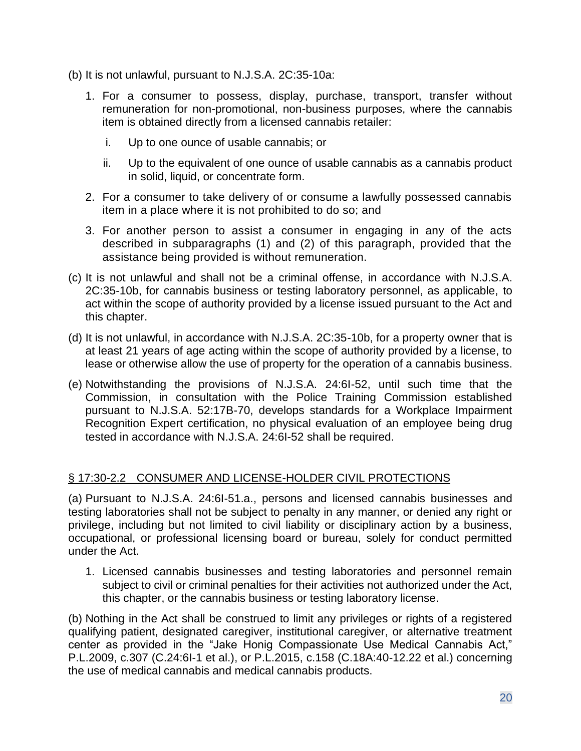(b) It is not unlawful, pursuant to N.J.S.A. 2C:35-10a:

1. For a consumer to possess, display, purchase, transport, transfer without remuneration for non-promotional, non-business purposes, where the cannabis item is obtained directly from a licensed cannabis retailer:

   i. Up to one ounce of usable cannabis; or

   ii. Up to the equivalent of one ounce of usable cannabis as a cannabis product in solid, liquid, or concentrate form.

2. For a consumer to take delivery of or consume a lawfully possessed cannabis item in a place where it is not prohibited to do so; and

3. For another person to assist a consumer in engaging in any of the acts described in subparagraphs (1) and (2) of this paragraph, provided that the assistance being provided is without remuneration.

(c) It is not unlawful and shall not be a criminal offense, in accordance with N.J.S.A. 2C:35-10b, for cannabis business or testing laboratory personnel, as applicable, to act within the scope of authority provided by a license issued pursuant to the Act and this chapter.

(d) It is not unlawful, in accordance with N.J.S.A. 2C:35-10b, for a property owner that is at least 21 years of age acting within the scope of authority provided by a license, to lease or otherwise allow the use of property for the operation of a cannabis business.

(e) Notwithstanding the provisions of N.J.S.A. 24:6I-52, until such time that the Commission, in consultation with the Police Training Commission established pursuant to N.J.S.A. 52:17B-70, develops standards for a Workplace Impairment Recognition Expert certification, no physical evaluation of an employee being drug tested in accordance with N.J.S.A. 24:6I-52 shall be required.

## § 17:30-2.2 CONSUMER AND LICENSE-HOLDER CIVIL PROTECTIONS

(a) Pursuant to N.J.S.A. 24:6I-51.a., persons and licensed cannabis businesses and testing laboratories shall not be subject to penalty in any manner, or denied any right or privilege, including but not limited to civil liability or disciplinary action by a business, occupational, or professional licensing board or bureau, solely for conduct permitted under the Act.

1. Licensed cannabis businesses and testing laboratories and personnel remain subject to civil or criminal penalties for their activities not authorized under the Act, this chapter, or the cannabis business or testing laboratory license.

(b) Nothing in the Act shall be construed to limit any privileges or rights of a registered qualifying patient, designated caregiver, institutional caregiver, or alternative treatment center as provided in the "Jake Honig Compassionate Use Medical Cannabis Act," P.L.2009, c.307 (C.24:6I-1 et al.), or P.L.2015, c.158 (C.18A:40-12.22 et al.) concerning the use of medical cannabis and medical cannabis products.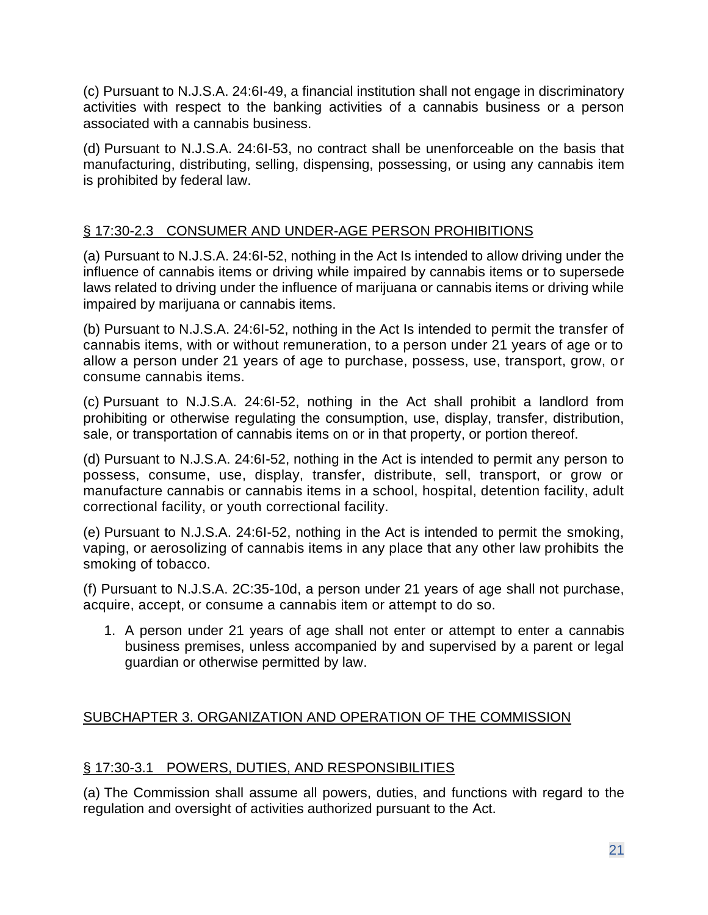(c) Pursuant to N.J.S.A. 24:6I-49, a financial institution shall not engage in discriminatory activities with respect to the banking activities of a cannabis business or a person associated with a cannabis business.

(d) Pursuant to N.J.S.A. 24:6I-53, no contract shall be unenforceable on the basis that manufacturing, distributing, selling, dispensing, possessing, or using any cannabis item is prohibited by federal law.

## § 17:30-2.3 CONSUMER AND UNDER-AGE PERSON PROHIBITIONS

(a) Pursuant to N.J.S.A. 24:6I-52, nothing in the Act Is intended to allow driving under the influence of cannabis items or driving while impaired by cannabis items or to supersede laws related to driving under the influence of marijuana or cannabis items or driving while impaired by marijuana or cannabis items.

(b) Pursuant to N.J.S.A. 24:6I-52, nothing in the Act Is intended to permit the transfer of cannabis items, with or without remuneration, to a person under 21 years of age or to allow a person under 21 years of age to purchase, possess, use, transport, grow, or consume cannabis items.

(c) Pursuant to N.J.S.A. 24:6I-52, nothing in the Act shall prohibit a landlord from prohibiting or otherwise regulating the consumption, use, display, transfer, distribution, sale, or transportation of cannabis items on or in that property, or portion thereof.

(d) Pursuant to N.J.S.A. 24:6I-52, nothing in the Act is intended to permit any person to possess, consume, use, display, transfer, distribute, sell, transport, or grow or manufacture cannabis or cannabis items in a school, hospital, detention facility, adult correctional facility, or youth correctional facility.

(e) Pursuant to N.J.S.A. 24:6I-52, nothing in the Act is intended to permit the smoking, vaping, or aerosolizing of cannabis items in any place that any other law prohibits the smoking of tobacco.

(f) Pursuant to N.J.S.A. 2C:35-10d, a person under 21 years of age shall not purchase, acquire, accept, or consume a cannabis item or attempt to do so.

1. A person under 21 years of age shall not enter or attempt to enter a cannabis business premises, unless accompanied by and supervised by a parent or legal guardian or otherwise permitted by law.

# SUBCHAPTER 3. ORGANIZATION AND OPERATION OF THE COMMISSION

## § 17:30-3.1 POWERS, DUTIES, AND RESPONSIBILITIES

(a) The Commission shall assume all powers, duties, and functions with regard to the regulation and oversight of activities authorized pursuant to the Act.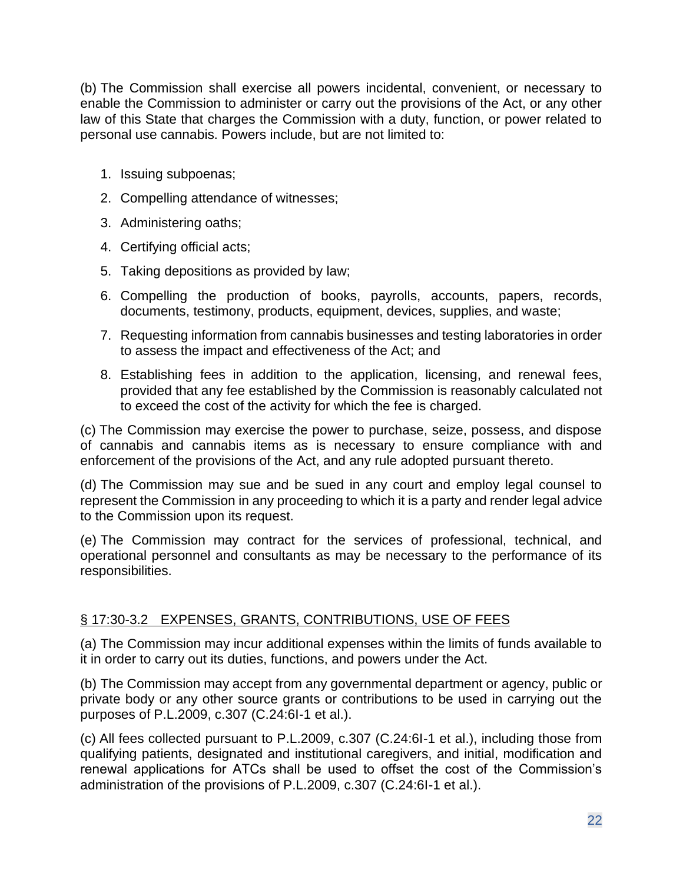(b) The Commission shall exercise all powers incidental, convenient, or necessary to enable the Commission to administer or carry out the provisions of the Act, or any other law of this State that charges the Commission with a duty, function, or power related to personal use cannabis. Powers include, but are not limited to:

1. Issuing subpoenas;
2. Compelling attendance of witnesses;
3. Administering oaths;
4. Certifying official acts;
5. Taking depositions as provided by law;
6. Compelling the production of books, payrolls, accounts, papers, records, documents, testimony, products, equipment, devices, supplies, and waste;
7. Requesting information from cannabis businesses and testing laboratories in order to assess the impact and effectiveness of the Act; and
8. Establishing fees in addition to the application, licensing, and renewal fees, provided that any fee established by the Commission is reasonably calculated not to exceed the cost of the activity for which the fee is charged.

(c) The Commission may exercise the power to purchase, seize, possess, and dispose of cannabis and cannabis items as is necessary to ensure compliance with and enforcement of the provisions of the Act, and any rule adopted pursuant thereto.

(d) The Commission may sue and be sued in any court and employ legal counsel to represent the Commission in any proceeding to which it is a party and render legal advice to the Commission upon its request.

(e) The Commission may contract for the services of professional, technical, and operational personnel and consultants as may be necessary to the performance of its responsibilities.

## § 17:30-3.2 EXPENSES, GRANTS, CONTRIBUTIONS, USE OF FEES

(a) The Commission may incur additional expenses within the limits of funds available to it in order to carry out its duties, functions, and powers under the Act.

(b) The Commission may accept from any governmental department or agency, public or private body or any other source grants or contributions to be used in carrying out the purposes of P.L.2009, c.307 (C.24:6I-1 et al.).

(c) All fees collected pursuant to P.L.2009, c.307 (C.24:6I-1 et al.), including those from qualifying patients, designated and institutional caregivers, and initial, modification and renewal applications for ATCs shall be used to offset the cost of the Commission's administration of the provisions of P.L.2009, c.307 (C.24:6I-1 et al.).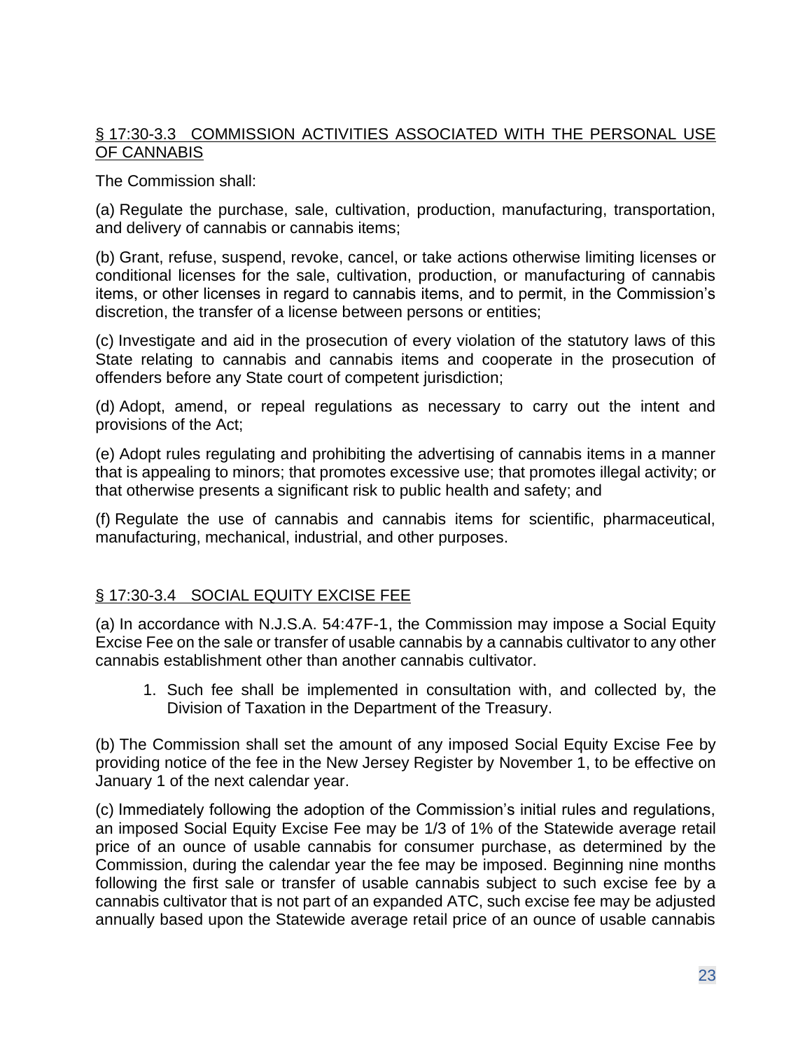## § 17:30-3.3 COMMISSION ACTIVITIES ASSOCIATED WITH THE PERSONAL USE OF CANNABIS

The Commission shall:

(a) Regulate the purchase, sale, cultivation, production, manufacturing, transportation, and delivery of cannabis or cannabis items;

(b) Grant, refuse, suspend, revoke, cancel, or take actions otherwise limiting licenses or conditional licenses for the sale, cultivation, production, or manufacturing of cannabis items, or other licenses in regard to cannabis items, and to permit, in the Commission's discretion, the transfer of a license between persons or entities;

(c) Investigate and aid in the prosecution of every violation of the statutory laws of this State relating to cannabis and cannabis items and cooperate in the prosecution of offenders before any State court of competent jurisdiction;

(d) Adopt, amend, or repeal regulations as necessary to carry out the intent and provisions of the Act;

(e) Adopt rules regulating and prohibiting the advertising of cannabis items in a manner that is appealing to minors; that promotes excessive use; that promotes illegal activity; or that otherwise presents a significant risk to public health and safety; and

(f) Regulate the use of cannabis and cannabis items for scientific, pharmaceutical, manufacturing, mechanical, industrial, and other purposes.

## § 17:30-3.4 SOCIAL EQUITY EXCISE FEE

(a) In accordance with N.J.S.A. 54:47F-1, the Commission may impose a Social Equity Excise Fee on the sale or transfer of usable cannabis by a cannabis cultivator to any other cannabis establishment other than another cannabis cultivator.

1. Such fee shall be implemented in consultation with, and collected by, the Division of Taxation in the Department of the Treasury.

(b) The Commission shall set the amount of any imposed Social Equity Excise Fee by providing notice of the fee in the New Jersey Register by November 1, to be effective on January 1 of the next calendar year.

(c) Immediately following the adoption of the Commission's initial rules and regulations, an imposed Social Equity Excise Fee may be 1/3 of 1% of the Statewide average retail price of an ounce of usable cannabis for consumer purchase, as determined by the Commission, during the calendar year the fee may be imposed. Beginning nine months following the first sale or transfer of usable cannabis subject to such excise fee by a cannabis cultivator that is not part of an expanded ATC, such excise fee may be adjusted annually based upon the Statewide average retail price of an ounce of usable cannabis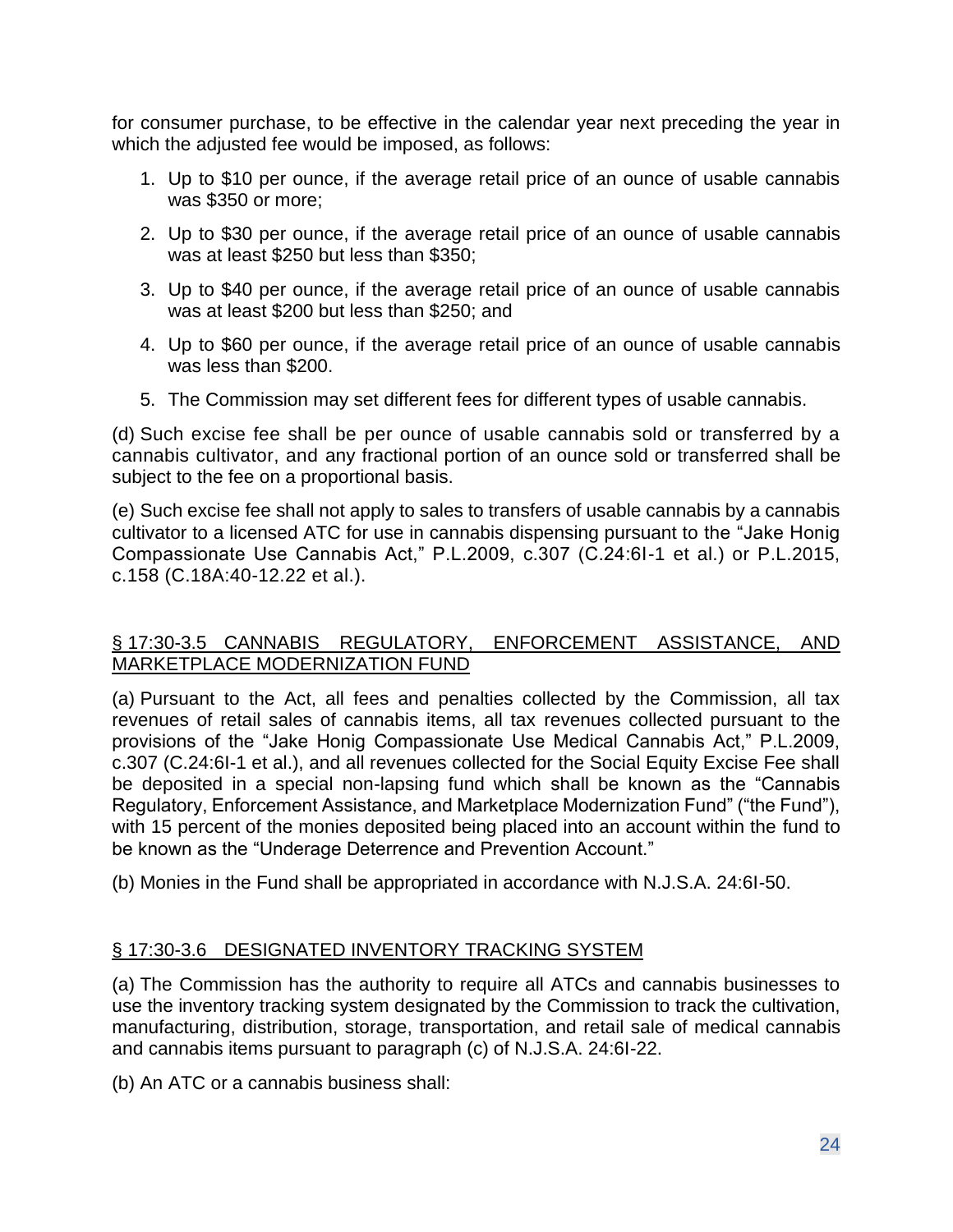for consumer purchase, to be effective in the calendar year next preceding the year in which the adjusted fee would be imposed, as follows:

1. Up to $10 per ounce, if the average retail price of an ounce of usable cannabis was $350 or more;
2. Up to $30 per ounce, if the average retail price of an ounce of usable cannabis was at least $250 but less than $350;
3. Up to $40 per ounce, if the average retail price of an ounce of usable cannabis was at least $200 but less than $250; and
4. Up to $60 per ounce, if the average retail price of an ounce of usable cannabis was less than $200.
5. The Commission may set different fees for different types of usable cannabis.

(d) Such excise fee shall be per ounce of usable cannabis sold or transferred by a cannabis cultivator, and any fractional portion of an ounce sold or transferred shall be subject to the fee on a proportional basis.

(e) Such excise fee shall not apply to sales to transfers of usable cannabis by a cannabis cultivator to a licensed ATC for use in cannabis dispensing pursuant to the "Jake Honig Compassionate Use Cannabis Act," P.L.2009, c.307 (C.24:6I-1 et al.) or P.L.2015, c.158 (C.18A:40-12.22 et al.).

## § 17:30-3.5 CANNABIS REGULATORY, ENFORCEMENT ASSISTANCE, AND MARKETPLACE MODERNIZATION FUND

(a) Pursuant to the Act, all fees and penalties collected by the Commission, all tax revenues of retail sales of cannabis items, all tax revenues collected pursuant to the provisions of the "Jake Honig Compassionate Use Medical Cannabis Act," P.L.2009, c.307 (C.24:6I-1 et al.), and all revenues collected for the Social Equity Excise Fee shall be deposited in a special non-lapsing fund which shall be known as the "Cannabis Regulatory, Enforcement Assistance, and Marketplace Modernization Fund" ("the Fund"), with 15 percent of the monies deposited being placed into an account within the fund to be known as the "Underage Deterrence and Prevention Account."

(b) Monies in the Fund shall be appropriated in accordance with N.J.S.A. 24:6I-50.

## § 17:30-3.6 DESIGNATED INVENTORY TRACKING SYSTEM

(a) The Commission has the authority to require all ATCs and cannabis businesses to use the inventory tracking system designated by the Commission to track the cultivation, manufacturing, distribution, storage, transportation, and retail sale of medical cannabis and cannabis items pursuant to paragraph (c) of N.J.S.A. 24:6I-22.

(b) An ATC or a cannabis business shall: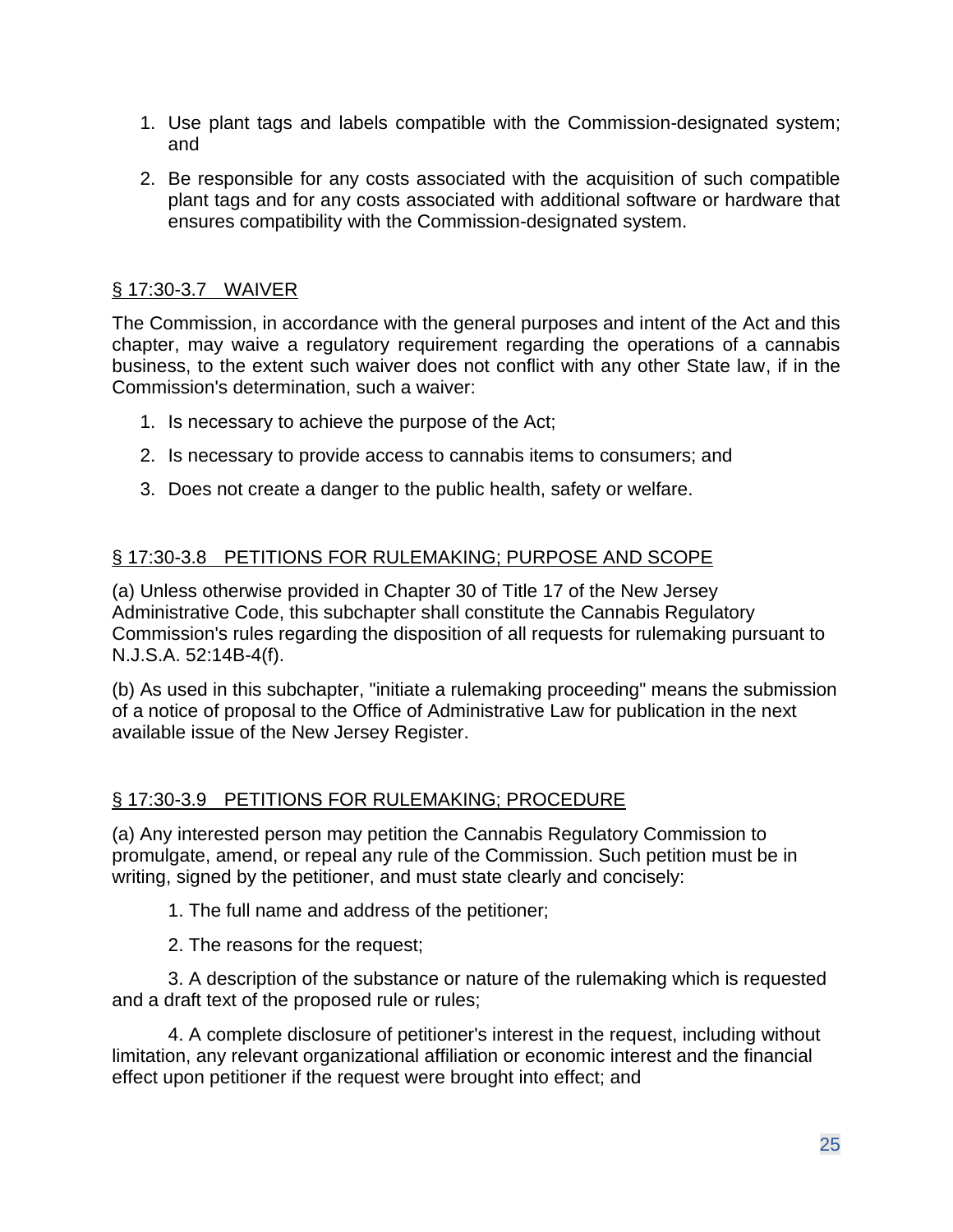1. Use plant tags and labels compatible with the Commission-designated system; and

2. Be responsible for any costs associated with the acquisition of such compatible plant tags and for any costs associated with additional software or hardware that ensures compatibility with the Commission-designated system.

## § 17:30-3.7 WAIVER

The Commission, in accordance with the general purposes and intent of the Act and this chapter, may waive a regulatory requirement regarding the operations of a cannabis business, to the extent such waiver does not conflict with any other State law, if in the Commission's determination, such a waiver:

1. Is necessary to achieve the purpose of the Act;

2. Is necessary to provide access to cannabis items to consumers; and

3. Does not create a danger to the public health, safety or welfare.

## § 17:30-3.8 PETITIONS FOR RULEMAKING; PURPOSE AND SCOPE

(a) Unless otherwise provided in Chapter 30 of Title 17 of the New Jersey Administrative Code, this subchapter shall constitute the Cannabis Regulatory Commission's rules regarding the disposition of all requests for rulemaking pursuant to N.J.S.A. 52:14B-4(f).

(b) As used in this subchapter, "initiate a rulemaking proceeding" means the submission of a notice of proposal to the Office of Administrative Law for publication in the next available issue of the New Jersey Register.

## § 17:30-3.9 PETITIONS FOR RULEMAKING; PROCEDURE

(a) Any interested person may petition the Cannabis Regulatory Commission to promulgate, amend, or repeal any rule of the Commission. Such petition must be in writing, signed by the petitioner, and must state clearly and concisely:

1. The full name and address of the petitioner;

2. The reasons for the request;

3. A description of the substance or nature of the rulemaking which is requested and a draft text of the proposed rule or rules;

4. A complete disclosure of petitioner's interest in the request, including without limitation, any relevant organizational affiliation or economic interest and the financial effect upon petitioner if the request were brought into effect; and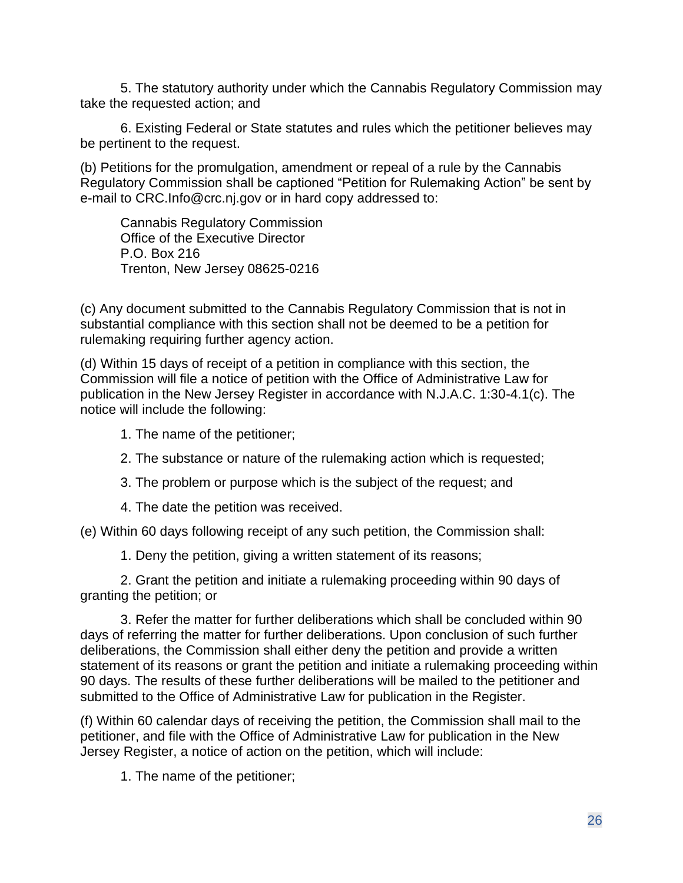5. The statutory authority under which the Cannabis Regulatory Commission may take the requested action; and

6. Existing Federal or State statutes and rules which the petitioner believes may be pertinent to the request.

(b) Petitions for the promulgation, amendment or repeal of a rule by the Cannabis Regulatory Commission shall be captioned “Petition for Rulemaking Action” be sent by e-mail to CRC.Info@crc.nj.gov or in hard copy addressed to:

Cannabis Regulatory Commission
Office of the Executive Director
P.O. Box 216
Trenton, New Jersey 08625-0216

(c) Any document submitted to the Cannabis Regulatory Commission that is not in substantial compliance with this section shall not be deemed to be a petition for rulemaking requiring further agency action.

(d) Within 15 days of receipt of a petition in compliance with this section, the Commission will file a notice of petition with the Office of Administrative Law for publication in the New Jersey Register in accordance with N.J.A.C. 1:30-4.1(c). The notice will include the following:

1. The name of the petitioner;

2. The substance or nature of the rulemaking action which is requested;

3. The problem or purpose which is the subject of the request; and

4. The date the petition was received.

(e) Within 60 days following receipt of any such petition, the Commission shall:

1. Deny the petition, giving a written statement of its reasons;

2. Grant the petition and initiate a rulemaking proceeding within 90 days of granting the petition; or

3. Refer the matter for further deliberations which shall be concluded within 90 days of referring the matter for further deliberations. Upon conclusion of such further deliberations, the Commission shall either deny the petition and provide a written statement of its reasons or grant the petition and initiate a rulemaking proceeding within 90 days. The results of these further deliberations will be mailed to the petitioner and submitted to the Office of Administrative Law for publication in the Register.

(f) Within 60 calendar days of receiving the petition, the Commission shall mail to the petitioner, and file with the Office of Administrative Law for publication in the New Jersey Register, a notice of action on the petition, which will include:

1. The name of the petitioner;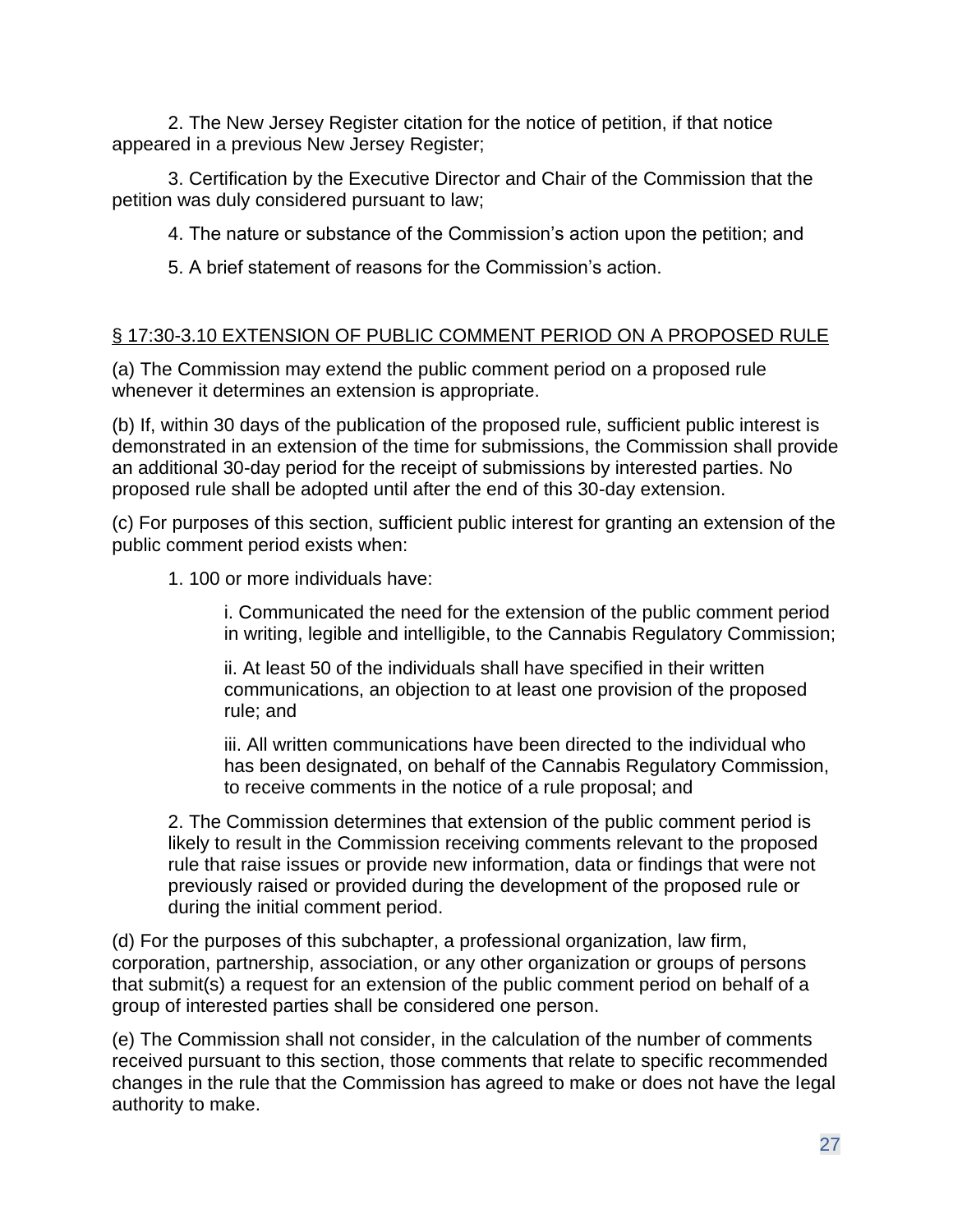2. The New Jersey Register citation for the notice of petition, if that notice appeared in a previous New Jersey Register;

3. Certification by the Executive Director and Chair of the Commission that the petition was duly considered pursuant to law;

4. The nature or substance of the Commission's action upon the petition; and

5. A brief statement of reasons for the Commission's action.

## § 17:30-3.10 EXTENSION OF PUBLIC COMMENT PERIOD ON A PROPOSED RULE

(a) The Commission may extend the public comment period on a proposed rule whenever it determines an extension is appropriate.

(b) If, within 30 days of the publication of the proposed rule, sufficient public interest is demonstrated in an extension of the time for submissions, the Commission shall provide an additional 30-day period for the receipt of submissions by interested parties. No proposed rule shall be adopted until after the end of this 30-day extension.

(c) For purposes of this section, sufficient public interest for granting an extension of the public comment period exists when:

1. 100 or more individuals have:

   i. Communicated the need for the extension of the public comment period in writing, legible and intelligible, to the Cannabis Regulatory Commission;

   ii. At least 50 of the individuals shall have specified in their written communications, an objection to at least one provision of the proposed rule; and

   iii. All written communications have been directed to the individual who has been designated, on behalf of the Cannabis Regulatory Commission, to receive comments in the notice of a rule proposal; and

2. The Commission determines that extension of the public comment period is likely to result in the Commission receiving comments relevant to the proposed rule that raise issues or provide new information, data or findings that were not previously raised or provided during the development of the proposed rule or during the initial comment period.

(d) For the purposes of this subchapter, a professional organization, law firm, corporation, partnership, association, or any other organization or groups of persons that submit(s) a request for an extension of the public comment period on behalf of a group of interested parties shall be considered one person.

(e) The Commission shall not consider, in the calculation of the number of comments received pursuant to this section, those comments that relate to specific recommended changes in the rule that the Commission has agreed to make or does not have the legal authority to make.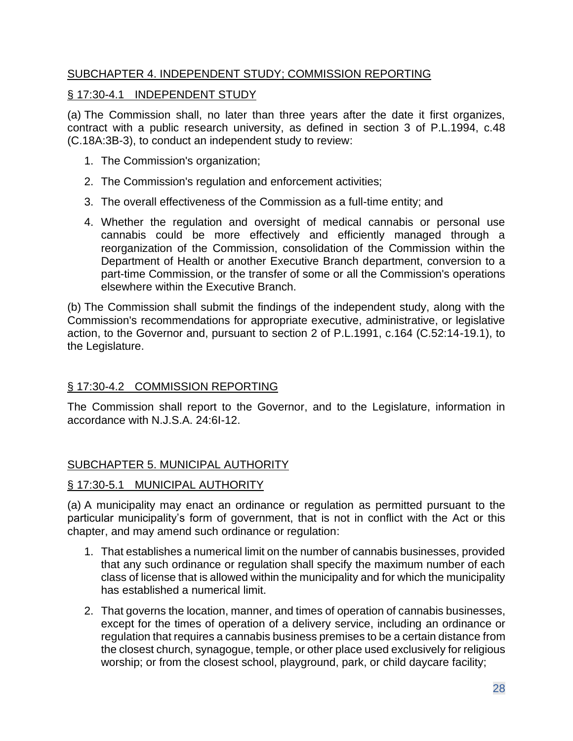## SUBCHAPTER 4. INDEPENDENT STUDY; COMMISSION REPORTING

### § 17:30-4.1 INDEPENDENT STUDY

(a) The Commission shall, no later than three years after the date it first organizes, contract with a public research university, as defined in section 3 of P.L.1994, c.48 (C.18A:3B-3), to conduct an independent study to review:

1. The Commission's organization;
2. The Commission's regulation and enforcement activities;
3. The overall effectiveness of the Commission as a full-time entity; and
4. Whether the regulation and oversight of medical cannabis or personal use cannabis could be more effectively and efficiently managed through a reorganization of the Commission, consolidation of the Commission within the Department of Health or another Executive Branch department, conversion to a part-time Commission, or the transfer of some or all the Commission's operations elsewhere within the Executive Branch.

(b) The Commission shall submit the findings of the independent study, along with the Commission's recommendations for appropriate executive, administrative, or legislative action, to the Governor and, pursuant to section 2 of P.L.1991, c.164 (C.52:14-19.1), to the Legislature.

### § 17:30-4.2 COMMISSION REPORTING

The Commission shall report to the Governor, and to the Legislature, information in accordance with N.J.S.A. 24:6I-12.

## SUBCHAPTER 5. MUNICIPAL AUTHORITY

### § 17:30-5.1 MUNICIPAL AUTHORITY

(a) A municipality may enact an ordinance or regulation as permitted pursuant to the particular municipality's form of government, that is not in conflict with the Act or this chapter, and may amend such ordinance or regulation:

1. That establishes a numerical limit on the number of cannabis businesses, provided that any such ordinance or regulation shall specify the maximum number of each class of license that is allowed within the municipality and for which the municipality has established a numerical limit.
2. That governs the location, manner, and times of operation of cannabis businesses, except for the times of operation of a delivery service, including an ordinance or regulation that requires a cannabis business premises to be a certain distance from the closest church, synagogue, temple, or other place used exclusively for religious worship; or from the closest school, playground, park, or child daycare facility;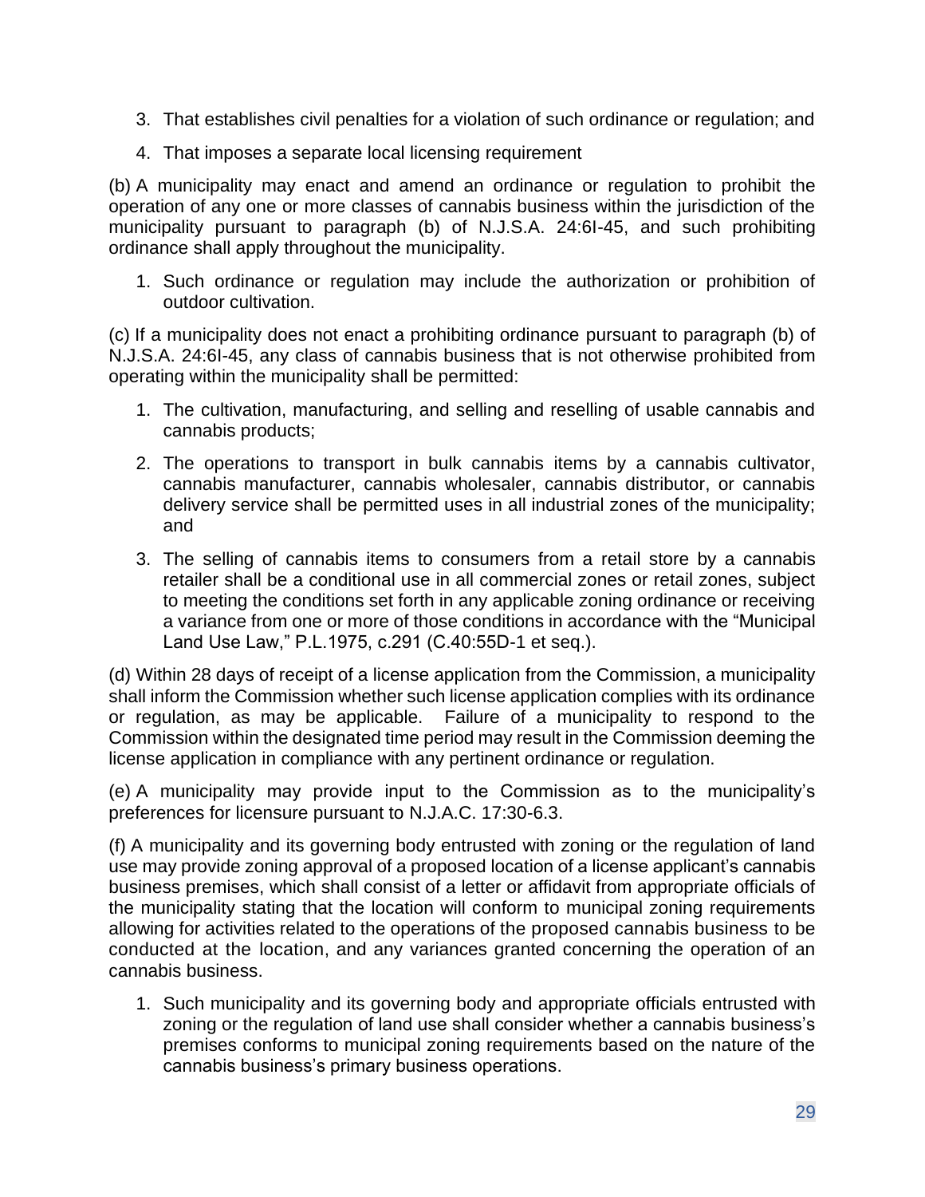3. That establishes civil penalties for a violation of such ordinance or regulation; and
4. That imposes a separate local licensing requirement

(b) A municipality may enact and amend an ordinance or regulation to prohibit the operation of any one or more classes of cannabis business within the jurisdiction of the municipality pursuant to paragraph (b) of N.J.S.A. 24:6I-45, and such prohibiting ordinance shall apply throughout the municipality.

1. Such ordinance or regulation may include the authorization or prohibition of outdoor cultivation.

(c) If a municipality does not enact a prohibiting ordinance pursuant to paragraph (b) of N.J.S.A. 24:6I-45, any class of cannabis business that is not otherwise prohibited from operating within the municipality shall be permitted:

1. The cultivation, manufacturing, and selling and reselling of usable cannabis and cannabis products;
2. The operations to transport in bulk cannabis items by a cannabis cultivator, cannabis manufacturer, cannabis wholesaler, cannabis distributor, or cannabis delivery service shall be permitted uses in all industrial zones of the municipality; and
3. The selling of cannabis items to consumers from a retail store by a cannabis retailer shall be a conditional use in all commercial zones or retail zones, subject to meeting the conditions set forth in any applicable zoning ordinance or receiving a variance from one or more of those conditions in accordance with the "Municipal Land Use Law," P.L.1975, c.291 (C.40:55D-1 et seq.).

(d) Within 28 days of receipt of a license application from the Commission, a municipality shall inform the Commission whether such license application complies with its ordinance or regulation, as may be applicable. Failure of a municipality to respond to the Commission within the designated time period may result in the Commission deeming the license application in compliance with any pertinent ordinance or regulation.

(e) A municipality may provide input to the Commission as to the municipality's preferences for licensure pursuant to N.J.A.C. 17:30-6.3.

(f) A municipality and its governing body entrusted with zoning or the regulation of land use may provide zoning approval of a proposed location of a license applicant's cannabis business premises, which shall consist of a letter or affidavit from appropriate officials of the municipality stating that the location will conform to municipal zoning requirements allowing for activities related to the operations of the proposed cannabis business to be conducted at the location, and any variances granted concerning the operation of an cannabis business.

1. Such municipality and its governing body and appropriate officials entrusted with zoning or the regulation of land use shall consider whether a cannabis business's premises conforms to municipal zoning requirements based on the nature of the cannabis business's primary business operations.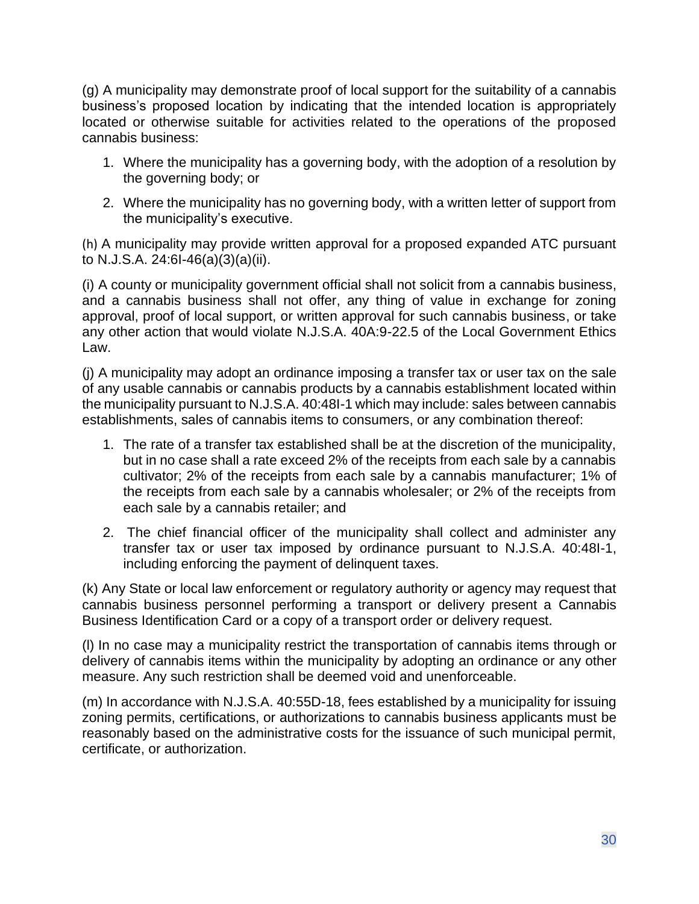(g) A municipality may demonstrate proof of local support for the suitability of a cannabis business's proposed location by indicating that the intended location is appropriately located or otherwise suitable for activities related to the operations of the proposed cannabis business:

1. Where the municipality has a governing body, with the adoption of a resolution by the governing body; or
2. Where the municipality has no governing body, with a written letter of support from the municipality's executive.

(h) A municipality may provide written approval for a proposed expanded ATC pursuant to N.J.S.A. 24:6I-46(a)(3)(a)(ii).

(i) A county or municipality government official shall not solicit from a cannabis business, and a cannabis business shall not offer, any thing of value in exchange for zoning approval, proof of local support, or written approval for such cannabis business, or take any other action that would violate N.J.S.A. 40A:9-22.5 of the Local Government Ethics Law.

(j) A municipality may adopt an ordinance imposing a transfer tax or user tax on the sale of any usable cannabis or cannabis products by a cannabis establishment located within the municipality pursuant to N.J.S.A. 40:48I-1 which may include: sales between cannabis establishments, sales of cannabis items to consumers, or any combination thereof:

1. The rate of a transfer tax established shall be at the discretion of the municipality, but in no case shall a rate exceed 2% of the receipts from each sale by a cannabis cultivator; 2% of the receipts from each sale by a cannabis manufacturer; 1% of the receipts from each sale by a cannabis wholesaler; or 2% of the receipts from each sale by a cannabis retailer; and
2. The chief financial officer of the municipality shall collect and administer any transfer tax or user tax imposed by ordinance pursuant to N.J.S.A. 40:48I-1, including enforcing the payment of delinquent taxes.

(k) Any State or local law enforcement or regulatory authority or agency may request that cannabis business personnel performing a transport or delivery present a Cannabis Business Identification Card or a copy of a transport order or delivery request.

(l) In no case may a municipality restrict the transportation of cannabis items through or delivery of cannabis items within the municipality by adopting an ordinance or any other measure. Any such restriction shall be deemed void and unenforceable.

(m) In accordance with N.J.S.A. 40:55D-18, fees established by a municipality for issuing zoning permits, certifications, or authorizations to cannabis business applicants must be reasonably based on the administrative costs for the issuance of such municipal permit, certificate, or authorization.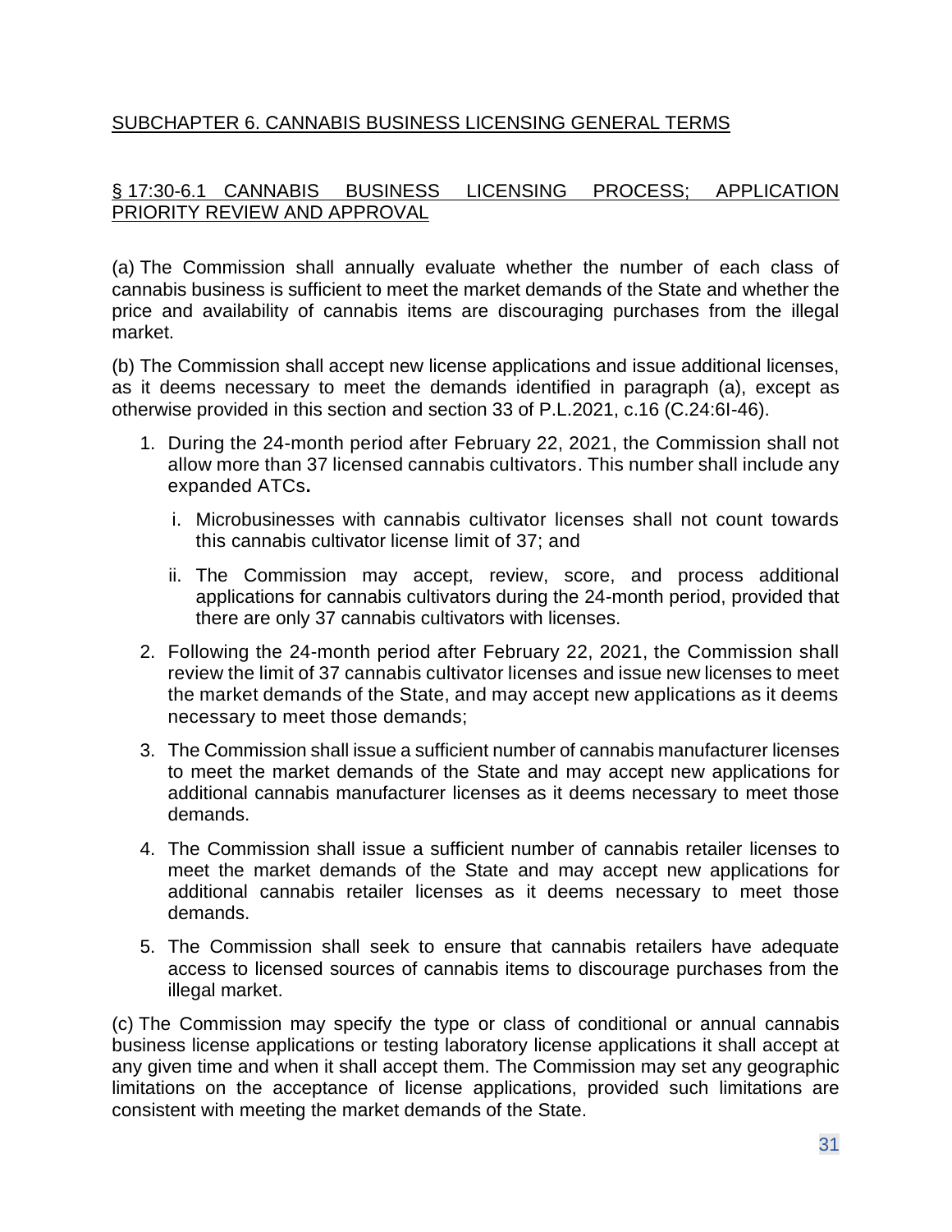## SUBCHAPTER 6. CANNABIS BUSINESS LICENSING GENERAL TERMS

### § 17:30-6.1 CANNABIS BUSINESS LICENSING PROCESS; APPLICATION PRIORITY REVIEW AND APPROVAL

(a) The Commission shall annually evaluate whether the number of each class of cannabis business is sufficient to meet the market demands of the State and whether the price and availability of cannabis items are discouraging purchases from the illegal market.

(b) The Commission shall accept new license applications and issue additional licenses, as it deems necessary to meet the demands identified in paragraph (a), except as otherwise provided in this section and section 33 of P.L.2021, c.16 (C.24:6I-46).

1. During the 24-month period after February 22, 2021, the Commission shall not allow more than 37 licensed cannabis cultivators. This number shall include any expanded ATCs**.**
   i. Microbusinesses with cannabis cultivator licenses shall not count towards this cannabis cultivator license limit of 37; and
   ii. The Commission may accept, review, score, and process additional applications for cannabis cultivators during the 24-month period, provided that there are only 37 cannabis cultivators with licenses.
2. Following the 24-month period after February 22, 2021, the Commission shall review the limit of 37 cannabis cultivator licenses and issue new licenses to meet the market demands of the State, and may accept new applications as it deems necessary to meet those demands;
3. The Commission shall issue a sufficient number of cannabis manufacturer licenses to meet the market demands of the State and may accept new applications for additional cannabis manufacturer licenses as it deems necessary to meet those demands.
4. The Commission shall issue a sufficient number of cannabis retailer licenses to meet the market demands of the State and may accept new applications for additional cannabis retailer licenses as it deems necessary to meet those demands.
5. The Commission shall seek to ensure that cannabis retailers have adequate access to licensed sources of cannabis items to discourage purchases from the illegal market.

(c) The Commission may specify the type or class of conditional or annual cannabis business license applications or testing laboratory license applications it shall accept at any given time and when it shall accept them. The Commission may set any geographic limitations on the acceptance of license applications, provided such limitations are consistent with meeting the market demands of the State.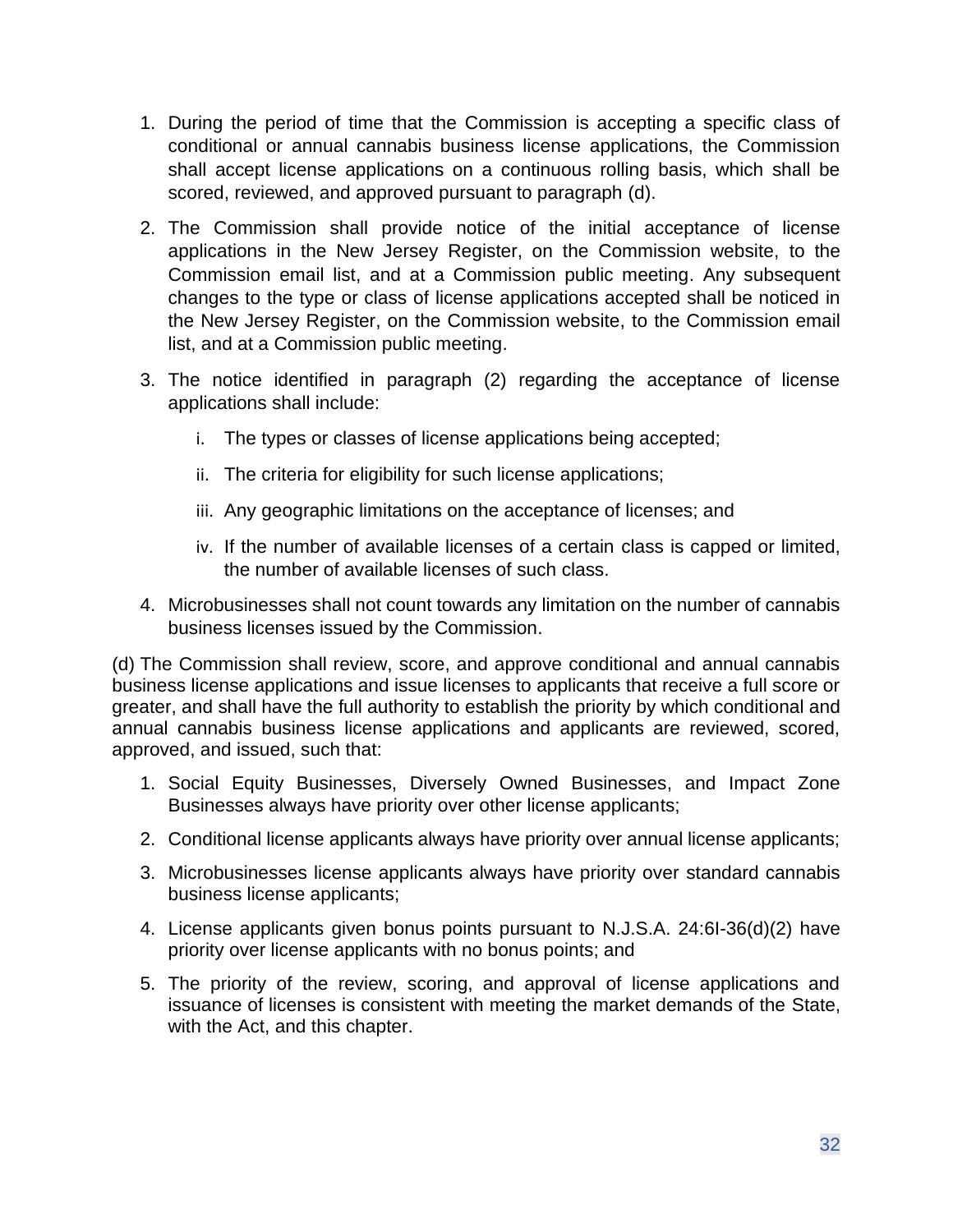1. During the period of time that the Commission is accepting a specific class of conditional or annual cannabis business license applications, the Commission shall accept license applications on a continuous rolling basis, which shall be scored, reviewed, and approved pursuant to paragraph (d).

2. The Commission shall provide notice of the initial acceptance of license applications in the New Jersey Register, on the Commission website, to the Commission email list, and at a Commission public meeting. Any subsequent changes to the type or class of license applications accepted shall be noticed in the New Jersey Register, on the Commission website, to the Commission email list, and at a Commission public meeting.

3. The notice identified in paragraph (2) regarding the acceptance of license applications shall include:

    i. The types or classes of license applications being accepted;

    ii. The criteria for eligibility for such license applications;

    iii. Any geographic limitations on the acceptance of licenses; and

    iv. If the number of available licenses of a certain class is capped or limited, the number of available licenses of such class.

4. Microbusinesses shall not count towards any limitation on the number of cannabis business licenses issued by the Commission.

(d) The Commission shall review, score, and approve conditional and annual cannabis business license applications and issue licenses to applicants that receive a full score or greater, and shall have the full authority to establish the priority by which conditional and annual cannabis business license applications and applicants are reviewed, scored, approved, and issued, such that:

1. Social Equity Businesses, Diversely Owned Businesses, and Impact Zone Businesses always have priority over other license applicants;

2. Conditional license applicants always have priority over annual license applicants;

3. Microbusinesses license applicants always have priority over standard cannabis business license applicants;

4. License applicants given bonus points pursuant to N.J.S.A. 24:6I-36(d)(2) have priority over license applicants with no bonus points; and

5. The priority of the review, scoring, and approval of license applications and issuance of licenses is consistent with meeting the market demands of the State, with the Act, and this chapter.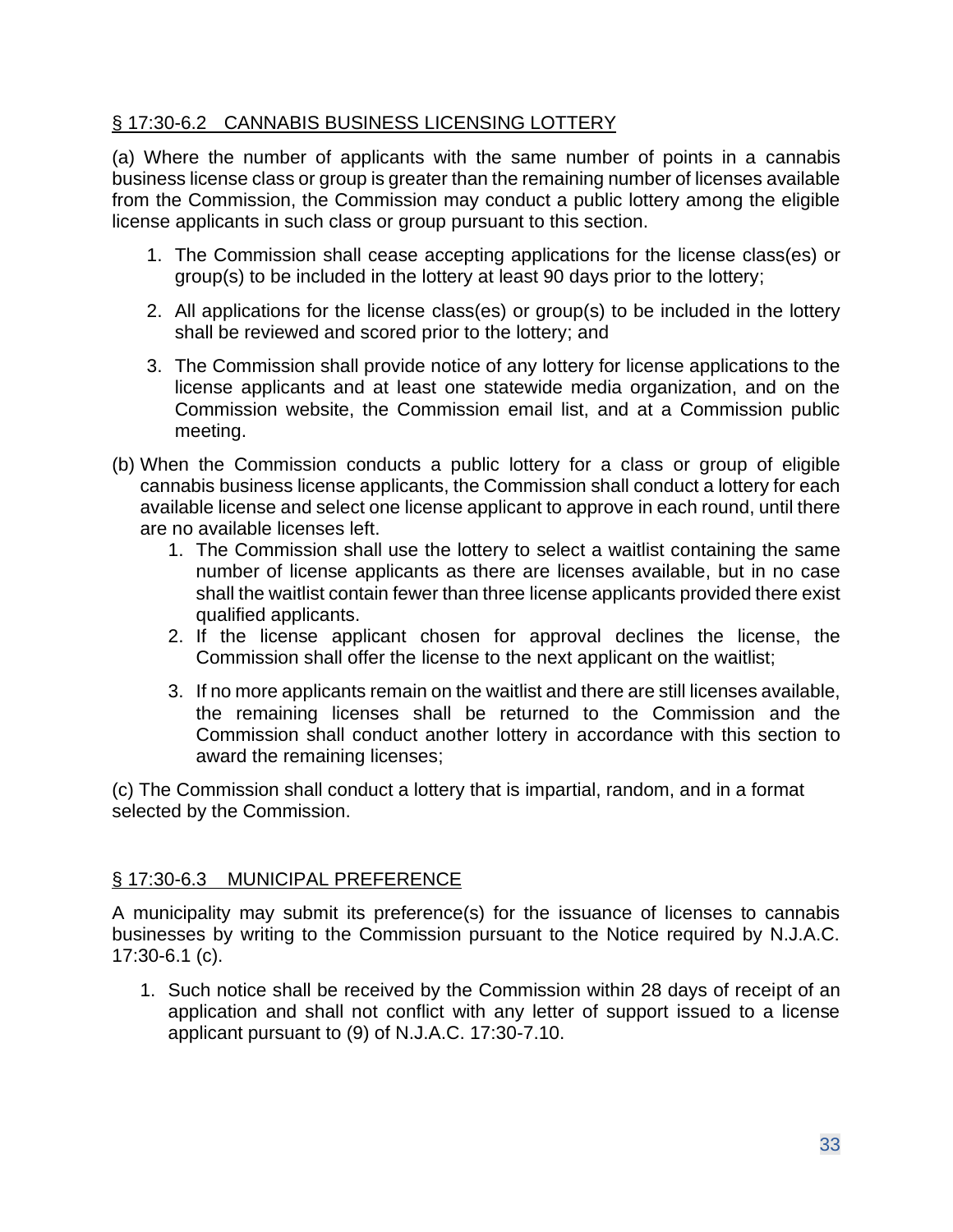## § 17:30-6.2 CANNABIS BUSINESS LICENSING LOTTERY

(a) Where the number of applicants with the same number of points in a cannabis business license class or group is greater than the remaining number of licenses available from the Commission, the Commission may conduct a public lottery among the eligible license applicants in such class or group pursuant to this section.

1. The Commission shall cease accepting applications for the license class(es) or group(s) to be included in the lottery at least 90 days prior to the lottery;
2. All applications for the license class(es) or group(s) to be included in the lottery shall be reviewed and scored prior to the lottery; and
3. The Commission shall provide notice of any lottery for license applications to the license applicants and at least one statewide media organization, and on the Commission website, the Commission email list, and at a Commission public meeting.

(b) When the Commission conducts a public lottery for a class or group of eligible cannabis business license applicants, the Commission shall conduct a lottery for each available license and select one license applicant to approve in each round, until there are no available licenses left.

1. The Commission shall use the lottery to select a waitlist containing the same number of license applicants as there are licenses available, but in no case shall the waitlist contain fewer than three license applicants provided there exist qualified applicants.
2. If the license applicant chosen for approval declines the license, the Commission shall offer the license to the next applicant on the waitlist;
3. If no more applicants remain on the waitlist and there are still licenses available, the remaining licenses shall be returned to the Commission and the Commission shall conduct another lottery in accordance with this section to award the remaining licenses;

(c) The Commission shall conduct a lottery that is impartial, random, and in a format selected by the Commission.

## § 17:30-6.3 MUNICIPAL PREFERENCE

A municipality may submit its preference(s) for the issuance of licenses to cannabis businesses by writing to the Commission pursuant to the Notice required by N.J.A.C. 17:30-6.1 (c).

1. Such notice shall be received by the Commission within 28 days of receipt of an application and shall not conflict with any letter of support issued to a license applicant pursuant to (9) of N.J.A.C. 17:30-7.10.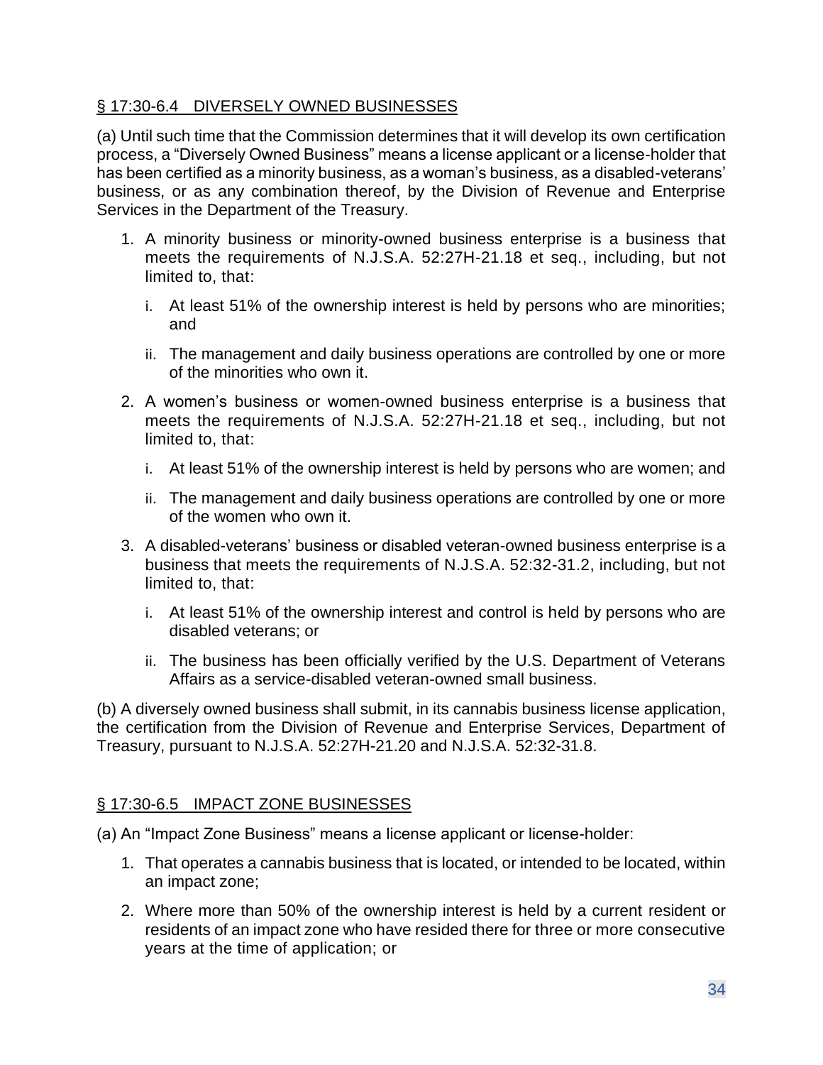## § 17:30-6.4 DIVERSELY OWNED BUSINESSES

(a) Until such time that the Commission determines that it will develop its own certification process, a "Diversely Owned Business" means a license applicant or a license-holder that has been certified as a minority business, as a woman's business, as a disabled-veterans' business, or as any combination thereof, by the Division of Revenue and Enterprise Services in the Department of the Treasury.

1. A minority business or minority-owned business enterprise is a business that meets the requirements of N.J.S.A. 52:27H-21.18 et seq., including, but not limited to, that:
   - i. At least 51% of the ownership interest is held by persons who are minorities; and
   - ii. The management and daily business operations are controlled by one or more of the minorities who own it.
2. A women's business or women-owned business enterprise is a business that meets the requirements of N.J.S.A. 52:27H-21.18 et seq., including, but not limited to, that:
   - i. At least 51% of the ownership interest is held by persons who are women; and
   - ii. The management and daily business operations are controlled by one or more of the women who own it.
3. A disabled-veterans' business or disabled veteran-owned business enterprise is a business that meets the requirements of N.J.S.A. 52:32-31.2, including, but not limited to, that:
   - i. At least 51% of the ownership interest and control is held by persons who are disabled veterans; or
   - ii. The business has been officially verified by the U.S. Department of Veterans Affairs as a service-disabled veteran-owned small business.

(b) A diversely owned business shall submit, in its cannabis business license application, the certification from the Division of Revenue and Enterprise Services, Department of Treasury, pursuant to N.J.S.A. 52:27H-21.20 and N.J.S.A. 52:32-31.8.

## § 17:30-6.5 IMPACT ZONE BUSINESSES

(a) An "Impact Zone Business" means a license applicant or license-holder:

1. That operates a cannabis business that is located, or intended to be located, within an impact zone;
2. Where more than 50% of the ownership interest is held by a current resident or residents of an impact zone who have resided there for three or more consecutive years at the time of application; or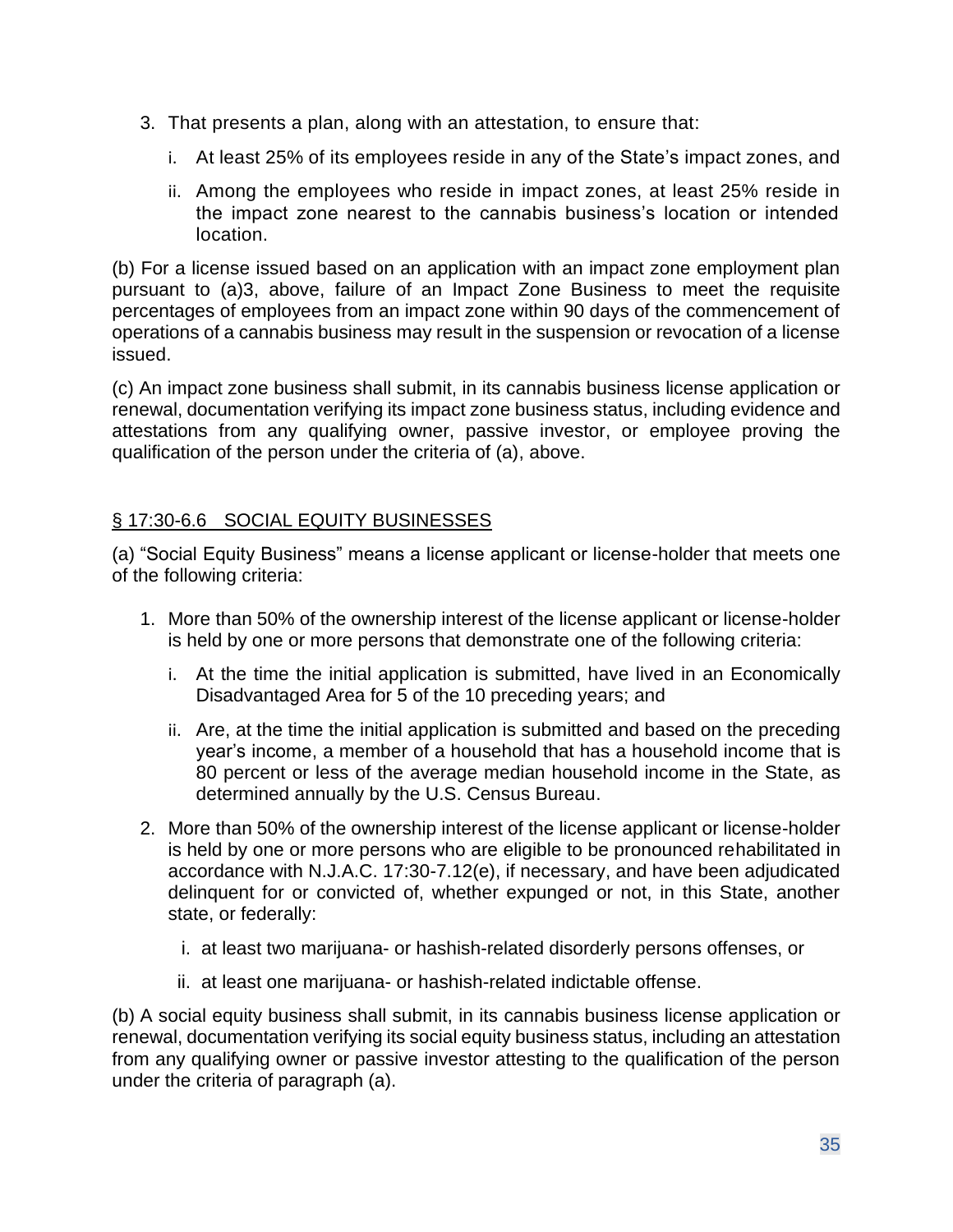3. That presents a plan, along with an attestation, to ensure that:
    - i. At least 25% of its employees reside in any of the State's impact zones, and
    - ii. Among the employees who reside in impact zones, at least 25% reside in the impact zone nearest to the cannabis business's location or intended location.

(b) For a license issued based on an application with an impact zone employment plan pursuant to (a)3, above, failure of an Impact Zone Business to meet the requisite percentages of employees from an impact zone within 90 days of the commencement of operations of a cannabis business may result in the suspension or revocation of a license issued.

(c) An impact zone business shall submit, in its cannabis business license application or renewal, documentation verifying its impact zone business status, including evidence and attestations from any qualifying owner, passive investor, or employee proving the qualification of the person under the criteria of (a), above.

## <u>§ 17:30-6.6 SOCIAL EQUITY BUSINESSES</u>

(a) "Social Equity Business" means a license applicant or license-holder that meets one of the following criteria:

1. More than 50% of the ownership interest of the license applicant or license-holder is held by one or more persons that demonstrate one of the following criteria:
    - i. At the time the initial application is submitted, have lived in an Economically Disadvantaged Area for 5 of the 10 preceding years; and
    - ii. Are, at the time the initial application is submitted and based on the preceding year's income, a member of a household that has a household income that is 80 percent or less of the average median household income in the State, as determined annually by the U.S. Census Bureau.
2. More than 50% of the ownership interest of the license applicant or license-holder is held by one or more persons who are eligible to be pronounced rehabilitated in accordance with N.J.A.C. 17:30-7.12(e), if necessary, and have been adjudicated delinquent for or convicted of, whether expunged or not, in this State, another state, or federally:
    - i. at least two marijuana- or hashish-related disorderly persons offenses, or
    - ii. at least one marijuana- or hashish-related indictable offense.

(b) A social equity business shall submit, in its cannabis business license application or renewal, documentation verifying its social equity business status, including an attestation from any qualifying owner or passive investor attesting to the qualification of the person under the criteria of paragraph (a).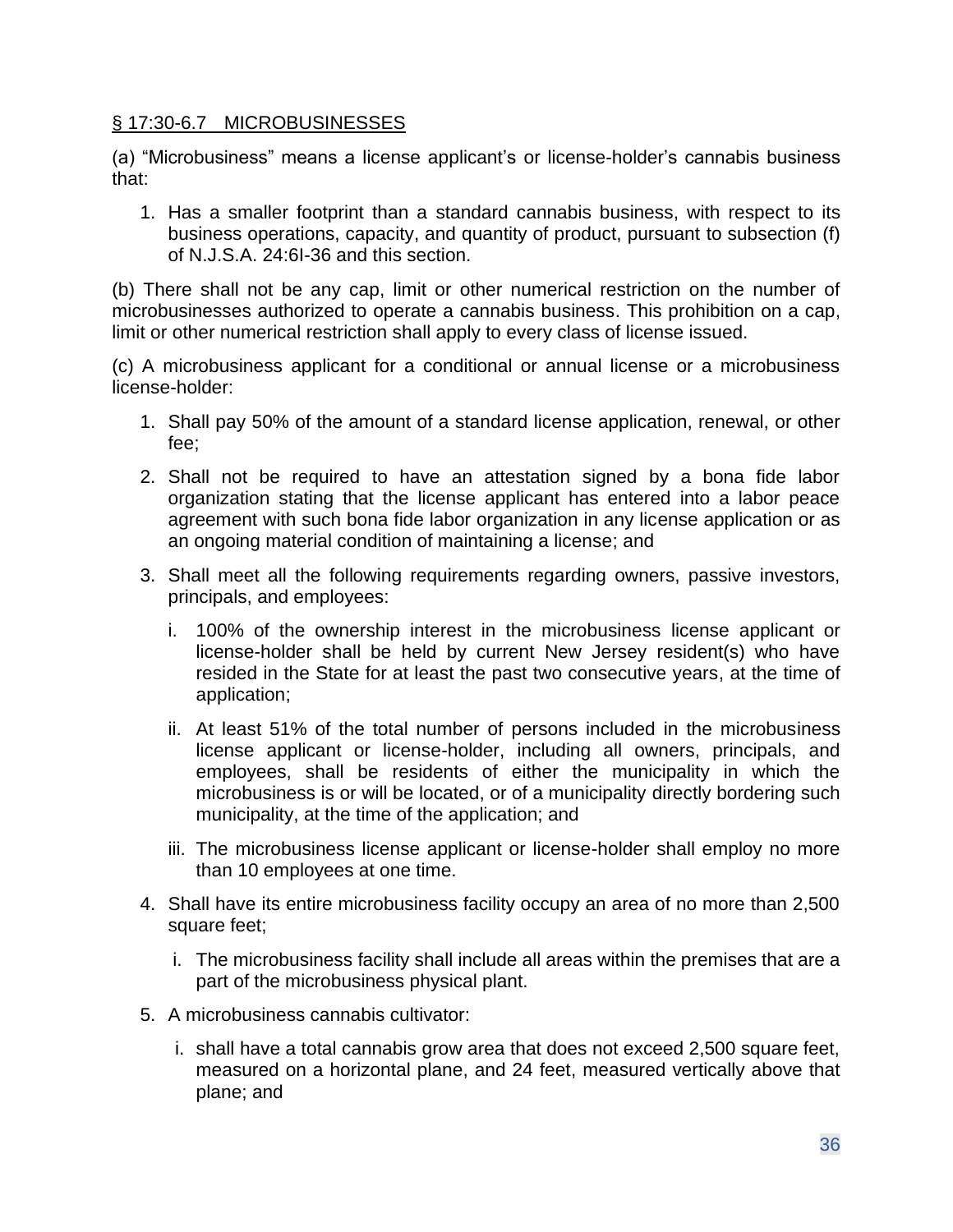## § 17:30-6.7 MICROBUSINESSES

(a) "Microbusiness" means a license applicant's or license-holder's cannabis business that:

1. Has a smaller footprint than a standard cannabis business, with respect to its business operations, capacity, and quantity of product, pursuant to subsection (f) of N.J.S.A. 24:6I-36 and this section.

(b) There shall not be any cap, limit or other numerical restriction on the number of microbusinesses authorized to operate a cannabis business. This prohibition on a cap, limit or other numerical restriction shall apply to every class of license issued.

(c) A microbusiness applicant for a conditional or annual license or a microbusiness license-holder:

1. Shall pay 50% of the amount of a standard license application, renewal, or other fee;

2. Shall not be required to have an attestation signed by a bona fide labor organization stating that the license applicant has entered into a labor peace agreement with such bona fide labor organization in any license application or as an ongoing material condition of maintaining a license; and

3. Shall meet all the following requirements regarding owners, passive investors, principals, and employees:

   i. 100% of the ownership interest in the microbusiness license applicant or license-holder shall be held by current New Jersey resident(s) who have resided in the State for at least the past two consecutive years, at the time of application;

   ii. At least 51% of the total number of persons included in the microbusiness license applicant or license-holder, including all owners, principals, and employees, shall be residents of either the municipality in which the microbusiness is or will be located, or of a municipality directly bordering such municipality, at the time of the application; and

   iii. The microbusiness license applicant or license-holder shall employ no more than 10 employees at one time.

4. Shall have its entire microbusiness facility occupy an area of no more than 2,500 square feet;

   i. The microbusiness facility shall include all areas within the premises that are a part of the microbusiness physical plant.

5. A microbusiness cannabis cultivator:

   i. shall have a total cannabis grow area that does not exceed 2,500 square feet, measured on a horizontal plane, and 24 feet, measured vertically above that plane; and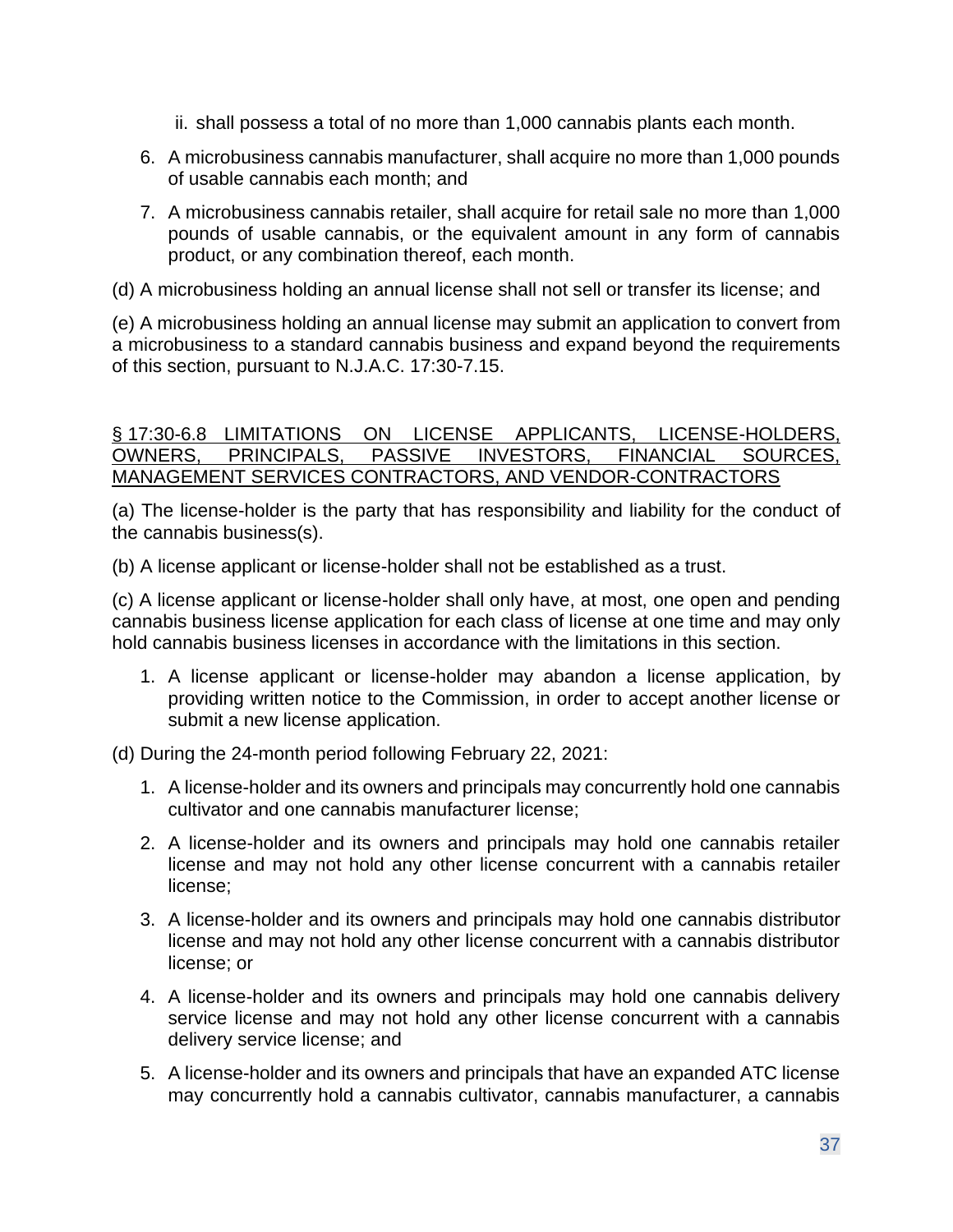ii. shall possess a total of no more than 1,000 cannabis plants each month.

6. A microbusiness cannabis manufacturer, shall acquire no more than 1,000 pounds of usable cannabis each month; and

7. A microbusiness cannabis retailer, shall acquire for retail sale no more than 1,000 pounds of usable cannabis, or the equivalent amount in any form of cannabis product, or any combination thereof, each month.

(d) A microbusiness holding an annual license shall not sell or transfer its license; and

(e) A microbusiness holding an annual license may submit an application to convert from a microbusiness to a standard cannabis business and expand beyond the requirements of this section, pursuant to N.J.A.C. 17:30-7.15.

## § 17:30-6.8 LIMITATIONS ON LICENSE APPLICANTS, LICENSE-HOLDERS, OWNERS, PRINCIPALS, PASSIVE INVESTORS, FINANCIAL SOURCES, MANAGEMENT SERVICES CONTRACTORS, AND VENDOR-CONTRACTORS

(a) The license-holder is the party that has responsibility and liability for the conduct of the cannabis business(s).

(b) A license applicant or license-holder shall not be established as a trust.

(c) A license applicant or license-holder shall only have, at most, one open and pending cannabis business license application for each class of license at one time and may only hold cannabis business licenses in accordance with the limitations in this section.

1. A license applicant or license-holder may abandon a license application, by providing written notice to the Commission, in order to accept another license or submit a new license application.

(d) During the 24-month period following February 22, 2021:

1. A license-holder and its owners and principals may concurrently hold one cannabis cultivator and one cannabis manufacturer license;

2. A license-holder and its owners and principals may hold one cannabis retailer license and may not hold any other license concurrent with a cannabis retailer license;

3. A license-holder and its owners and principals may hold one cannabis distributor license and may not hold any other license concurrent with a cannabis distributor license; or

4. A license-holder and its owners and principals may hold one cannabis delivery service license and may not hold any other license concurrent with a cannabis delivery service license; and

5. A license-holder and its owners and principals that have an expanded ATC license may concurrently hold a cannabis cultivator, cannabis manufacturer, a cannabis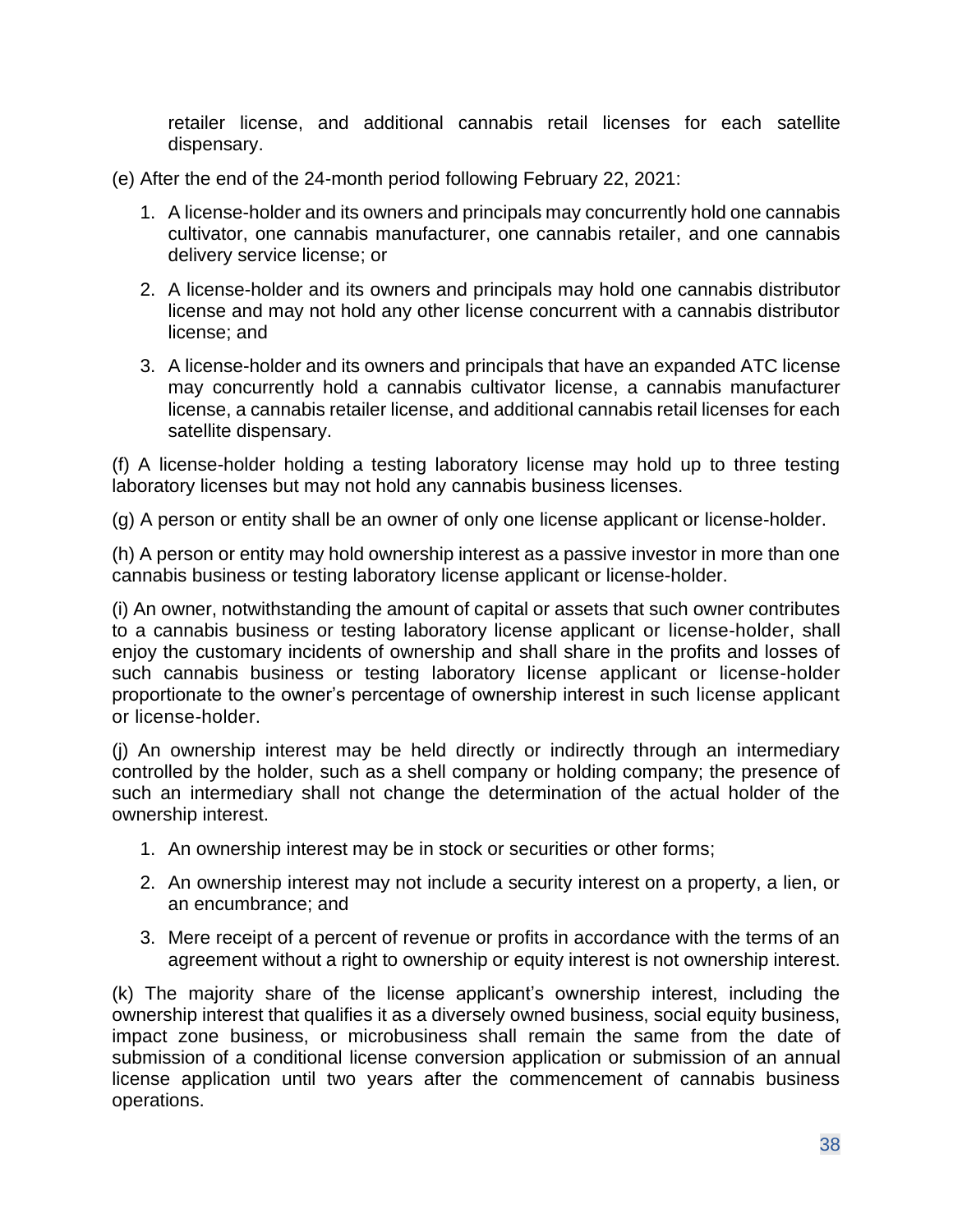retailer license, and additional cannabis retail licenses for each satellite dispensary.

(e) After the end of the 24-month period following February 22, 2021:

1. A license-holder and its owners and principals may concurrently hold one cannabis cultivator, one cannabis manufacturer, one cannabis retailer, and one cannabis delivery service license; or
2. A license-holder and its owners and principals may hold one cannabis distributor license and may not hold any other license concurrent with a cannabis distributor license; and
3. A license-holder and its owners and principals that have an expanded ATC license may concurrently hold a cannabis cultivator license, a cannabis manufacturer license, a cannabis retailer license, and additional cannabis retail licenses for each satellite dispensary.

(f) A license-holder holding a testing laboratory license may hold up to three testing laboratory licenses but may not hold any cannabis business licenses.

(g) A person or entity shall be an owner of only one license applicant or license-holder.

(h) A person or entity may hold ownership interest as a passive investor in more than one cannabis business or testing laboratory license applicant or license-holder.

(i) An owner, notwithstanding the amount of capital or assets that such owner contributes to a cannabis business or testing laboratory license applicant or license-holder, shall enjoy the customary incidents of ownership and shall share in the profits and losses of such cannabis business or testing laboratory license applicant or license-holder proportionate to the owner's percentage of ownership interest in such license applicant or license-holder.

(j) An ownership interest may be held directly or indirectly through an intermediary controlled by the holder, such as a shell company or holding company; the presence of such an intermediary shall not change the determination of the actual holder of the ownership interest.

1. An ownership interest may be in stock or securities or other forms;
2. An ownership interest may not include a security interest on a property, a lien, or an encumbrance; and
3. Mere receipt of a percent of revenue or profits in accordance with the terms of an agreement without a right to ownership or equity interest is not ownership interest.

(k) The majority share of the license applicant's ownership interest, including the ownership interest that qualifies it as a diversely owned business, social equity business, impact zone business, or microbusiness shall remain the same from the date of submission of a conditional license conversion application or submission of an annual license application until two years after the commencement of cannabis business operations.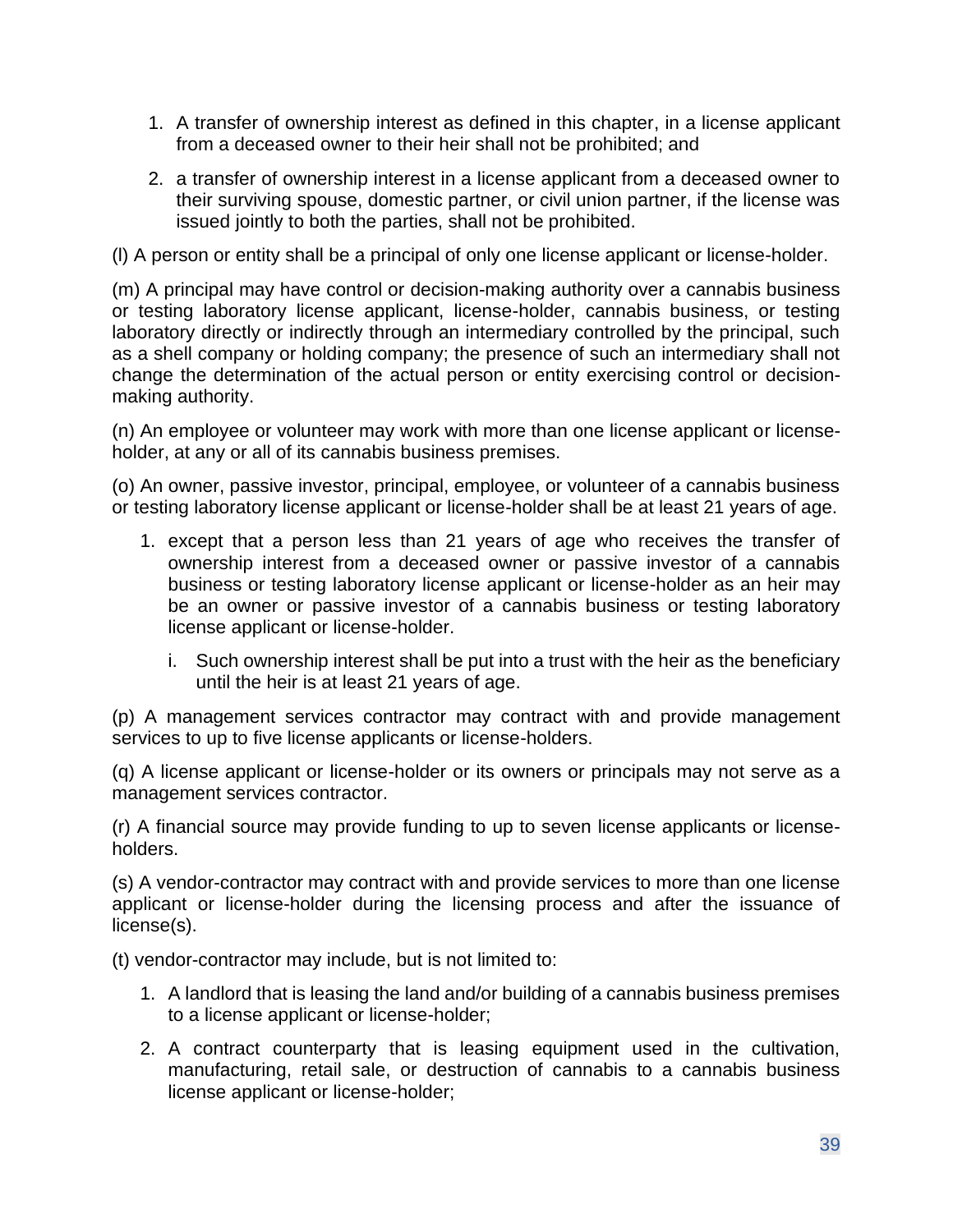1. A transfer of ownership interest as defined in this chapter, in a license applicant from a deceased owner to their heir shall not be prohibited; and

2. a transfer of ownership interest in a license applicant from a deceased owner to their surviving spouse, domestic partner, or civil union partner, if the license was issued jointly to both the parties, shall not be prohibited.

(l) A person or entity shall be a principal of only one license applicant or license-holder.

(m) A principal may have control or decision-making authority over a cannabis business or testing laboratory license applicant, license-holder, cannabis business, or testing laboratory directly or indirectly through an intermediary controlled by the principal, such as a shell company or holding company; the presence of such an intermediary shall not change the determination of the actual person or entity exercising control or decision-making authority.

(n) An employee or volunteer may work with more than one license applicant or license-holder, at any or all of its cannabis business premises.

(o) An owner, passive investor, principal, employee, or volunteer of a cannabis business or testing laboratory license applicant or license-holder shall be at least 21 years of age.

1. except that a person less than 21 years of age who receives the transfer of ownership interest from a deceased owner or passive investor of a cannabis business or testing laboratory license applicant or license-holder as an heir may be an owner or passive investor of a cannabis business or testing laboratory license applicant or license-holder.

   i. Such ownership interest shall be put into a trust with the heir as the beneficiary until the heir is at least 21 years of age.

(p) A management services contractor may contract with and provide management services to up to five license applicants or license-holders.

(q) A license applicant or license-holder or its owners or principals may not serve as a management services contractor.

(r) A financial source may provide funding to up to seven license applicants or license-holders.

(s) A vendor-contractor may contract with and provide services to more than one license applicant or license-holder during the licensing process and after the issuance of license(s).

(t) vendor-contractor may include, but is not limited to:

1. A landlord that is leasing the land and/or building of a cannabis business premises to a license applicant or license-holder;

2. A contract counterparty that is leasing equipment used in the cultivation, manufacturing, retail sale, or destruction of cannabis to a cannabis business license applicant or license-holder;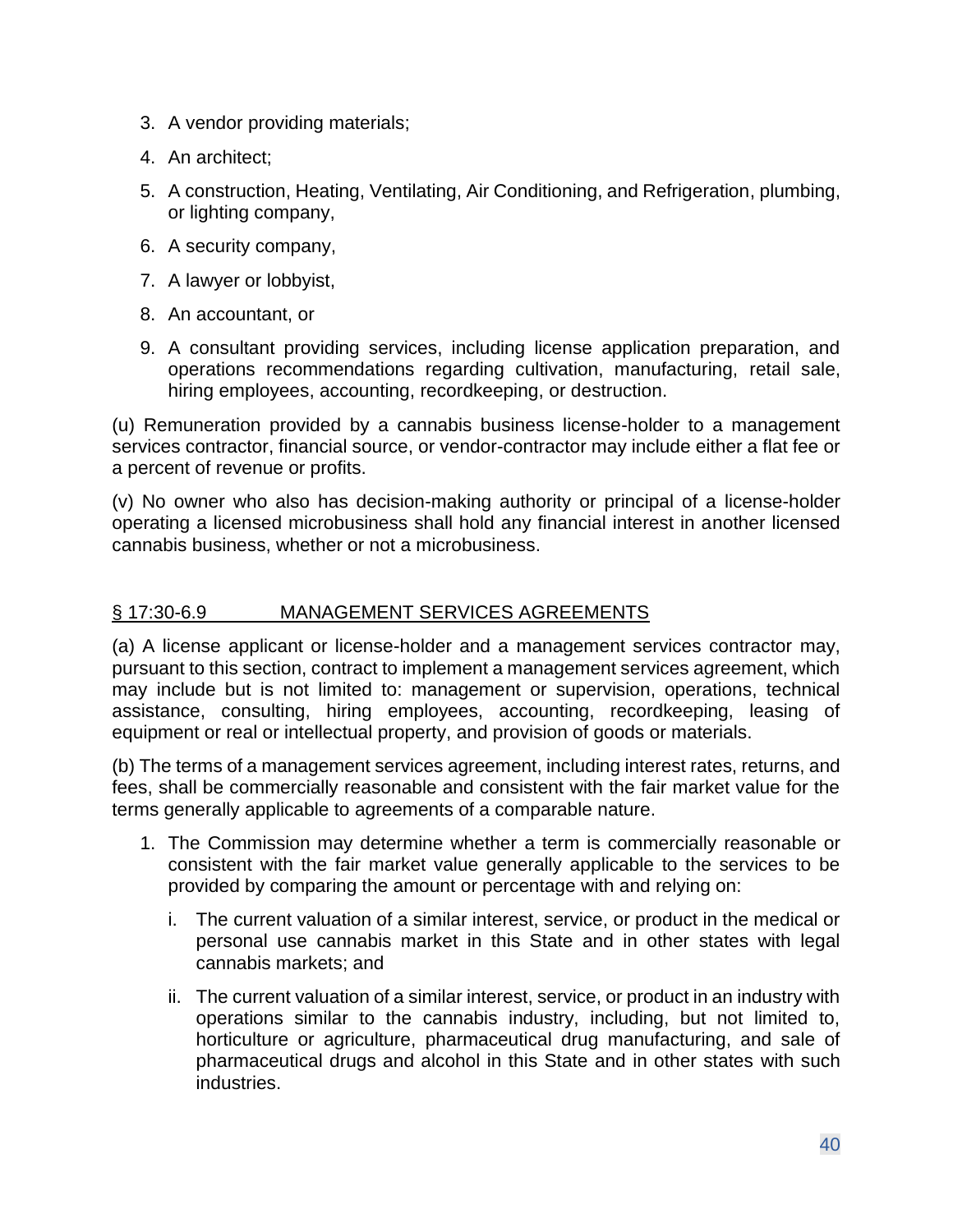3. A vendor providing materials;
4. An architect;
5. A construction, Heating, Ventilating, Air Conditioning, and Refrigeration, plumbing, or lighting company,
6. A security company,
7. A lawyer or lobbyist,
8. An accountant, or
9. A consultant providing services, including license application preparation, and operations recommendations regarding cultivation, manufacturing, retail sale, hiring employees, accounting, recordkeeping, or destruction.

(u) Remuneration provided by a cannabis business license-holder to a management services contractor, financial source, or vendor-contractor may include either a flat fee or a percent of revenue or profits.

(v) No owner who also has decision-making authority or principal of a license-holder operating a licensed microbusiness shall hold any financial interest in another licensed cannabis business, whether or not a microbusiness.

## § 17:30-6.9 MANAGEMENT SERVICES AGREEMENTS

(a) A license applicant or license-holder and a management services contractor may, pursuant to this section, contract to implement a management services agreement, which may include but is not limited to: management or supervision, operations, technical assistance, consulting, hiring employees, accounting, recordkeeping, leasing of equipment or real or intellectual property, and provision of goods or materials.

(b) The terms of a management services agreement, including interest rates, returns, and fees, shall be commercially reasonable and consistent with the fair market value for the terms generally applicable to agreements of a comparable nature.

1. The Commission may determine whether a term is commercially reasonable or consistent with the fair market value generally applicable to the services to be provided by comparing the amount or percentage with and relying on:
   i. The current valuation of a similar interest, service, or product in the medical or personal use cannabis market in this State and in other states with legal cannabis markets; and
   ii. The current valuation of a similar interest, service, or product in an industry with operations similar to the cannabis industry, including, but not limited to, horticulture or agriculture, pharmaceutical drug manufacturing, and sale of pharmaceutical drugs and alcohol in this State and in other states with such industries.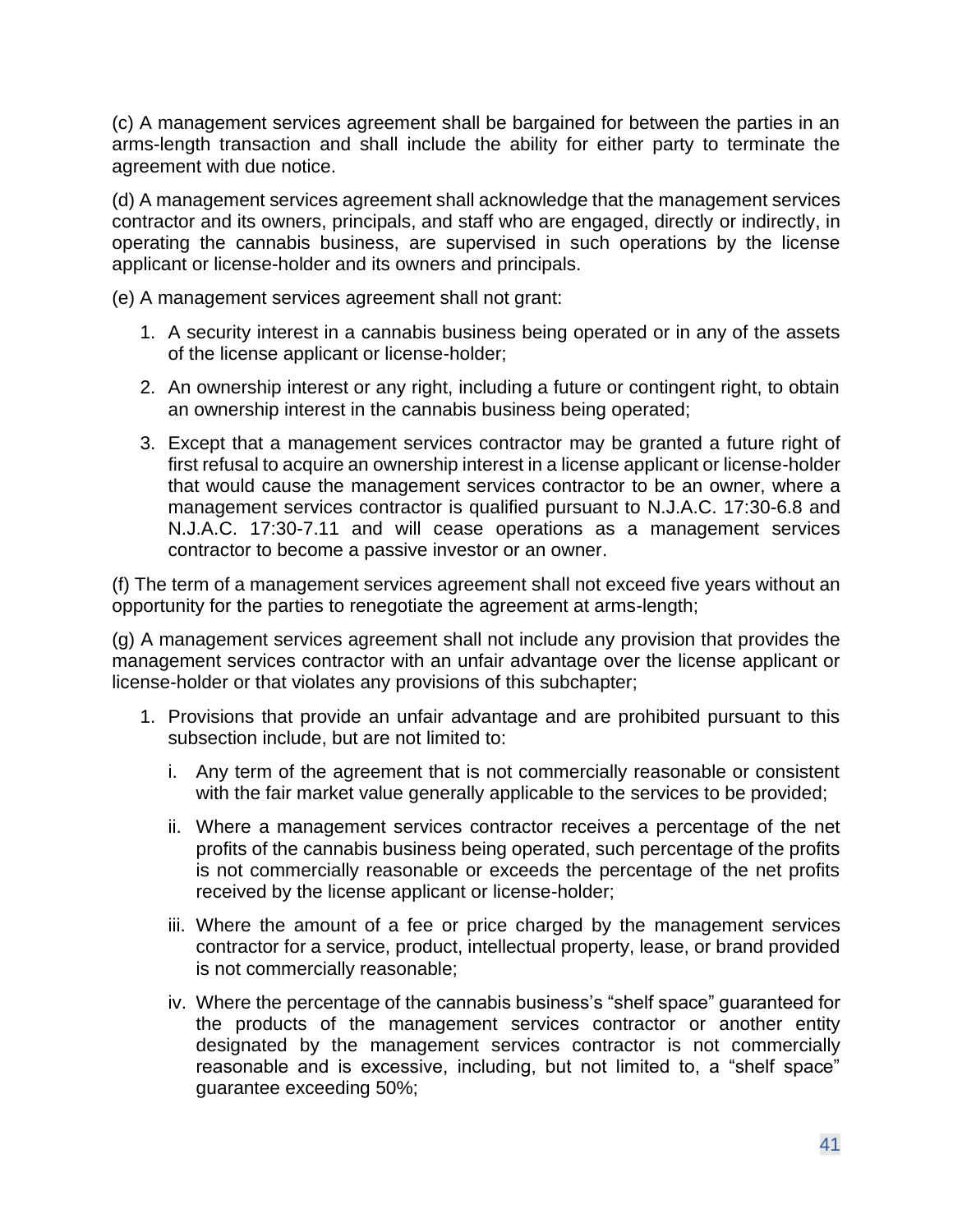(c) A management services agreement shall be bargained for between the parties in an arms-length transaction and shall include the ability for either party to terminate the agreement with due notice.

(d) A management services agreement shall acknowledge that the management services contractor and its owners, principals, and staff who are engaged, directly or indirectly, in operating the cannabis business, are supervised in such operations by the license applicant or license-holder and its owners and principals.

(e) A management services agreement shall not grant:

1. A security interest in a cannabis business being operated or in any of the assets of the license applicant or license-holder;
2. An ownership interest or any right, including a future or contingent right, to obtain an ownership interest in the cannabis business being operated;
3. Except that a management services contractor may be granted a future right of first refusal to acquire an ownership interest in a license applicant or license-holder that would cause the management services contractor to be an owner, where a management services contractor is qualified pursuant to N.J.A.C. 17:30-6.8 and N.J.A.C. 17:30-7.11 and will cease operations as a management services contractor to become a passive investor or an owner.

(f) The term of a management services agreement shall not exceed five years without an opportunity for the parties to renegotiate the agreement at arms-length;

(g) A management services agreement shall not include any provision that provides the management services contractor with an unfair advantage over the license applicant or license-holder or that violates any provisions of this subchapter;

1. Provisions that provide an unfair advantage and are prohibited pursuant to this subsection include, but are not limited to:
   i. Any term of the agreement that is not commercially reasonable or consistent with the fair market value generally applicable to the services to be provided;
   ii. Where a management services contractor receives a percentage of the net profits of the cannabis business being operated, such percentage of the profits is not commercially reasonable or exceeds the percentage of the net profits received by the license applicant or license-holder;
   iii. Where the amount of a fee or price charged by the management services contractor for a service, product, intellectual property, lease, or brand provided is not commercially reasonable;
   iv. Where the percentage of the cannabis business's "shelf space" guaranteed for the products of the management services contractor or another entity designated by the management services contractor is not commercially reasonable and is excessive, including, but not limited to, a "shelf space" guarantee exceeding 50%;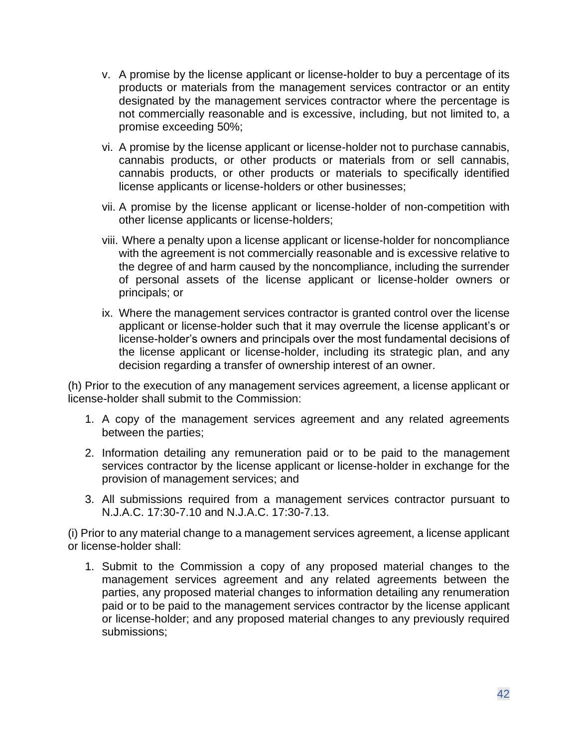v. A promise by the license applicant or license-holder to buy a percentage of its products or materials from the management services contractor or an entity designated by the management services contractor where the percentage is not commercially reasonable and is excessive, including, but not limited to, a promise exceeding 50%;

vi. A promise by the license applicant or license-holder not to purchase cannabis, cannabis products, or other products or materials from or sell cannabis, cannabis products, or other products or materials to specifically identified license applicants or license-holders or other businesses;

vii. A promise by the license applicant or license-holder of non-competition with other license applicants or license-holders;

viii. Where a penalty upon a license applicant or license-holder for noncompliance with the agreement is not commercially reasonable and is excessive relative to the degree of and harm caused by the noncompliance, including the surrender of personal assets of the license applicant or license-holder owners or principals; or

ix. Where the management services contractor is granted control over the license applicant or license-holder such that it may overrule the license applicant's or license-holder's owners and principals over the most fundamental decisions of the license applicant or license-holder, including its strategic plan, and any decision regarding a transfer of ownership interest of an owner.

(h) Prior to the execution of any management services agreement, a license applicant or license-holder shall submit to the Commission:

1. A copy of the management services agreement and any related agreements between the parties;
2. Information detailing any remuneration paid or to be paid to the management services contractor by the license applicant or license-holder in exchange for the provision of management services; and
3. All submissions required from a management services contractor pursuant to N.J.A.C. 17:30-7.10 and N.J.A.C. 17:30-7.13.

(i) Prior to any material change to a management services agreement, a license applicant or license-holder shall:

1. Submit to the Commission a copy of any proposed material changes to the management services agreement and any related agreements between the parties, any proposed material changes to information detailing any renumeration paid or to be paid to the management services contractor by the license applicant or license-holder; and any proposed material changes to any previously required submissions;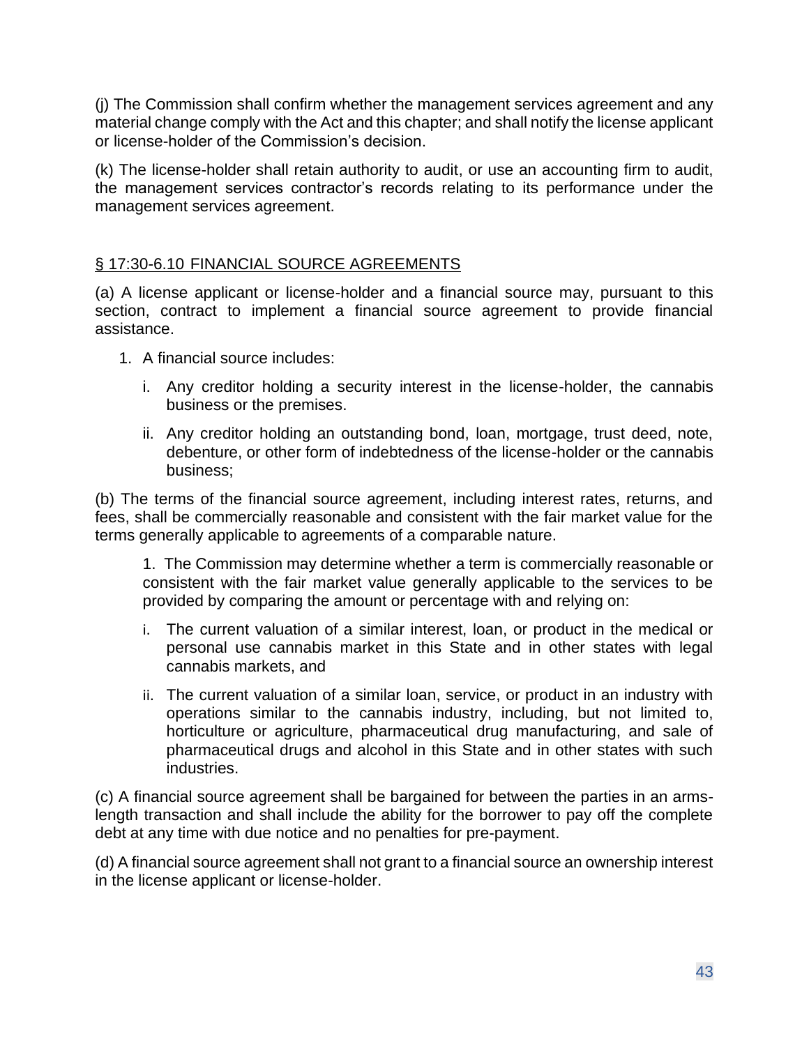(j) The Commission shall confirm whether the management services agreement and any material change comply with the Act and this chapter; and shall notify the license applicant or license-holder of the Commission's decision.

(k) The license-holder shall retain authority to audit, or use an accounting firm to audit, the management services contractor's records relating to its performance under the management services agreement.

## § 17:30-6.10 FINANCIAL SOURCE AGREEMENTS

(a) A license applicant or license-holder and a financial source may, pursuant to this section, contract to implement a financial source agreement to provide financial assistance.

1. A financial source includes:
   i. Any creditor holding a security interest in the license-holder, the cannabis business or the premises.
   ii. Any creditor holding an outstanding bond, loan, mortgage, trust deed, note, debenture, or other form of indebtedness of the license-holder or the cannabis business;

(b) The terms of the financial source agreement, including interest rates, returns, and fees, shall be commercially reasonable and consistent with the fair market value for the terms generally applicable to agreements of a comparable nature.

1. The Commission may determine whether a term is commercially reasonable or consistent with the fair market value generally applicable to the services to be provided by comparing the amount or percentage with and relying on:
   i. The current valuation of a similar interest, loan, or product in the medical or personal use cannabis market in this State and in other states with legal cannabis markets, and
   ii. The current valuation of a similar loan, service, or product in an industry with operations similar to the cannabis industry, including, but not limited to, horticulture or agriculture, pharmaceutical drug manufacturing, and sale of pharmaceutical drugs and alcohol in this State and in other states with such industries.

(c) A financial source agreement shall be bargained for between the parties in an arms-length transaction and shall include the ability for the borrower to pay off the complete debt at any time with due notice and no penalties for pre-payment.

(d) A financial source agreement shall not grant to a financial source an ownership interest in the license applicant or license-holder.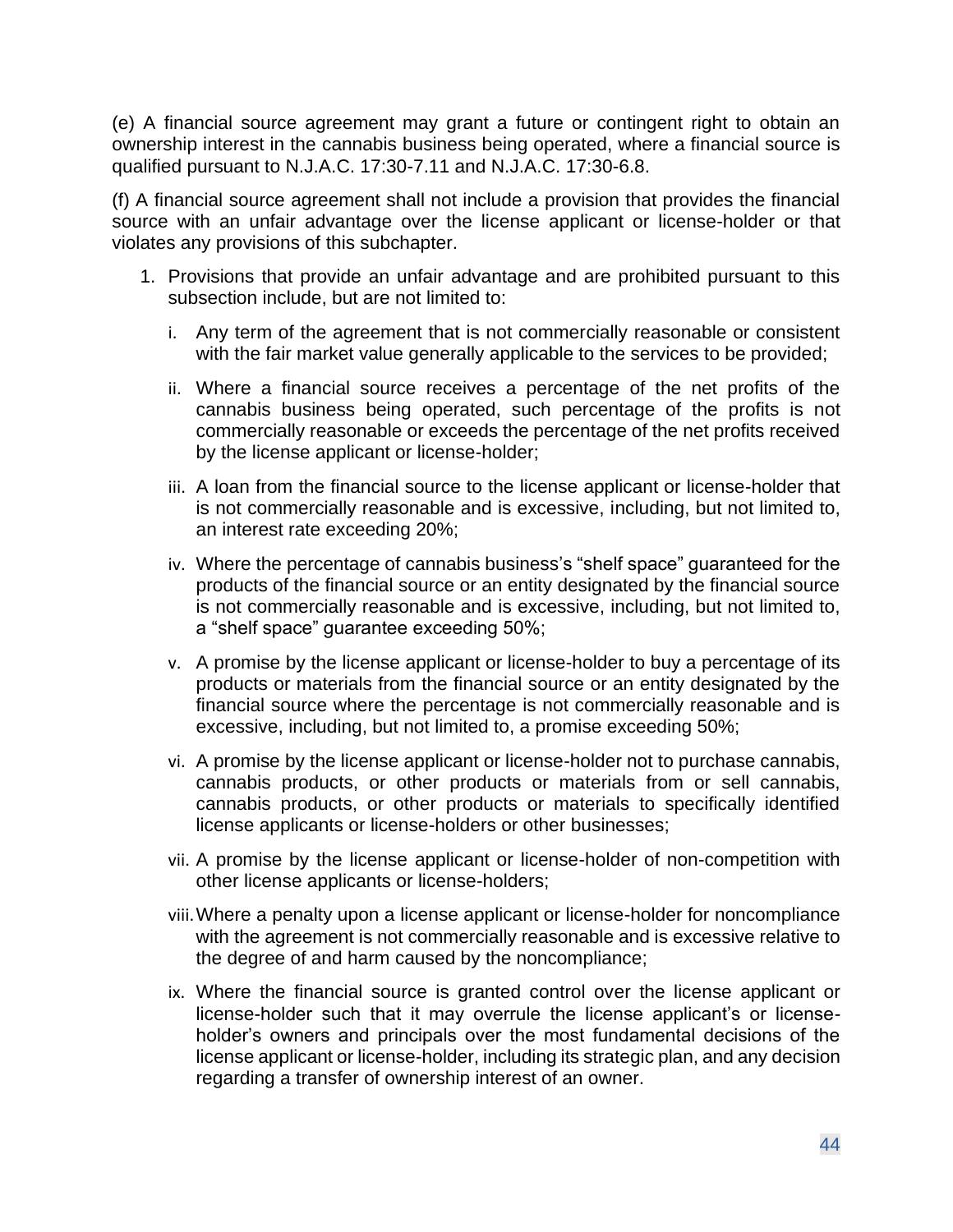(e) A financial source agreement may grant a future or contingent right to obtain an ownership interest in the cannabis business being operated, where a financial source is qualified pursuant to N.J.A.C. 17:30-7.11 and N.J.A.C. 17:30-6.8.

(f) A financial source agreement shall not include a provision that provides the financial source with an unfair advantage over the license applicant or license-holder or that violates any provisions of this subchapter.

1. Provisions that provide an unfair advantage and are prohibited pursuant to this subsection include, but are not limited to:

   i. Any term of the agreement that is not commercially reasonable or consistent with the fair market value generally applicable to the services to be provided;

   ii. Where a financial source receives a percentage of the net profits of the cannabis business being operated, such percentage of the profits is not commercially reasonable or exceeds the percentage of the net profits received by the license applicant or license-holder;

   iii. A loan from the financial source to the license applicant or license-holder that is not commercially reasonable and is excessive, including, but not limited to, an interest rate exceeding 20%;

   iv. Where the percentage of cannabis business's "shelf space" guaranteed for the products of the financial source or an entity designated by the financial source is not commercially reasonable and is excessive, including, but not limited to, a "shelf space" guarantee exceeding 50%;

   v. A promise by the license applicant or license-holder to buy a percentage of its products or materials from the financial source or an entity designated by the financial source where the percentage is not commercially reasonable and is excessive, including, but not limited to, a promise exceeding 50%;

   vi. A promise by the license applicant or license-holder not to purchase cannabis, cannabis products, or other products or materials from or sell cannabis, cannabis products, or other products or materials to specifically identified license applicants or license-holders or other businesses;

   vii. A promise by the license applicant or license-holder of non-competition with other license applicants or license-holders;

   viii. Where a penalty upon a license applicant or license-holder for noncompliance with the agreement is not commercially reasonable and is excessive relative to the degree of and harm caused by the noncompliance;

   ix. Where the financial source is granted control over the license applicant or license-holder such that it may overrule the license applicant's or license-holder's owners and principals over the most fundamental decisions of the license applicant or license-holder, including its strategic plan, and any decision regarding a transfer of ownership interest of an owner.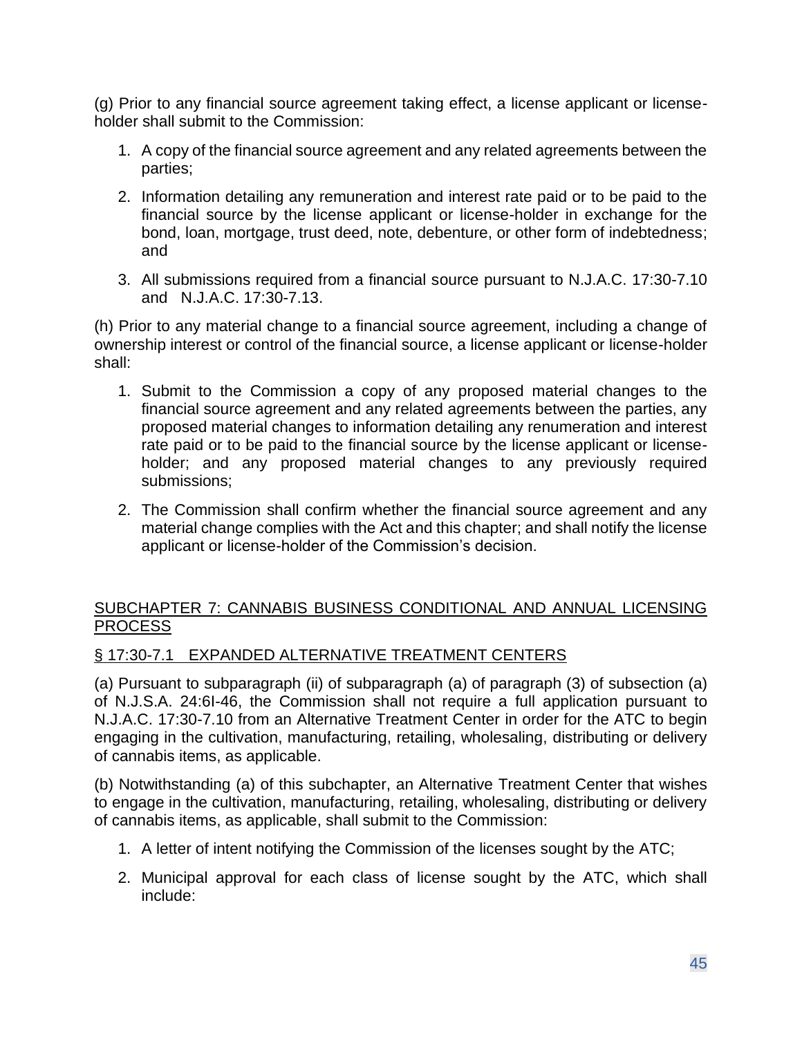(g) Prior to any financial source agreement taking effect, a license applicant or license-holder shall submit to the Commission:

1. A copy of the financial source agreement and any related agreements between the parties;
2. Information detailing any remuneration and interest rate paid or to be paid to the financial source by the license applicant or license-holder in exchange for the bond, loan, mortgage, trust deed, note, debenture, or other form of indebtedness; and
3. All submissions required from a financial source pursuant to N.J.A.C. 17:30-7.10 and N.J.A.C. 17:30-7.13.

(h) Prior to any material change to a financial source agreement, including a change of ownership interest or control of the financial source, a license applicant or license-holder shall:

1. Submit to the Commission a copy of any proposed material changes to the financial source agreement and any related agreements between the parties, any proposed material changes to information detailing any renumeration and interest rate paid or to be paid to the financial source by the license applicant or license-holder; and any proposed material changes to any previously required submissions;
2. The Commission shall confirm whether the financial source agreement and any material change complies with the Act and this chapter; and shall notify the license applicant or license-holder of the Commission's decision.

## SUBCHAPTER 7: CANNABIS BUSINESS CONDITIONAL AND ANNUAL LICENSING PROCESS

### § 17:30-7.1 EXPANDED ALTERNATIVE TREATMENT CENTERS

(a) Pursuant to subparagraph (ii) of subparagraph (a) of paragraph (3) of subsection (a) of N.J.S.A. 24:6I-46, the Commission shall not require a full application pursuant to N.J.A.C. 17:30-7.10 from an Alternative Treatment Center in order for the ATC to begin engaging in the cultivation, manufacturing, retailing, wholesaling, distributing or delivery of cannabis items, as applicable.

(b) Notwithstanding (a) of this subchapter, an Alternative Treatment Center that wishes to engage in the cultivation, manufacturing, retailing, wholesaling, distributing or delivery of cannabis items, as applicable, shall submit to the Commission:

1. A letter of intent notifying the Commission of the licenses sought by the ATC;
2. Municipal approval for each class of license sought by the ATC, which shall include: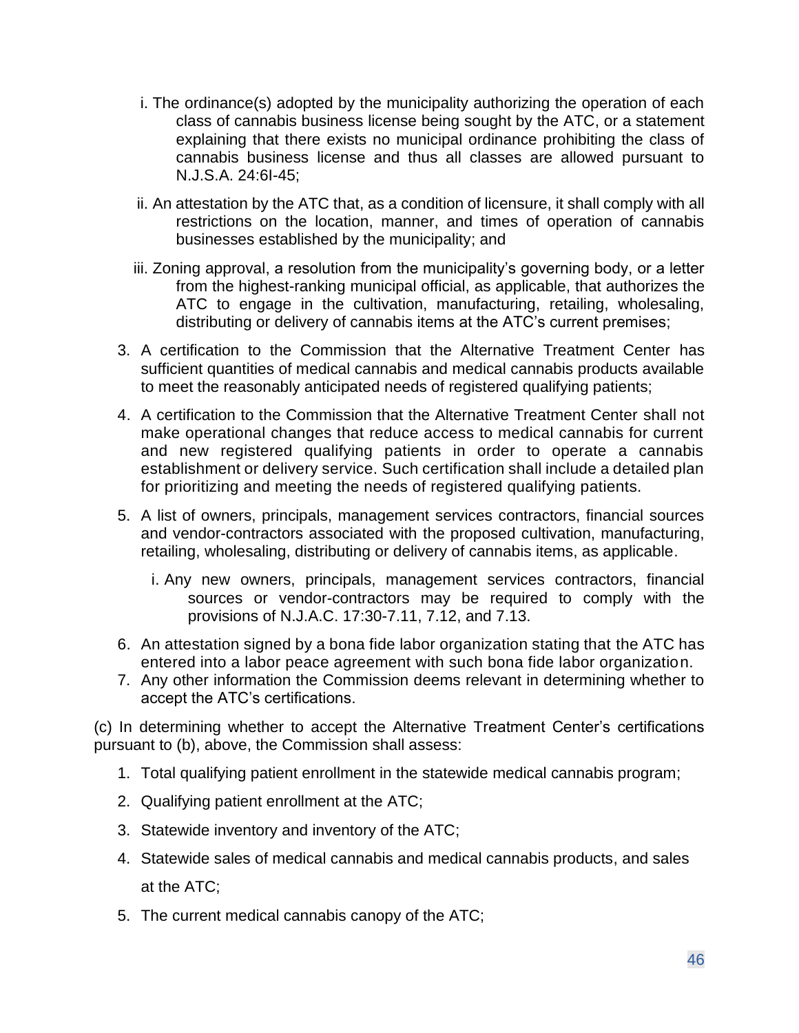i. The ordinance(s) adopted by the municipality authorizing the operation of each class of cannabis business license being sought by the ATC, or a statement explaining that there exists no municipal ordinance prohibiting the class of cannabis business license and thus all classes are allowed pursuant to N.J.S.A. 24:6I-45;

ii. An attestation by the ATC that, as a condition of licensure, it shall comply with all restrictions on the location, manner, and times of operation of cannabis businesses established by the municipality; and

iii. Zoning approval, a resolution from the municipality's governing body, or a letter from the highest-ranking municipal official, as applicable, that authorizes the ATC to engage in the cultivation, manufacturing, retailing, wholesaling, distributing or delivery of cannabis items at the ATC's current premises;

3. A certification to the Commission that the Alternative Treatment Center has sufficient quantities of medical cannabis and medical cannabis products available to meet the reasonably anticipated needs of registered qualifying patients;

4. A certification to the Commission that the Alternative Treatment Center shall not make operational changes that reduce access to medical cannabis for current and new registered qualifying patients in order to operate a cannabis establishment or delivery service. Such certification shall include a detailed plan for prioritizing and meeting the needs of registered qualifying patients.

5. A list of owners, principals, management services contractors, financial sources and vendor-contractors associated with the proposed cultivation, manufacturing, retailing, wholesaling, distributing or delivery of cannabis items, as applicable.

   i. Any new owners, principals, management services contractors, financial sources or vendor-contractors may be required to comply with the provisions of N.J.A.C. 17:30-7.11, 7.12, and 7.13.

6. An attestation signed by a bona fide labor organization stating that the ATC has entered into a labor peace agreement with such bona fide labor organization.
7. Any other information the Commission deems relevant in determining whether to accept the ATC's certifications.

(c) In determining whether to accept the Alternative Treatment Center's certifications pursuant to (b), above, the Commission shall assess:

1. Total qualifying patient enrollment in the statewide medical cannabis program;
2. Qualifying patient enrollment at the ATC;
3. Statewide inventory and inventory of the ATC;
4. Statewide sales of medical cannabis and medical cannabis products, and sales at the ATC;
5. The current medical cannabis canopy of the ATC;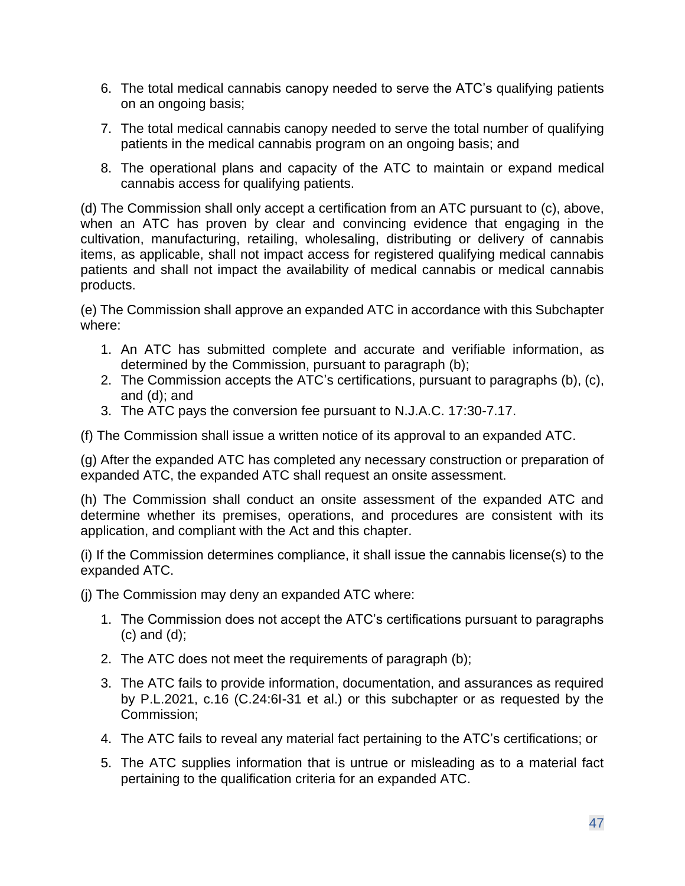6. The total medical cannabis canopy needed to serve the ATC's qualifying patients on an ongoing basis;

7. The total medical cannabis canopy needed to serve the total number of qualifying patients in the medical cannabis program on an ongoing basis; and

8. The operational plans and capacity of the ATC to maintain or expand medical cannabis access for qualifying patients.

(d) The Commission shall only accept a certification from an ATC pursuant to (c), above, when an ATC has proven by clear and convincing evidence that engaging in the cultivation, manufacturing, retailing, wholesaling, distributing or delivery of cannabis items, as applicable, shall not impact access for registered qualifying medical cannabis patients and shall not impact the availability of medical cannabis or medical cannabis products.

(e) The Commission shall approve an expanded ATC in accordance with this Subchapter where:

1. An ATC has submitted complete and accurate and verifiable information, as determined by the Commission, pursuant to paragraph (b);
2. The Commission accepts the ATC's certifications, pursuant to paragraphs (b), (c), and (d); and
3. The ATC pays the conversion fee pursuant to N.J.A.C. 17:30-7.17.

(f) The Commission shall issue a written notice of its approval to an expanded ATC.

(g) After the expanded ATC has completed any necessary construction or preparation of expanded ATC, the expanded ATC shall request an onsite assessment.

(h) The Commission shall conduct an onsite assessment of the expanded ATC and determine whether its premises, operations, and procedures are consistent with its application, and compliant with the Act and this chapter.

(i) If the Commission determines compliance, it shall issue the cannabis license(s) to the expanded ATC.

(j) The Commission may deny an expanded ATC where:

1. The Commission does not accept the ATC's certifications pursuant to paragraphs (c) and (d);

2. The ATC does not meet the requirements of paragraph (b);

3. The ATC fails to provide information, documentation, and assurances as required by P.L.2021, c.16 (C.24:6I-31 et al.) or this subchapter or as requested by the Commission;

4. The ATC fails to reveal any material fact pertaining to the ATC's certifications; or

5. The ATC supplies information that is untrue or misleading as to a material fact pertaining to the qualification criteria for an expanded ATC.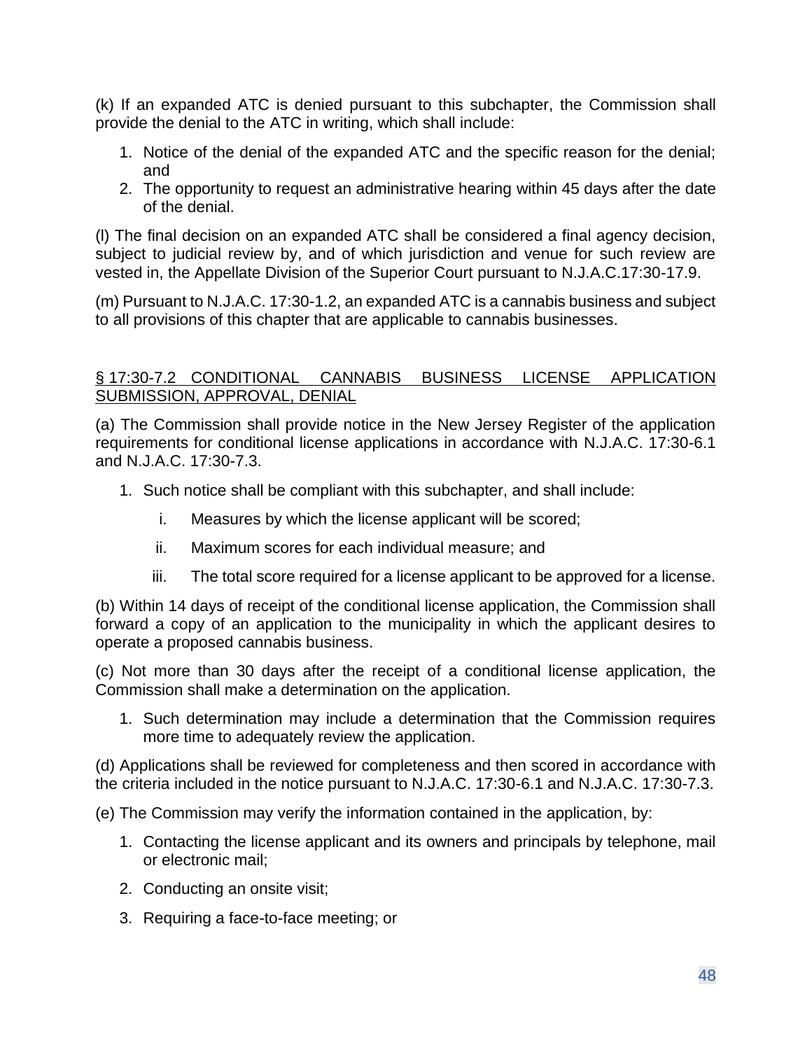(k) If an expanded ATC is denied pursuant to this subchapter, the Commission shall provide the denial to the ATC in writing, which shall include:

1. Notice of the denial of the expanded ATC and the specific reason for the denial; and
2. The opportunity to request an administrative hearing within 45 days after the date of the denial.

(l) The final decision on an expanded ATC shall be considered a final agency decision, subject to judicial review by, and of which jurisdiction and venue for such review are vested in, the Appellate Division of the Superior Court pursuant to N.J.A.C.17:30-17.9.

(m) Pursuant to N.J.A.C. 17:30-1.2, an expanded ATC is a cannabis business and subject to all provisions of this chapter that are applicable to cannabis businesses.

## § 17:30-7.2 CONDITIONAL CANNABIS BUSINESS LICENSE APPLICATION SUBMISSION, APPROVAL, DENIAL

(a) The Commission shall provide notice in the New Jersey Register of the application requirements for conditional license applications in accordance with N.J.A.C. 17:30-6.1 and N.J.A.C. 17:30-7.3.

1. Such notice shall be compliant with this subchapter, and shall include:
   i. Measures by which the license applicant will be scored;
   ii. Maximum scores for each individual measure; and
   iii. The total score required for a license applicant to be approved for a license.

(b) Within 14 days of receipt of the conditional license application, the Commission shall forward a copy of an application to the municipality in which the applicant desires to operate a proposed cannabis business.

(c) Not more than 30 days after the receipt of a conditional license application, the Commission shall make a determination on the application.

1. Such determination may include a determination that the Commission requires more time to adequately review the application.

(d) Applications shall be reviewed for completeness and then scored in accordance with the criteria included in the notice pursuant to N.J.A.C. 17:30-6.1 and N.J.A.C. 17:30-7.3.

(e) The Commission may verify the information contained in the application, by:

1. Contacting the license applicant and its owners and principals by telephone, mail or electronic mail;
2. Conducting an onsite visit;
3. Requiring a face-to-face meeting; or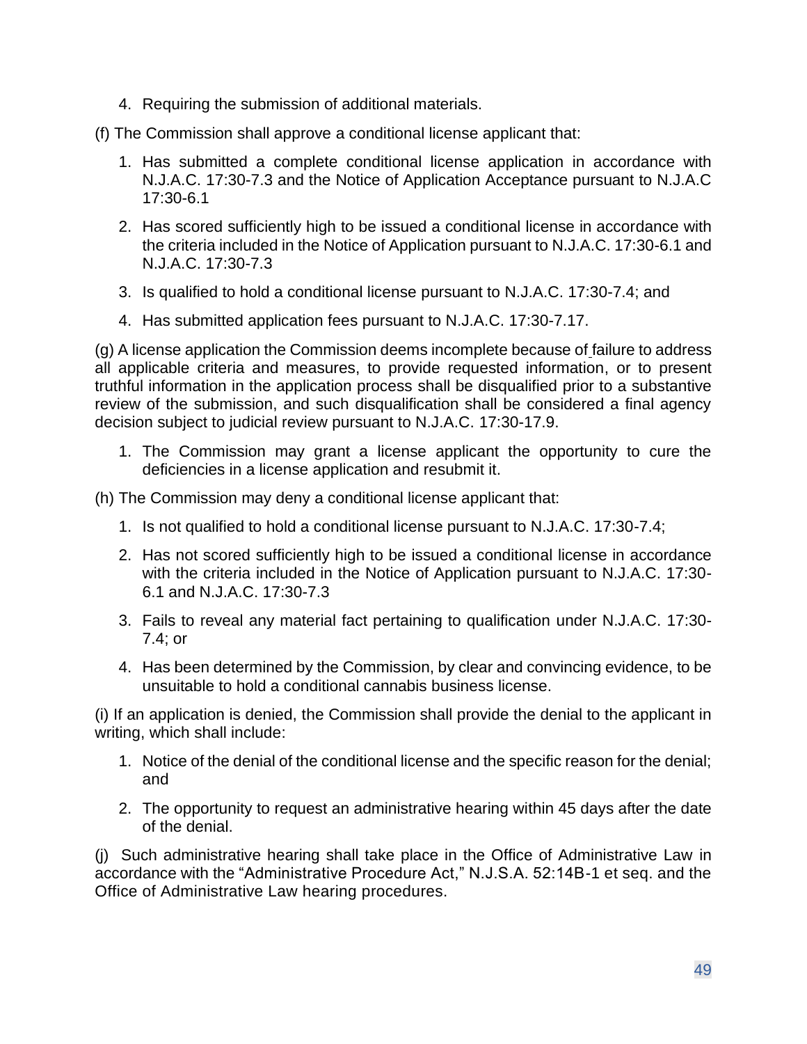4. Requiring the submission of additional materials.

(f) The Commission shall approve a conditional license applicant that:

1. Has submitted a complete conditional license application in accordance with N.J.A.C. 17:30-7.3 and the Notice of Application Acceptance pursuant to N.J.A.C 17:30-6.1
2. Has scored sufficiently high to be issued a conditional license in accordance with the criteria included in the Notice of Application pursuant to N.J.A.C. 17:30-6.1 and N.J.A.C. 17:30-7.3
3. Is qualified to hold a conditional license pursuant to N.J.A.C. 17:30-7.4; and
4. Has submitted application fees pursuant to N.J.A.C. 17:30-7.17.

(g) A license application the Commission deems incomplete because of failure to address all applicable criteria and measures, to provide requested information, or to present truthful information in the application process shall be disqualified prior to a substantive review of the submission, and such disqualification shall be considered a final agency decision subject to judicial review pursuant to N.J.A.C. 17:30-17.9.

1. The Commission may grant a license applicant the opportunity to cure the deficiencies in a license application and resubmit it.

(h) The Commission may deny a conditional license applicant that:

1. Is not qualified to hold a conditional license pursuant to N.J.A.C. 17:30-7.4;
2. Has not scored sufficiently high to be issued a conditional license in accordance with the criteria included in the Notice of Application pursuant to N.J.A.C. 17:30-6.1 and N.J.A.C. 17:30-7.3
3. Fails to reveal any material fact pertaining to qualification under N.J.A.C. 17:30-7.4; or
4. Has been determined by the Commission, by clear and convincing evidence, to be unsuitable to hold a conditional cannabis business license.

(i) If an application is denied, the Commission shall provide the denial to the applicant in writing, which shall include:

1. Notice of the denial of the conditional license and the specific reason for the denial; and
2. The opportunity to request an administrative hearing within 45 days after the date of the denial.

(j) Such administrative hearing shall take place in the Office of Administrative Law in accordance with the "Administrative Procedure Act," N.J.S.A. 52:14B-1 et seq. and the Office of Administrative Law hearing procedures.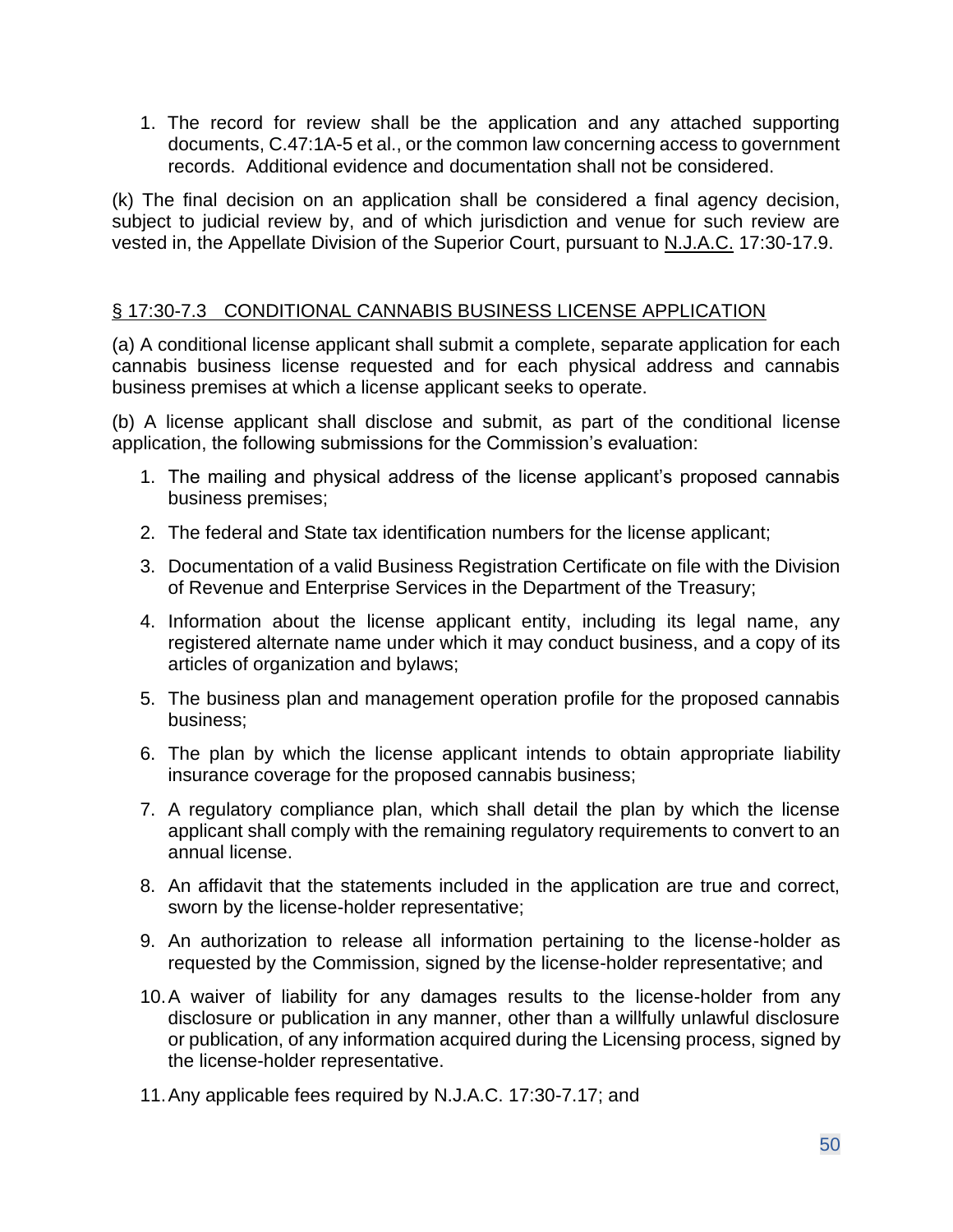1. The record for review shall be the application and any attached supporting documents, C.47:1A-5 et al., or the common law concerning access to government records. Additional evidence and documentation shall not be considered.

(k) The final decision on an application shall be considered a final agency decision, subject to judicial review by, and of which jurisdiction and venue for such review are vested in, the Appellate Division of the Superior Court, pursuant to N.J.A.C. 17:30-17.9.

## § 17:30-7.3 CONDITIONAL CANNABIS BUSINESS LICENSE APPLICATION

(a) A conditional license applicant shall submit a complete, separate application for each cannabis business license requested and for each physical address and cannabis business premises at which a license applicant seeks to operate.

(b) A license applicant shall disclose and submit, as part of the conditional license application, the following submissions for the Commission's evaluation:

1. The mailing and physical address of the license applicant's proposed cannabis business premises;
2. The federal and State tax identification numbers for the license applicant;
3. Documentation of a valid Business Registration Certificate on file with the Division of Revenue and Enterprise Services in the Department of the Treasury;
4. Information about the license applicant entity, including its legal name, any registered alternate name under which it may conduct business, and a copy of its articles of organization and bylaws;
5. The business plan and management operation profile for the proposed cannabis business;
6. The plan by which the license applicant intends to obtain appropriate liability insurance coverage for the proposed cannabis business;
7. A regulatory compliance plan, which shall detail the plan by which the license applicant shall comply with the remaining regulatory requirements to convert to an annual license.
8. An affidavit that the statements included in the application are true and correct, sworn by the license-holder representative;
9. An authorization to release all information pertaining to the license-holder as requested by the Commission, signed by the license-holder representative; and
10. A waiver of liability for any damages results to the license-holder from any disclosure or publication in any manner, other than a willfully unlawful disclosure or publication, of any information acquired during the Licensing process, signed by the license-holder representative.
11. Any applicable fees required by N.J.A.C. 17:30-7.17; and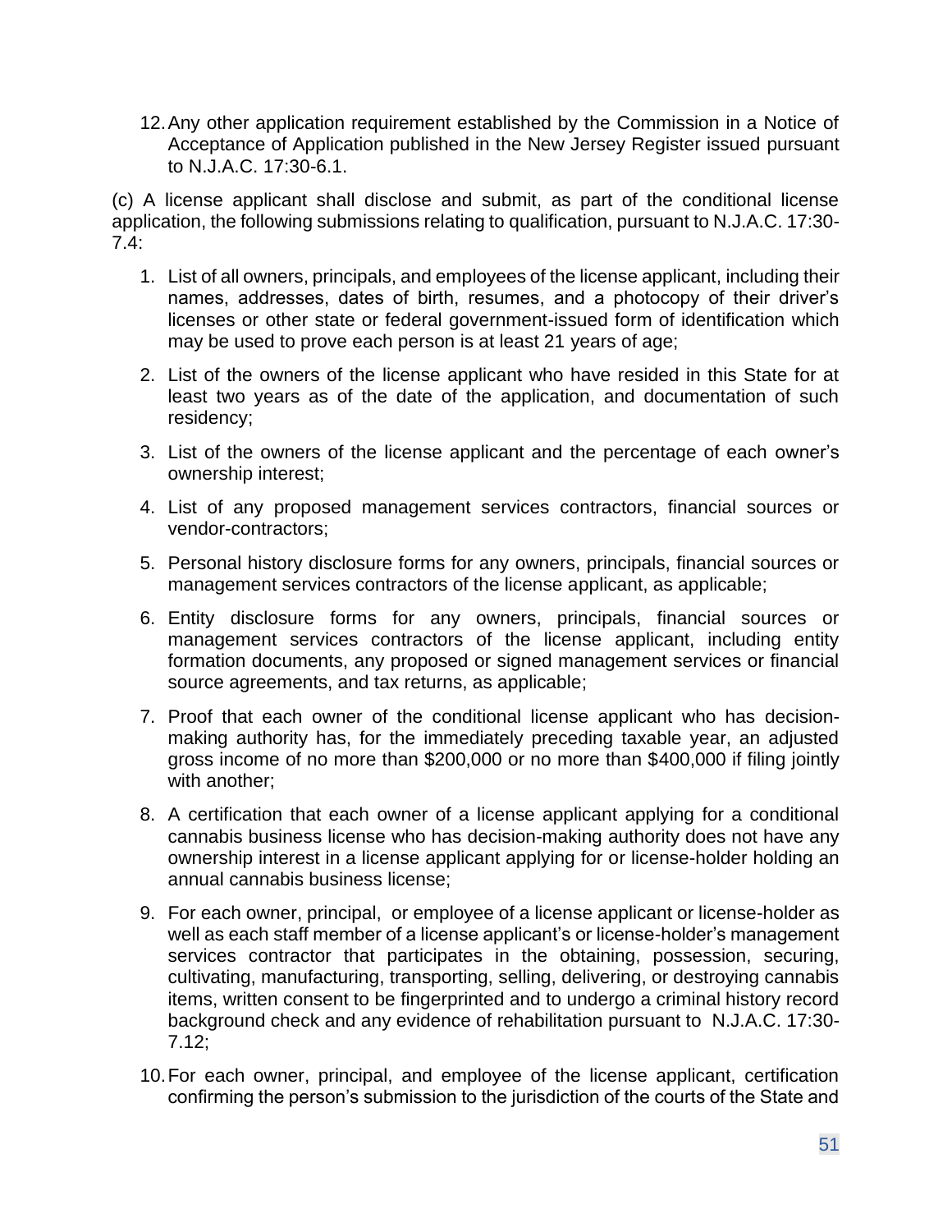12. Any other application requirement established by the Commission in a Notice of Acceptance of Application published in the New Jersey Register issued pursuant to N.J.A.C. 17:30-6.1.

(c) A license applicant shall disclose and submit, as part of the conditional license application, the following submissions relating to qualification, pursuant to N.J.A.C. 17:30-7.4:

1. List of all owners, principals, and employees of the license applicant, including their names, addresses, dates of birth, resumes, and a photocopy of their driver's licenses or other state or federal government-issued form of identification which may be used to prove each person is at least 21 years of age;
2. List of the owners of the license applicant who have resided in this State for at least two years as of the date of the application, and documentation of such residency;
3. List of the owners of the license applicant and the percentage of each owner's ownership interest;
4. List of any proposed management services contractors, financial sources or vendor-contractors;
5. Personal history disclosure forms for any owners, principals, financial sources or management services contractors of the license applicant, as applicable;
6. Entity disclosure forms for any owners, principals, financial sources or management services contractors of the license applicant, including entity formation documents, any proposed or signed management services or financial source agreements, and tax returns, as applicable;
7. Proof that each owner of the conditional license applicant who has decision-making authority has, for the immediately preceding taxable year, an adjusted gross income of no more than $200,000 or no more than $400,000 if filing jointly with another;
8. A certification that each owner of a license applicant applying for a conditional cannabis business license who has decision-making authority does not have any ownership interest in a license applicant applying for or license-holder holding an annual cannabis business license;
9. For each owner, principal, or employee of a license applicant or license-holder as well as each staff member of a license applicant's or license-holder's management services contractor that participates in the obtaining, possession, securing, cultivating, manufacturing, transporting, selling, delivering, or destroying cannabis items, written consent to be fingerprinted and to undergo a criminal history record background check and any evidence of rehabilitation pursuant to N.J.A.C. 17:30-7.12;
10. For each owner, principal, and employee of the license applicant, certification confirming the person's submission to the jurisdiction of the courts of the State and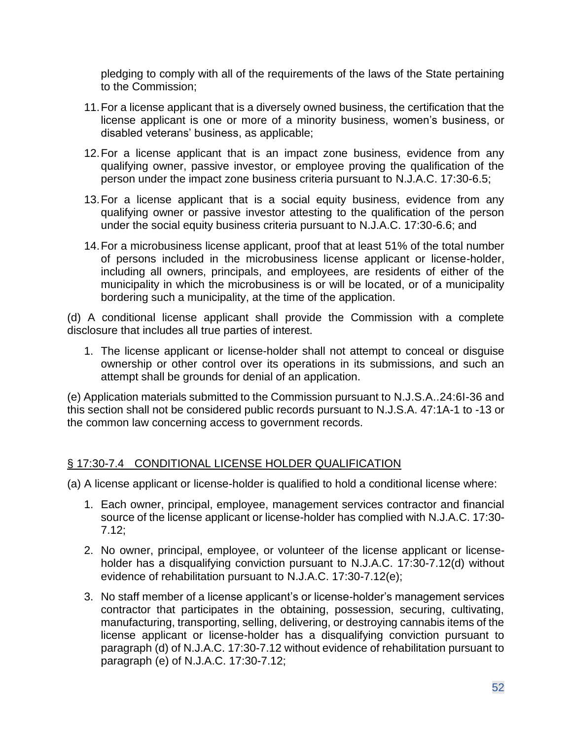pledging to comply with all of the requirements of the laws of the State pertaining to the Commission;

11. For a license applicant that is a diversely owned business, the certification that the license applicant is one or more of a minority business, women's business, or disabled veterans' business, as applicable;

12. For a license applicant that is an impact zone business, evidence from any qualifying owner, passive investor, or employee proving the qualification of the person under the impact zone business criteria pursuant to N.J.A.C. 17:30-6.5;

13. For a license applicant that is a social equity business, evidence from any qualifying owner or passive investor attesting to the qualification of the person under the social equity business criteria pursuant to N.J.A.C. 17:30-6.6; and

14. For a microbusiness license applicant, proof that at least 51% of the total number of persons included in the microbusiness license applicant or license-holder, including all owners, principals, and employees, are residents of either of the municipality in which the microbusiness is or will be located, or of a municipality bordering such a municipality, at the time of the application.

(d) A conditional license applicant shall provide the Commission with a complete disclosure that includes all true parties of interest.

1. The license applicant or license-holder shall not attempt to conceal or disguise ownership or other control over its operations in its submissions, and such an attempt shall be grounds for denial of an application.

(e) Application materials submitted to the Commission pursuant to N.J.S.A..24:6I-36 and this section shall not be considered public records pursuant to N.J.S.A. 47:1A-1 to -13 or the common law concerning access to government records.

## § 17:30-7.4 CONDITIONAL LICENSE HOLDER QUALIFICATION

(a) A license applicant or license-holder is qualified to hold a conditional license where:

1. Each owner, principal, employee, management services contractor and financial source of the license applicant or license-holder has complied with N.J.A.C. 17:30-7.12;

2. No owner, principal, employee, or volunteer of the license applicant or license-holder has a disqualifying conviction pursuant to N.J.A.C. 17:30-7.12(d) without evidence of rehabilitation pursuant to N.J.A.C. 17:30-7.12(e);

3. No staff member of a license applicant's or license-holder's management services contractor that participates in the obtaining, possession, securing, cultivating, manufacturing, transporting, selling, delivering, or destroying cannabis items of the license applicant or license-holder has a disqualifying conviction pursuant to paragraph (d) of N.J.A.C. 17:30-7.12 without evidence of rehabilitation pursuant to paragraph (e) of N.J.A.C. 17:30-7.12;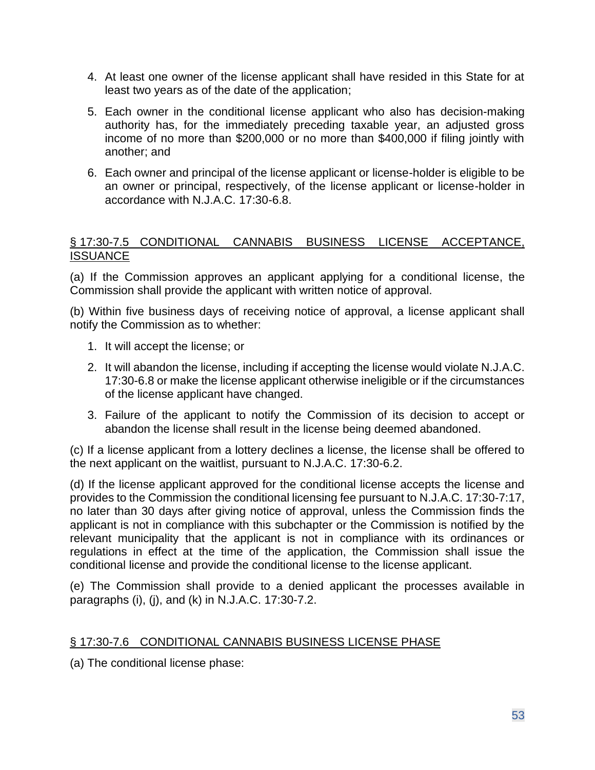4. At least one owner of the license applicant shall have resided in this State for at least two years as of the date of the application;

5. Each owner in the conditional license applicant who also has decision-making authority has, for the immediately preceding taxable year, an adjusted gross income of no more than $200,000 or no more than $400,000 if filing jointly with another; and

6. Each owner and principal of the license applicant or license-holder is eligible to be an owner or principal, respectively, of the license applicant or license-holder in accordance with N.J.A.C. 17:30-6.8.

## § 17:30-7.5 CONDITIONAL CANNABIS BUSINESS LICENSE ACCEPTANCE, ISSUANCE

(a) If the Commission approves an applicant applying for a conditional license, the Commission shall provide the applicant with written notice of approval.

(b) Within five business days of receiving notice of approval, a license applicant shall notify the Commission as to whether:

1. It will accept the license; or

2. It will abandon the license, including if accepting the license would violate N.J.A.C. 17:30-6.8 or make the license applicant otherwise ineligible or if the circumstances of the license applicant have changed.

3. Failure of the applicant to notify the Commission of its decision to accept or abandon the license shall result in the license being deemed abandoned.

(c) If a license applicant from a lottery declines a license, the license shall be offered to the next applicant on the waitlist, pursuant to N.J.A.C. 17:30-6.2.

(d) If the license applicant approved for the conditional license accepts the license and provides to the Commission the conditional licensing fee pursuant to N.J.A.C. 17:30-7:17, no later than 30 days after giving notice of approval, unless the Commission finds the applicant is not in compliance with this subchapter or the Commission is notified by the relevant municipality that the applicant is not in compliance with its ordinances or regulations in effect at the time of the application, the Commission shall issue the conditional license and provide the conditional license to the license applicant.

(e) The Commission shall provide to a denied applicant the processes available in paragraphs (i), (j), and (k) in N.J.A.C. 17:30-7.2.

## § 17:30-7.6 CONDITIONAL CANNABIS BUSINESS LICENSE PHASE

(a) The conditional license phase: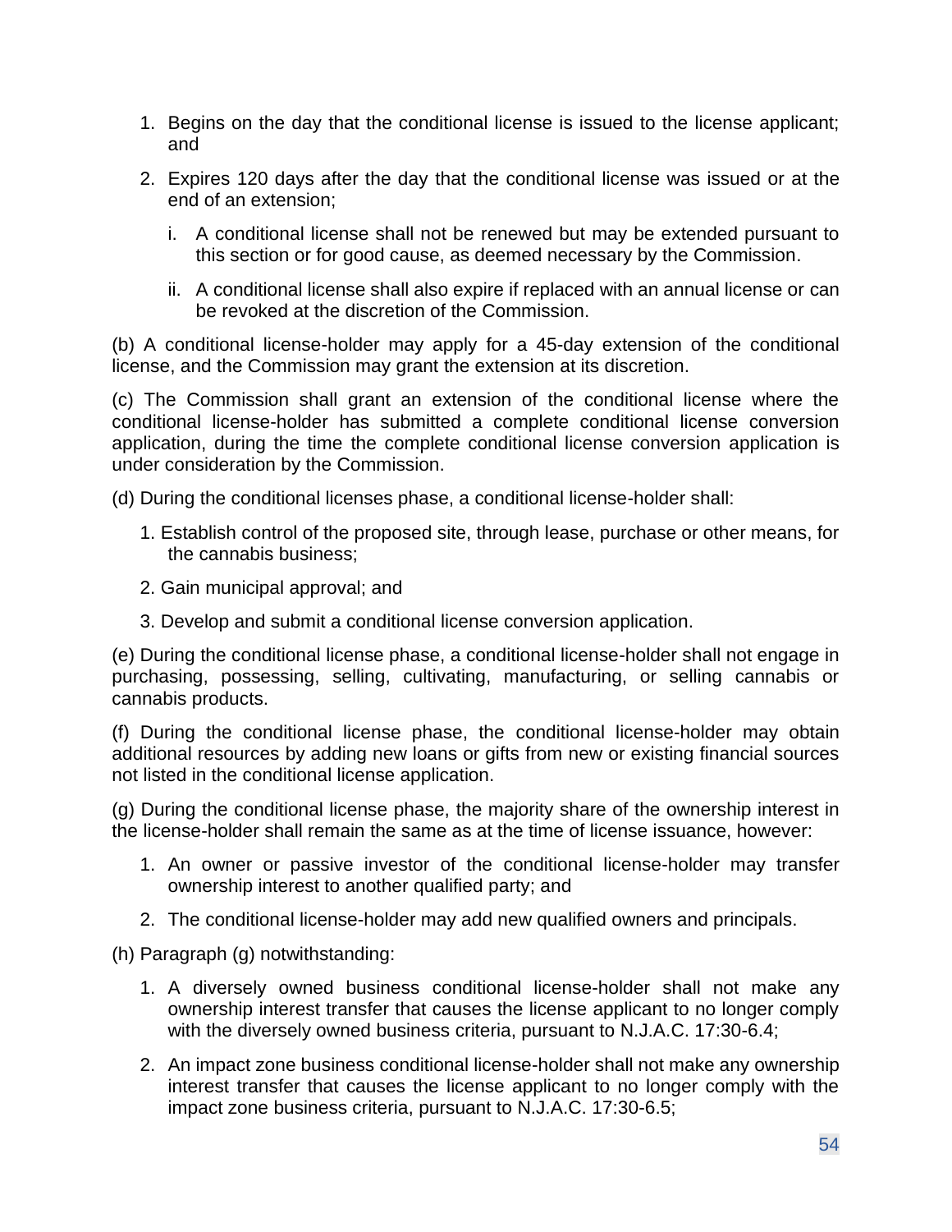1. Begins on the day that the conditional license is issued to the license applicant; and
2. Expires 120 days after the day that the conditional license was issued or at the end of an extension;
   i. A conditional license shall not be renewed but may be extended pursuant to this section or for good cause, as deemed necessary by the Commission.
   ii. A conditional license shall also expire if replaced with an annual license or can be revoked at the discretion of the Commission.

(b) A conditional license-holder may apply for a 45-day extension of the conditional license, and the Commission may grant the extension at its discretion.

(c) The Commission shall grant an extension of the conditional license where the conditional license-holder has submitted a complete conditional license conversion application, during the time the complete conditional license conversion application is under consideration by the Commission.

(d) During the conditional licenses phase, a conditional license-holder shall:

1. Establish control of the proposed site, through lease, purchase or other means, for the cannabis business;
2. Gain municipal approval; and
3. Develop and submit a conditional license conversion application.

(e) During the conditional license phase, a conditional license-holder shall not engage in purchasing, possessing, selling, cultivating, manufacturing, or selling cannabis or cannabis products.

(f) During the conditional license phase, the conditional license-holder may obtain additional resources by adding new loans or gifts from new or existing financial sources not listed in the conditional license application.

(g) During the conditional license phase, the majority share of the ownership interest in the license-holder shall remain the same as at the time of license issuance, however:

1. An owner or passive investor of the conditional license-holder may transfer ownership interest to another qualified party; and
2. The conditional license-holder may add new qualified owners and principals.

(h) Paragraph (g) notwithstanding:

1. A diversely owned business conditional license-holder shall not make any ownership interest transfer that causes the license applicant to no longer comply with the diversely owned business criteria, pursuant to N.J.A.C. 17:30-6.4;
2. An impact zone business conditional license-holder shall not make any ownership interest transfer that causes the license applicant to no longer comply with the impact zone business criteria, pursuant to N.J.A.C. 17:30-6.5;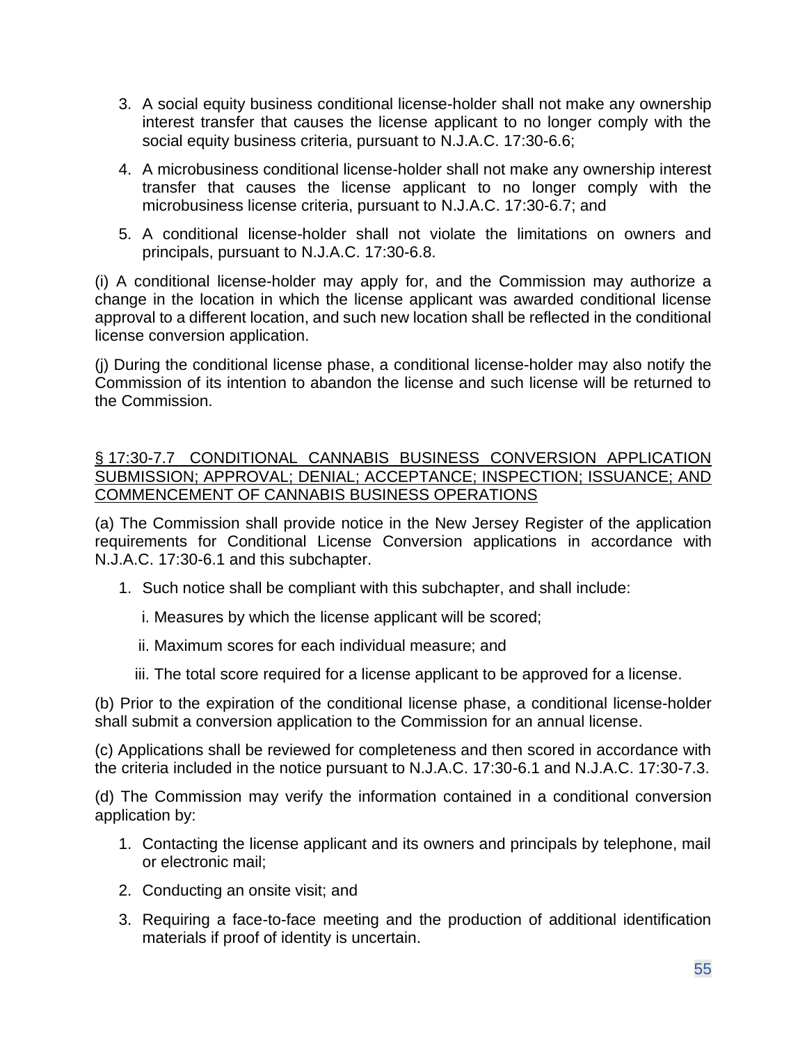3. A social equity business conditional license-holder shall not make any ownership interest transfer that causes the license applicant to no longer comply with the social equity business criteria, pursuant to N.J.A.C. 17:30-6.6;

4. A microbusiness conditional license-holder shall not make any ownership interest transfer that causes the license applicant to no longer comply with the microbusiness license criteria, pursuant to N.J.A.C. 17:30-6.7; and

5. A conditional license-holder shall not violate the limitations on owners and principals, pursuant to N.J.A.C. 17:30-6.8.

(i) A conditional license-holder may apply for, and the Commission may authorize a change in the location in which the license applicant was awarded conditional license approval to a different location, and such new location shall be reflected in the conditional license conversion application.

(j) During the conditional license phase, a conditional license-holder may also notify the Commission of its intention to abandon the license and such license will be returned to the Commission.

## § 17:30-7.7 CONDITIONAL CANNABIS BUSINESS CONVERSION APPLICATION SUBMISSION; APPROVAL; DENIAL; ACCEPTANCE; INSPECTION; ISSUANCE; AND COMMENCEMENT OF CANNABIS BUSINESS OPERATIONS

(a) The Commission shall provide notice in the New Jersey Register of the application requirements for Conditional License Conversion applications in accordance with N.J.A.C. 17:30-6.1 and this subchapter.

1. Such notice shall be compliant with this subchapter, and shall include:

   i. Measures by which the license applicant will be scored;

   ii. Maximum scores for each individual measure; and

   iii. The total score required for a license applicant to be approved for a license.

(b) Prior to the expiration of the conditional license phase, a conditional license-holder shall submit a conversion application to the Commission for an annual license.

(c) Applications shall be reviewed for completeness and then scored in accordance with the criteria included in the notice pursuant to N.J.A.C. 17:30-6.1 and N.J.A.C. 17:30-7.3.

(d) The Commission may verify the information contained in a conditional conversion application by:

1. Contacting the license applicant and its owners and principals by telephone, mail or electronic mail;

2. Conducting an onsite visit; and

3. Requiring a face-to-face meeting and the production of additional identification materials if proof of identity is uncertain.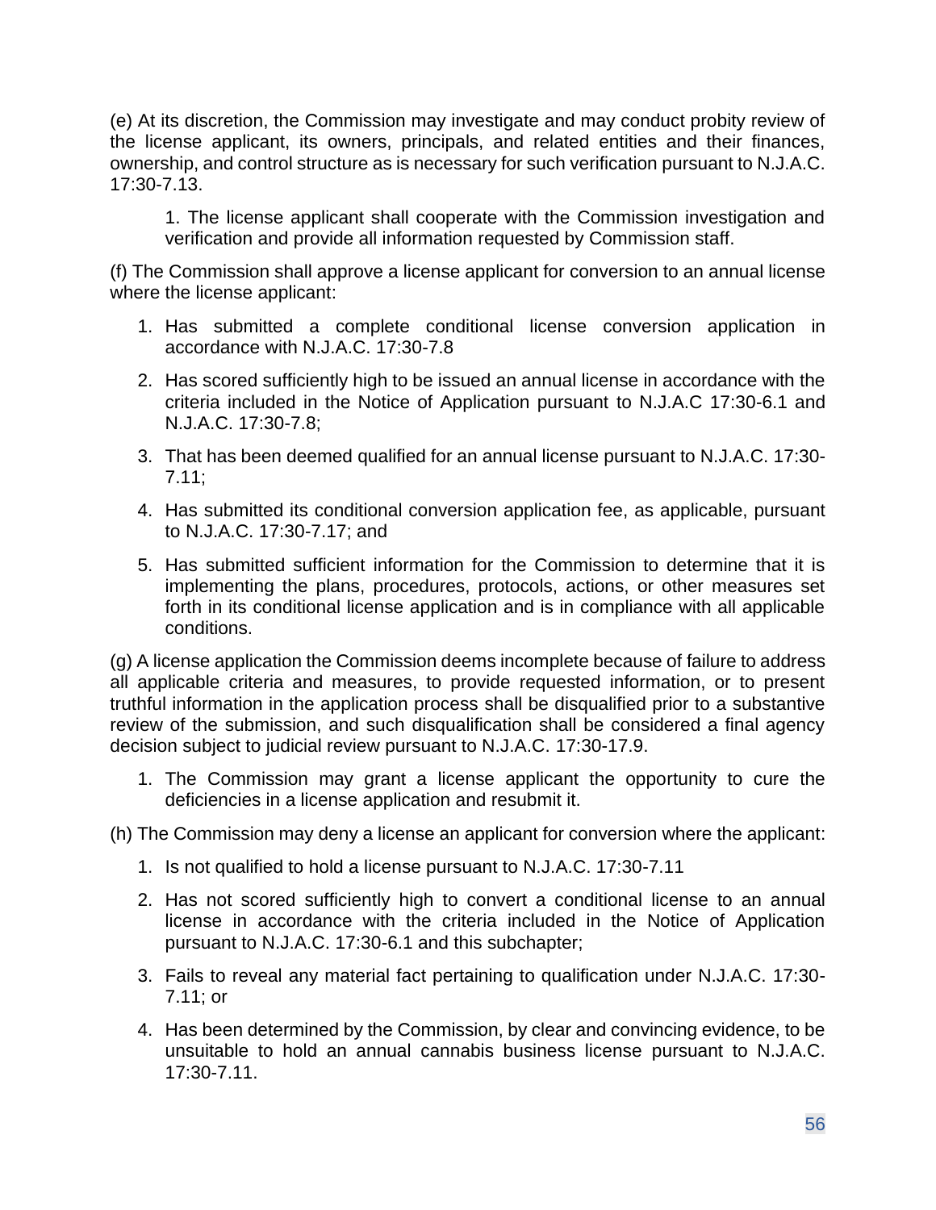(e) At its discretion, the Commission may investigate and may conduct probity review of the license applicant, its owners, principals, and related entities and their finances, ownership, and control structure as is necessary for such verification pursuant to N.J.A.C. 17:30-7.13.

1. The license applicant shall cooperate with the Commission investigation and verification and provide all information requested by Commission staff.

(f) The Commission shall approve a license applicant for conversion to an annual license where the license applicant:

1. Has submitted a complete conditional license conversion application in accordance with N.J.A.C. 17:30-7.8
2. Has scored sufficiently high to be issued an annual license in accordance with the criteria included in the Notice of Application pursuant to N.J.A.C 17:30-6.1 and N.J.A.C. 17:30-7.8;
3. That has been deemed qualified for an annual license pursuant to N.J.A.C. 17:30-7.11;
4. Has submitted its conditional conversion application fee, as applicable, pursuant to N.J.A.C. 17:30-7.17; and
5. Has submitted sufficient information for the Commission to determine that it is implementing the plans, procedures, protocols, actions, or other measures set forth in its conditional license application and is in compliance with all applicable conditions.

(g) A license application the Commission deems incomplete because of failure to address all applicable criteria and measures, to provide requested information, or to present truthful information in the application process shall be disqualified prior to a substantive review of the submission, and such disqualification shall be considered a final agency decision subject to judicial review pursuant to N.J.A.C. 17:30-17.9.

1. The Commission may grant a license applicant the opportunity to cure the deficiencies in a license application and resubmit it.

(h) The Commission may deny a license an applicant for conversion where the applicant:

1. Is not qualified to hold a license pursuant to N.J.A.C. 17:30-7.11
2. Has not scored sufficiently high to convert a conditional license to an annual license in accordance with the criteria included in the Notice of Application pursuant to N.J.A.C. 17:30-6.1 and this subchapter;
3. Fails to reveal any material fact pertaining to qualification under N.J.A.C. 17:30-7.11; or
4. Has been determined by the Commission, by clear and convincing evidence, to be unsuitable to hold an annual cannabis business license pursuant to N.J.A.C. 17:30-7.11.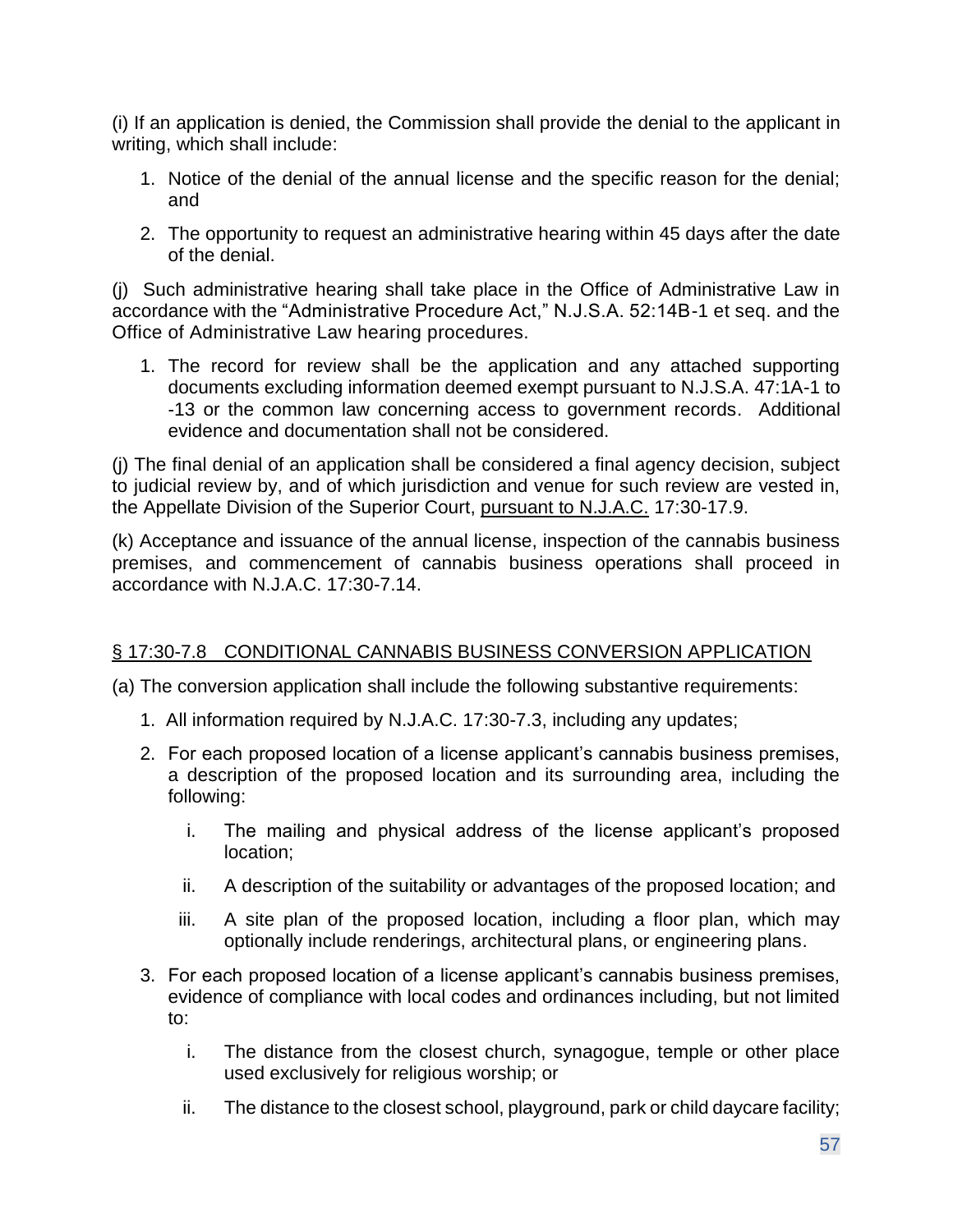(i) If an application is denied, the Commission shall provide the denial to the applicant in writing, which shall include:

1. Notice of the denial of the annual license and the specific reason for the denial; and
2. The opportunity to request an administrative hearing within 45 days after the date of the denial.

(j) Such administrative hearing shall take place in the Office of Administrative Law in accordance with the "Administrative Procedure Act," N.J.S.A. 52:14B-1 et seq. and the Office of Administrative Law hearing procedures.

1. The record for review shall be the application and any attached supporting documents excluding information deemed exempt pursuant to N.J.S.A. 47:1A-1 to -13 or the common law concerning access to government records. Additional evidence and documentation shall not be considered.

(j) The final denial of an application shall be considered a final agency decision, subject to judicial review by, and of which jurisdiction and venue for such review are vested in, the Appellate Division of the Superior Court, pursuant to N.J.A.C. 17:30-17.9.

(k) Acceptance and issuance of the annual license, inspection of the cannabis business premises, and commencement of cannabis business operations shall proceed in accordance with N.J.A.C. 17:30-7.14.

## § 17:30-7.8 CONDITIONAL CANNABIS BUSINESS CONVERSION APPLICATION

(a) The conversion application shall include the following substantive requirements:

1. All information required by N.J.A.C. 17:30-7.3, including any updates;
2. For each proposed location of a license applicant's cannabis business premises, a description of the proposed location and its surrounding area, including the following:
   i. The mailing and physical address of the license applicant's proposed location;
   ii. A description of the suitability or advantages of the proposed location; and
   iii. A site plan of the proposed location, including a floor plan, which may optionally include renderings, architectural plans, or engineering plans.
3. For each proposed location of a license applicant's cannabis business premises, evidence of compliance with local codes and ordinances including, but not limited to:
   i. The distance from the closest church, synagogue, temple or other place used exclusively for religious worship; or
   ii. The distance to the closest school, playground, park or child daycare facility;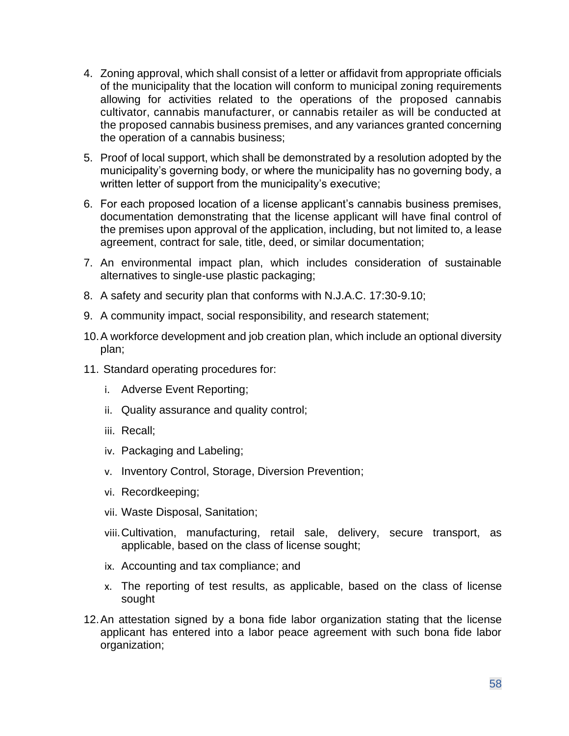4. Zoning approval, which shall consist of a letter or affidavit from appropriate officials of the municipality that the location will conform to municipal zoning requirements allowing for activities related to the operations of the proposed cannabis cultivator, cannabis manufacturer, or cannabis retailer as will be conducted at the proposed cannabis business premises, and any variances granted concerning the operation of a cannabis business;
5. Proof of local support, which shall be demonstrated by a resolution adopted by the municipality's governing body, or where the municipality has no governing body, a written letter of support from the municipality's executive;
6. For each proposed location of a license applicant's cannabis business premises, documentation demonstrating that the license applicant will have final control of the premises upon approval of the application, including, but not limited to, a lease agreement, contract for sale, title, deed, or similar documentation;
7. An environmental impact plan, which includes consideration of sustainable alternatives to single-use plastic packaging;
8. A safety and security plan that conforms with N.J.A.C. 17:30-9.10;
9. A community impact, social responsibility, and research statement;
10. A workforce development and job creation plan, which include an optional diversity plan;
11. Standard operating procedures for:
    i. Adverse Event Reporting;
    ii. Quality assurance and quality control;
    iii. Recall;
    iv. Packaging and Labeling;
    v. Inventory Control, Storage, Diversion Prevention;
    vi. Recordkeeping;
    vii. Waste Disposal, Sanitation;
    viii. Cultivation, manufacturing, retail sale, delivery, secure transport, as applicable, based on the class of license sought;
    ix. Accounting and tax compliance; and
    x. The reporting of test results, as applicable, based on the class of license sought
12. An attestation signed by a bona fide labor organization stating that the license applicant has entered into a labor peace agreement with such bona fide labor organization;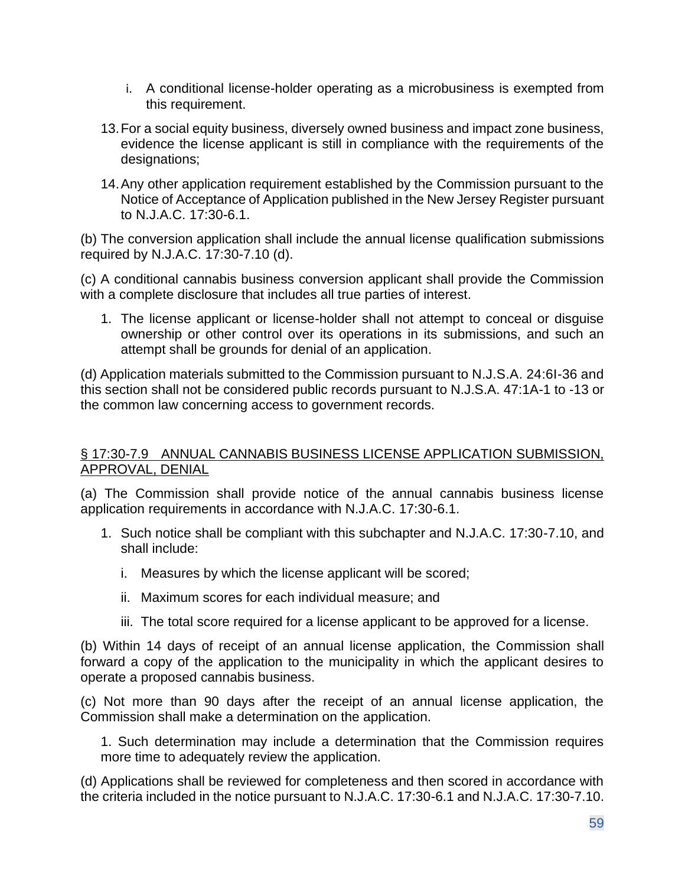i. A conditional license-holder operating as a microbusiness is exempted from this requirement.

13. For a social equity business, diversely owned business and impact zone business, evidence the license applicant is still in compliance with the requirements of the designations;

14. Any other application requirement established by the Commission pursuant to the Notice of Acceptance of Application published in the New Jersey Register pursuant to N.J.A.C. 17:30-6.1.

(b) The conversion application shall include the annual license qualification submissions required by N.J.A.C. 17:30-7.10 (d).

(c) A conditional cannabis business conversion applicant shall provide the Commission with a complete disclosure that includes all true parties of interest.

1. The license applicant or license-holder shall not attempt to conceal or disguise ownership or other control over its operations in its submissions, and such an attempt shall be grounds for denial of an application.

(d) Application materials submitted to the Commission pursuant to N.J.S.A. 24:6I-36 and this section shall not be considered public records pursuant to N.J.S.A. 47:1A-1 to -13 or the common law concerning access to government records.

## § 17:30-7.9 ANNUAL CANNABIS BUSINESS LICENSE APPLICATION SUBMISSION, APPROVAL, DENIAL

(a) The Commission shall provide notice of the annual cannabis business license application requirements in accordance with N.J.A.C. 17:30-6.1.

1. Such notice shall be compliant with this subchapter and N.J.A.C. 17:30-7.10, and shall include:

   i. Measures by which the license applicant will be scored;

   ii. Maximum scores for each individual measure; and

   iii. The total score required for a license applicant to be approved for a license.

(b) Within 14 days of receipt of an annual license application, the Commission shall forward a copy of the application to the municipality in which the applicant desires to operate a proposed cannabis business.

(c) Not more than 90 days after the receipt of an annual license application, the Commission shall make a determination on the application.

1. Such determination may include a determination that the Commission requires more time to adequately review the application.

(d) Applications shall be reviewed for completeness and then scored in accordance with the criteria included in the notice pursuant to N.J.A.C. 17:30-6.1 and N.J.A.C. 17:30-7.10.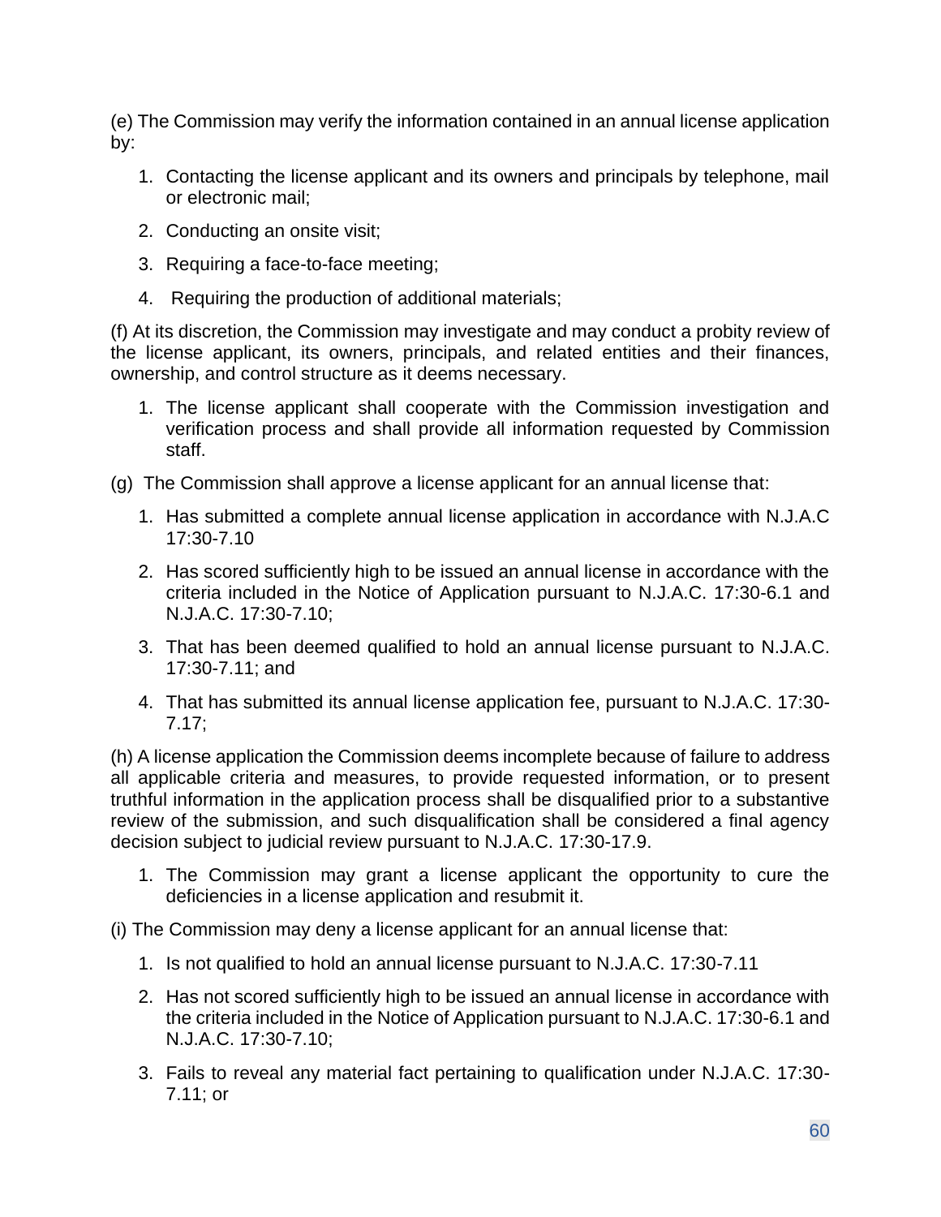(e) The Commission may verify the information contained in an annual license application by:

1. Contacting the license applicant and its owners and principals by telephone, mail or electronic mail;
2. Conducting an onsite visit;
3. Requiring a face-to-face meeting;
4. Requiring the production of additional materials;

(f) At its discretion, the Commission may investigate and may conduct a probity review of the license applicant, its owners, principals, and related entities and their finances, ownership, and control structure as it deems necessary.

1. The license applicant shall cooperate with the Commission investigation and verification process and shall provide all information requested by Commission staff.

(g) The Commission shall approve a license applicant for an annual license that:

1. Has submitted a complete annual license application in accordance with N.J.A.C 17:30-7.10
2. Has scored sufficiently high to be issued an annual license in accordance with the criteria included in the Notice of Application pursuant to N.J.A.C. 17:30-6.1 and N.J.A.C. 17:30-7.10;
3. That has been deemed qualified to hold an annual license pursuant to N.J.A.C. 17:30-7.11; and
4. That has submitted its annual license application fee, pursuant to N.J.A.C. 17:30-7.17;

(h) A license application the Commission deems incomplete because of failure to address all applicable criteria and measures, to provide requested information, or to present truthful information in the application process shall be disqualified prior to a substantive review of the submission, and such disqualification shall be considered a final agency decision subject to judicial review pursuant to N.J.A.C. 17:30-17.9.

1. The Commission may grant a license applicant the opportunity to cure the deficiencies in a license application and resubmit it.

(i) The Commission may deny a license applicant for an annual license that:

1. Is not qualified to hold an annual license pursuant to N.J.A.C. 17:30-7.11
2. Has not scored sufficiently high to be issued an annual license in accordance with the criteria included in the Notice of Application pursuant to N.J.A.C. 17:30-6.1 and N.J.A.C. 17:30-7.10;
3. Fails to reveal any material fact pertaining to qualification under N.J.A.C. 17:30-7.11; or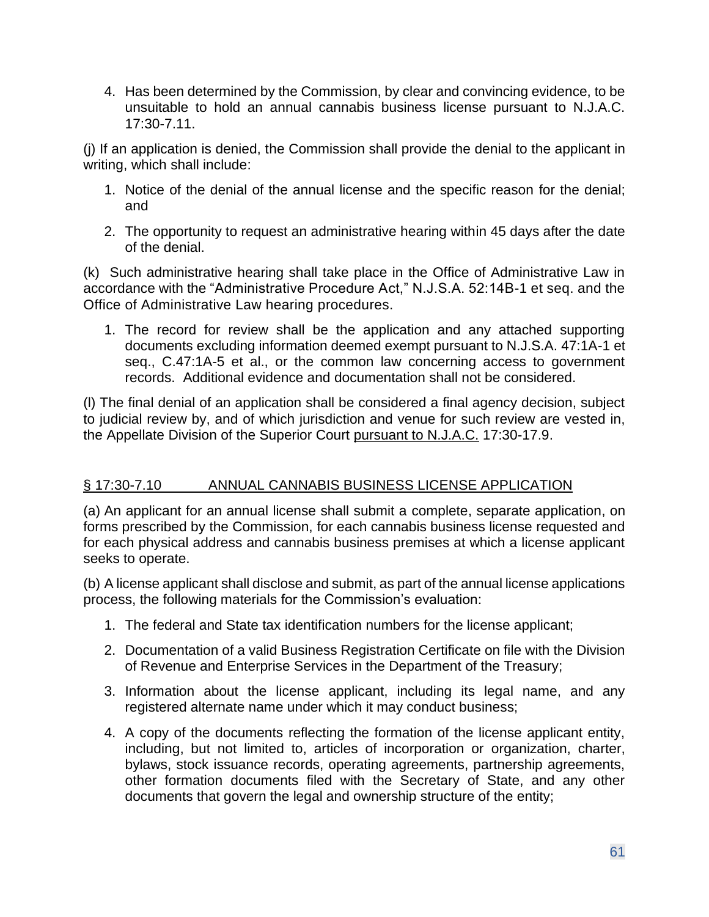4. Has been determined by the Commission, by clear and convincing evidence, to be unsuitable to hold an annual cannabis business license pursuant to N.J.A.C. 17:30-7.11.

(j) If an application is denied, the Commission shall provide the denial to the applicant in writing, which shall include:

1. Notice of the denial of the annual license and the specific reason for the denial; and
2. The opportunity to request an administrative hearing within 45 days after the date of the denial.

(k) Such administrative hearing shall take place in the Office of Administrative Law in accordance with the "Administrative Procedure Act," N.J.S.A. 52:14B-1 et seq. and the Office of Administrative Law hearing procedures.

1. The record for review shall be the application and any attached supporting documents excluding information deemed exempt pursuant to N.J.S.A. 47:1A-1 et seq., C.47:1A-5 et al., or the common law concerning access to government records. Additional evidence and documentation shall not be considered.

(l) The final denial of an application shall be considered a final agency decision, subject to judicial review by, and of which jurisdiction and venue for such review are vested in, the Appellate Division of the Superior Court pursuant to N.J.A.C. 17:30-17.9.

## § 17:30-7.10 ANNUAL CANNABIS BUSINESS LICENSE APPLICATION

(a) An applicant for an annual license shall submit a complete, separate application, on forms prescribed by the Commission, for each cannabis business license requested and for each physical address and cannabis business premises at which a license applicant seeks to operate.

(b) A license applicant shall disclose and submit, as part of the annual license applications process, the following materials for the Commission's evaluation:

1. The federal and State tax identification numbers for the license applicant;
2. Documentation of a valid Business Registration Certificate on file with the Division of Revenue and Enterprise Services in the Department of the Treasury;
3. Information about the license applicant, including its legal name, and any registered alternate name under which it may conduct business;
4. A copy of the documents reflecting the formation of the license applicant entity, including, but not limited to, articles of incorporation or organization, charter, bylaws, stock issuance records, operating agreements, partnership agreements, other formation documents filed with the Secretary of State, and any other documents that govern the legal and ownership structure of the entity;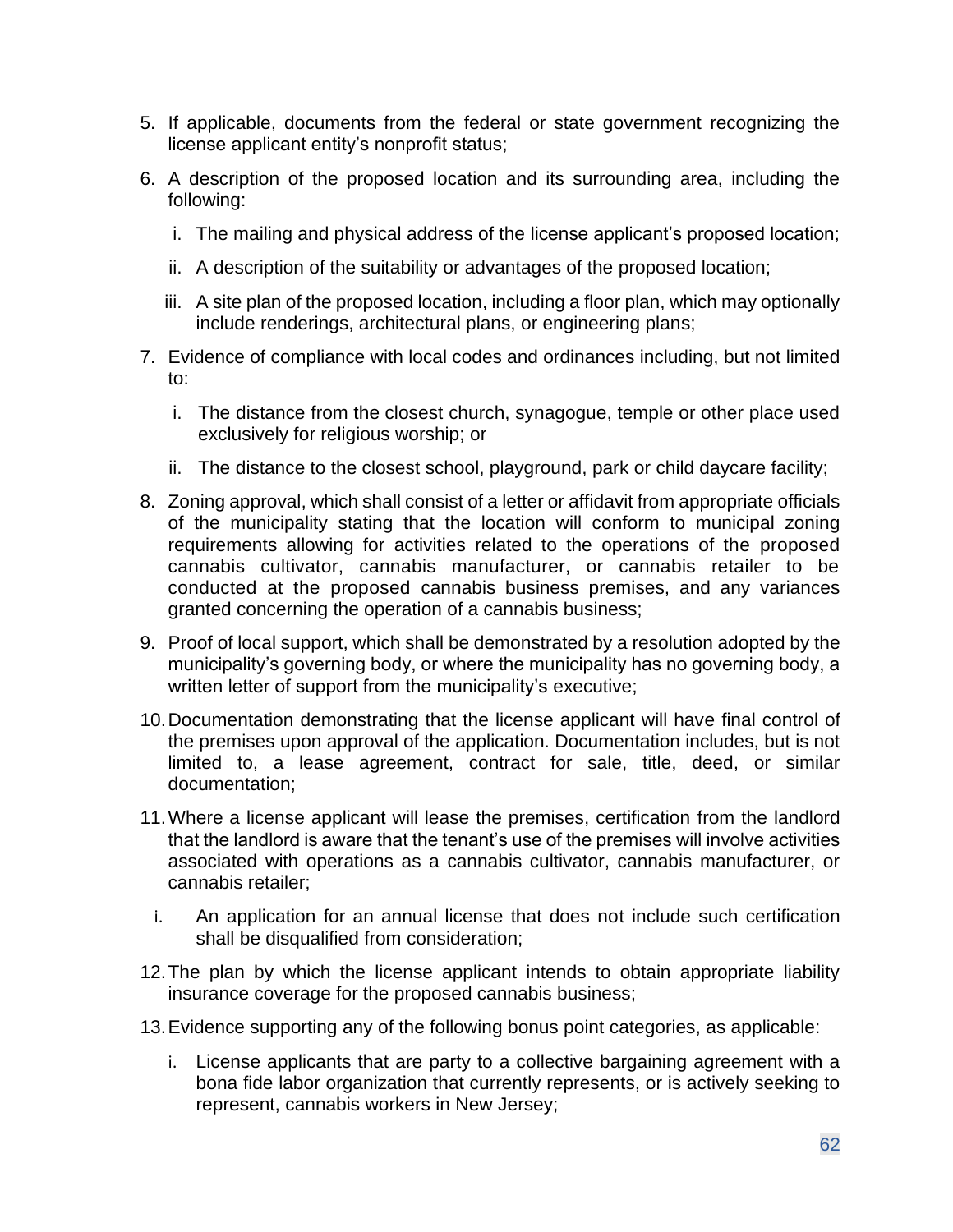5. If applicable, documents from the federal or state government recognizing the license applicant entity's nonprofit status;

6. A description of the proposed location and its surrounding area, including the following:

   i. The mailing and physical address of the license applicant's proposed location;

   ii. A description of the suitability or advantages of the proposed location;

   iii. A site plan of the proposed location, including a floor plan, which may optionally include renderings, architectural plans, or engineering plans;

7. Evidence of compliance with local codes and ordinances including, but not limited to:

   i. The distance from the closest church, synagogue, temple or other place used exclusively for religious worship; or

   ii. The distance to the closest school, playground, park or child daycare facility;

8. Zoning approval, which shall consist of a letter or affidavit from appropriate officials of the municipality stating that the location will conform to municipal zoning requirements allowing for activities related to the operations of the proposed cannabis cultivator, cannabis manufacturer, or cannabis retailer to be conducted at the proposed cannabis business premises, and any variances granted concerning the operation of a cannabis business;

9. Proof of local support, which shall be demonstrated by a resolution adopted by the municipality's governing body, or where the municipality has no governing body, a written letter of support from the municipality's executive;

10. Documentation demonstrating that the license applicant will have final control of the premises upon approval of the application. Documentation includes, but is not limited to, a lease agreement, contract for sale, title, deed, or similar documentation;

11. Where a license applicant will lease the premises, certification from the landlord that the landlord is aware that the tenant's use of the premises will involve activities associated with operations as a cannabis cultivator, cannabis manufacturer, or cannabis retailer;

    i. An application for an annual license that does not include such certification shall be disqualified from consideration;

12. The plan by which the license applicant intends to obtain appropriate liability insurance coverage for the proposed cannabis business;

13. Evidence supporting any of the following bonus point categories, as applicable:

    i. License applicants that are party to a collective bargaining agreement with a bona fide labor organization that currently represents, or is actively seeking to represent, cannabis workers in New Jersey;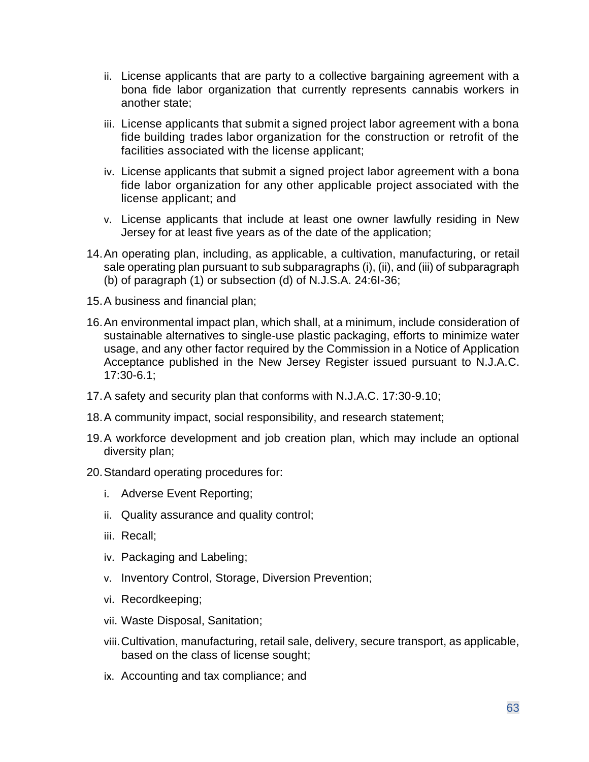ii. License applicants that are party to a collective bargaining agreement with a bona fide labor organization that currently represents cannabis workers in another state;

   iii. License applicants that submit a signed project labor agreement with a bona fide building trades labor organization for the construction or retrofit of the facilities associated with the license applicant;

   iv. License applicants that submit a signed project labor agreement with a bona fide labor organization for any other applicable project associated with the license applicant; and

   v. License applicants that include at least one owner lawfully residing in New Jersey for at least five years as of the date of the application;

14. An operating plan, including, as applicable, a cultivation, manufacturing, or retail sale operating plan pursuant to sub subparagraphs (i), (ii), and (iii) of subparagraph (b) of paragraph (1) or subsection (d) of N.J.S.A. 24:6I-36;

15. A business and financial plan;

16. An environmental impact plan, which shall, at a minimum, include consideration of sustainable alternatives to single-use plastic packaging, efforts to minimize water usage, and any other factor required by the Commission in a Notice of Application Acceptance published in the New Jersey Register issued pursuant to N.J.A.C. 17:30-6.1;

17. A safety and security plan that conforms with N.J.A.C. 17:30-9.10;

18. A community impact, social responsibility, and research statement;

19. A workforce development and job creation plan, which may include an optional diversity plan;

20. Standard operating procedures for:

   i. Adverse Event Reporting;

   ii. Quality assurance and quality control;

   iii. Recall;

   iv. Packaging and Labeling;

   v. Inventory Control, Storage, Diversion Prevention;

   vi. Recordkeeping;

   vii. Waste Disposal, Sanitation;

   viii. Cultivation, manufacturing, retail sale, delivery, secure transport, as applicable, based on the class of license sought;

   ix. Accounting and tax compliance; and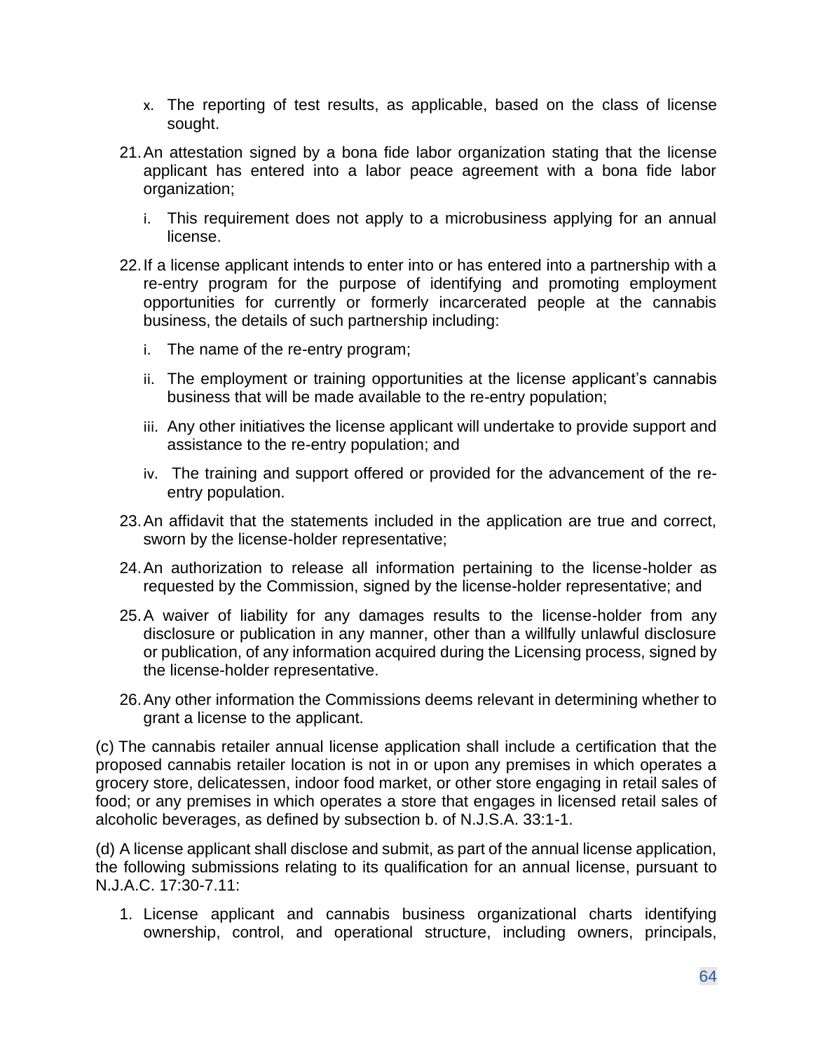x. The reporting of test results, as applicable, based on the class of license sought.

21. An attestation signed by a bona fide labor organization stating that the license applicant has entered into a labor peace agreement with a bona fide labor organization;

    i. This requirement does not apply to a microbusiness applying for an annual license.

22. If a license applicant intends to enter into or has entered into a partnership with a re-entry program for the purpose of identifying and promoting employment opportunities for currently or formerly incarcerated people at the cannabis business, the details of such partnership including:

    i. The name of the re-entry program;

    ii. The employment or training opportunities at the license applicant's cannabis business that will be made available to the re-entry population;

    iii. Any other initiatives the license applicant will undertake to provide support and assistance to the re-entry population; and

    iv. The training and support offered or provided for the advancement of the re-entry population.

23. An affidavit that the statements included in the application are true and correct, sworn by the license-holder representative;

24. An authorization to release all information pertaining to the license-holder as requested by the Commission, signed by the license-holder representative; and

25. A waiver of liability for any damages results to the license-holder from any disclosure or publication in any manner, other than a willfully unlawful disclosure or publication, of any information acquired during the Licensing process, signed by the license-holder representative.

26. Any other information the Commissions deems relevant in determining whether to grant a license to the applicant.

(c) The cannabis retailer annual license application shall include a certification that the proposed cannabis retailer location is not in or upon any premises in which operates a grocery store, delicatessen, indoor food market, or other store engaging in retail sales of food; or any premises in which operates a store that engages in licensed retail sales of alcoholic beverages, as defined by subsection b. of N.J.S.A. 33:1-1.

(d) A license applicant shall disclose and submit, as part of the annual license application, the following submissions relating to its qualification for an annual license, pursuant to N.J.A.C. 17:30-7.11:

1. License applicant and cannabis business organizational charts identifying ownership, control, and operational structure, including owners, principals,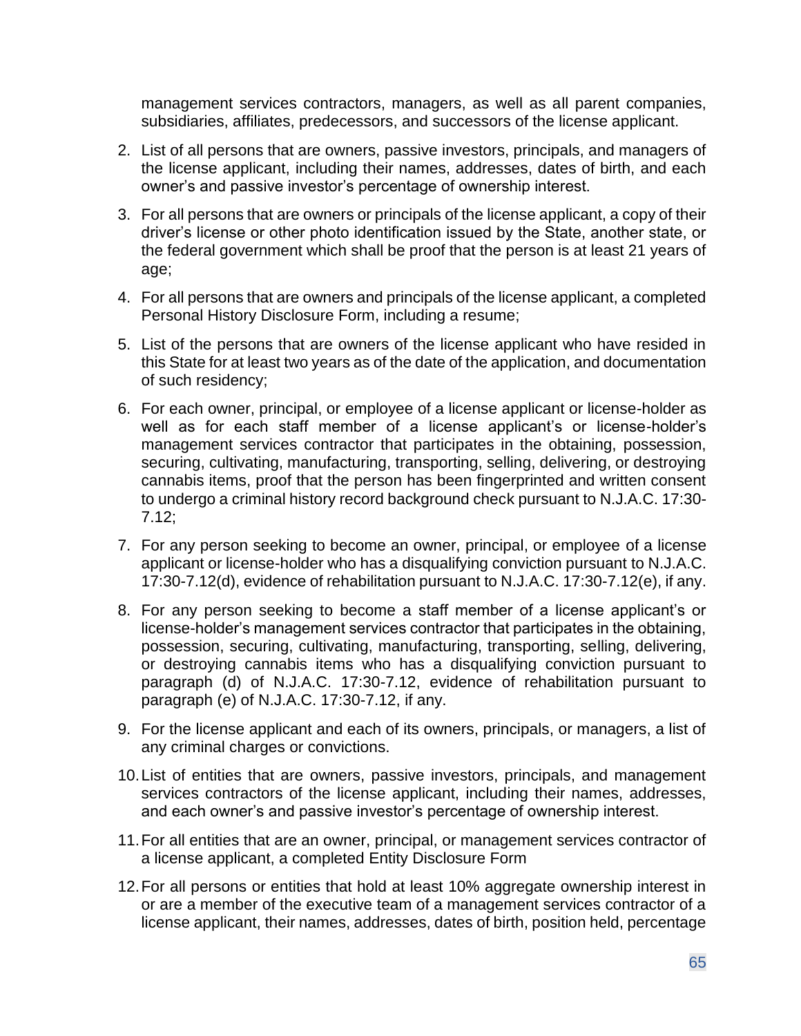management services contractors, managers, as well as all parent companies, subsidiaries, affiliates, predecessors, and successors of the license applicant.

2. List of all persons that are owners, passive investors, principals, and managers of the license applicant, including their names, addresses, dates of birth, and each owner's and passive investor's percentage of ownership interest.
3. For all persons that are owners or principals of the license applicant, a copy of their driver's license or other photo identification issued by the State, another state, or the federal government which shall be proof that the person is at least 21 years of age;
4. For all persons that are owners and principals of the license applicant, a completed Personal History Disclosure Form, including a resume;
5. List of the persons that are owners of the license applicant who have resided in this State for at least two years as of the date of the application, and documentation of such residency;
6. For each owner, principal, or employee of a license applicant or license-holder as well as for each staff member of a license applicant's or license-holder's management services contractor that participates in the obtaining, possession, securing, cultivating, manufacturing, transporting, selling, delivering, or destroying cannabis items, proof that the person has been fingerprinted and written consent to undergo a criminal history record background check pursuant to N.J.A.C. 17:30-7.12;
7. For any person seeking to become an owner, principal, or employee of a license applicant or license-holder who has a disqualifying conviction pursuant to N.J.A.C. 17:30-7.12(d), evidence of rehabilitation pursuant to N.J.A.C. 17:30-7.12(e), if any.
8. For any person seeking to become a staff member of a license applicant's or license-holder's management services contractor that participates in the obtaining, possession, securing, cultivating, manufacturing, transporting, selling, delivering, or destroying cannabis items who has a disqualifying conviction pursuant to paragraph (d) of N.J.A.C. 17:30-7.12, evidence of rehabilitation pursuant to paragraph (e) of N.J.A.C. 17:30-7.12, if any.
9. For the license applicant and each of its owners, principals, or managers, a list of any criminal charges or convictions.
10. List of entities that are owners, passive investors, principals, and management services contractors of the license applicant, including their names, addresses, and each owner's and passive investor's percentage of ownership interest.
11. For all entities that are an owner, principal, or management services contractor of a license applicant, a completed Entity Disclosure Form
12. For all persons or entities that hold at least 10% aggregate ownership interest in or are a member of the executive team of a management services contractor of a license applicant, their names, addresses, dates of birth, position held, percentage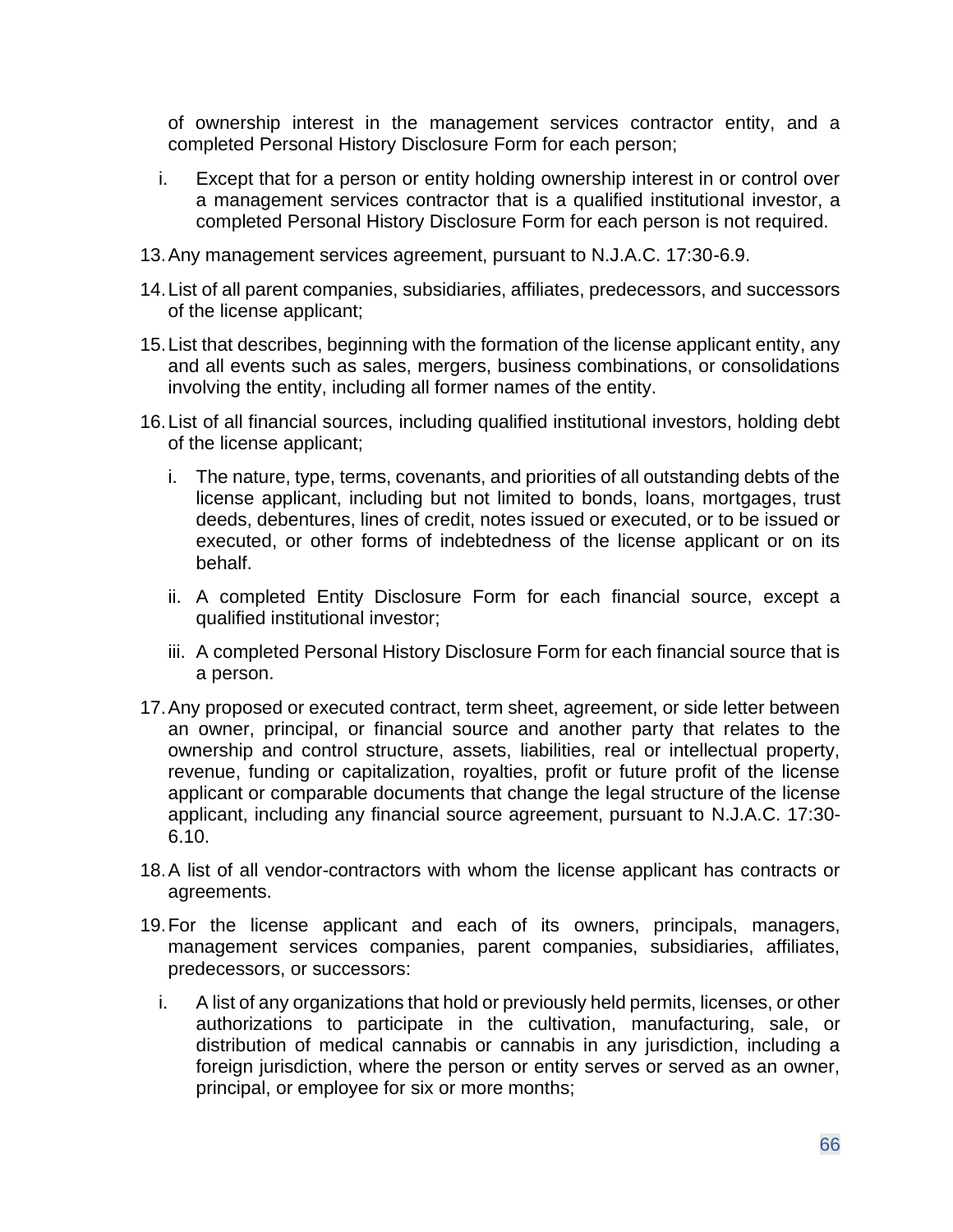of ownership interest in the management services contractor entity, and a completed Personal History Disclosure Form for each person;

   i. Except that for a person or entity holding ownership interest in or control over a management services contractor that is a qualified institutional investor, a completed Personal History Disclosure Form for each person is not required.

13. Any management services agreement, pursuant to N.J.A.C. 17:30-6.9.

14. List of all parent companies, subsidiaries, affiliates, predecessors, and successors of the license applicant;

15. List that describes, beginning with the formation of the license applicant entity, any and all events such as sales, mergers, business combinations, or consolidations involving the entity, including all former names of the entity.

16. List of all financial sources, including qualified institutional investors, holding debt of the license applicant;

   i. The nature, type, terms, covenants, and priorities of all outstanding debts of the license applicant, including but not limited to bonds, loans, mortgages, trust deeds, debentures, lines of credit, notes issued or executed, or to be issued or executed, or other forms of indebtedness of the license applicant or on its behalf.

   ii. A completed Entity Disclosure Form for each financial source, except a qualified institutional investor;

   iii. A completed Personal History Disclosure Form for each financial source that is a person.

17. Any proposed or executed contract, term sheet, agreement, or side letter between an owner, principal, or financial source and another party that relates to the ownership and control structure, assets, liabilities, real or intellectual property, revenue, funding or capitalization, royalties, profit or future profit of the license applicant or comparable documents that change the legal structure of the license applicant, including any financial source agreement, pursuant to N.J.A.C. 17:30-6.10.

18. A list of all vendor-contractors with whom the license applicant has contracts or agreements.

19. For the license applicant and each of its owners, principals, managers, management services companies, parent companies, subsidiaries, affiliates, predecessors, or successors:

   i. A list of any organizations that hold or previously held permits, licenses, or other authorizations to participate in the cultivation, manufacturing, sale, or distribution of medical cannabis or cannabis in any jurisdiction, including a foreign jurisdiction, where the person or entity serves or served as an owner, principal, or employee for six or more months;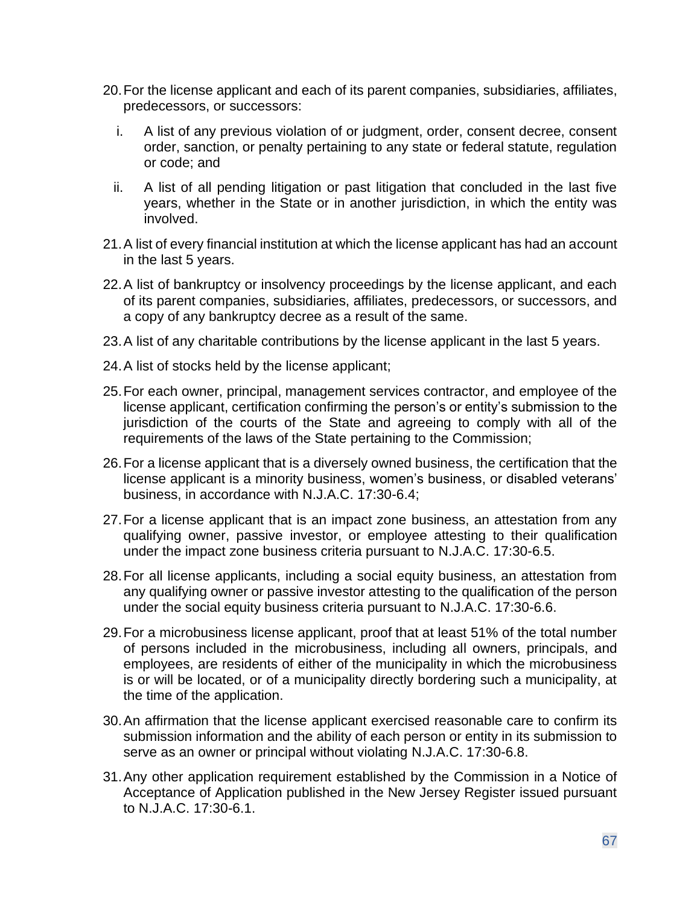20. For the license applicant and each of its parent companies, subsidiaries, affiliates, predecessors, or successors:

    i. A list of any previous violation of or judgment, order, consent decree, consent order, sanction, or penalty pertaining to any state or federal statute, regulation or code; and

    ii. A list of all pending litigation or past litigation that concluded in the last five years, whether in the State or in another jurisdiction, in which the entity was involved.

21. A list of every financial institution at which the license applicant has had an account in the last 5 years.

22. A list of bankruptcy or insolvency proceedings by the license applicant, and each of its parent companies, subsidiaries, affiliates, predecessors, or successors, and a copy of any bankruptcy decree as a result of the same.

23. A list of any charitable contributions by the license applicant in the last 5 years.

24. A list of stocks held by the license applicant;

25. For each owner, principal, management services contractor, and employee of the license applicant, certification confirming the person's or entity's submission to the jurisdiction of the courts of the State and agreeing to comply with all of the requirements of the laws of the State pertaining to the Commission;

26. For a license applicant that is a diversely owned business, the certification that the license applicant is a minority business, women's business, or disabled veterans' business, in accordance with N.J.A.C. 17:30-6.4;

27. For a license applicant that is an impact zone business, an attestation from any qualifying owner, passive investor, or employee attesting to their qualification under the impact zone business criteria pursuant to N.J.A.C. 17:30-6.5.

28. For all license applicants, including a social equity business, an attestation from any qualifying owner or passive investor attesting to the qualification of the person under the social equity business criteria pursuant to N.J.A.C. 17:30-6.6.

29. For a microbusiness license applicant, proof that at least 51% of the total number of persons included in the microbusiness, including all owners, principals, and employees, are residents of either of the municipality in which the microbusiness is or will be located, or of a municipality directly bordering such a municipality, at the time of the application.

30. An affirmation that the license applicant exercised reasonable care to confirm its submission information and the ability of each person or entity in its submission to serve as an owner or principal without violating N.J.A.C. 17:30-6.8.

31. Any other application requirement established by the Commission in a Notice of Acceptance of Application published in the New Jersey Register issued pursuant to N.J.A.C. 17:30-6.1.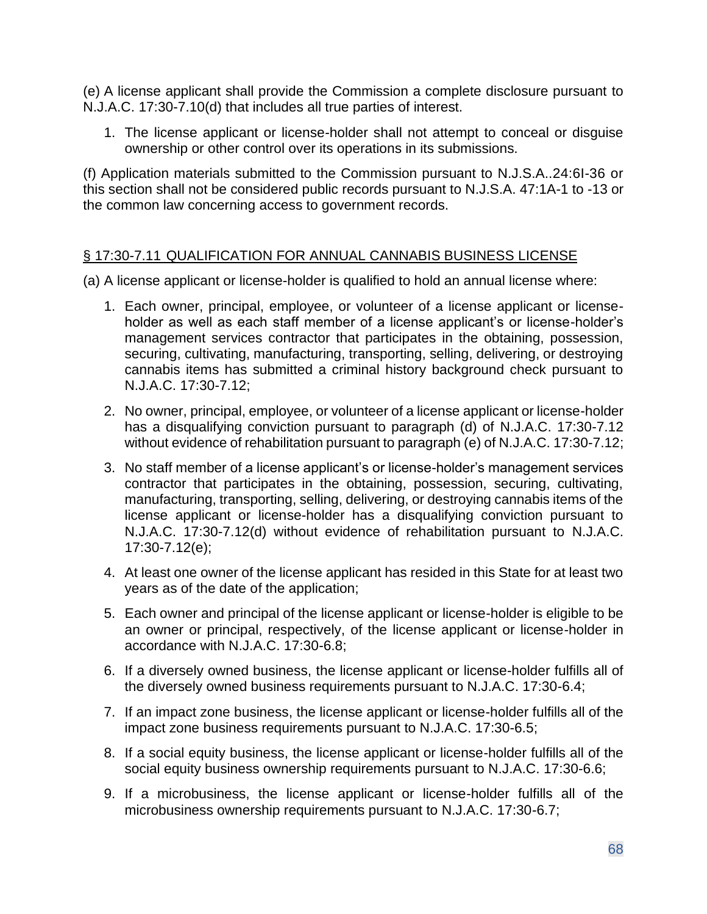(e) A license applicant shall provide the Commission a complete disclosure pursuant to N.J.A.C. 17:30-7.10(d) that includes all true parties of interest.

1. The license applicant or license-holder shall not attempt to conceal or disguise ownership or other control over its operations in its submissions.

(f) Application materials submitted to the Commission pursuant to N.J.S.A..24:6I-36 or this section shall not be considered public records pursuant to N.J.S.A. 47:1A-1 to -13 or the common law concerning access to government records.

## § 17:30-7.11 QUALIFICATION FOR ANNUAL CANNABIS BUSINESS LICENSE

(a) A license applicant or license-holder is qualified to hold an annual license where:

1. Each owner, principal, employee, or volunteer of a license applicant or license-holder as well as each staff member of a license applicant's or license-holder's management services contractor that participates in the obtaining, possession, securing, cultivating, manufacturing, transporting, selling, delivering, or destroying cannabis items has submitted a criminal history background check pursuant to N.J.A.C. 17:30-7.12;
2. No owner, principal, employee, or volunteer of a license applicant or license-holder has a disqualifying conviction pursuant to paragraph (d) of N.J.A.C. 17:30-7.12 without evidence of rehabilitation pursuant to paragraph (e) of N.J.A.C. 17:30-7.12;
3. No staff member of a license applicant's or license-holder's management services contractor that participates in the obtaining, possession, securing, cultivating, manufacturing, transporting, selling, delivering, or destroying cannabis items of the license applicant or license-holder has a disqualifying conviction pursuant to N.J.A.C. 17:30-7.12(d) without evidence of rehabilitation pursuant to N.J.A.C. 17:30-7.12(e);
4. At least one owner of the license applicant has resided in this State for at least two years as of the date of the application;
5. Each owner and principal of the license applicant or license-holder is eligible to be an owner or principal, respectively, of the license applicant or license-holder in accordance with N.J.A.C. 17:30-6.8;
6. If a diversely owned business, the license applicant or license-holder fulfills all of the diversely owned business requirements pursuant to N.J.A.C. 17:30-6.4;
7. If an impact zone business, the license applicant or license-holder fulfills all of the impact zone business requirements pursuant to N.J.A.C. 17:30-6.5;
8. If a social equity business, the license applicant or license-holder fulfills all of the social equity business ownership requirements pursuant to N.J.A.C. 17:30-6.6;
9. If a microbusiness, the license applicant or license-holder fulfills all of the microbusiness ownership requirements pursuant to N.J.A.C. 17:30-6.7;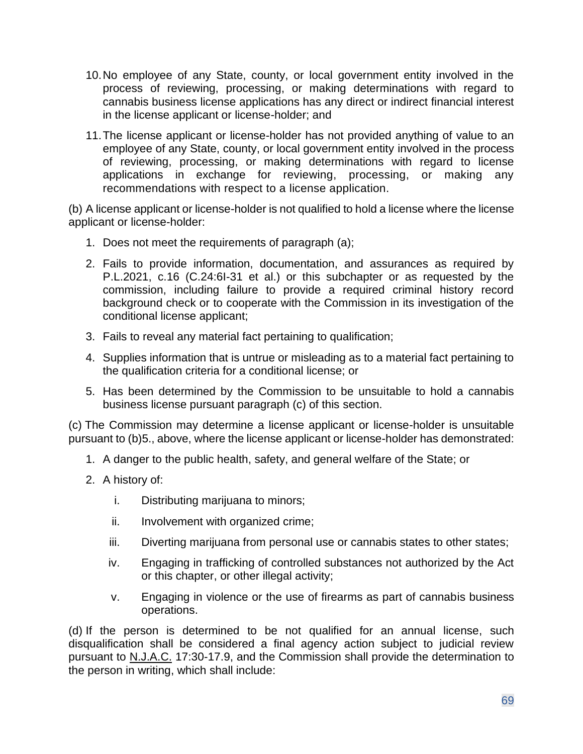10. No employee of any State, county, or local government entity involved in the process of reviewing, processing, or making determinations with regard to cannabis business license applications has any direct or indirect financial interest in the license applicant or license-holder; and

11. The license applicant or license-holder has not provided anything of value to an employee of any State, county, or local government entity involved in the process of reviewing, processing, or making determinations with regard to license applications in exchange for reviewing, processing, or making any recommendations with respect to a license application.

(b) A license applicant or license-holder is not qualified to hold a license where the license applicant or license-holder:

1. Does not meet the requirements of paragraph (a);

2. Fails to provide information, documentation, and assurances as required by P.L.2021, c.16 (C.24:6I-31 et al.) or this subchapter or as requested by the commission, including failure to provide a required criminal history record background check or to cooperate with the Commission in its investigation of the conditional license applicant;

3. Fails to reveal any material fact pertaining to qualification;

4. Supplies information that is untrue or misleading as to a material fact pertaining to the qualification criteria for a conditional license; or

5. Has been determined by the Commission to be unsuitable to hold a cannabis business license pursuant paragraph (c) of this section.

(c) The Commission may determine a license applicant or license-holder is unsuitable pursuant to (b)5., above, where the license applicant or license-holder has demonstrated:

1. A danger to the public health, safety, and general welfare of the State; or

2. A history of:

   i. Distributing marijuana to minors;

   ii. Involvement with organized crime;

   iii. Diverting marijuana from personal use or cannabis states to other states;

   iv. Engaging in trafficking of controlled substances not authorized by the Act or this chapter, or other illegal activity;

   v. Engaging in violence or the use of firearms as part of cannabis business operations.

(d) If the person is determined to be not qualified for an annual license, such disqualification shall be considered a final agency action subject to judicial review pursuant to N.J.A.C. 17:30-17.9, and the Commission shall provide the determination to the person in writing, which shall include: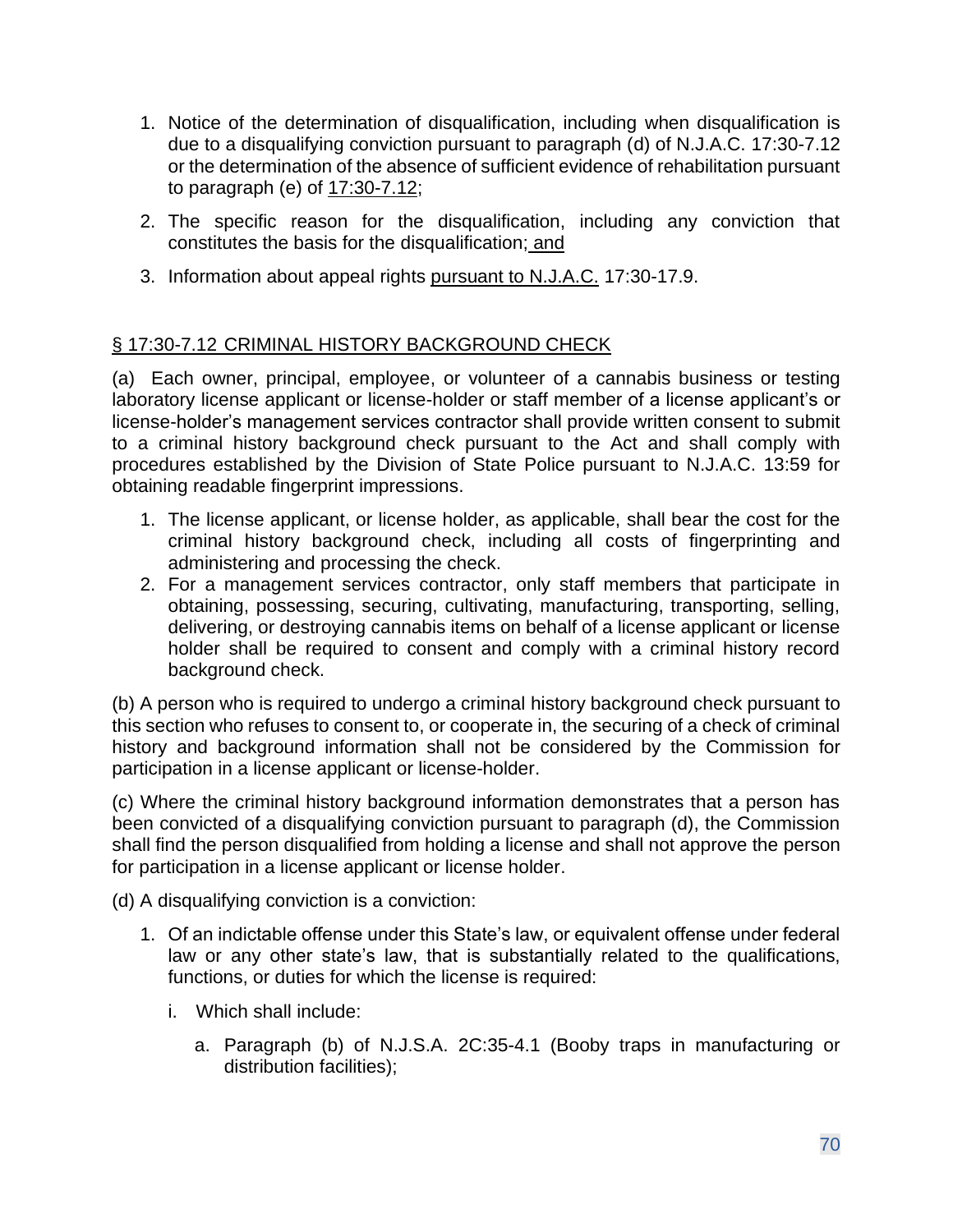1. Notice of the determination of disqualification, including when disqualification is due to a disqualifying conviction pursuant to paragraph (d) of N.J.A.C. 17:30-7.12 or the determination of the absence of sufficient evidence of rehabilitation pursuant to paragraph (e) of 17:30-7.12;

2. The specific reason for the disqualification, including any conviction that constitutes the basis for the disqualification; and

3. Information about appeal rights pursuant to N.J.A.C. 17:30-17.9.

## § 17:30-7.12 CRIMINAL HISTORY BACKGROUND CHECK

(a) Each owner, principal, employee, or volunteer of a cannabis business or testing laboratory license applicant or license-holder or staff member of a license applicant's or license-holder's management services contractor shall provide written consent to submit to a criminal history background check pursuant to the Act and shall comply with procedures established by the Division of State Police pursuant to N.J.A.C. 13:59 for obtaining readable fingerprint impressions.

1. The license applicant, or license holder, as applicable, shall bear the cost for the criminal history background check, including all costs of fingerprinting and administering and processing the check.
2. For a management services contractor, only staff members that participate in obtaining, possessing, securing, cultivating, manufacturing, transporting, selling, delivering, or destroying cannabis items on behalf of a license applicant or license holder shall be required to consent and comply with a criminal history record background check.

(b) A person who is required to undergo a criminal history background check pursuant to this section who refuses to consent to, or cooperate in, the securing of a check of criminal history and background information shall not be considered by the Commission for participation in a license applicant or license-holder.

(c) Where the criminal history background information demonstrates that a person has been convicted of a disqualifying conviction pursuant to paragraph (d), the Commission shall find the person disqualified from holding a license and shall not approve the person for participation in a license applicant or license holder.

(d) A disqualifying conviction is a conviction:

1. Of an indictable offense under this State's law, or equivalent offense under federal law or any other state's law, that is substantially related to the qualifications, functions, or duties for which the license is required:
   - i. Which shall include:
     - a. Paragraph (b) of N.J.S.A. 2C:35-4.1 (Booby traps in manufacturing or distribution facilities);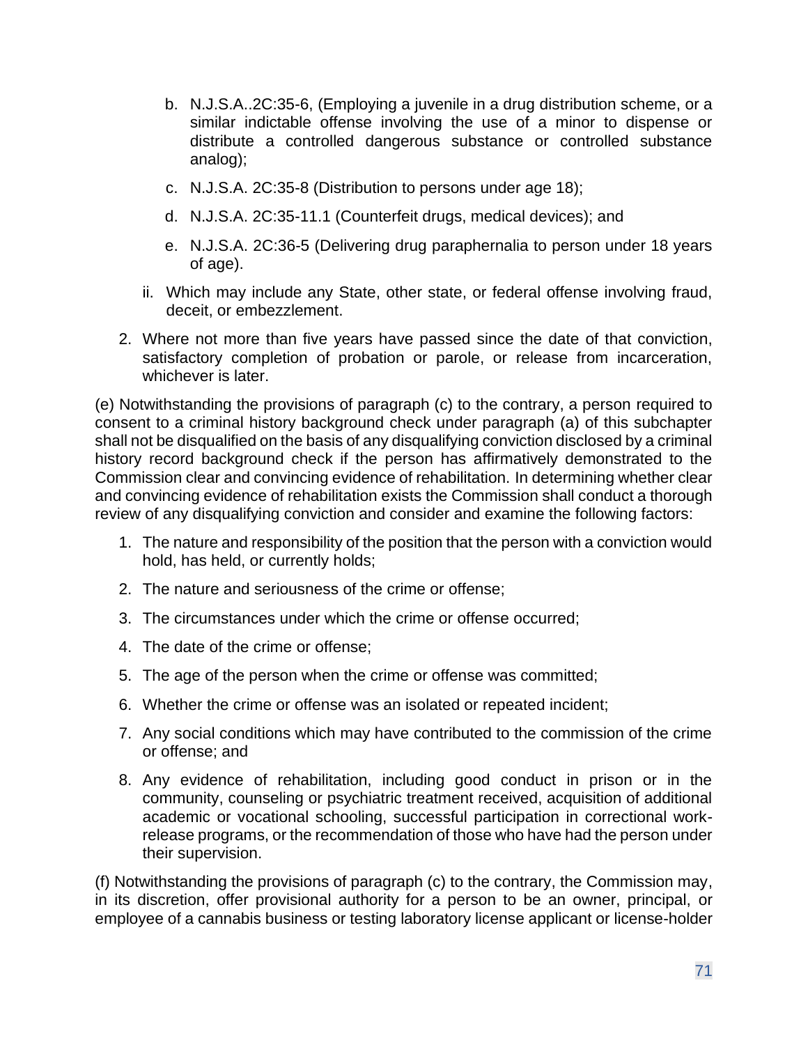b. N.J.S.A..2C:35-6, (Employing a juvenile in a drug distribution scheme, or a similar indictable offense involving the use of a minor to dispense or distribute a controlled dangerous substance or controlled substance analog);

   c. N.J.S.A. 2C:35-8 (Distribution to persons under age 18);

   d. N.J.S.A. 2C:35-11.1 (Counterfeit drugs, medical devices); and

   e. N.J.S.A. 2C:36-5 (Delivering drug paraphernalia to person under 18 years of age).

ii. Which may include any State, other state, or federal offense involving fraud, deceit, or embezzlement.

2. Where not more than five years have passed since the date of that conviction, satisfactory completion of probation or parole, or release from incarceration, whichever is later.

(e) Notwithstanding the provisions of paragraph (c) to the contrary, a person required to consent to a criminal history background check under paragraph (a) of this subchapter shall not be disqualified on the basis of any disqualifying conviction disclosed by a criminal history record background check if the person has affirmatively demonstrated to the Commission clear and convincing evidence of rehabilitation. In determining whether clear and convincing evidence of rehabilitation exists the Commission shall conduct a thorough review of any disqualifying conviction and consider and examine the following factors:

1. The nature and responsibility of the position that the person with a conviction would hold, has held, or currently holds;
2. The nature and seriousness of the crime or offense;
3. The circumstances under which the crime or offense occurred;
4. The date of the crime or offense;
5. The age of the person when the crime or offense was committed;
6. Whether the crime or offense was an isolated or repeated incident;
7. Any social conditions which may have contributed to the commission of the crime or offense; and
8. Any evidence of rehabilitation, including good conduct in prison or in the community, counseling or psychiatric treatment received, acquisition of additional academic or vocational schooling, successful participation in correctional work-release programs, or the recommendation of those who have had the person under their supervision.

(f) Notwithstanding the provisions of paragraph (c) to the contrary, the Commission may, in its discretion, offer provisional authority for a person to be an owner, principal, or employee of a cannabis business or testing laboratory license applicant or license-holder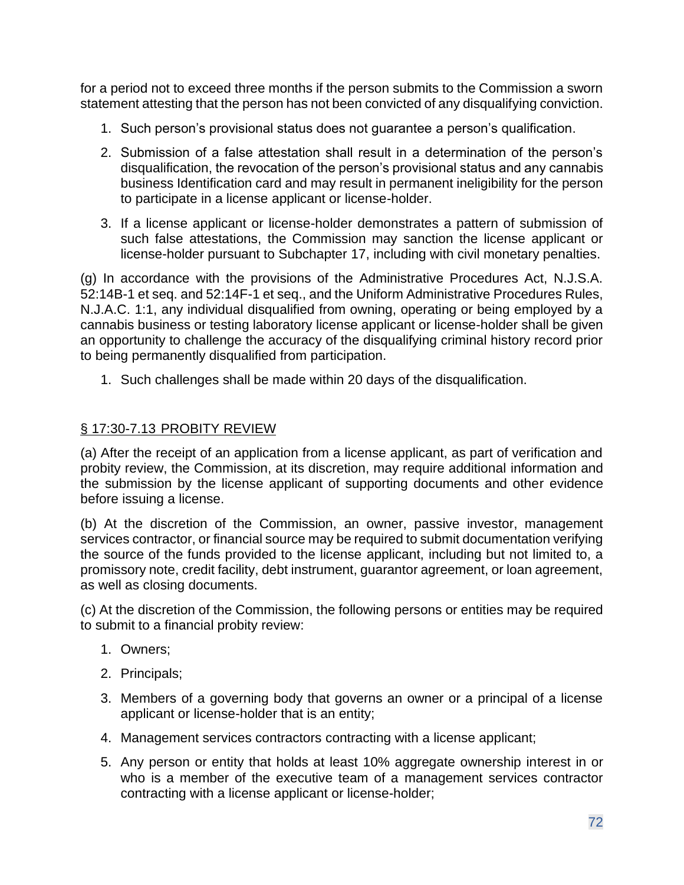for a period not to exceed three months if the person submits to the Commission a sworn statement attesting that the person has not been convicted of any disqualifying conviction.

1. Such person's provisional status does not guarantee a person's qualification.
2. Submission of a false attestation shall result in a determination of the person's disqualification, the revocation of the person's provisional status and any cannabis business Identification card and may result in permanent ineligibility for the person to participate in a license applicant or license-holder.
3. If a license applicant or license-holder demonstrates a pattern of submission of such false attestations, the Commission may sanction the license applicant or license-holder pursuant to Subchapter 17, including with civil monetary penalties.

(g) In accordance with the provisions of the Administrative Procedures Act, N.J.S.A. 52:14B-1 et seq. and 52:14F-1 et seq., and the Uniform Administrative Procedures Rules, N.J.A.C. 1:1, any individual disqualified from owning, operating or being employed by a cannabis business or testing laboratory license applicant or license-holder shall be given an opportunity to challenge the accuracy of the disqualifying criminal history record prior to being permanently disqualified from participation.

1. Such challenges shall be made within 20 days of the disqualification.

## § 17:30-7.13 PROBITY REVIEW

(a) After the receipt of an application from a license applicant, as part of verification and probity review, the Commission, at its discretion, may require additional information and the submission by the license applicant of supporting documents and other evidence before issuing a license.

(b) At the discretion of the Commission, an owner, passive investor, management services contractor, or financial source may be required to submit documentation verifying the source of the funds provided to the license applicant, including but not limited to, a promissory note, credit facility, debt instrument, guarantor agreement, or loan agreement, as well as closing documents.

(c) At the discretion of the Commission, the following persons or entities may be required to submit to a financial probity review:

1. Owners;
2. Principals;
3. Members of a governing body that governs an owner or a principal of a license applicant or license-holder that is an entity;
4. Management services contractors contracting with a license applicant;
5. Any person or entity that holds at least 10% aggregate ownership interest in or who is a member of the executive team of a management services contractor contracting with a license applicant or license-holder;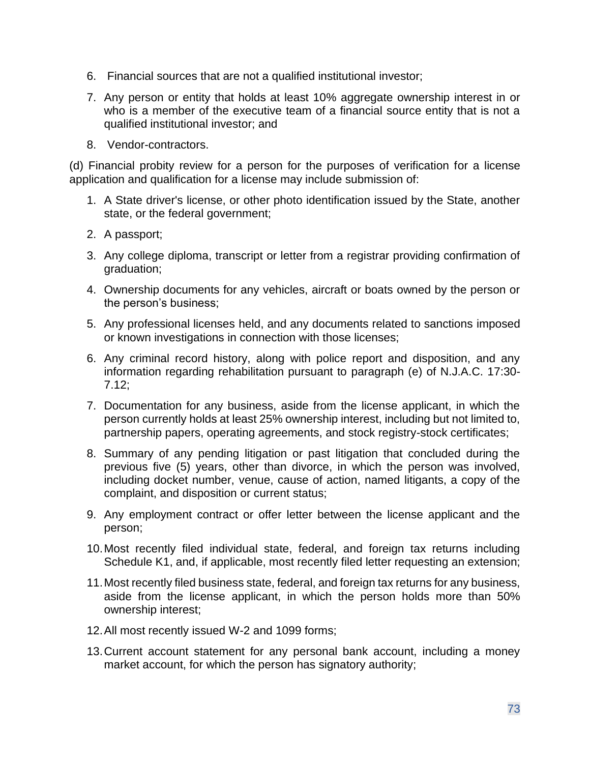6. Financial sources that are not a qualified institutional investor;

7. Any person or entity that holds at least 10% aggregate ownership interest in or who is a member of the executive team of a financial source entity that is not a qualified institutional investor; and

8. Vendor-contractors.

(d) Financial probity review for a person for the purposes of verification for a license application and qualification for a license may include submission of:

1. A State driver's license, or other photo identification issued by the State, another state, or the federal government;

2. A passport;

3. Any college diploma, transcript or letter from a registrar providing confirmation of graduation;

4. Ownership documents for any vehicles, aircraft or boats owned by the person or the person's business;

5. Any professional licenses held, and any documents related to sanctions imposed or known investigations in connection with those licenses;

6. Any criminal record history, along with police report and disposition, and any information regarding rehabilitation pursuant to paragraph (e) of N.J.A.C. 17:30-7.12;

7. Documentation for any business, aside from the license applicant, in which the person currently holds at least 25% ownership interest, including but not limited to, partnership papers, operating agreements, and stock registry-stock certificates;

8. Summary of any pending litigation or past litigation that concluded during the previous five (5) years, other than divorce, in which the person was involved, including docket number, venue, cause of action, named litigants, a copy of the complaint, and disposition or current status;

9. Any employment contract or offer letter between the license applicant and the person;

10. Most recently filed individual state, federal, and foreign tax returns including Schedule K1, and, if applicable, most recently filed letter requesting an extension;

11. Most recently filed business state, federal, and foreign tax returns for any business, aside from the license applicant, in which the person holds more than 50% ownership interest;

12. All most recently issued W-2 and 1099 forms;

13. Current account statement for any personal bank account, including a money market account, for which the person has signatory authority;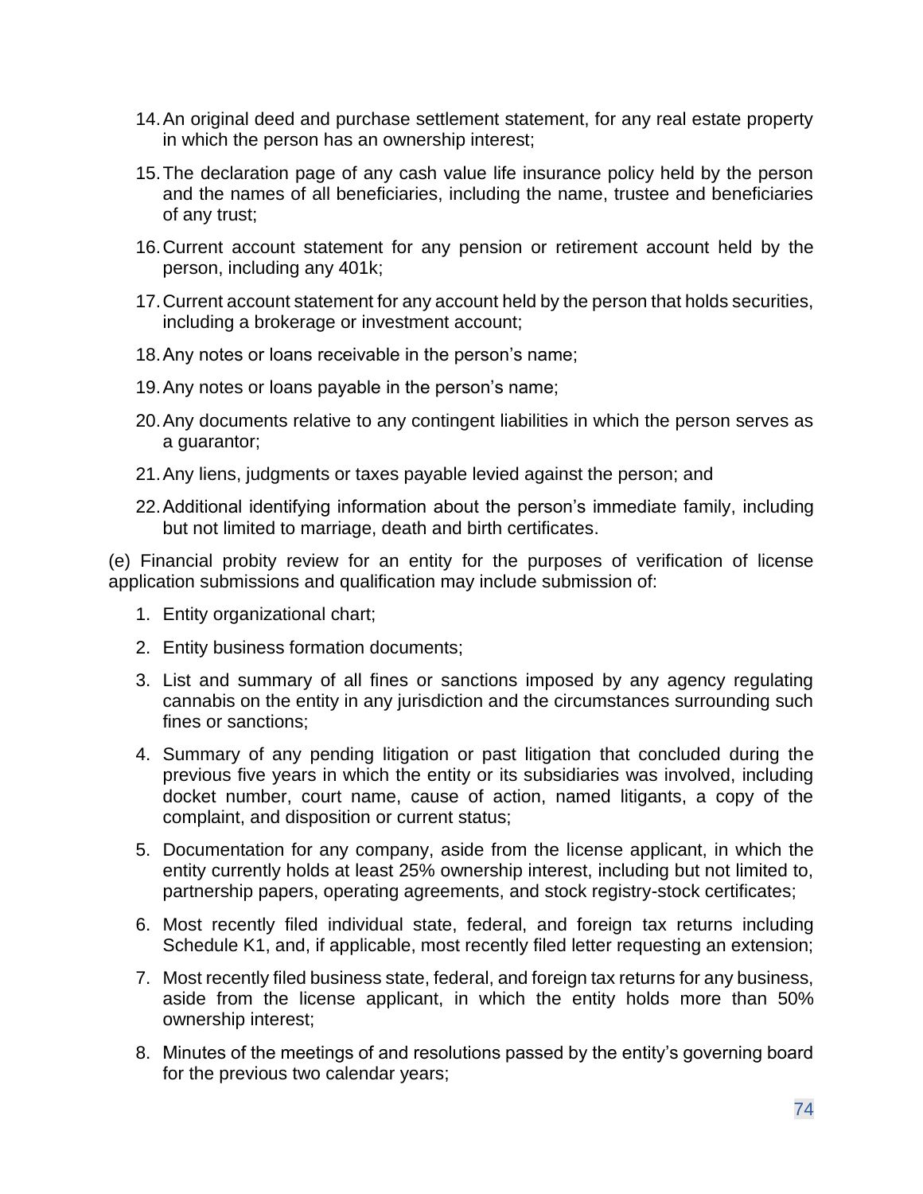14. An original deed and purchase settlement statement, for any real estate property in which the person has an ownership interest;
15. The declaration page of any cash value life insurance policy held by the person and the names of all beneficiaries, including the name, trustee and beneficiaries of any trust;
16. Current account statement for any pension or retirement account held by the person, including any 401k;
17. Current account statement for any account held by the person that holds securities, including a brokerage or investment account;
18. Any notes or loans receivable in the person's name;
19. Any notes or loans payable in the person's name;
20. Any documents relative to any contingent liabilities in which the person serves as a guarantor;
21. Any liens, judgments or taxes payable levied against the person; and
22. Additional identifying information about the person's immediate family, including but not limited to marriage, death and birth certificates.

(e) Financial probity review for an entity for the purposes of verification of license application submissions and qualification may include submission of:

1. Entity organizational chart;
2. Entity business formation documents;
3. List and summary of all fines or sanctions imposed by any agency regulating cannabis on the entity in any jurisdiction and the circumstances surrounding such fines or sanctions;
4. Summary of any pending litigation or past litigation that concluded during the previous five years in which the entity or its subsidiaries was involved, including docket number, court name, cause of action, named litigants, a copy of the complaint, and disposition or current status;
5. Documentation for any company, aside from the license applicant, in which the entity currently holds at least 25% ownership interest, including but not limited to, partnership papers, operating agreements, and stock registry-stock certificates;
6. Most recently filed individual state, federal, and foreign tax returns including Schedule K1, and, if applicable, most recently filed letter requesting an extension;
7. Most recently filed business state, federal, and foreign tax returns for any business, aside from the license applicant, in which the entity holds more than 50% ownership interest;
8. Minutes of the meetings of and resolutions passed by the entity's governing board for the previous two calendar years;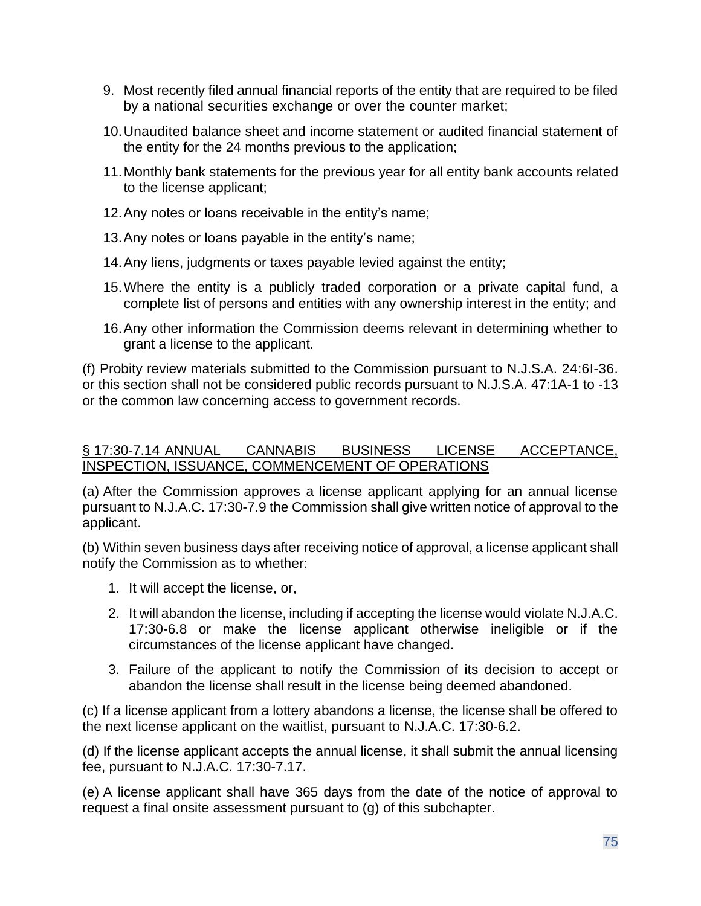9. Most recently filed annual financial reports of the entity that are required to be filed by a national securities exchange or over the counter market;

10. Unaudited balance sheet and income statement or audited financial statement of the entity for the 24 months previous to the application;

11. Monthly bank statements for the previous year for all entity bank accounts related to the license applicant;

12. Any notes or loans receivable in the entity's name;

13. Any notes or loans payable in the entity's name;

14. Any liens, judgments or taxes payable levied against the entity;

15. Where the entity is a publicly traded corporation or a private capital fund, a complete list of persons and entities with any ownership interest in the entity; and

16. Any other information the Commission deems relevant in determining whether to grant a license to the applicant.

(f) Probity review materials submitted to the Commission pursuant to N.J.S.A. 24:6I-36. or this section shall not be considered public records pursuant to N.J.S.A. 47:1A-1 to -13 or the common law concerning access to government records.

## § 17:30-7.14 ANNUAL CANNABIS BUSINESS LICENSE ACCEPTANCE, INSPECTION, ISSUANCE, COMMENCEMENT OF OPERATIONS

(a) After the Commission approves a license applicant applying for an annual license pursuant to N.J.A.C. 17:30-7.9 the Commission shall give written notice of approval to the applicant.

(b) Within seven business days after receiving notice of approval, a license applicant shall notify the Commission as to whether:

1. It will accept the license, or,

2. It will abandon the license, including if accepting the license would violate N.J.A.C. 17:30-6.8 or make the license applicant otherwise ineligible or if the circumstances of the license applicant have changed.

3. Failure of the applicant to notify the Commission of its decision to accept or abandon the license shall result in the license being deemed abandoned.

(c) If a license applicant from a lottery abandons a license, the license shall be offered to the next license applicant on the waitlist, pursuant to N.J.A.C. 17:30-6.2.

(d) If the license applicant accepts the annual license, it shall submit the annual licensing fee, pursuant to N.J.A.C. 17:30-7.17.

(e) A license applicant shall have 365 days from the date of the notice of approval to request a final onsite assessment pursuant to (g) of this subchapter.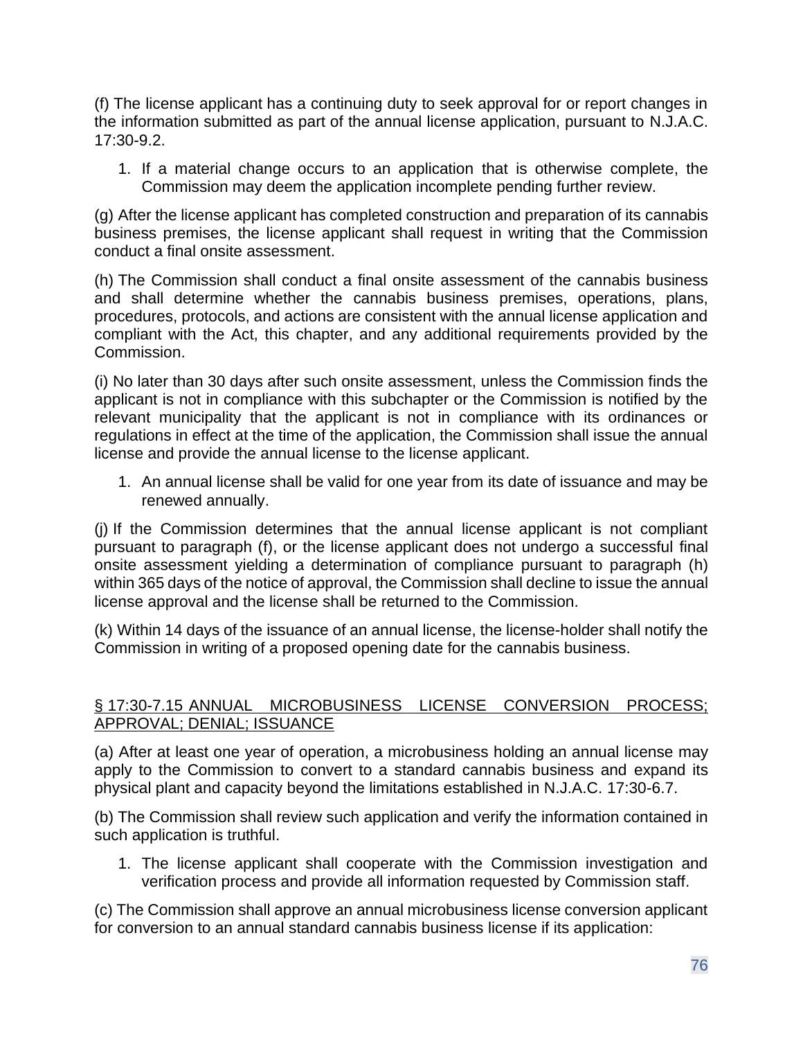(f) The license applicant has a continuing duty to seek approval for or report changes in the information submitted as part of the annual license application, pursuant to N.J.A.C. 17:30-9.2.

1. If a material change occurs to an application that is otherwise complete, the Commission may deem the application incomplete pending further review.

(g) After the license applicant has completed construction and preparation of its cannabis business premises, the license applicant shall request in writing that the Commission conduct a final onsite assessment.

(h) The Commission shall conduct a final onsite assessment of the cannabis business and shall determine whether the cannabis business premises, operations, plans, procedures, protocols, and actions are consistent with the annual license application and compliant with the Act, this chapter, and any additional requirements provided by the Commission.

(i) No later than 30 days after such onsite assessment, unless the Commission finds the applicant is not in compliance with this subchapter or the Commission is notified by the relevant municipality that the applicant is not in compliance with its ordinances or regulations in effect at the time of the application, the Commission shall issue the annual license and provide the annual license to the license applicant.

1. An annual license shall be valid for one year from its date of issuance and may be renewed annually.

(j) If the Commission determines that the annual license applicant is not compliant pursuant to paragraph (f), or the license applicant does not undergo a successful final onsite assessment yielding a determination of compliance pursuant to paragraph (h) within 365 days of the notice of approval, the Commission shall decline to issue the annual license approval and the license shall be returned to the Commission.

(k) Within 14 days of the issuance of an annual license, the license-holder shall notify the Commission in writing of a proposed opening date for the cannabis business.

## § 17:30-7.15 ANNUAL MICROBUSINESS LICENSE CONVERSION PROCESS; APPROVAL; DENIAL; ISSUANCE

(a) After at least one year of operation, a microbusiness holding an annual license may apply to the Commission to convert to a standard cannabis business and expand its physical plant and capacity beyond the limitations established in N.J.A.C. 17:30-6.7.

(b) The Commission shall review such application and verify the information contained in such application is truthful.

1. The license applicant shall cooperate with the Commission investigation and verification process and provide all information requested by Commission staff.

(c) The Commission shall approve an annual microbusiness license conversion applicant for conversion to an annual standard cannabis business license if its application: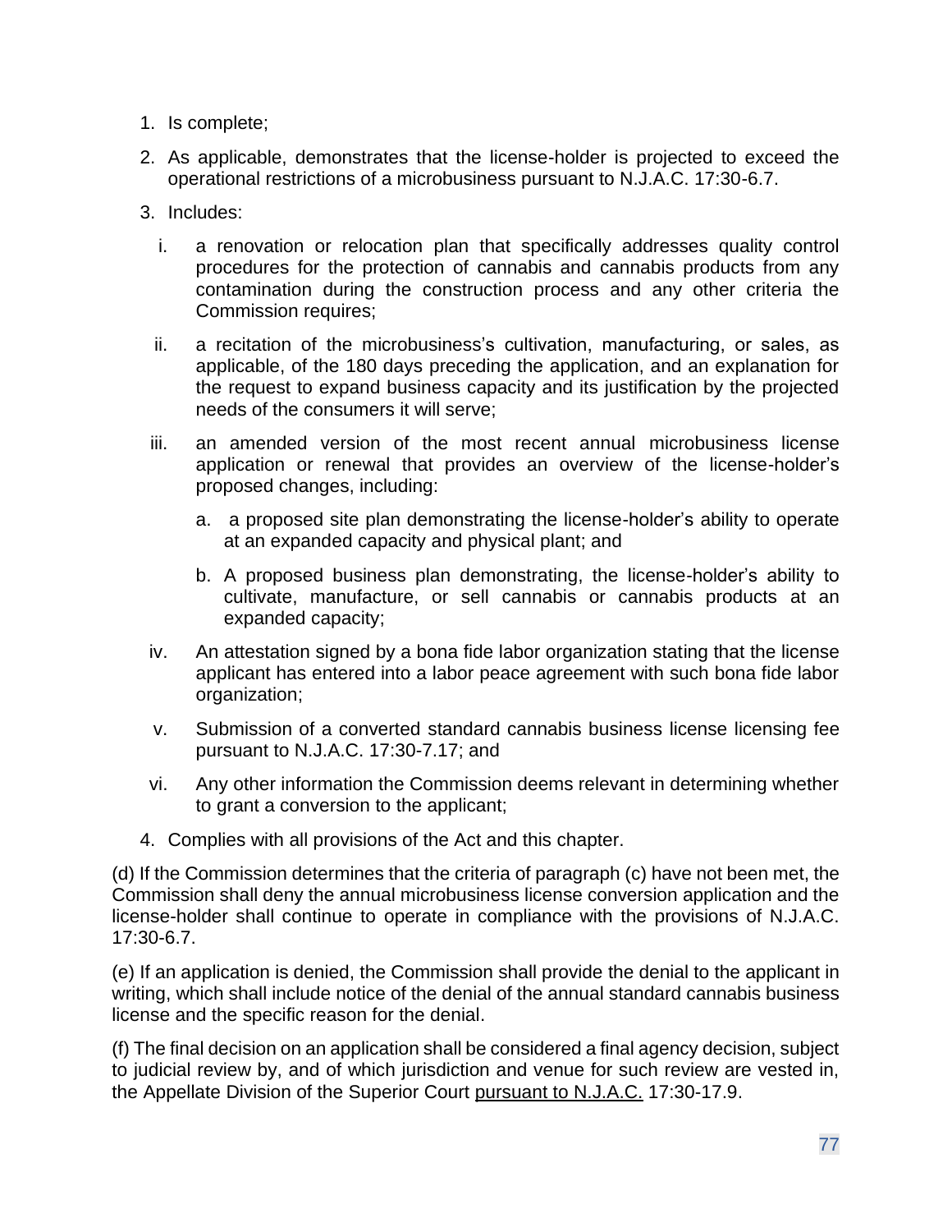1. Is complete;
2. As applicable, demonstrates that the license-holder is projected to exceed the operational restrictions of a microbusiness pursuant to N.J.A.C. 17:30-6.7.
3. Includes:
   i. a renovation or relocation plan that specifically addresses quality control procedures for the protection of cannabis and cannabis products from any contamination during the construction process and any other criteria the Commission requires;
   ii. a recitation of the microbusiness's cultivation, manufacturing, or sales, as applicable, of the 180 days preceding the application, and an explanation for the request to expand business capacity and its justification by the projected needs of the consumers it will serve;
   iii. an amended version of the most recent annual microbusiness license application or renewal that provides an overview of the license-holder's proposed changes, including:
      a. a proposed site plan demonstrating the license-holder's ability to operate at an expanded capacity and physical plant; and
      b. A proposed business plan demonstrating, the license-holder's ability to cultivate, manufacture, or sell cannabis or cannabis products at an expanded capacity;
   iv. An attestation signed by a bona fide labor organization stating that the license applicant has entered into a labor peace agreement with such bona fide labor organization;
   v. Submission of a converted standard cannabis business license licensing fee pursuant to N.J.A.C. 17:30-7.17; and
   vi. Any other information the Commission deems relevant in determining whether to grant a conversion to the applicant;
4. Complies with all provisions of the Act and this chapter.

(d) If the Commission determines that the criteria of paragraph (c) have not been met, the Commission shall deny the annual microbusiness license conversion application and the license-holder shall continue to operate in compliance with the provisions of N.J.A.C. 17:30-6.7.

(e) If an application is denied, the Commission shall provide the denial to the applicant in writing, which shall include notice of the denial of the annual standard cannabis business license and the specific reason for the denial.

(f) The final decision on an application shall be considered a final agency decision, subject to judicial review by, and of which jurisdiction and venue for such review are vested in, the Appellate Division of the Superior Court <u>pursuant to N.J.A.C.</u> 17:30-17.9.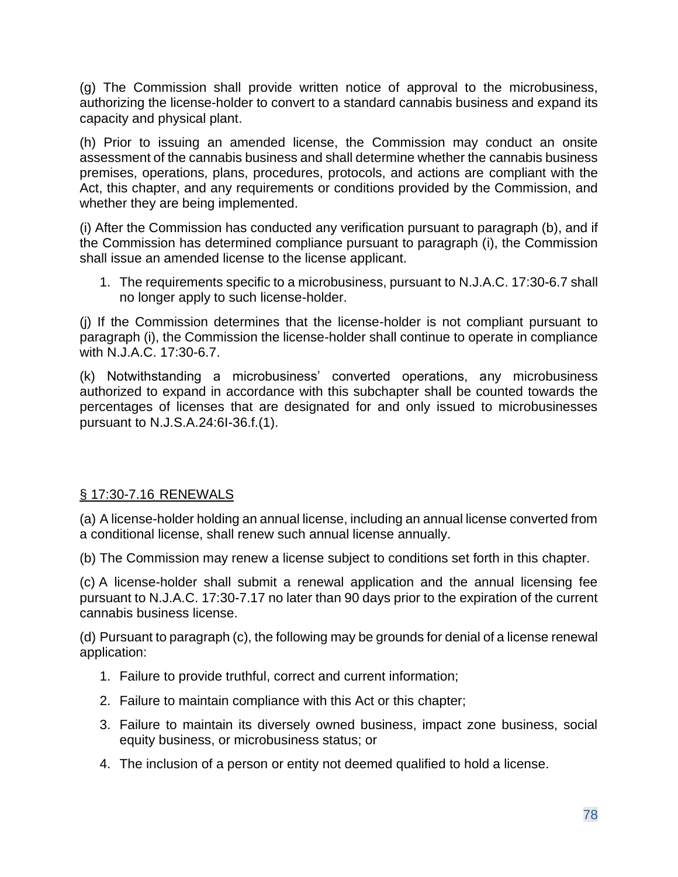(g) The Commission shall provide written notice of approval to the microbusiness, authorizing the license-holder to convert to a standard cannabis business and expand its capacity and physical plant.

(h) Prior to issuing an amended license, the Commission may conduct an onsite assessment of the cannabis business and shall determine whether the cannabis business premises, operations, plans, procedures, protocols, and actions are compliant with the Act, this chapter, and any requirements or conditions provided by the Commission, and whether they are being implemented.

(i) After the Commission has conducted any verification pursuant to paragraph (b), and if the Commission has determined compliance pursuant to paragraph (i), the Commission shall issue an amended license to the license applicant.

1. The requirements specific to a microbusiness, pursuant to N.J.A.C. 17:30-6.7 shall no longer apply to such license-holder.

(j) If the Commission determines that the license-holder is not compliant pursuant to paragraph (i), the Commission the license-holder shall continue to operate in compliance with N.J.A.C. 17:30-6.7.

(k) Notwithstanding a microbusiness' converted operations, any microbusiness authorized to expand in accordance with this subchapter shall be counted towards the percentages of licenses that are designated for and only issued to microbusinesses pursuant to N.J.S.A.24:6I-36.f.(1).

## § 17:30-7.16 RENEWALS

(a) A license-holder holding an annual license, including an annual license converted from a conditional license, shall renew such annual license annually.

(b) The Commission may renew a license subject to conditions set forth in this chapter.

(c) A license-holder shall submit a renewal application and the annual licensing fee pursuant to N.J.A.C. 17:30-7.17 no later than 90 days prior to the expiration of the current cannabis business license.

(d) Pursuant to paragraph (c), the following may be grounds for denial of a license renewal application:

1. Failure to provide truthful, correct and current information;
2. Failure to maintain compliance with this Act or this chapter;
3. Failure to maintain its diversely owned business, impact zone business, social equity business, or microbusiness status; or
4. The inclusion of a person or entity not deemed qualified to hold a license.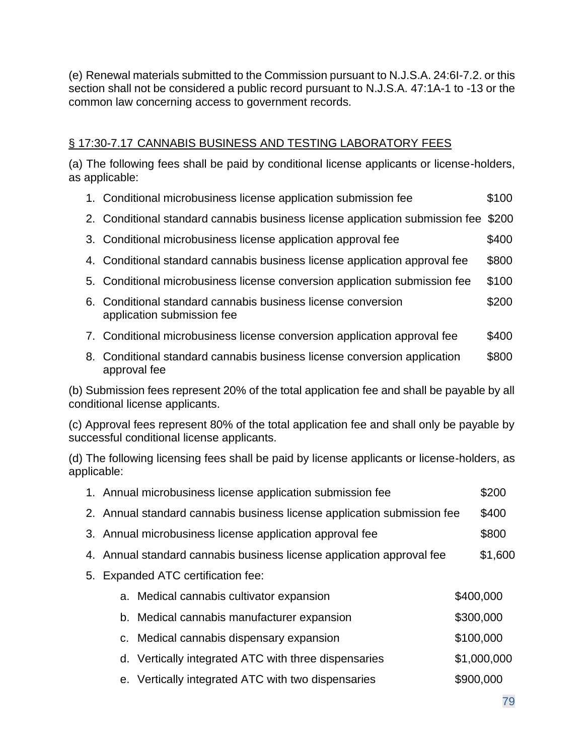(e) Renewal materials submitted to the Commission pursuant to N.J.S.A. 24:6I-7.2. or this section shall not be considered a public record pursuant to N.J.S.A. 47:1A-1 to -13 or the common law concerning access to government records.

## § 17:30-7.17 CANNABIS BUSINESS AND TESTING LABORATORY FEES

(a) The following fees shall be paid by conditional license applicants or license-holders, as applicable:

1. Conditional microbusiness license application submission fee $100
2. Conditional standard cannabis business license application submission fee $200
3. Conditional microbusiness license application approval fee $400
4. Conditional standard cannabis business license application approval fee $800
5. Conditional microbusiness license conversion application submission fee $100
6. Conditional standard cannabis business license conversion application submission fee $200
7. Conditional microbusiness license conversion application approval fee $400
8. Conditional standard cannabis business license conversion application approval fee $800

(b) Submission fees represent 20% of the total application fee and shall be payable by all conditional license applicants.

(c) Approval fees represent 80% of the total application fee and shall only be payable by successful conditional license applicants.

(d) The following licensing fees shall be paid by license applicants or license-holders, as applicable:

1. Annual microbusiness license application submission fee $200
2. Annual standard cannabis business license application submission fee $400
3. Annual microbusiness license application approval fee $800
4. Annual standard cannabis business license application approval fee $1,600
5. Expanded ATC certification fee:
    a. Medical cannabis cultivator expansion $400,000
    b. Medical cannabis manufacturer expansion $300,000
    c. Medical cannabis dispensary expansion $100,000
    d. Vertically integrated ATC with three dispensaries $1,000,000
    e. Vertically integrated ATC with two dispensaries $900,000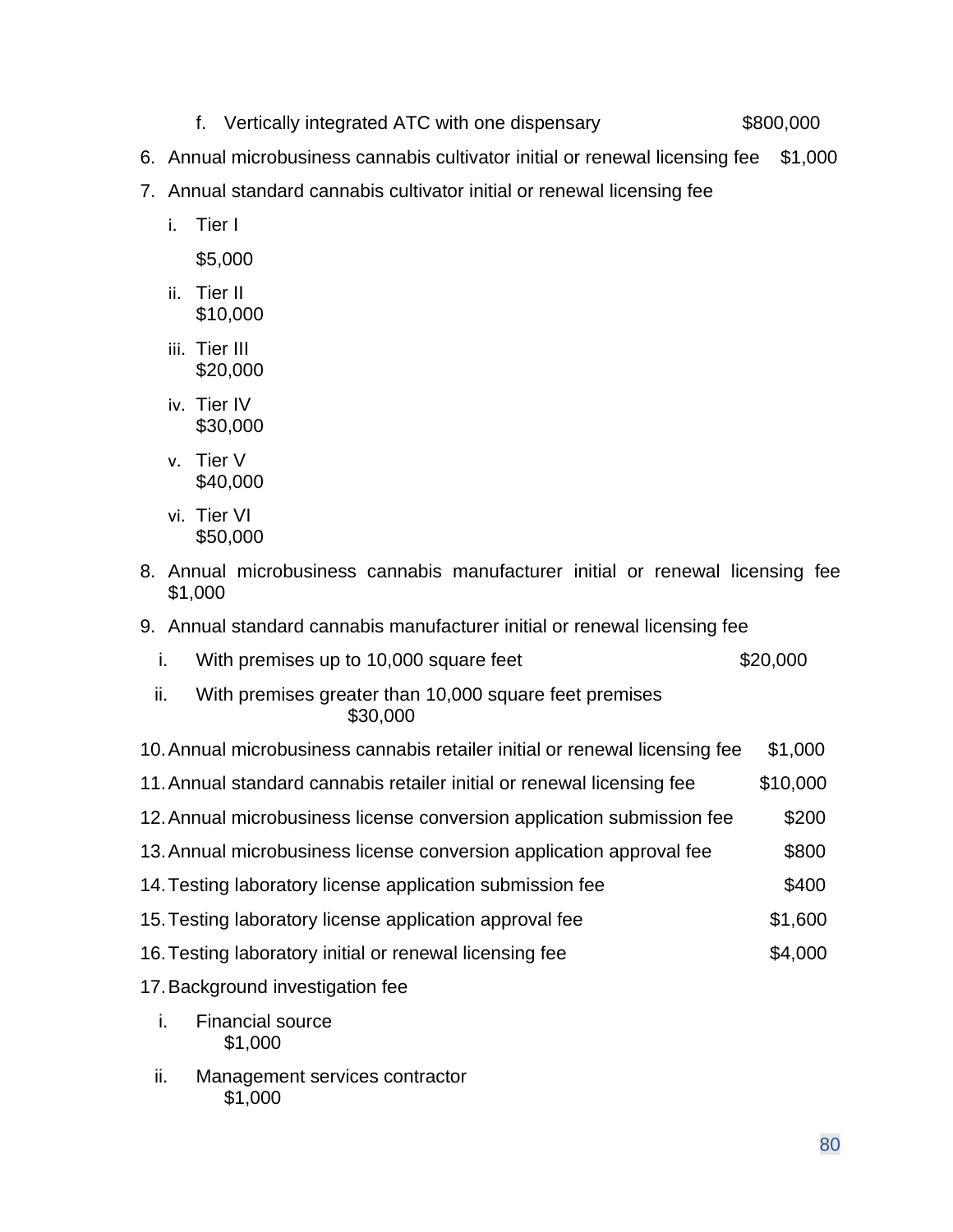f. Vertically integrated ATC with one dispensary $800,000

6. Annual microbusiness cannabis cultivator initial or renewal licensing fee $1,000
7. Annual standard cannabis cultivator initial or renewal licensing fee
   i. Tier I
      $5,000
   ii. Tier II
      $10,000
   iii. Tier III
      $20,000
   iv. Tier IV
      $30,000
   v. Tier V
      $40,000
   vi. Tier VI
      $50,000
8. Annual microbusiness cannabis manufacturer initial or renewal licensing fee $1,000
9. Annual standard cannabis manufacturer initial or renewal licensing fee
   i. With premises up to 10,000 square feet $20,000
   ii. With premises greater than 10,000 square feet premises
      $30,000
10. Annual microbusiness cannabis retailer initial or renewal licensing fee $1,000
11. Annual standard cannabis retailer initial or renewal licensing fee $10,000
12. Annual microbusiness license conversion application submission fee $200
13. Annual microbusiness license conversion application approval fee $800
14. Testing laboratory license application submission fee $400
15. Testing laboratory license application approval fee $1,600
16. Testing laboratory initial or renewal licensing fee $4,000
17. Background investigation fee
   i. Financial source
      $1,000
   ii. Management services contractor
      $1,000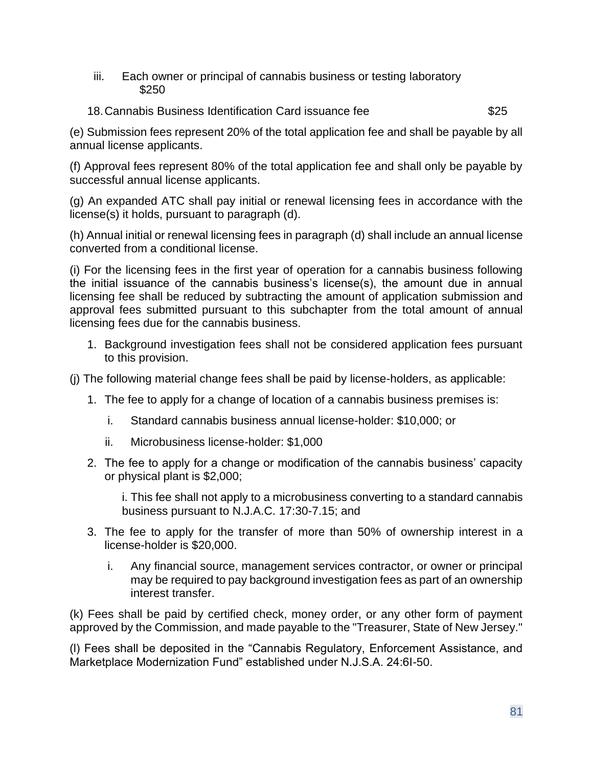iii. Each owner or principal of cannabis business or testing laboratory $250

18. Cannabis Business Identification Card issuance fee $25

(e) Submission fees represent 20% of the total application fee and shall be payable by all annual license applicants.

(f) Approval fees represent 80% of the total application fee and shall only be payable by successful annual license applicants.

(g) An expanded ATC shall pay initial or renewal licensing fees in accordance with the license(s) it holds, pursuant to paragraph (d).

(h) Annual initial or renewal licensing fees in paragraph (d) shall include an annual license converted from a conditional license.

(i) For the licensing fees in the first year of operation for a cannabis business following the initial issuance of the cannabis business's license(s), the amount due in annual licensing fee shall be reduced by subtracting the amount of application submission and approval fees submitted pursuant to this subchapter from the total amount of annual licensing fees due for the cannabis business.

1. Background investigation fees shall not be considered application fees pursuant to this provision.

(j) The following material change fees shall be paid by license-holders, as applicable:

1. The fee to apply for a change of location of a cannabis business premises is:
   - i. Standard cannabis business annual license-holder: $10,000; or
   - ii. Microbusiness license-holder: $1,000
2. The fee to apply for a change or modification of the cannabis business' capacity or physical plant is $2,000;
   - i. This fee shall not apply to a microbusiness converting to a standard cannabis business pursuant to N.J.A.C. 17:30-7.15; and
3. The fee to apply for the transfer of more than 50% of ownership interest in a license-holder is $20,000.
   - i. Any financial source, management services contractor, or owner or principal may be required to pay background investigation fees as part of an ownership interest transfer.

(k) Fees shall be paid by certified check, money order, or any other form of payment approved by the Commission, and made payable to the "Treasurer, State of New Jersey."

(l) Fees shall be deposited in the "Cannabis Regulatory, Enforcement Assistance, and Marketplace Modernization Fund" established under N.J.S.A. 24:6I-50.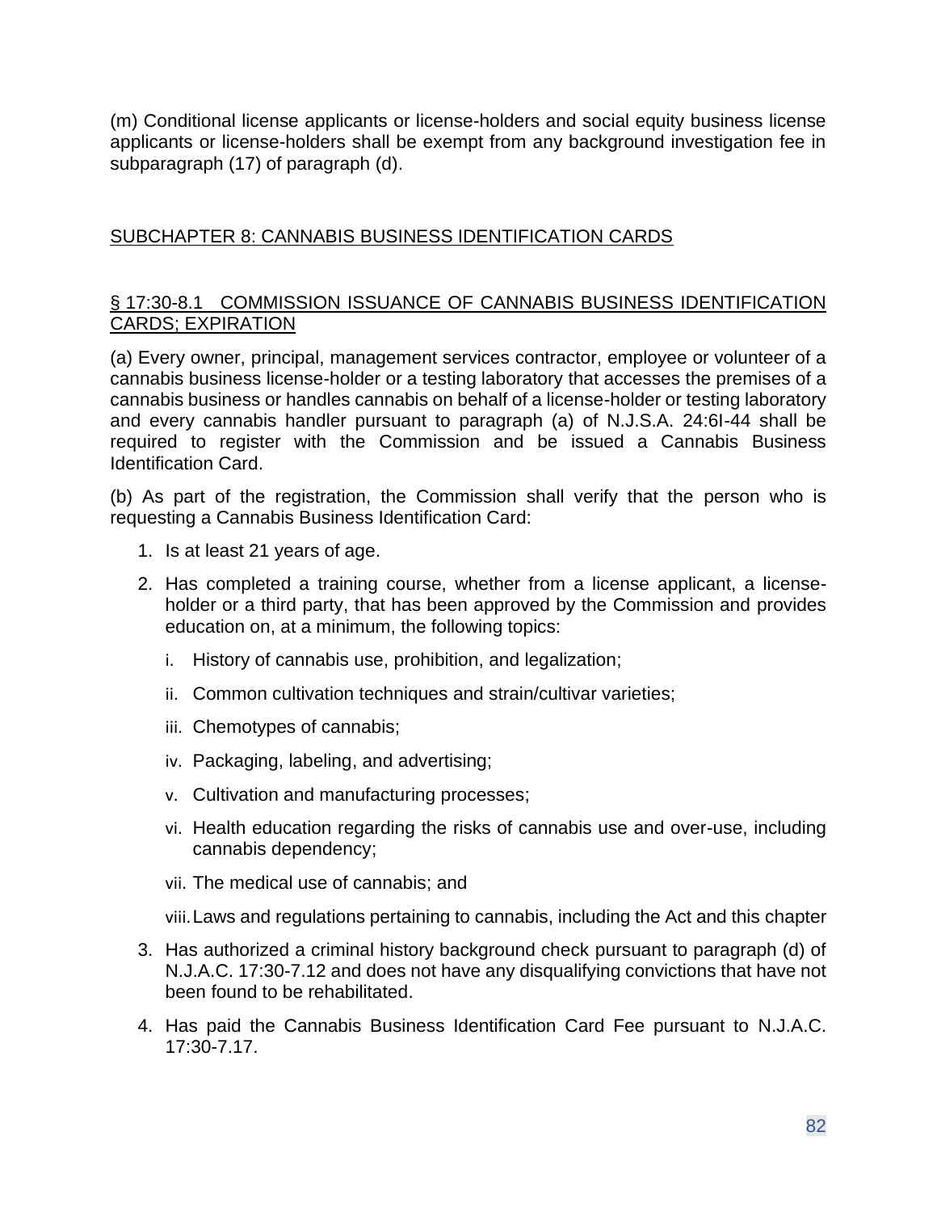(m) Conditional license applicants or license-holders and social equity business license applicants or license-holders shall be exempt from any background investigation fee in subparagraph (17) of paragraph (d).

## SUBCHAPTER 8: CANNABIS BUSINESS IDENTIFICATION CARDS

### § 17:30-8.1 COMMISSION ISSUANCE OF CANNABIS BUSINESS IDENTIFICATION CARDS; EXPIRATION

(a) Every owner, principal, management services contractor, employee or volunteer of a cannabis business license-holder or a testing laboratory that accesses the premises of a cannabis business or handles cannabis on behalf of a license-holder or testing laboratory and every cannabis handler pursuant to paragraph (a) of N.J.S.A. 24:6I-44 shall be required to register with the Commission and be issued a Cannabis Business Identification Card.

(b) As part of the registration, the Commission shall verify that the person who is requesting a Cannabis Business Identification Card:

1. Is at least 21 years of age.
2. Has completed a training course, whether from a license applicant, a license-holder or a third party, that has been approved by the Commission and provides education on, at a minimum, the following topics:
   i. History of cannabis use, prohibition, and legalization;
   ii. Common cultivation techniques and strain/cultivar varieties;
   iii. Chemotypes of cannabis;
   iv. Packaging, labeling, and advertising;
   v. Cultivation and manufacturing processes;
   vi. Health education regarding the risks of cannabis use and over-use, including cannabis dependency;
   vii. The medical use of cannabis; and
   viii. Laws and regulations pertaining to cannabis, including the Act and this chapter
3. Has authorized a criminal history background check pursuant to paragraph (d) of N.J.A.C. 17:30-7.12 and does not have any disqualifying convictions that have not been found to be rehabilitated.
4. Has paid the Cannabis Business Identification Card Fee pursuant to N.J.A.C. 17:30-7.17.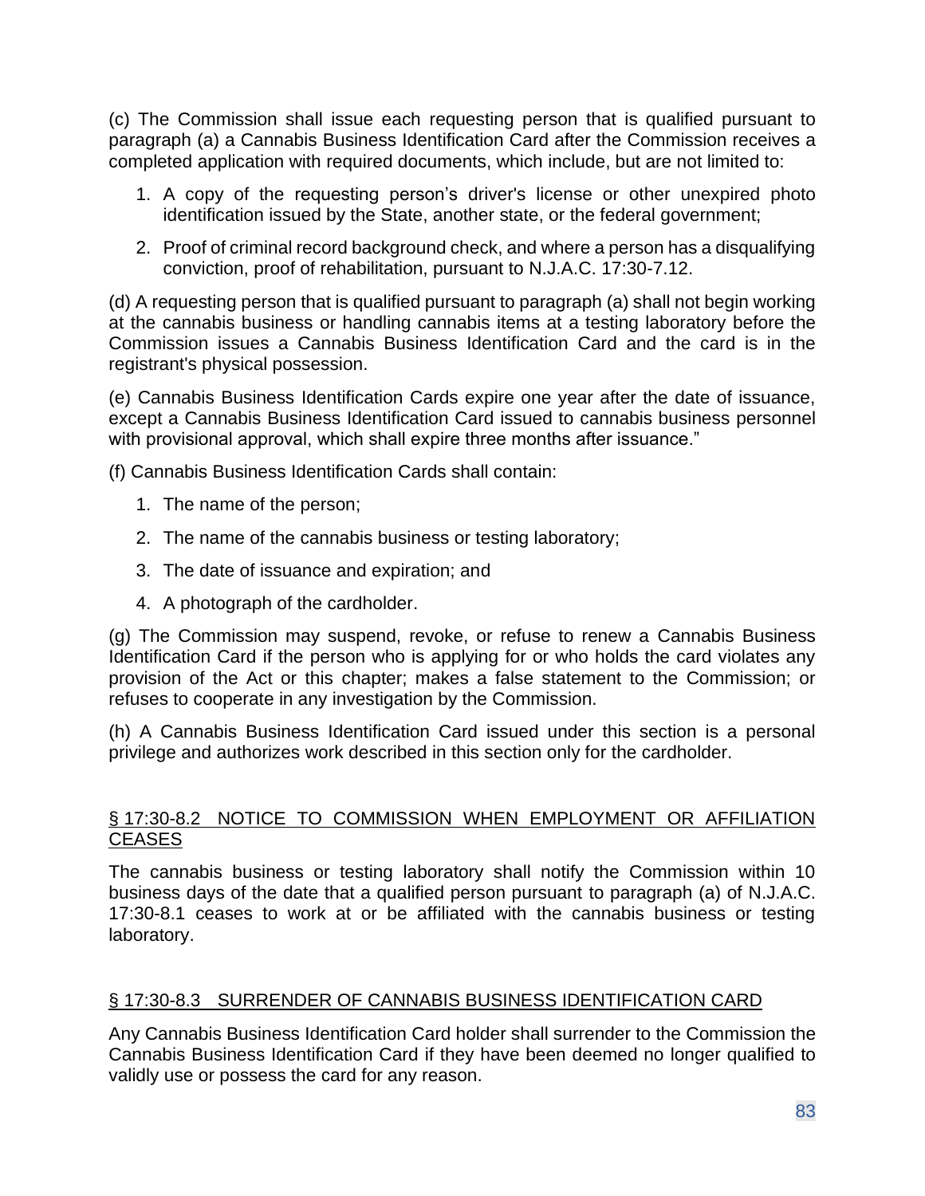(c) The Commission shall issue each requesting person that is qualified pursuant to paragraph (a) a Cannabis Business Identification Card after the Commission receives a completed application with required documents, which include, but are not limited to:

1. A copy of the requesting person's driver's license or other unexpired photo identification issued by the State, another state, or the federal government;
2. Proof of criminal record background check, and where a person has a disqualifying conviction, proof of rehabilitation, pursuant to N.J.A.C. 17:30-7.12.

(d) A requesting person that is qualified pursuant to paragraph (a) shall not begin working at the cannabis business or handling cannabis items at a testing laboratory before the Commission issues a Cannabis Business Identification Card and the card is in the registrant's physical possession.

(e) Cannabis Business Identification Cards expire one year after the date of issuance, except a Cannabis Business Identification Card issued to cannabis business personnel with provisional approval, which shall expire three months after issuance."

(f) Cannabis Business Identification Cards shall contain:

1. The name of the person;
2. The name of the cannabis business or testing laboratory;
3. The date of issuance and expiration; and
4. A photograph of the cardholder.

(g) The Commission may suspend, revoke, or refuse to renew a Cannabis Business Identification Card if the person who is applying for or who holds the card violates any provision of the Act or this chapter; makes a false statement to the Commission; or refuses to cooperate in any investigation by the Commission.

(h) A Cannabis Business Identification Card issued under this section is a personal privilege and authorizes work described in this section only for the cardholder.

## § 17:30-8.2 NOTICE TO COMMISSION WHEN EMPLOYMENT OR AFFILIATION CEASES

The cannabis business or testing laboratory shall notify the Commission within 10 business days of the date that a qualified person pursuant to paragraph (a) of N.J.A.C. 17:30-8.1 ceases to work at or be affiliated with the cannabis business or testing laboratory.

## § 17:30-8.3 SURRENDER OF CANNABIS BUSINESS IDENTIFICATION CARD

Any Cannabis Business Identification Card holder shall surrender to the Commission the Cannabis Business Identification Card if they have been deemed no longer qualified to validly use or possess the card for any reason.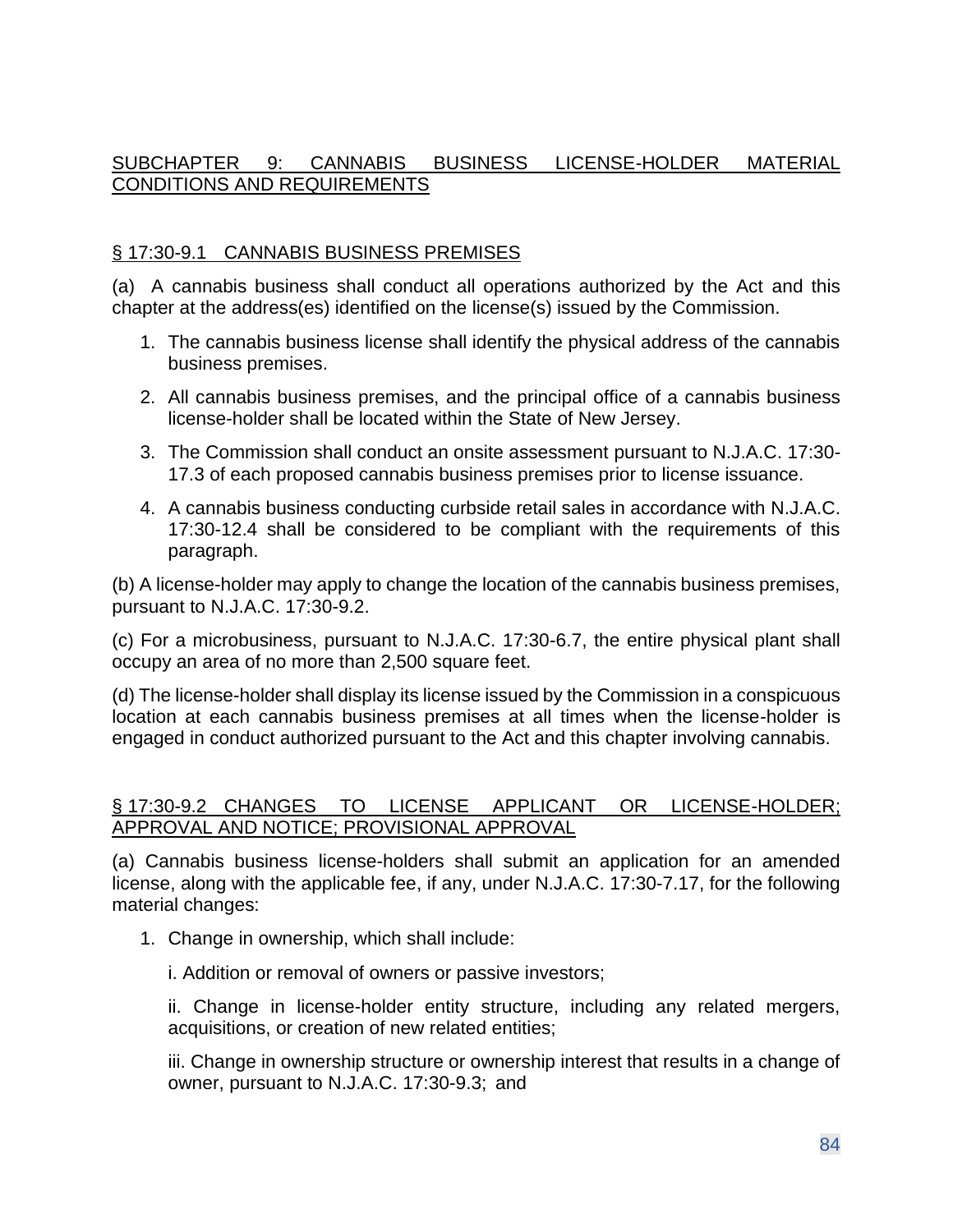## SUBCHAPTER 9: CANNABIS BUSINESS LICENSE-HOLDER MATERIAL CONDITIONS AND REQUIREMENTS

### § 17:30-9.1 CANNABIS BUSINESS PREMISES

(a) A cannabis business shall conduct all operations authorized by the Act and this chapter at the address(es) identified on the license(s) issued by the Commission.

1. The cannabis business license shall identify the physical address of the cannabis business premises.
2. All cannabis business premises, and the principal office of a cannabis business license-holder shall be located within the State of New Jersey.
3. The Commission shall conduct an onsite assessment pursuant to N.J.A.C. 17:30-17.3 of each proposed cannabis business premises prior to license issuance.
4. A cannabis business conducting curbside retail sales in accordance with N.J.A.C. 17:30-12.4 shall be considered to be compliant with the requirements of this paragraph.

(b) A license-holder may apply to change the location of the cannabis business premises, pursuant to N.J.A.C. 17:30-9.2.

(c) For a microbusiness, pursuant to N.J.A.C. 17:30-6.7, the entire physical plant shall occupy an area of no more than 2,500 square feet.

(d) The license-holder shall display its license issued by the Commission in a conspicuous location at each cannabis business premises at all times when the license-holder is engaged in conduct authorized pursuant to the Act and this chapter involving cannabis.

### § 17:30-9.2 CHANGES TO LICENSE APPLICANT OR LICENSE-HOLDER; APPROVAL AND NOTICE; PROVISIONAL APPROVAL

(a) Cannabis business license-holders shall submit an application for an amended license, along with the applicable fee, if any, under N.J.A.C. 17:30-7.17, for the following material changes:

1. Change in ownership, which shall include:

   i. Addition or removal of owners or passive investors;

   ii. Change in license-holder entity structure, including any related mergers, acquisitions, or creation of new related entities;

   iii. Change in ownership structure or ownership interest that results in a change of owner, pursuant to N.J.A.C. 17:30-9.3; and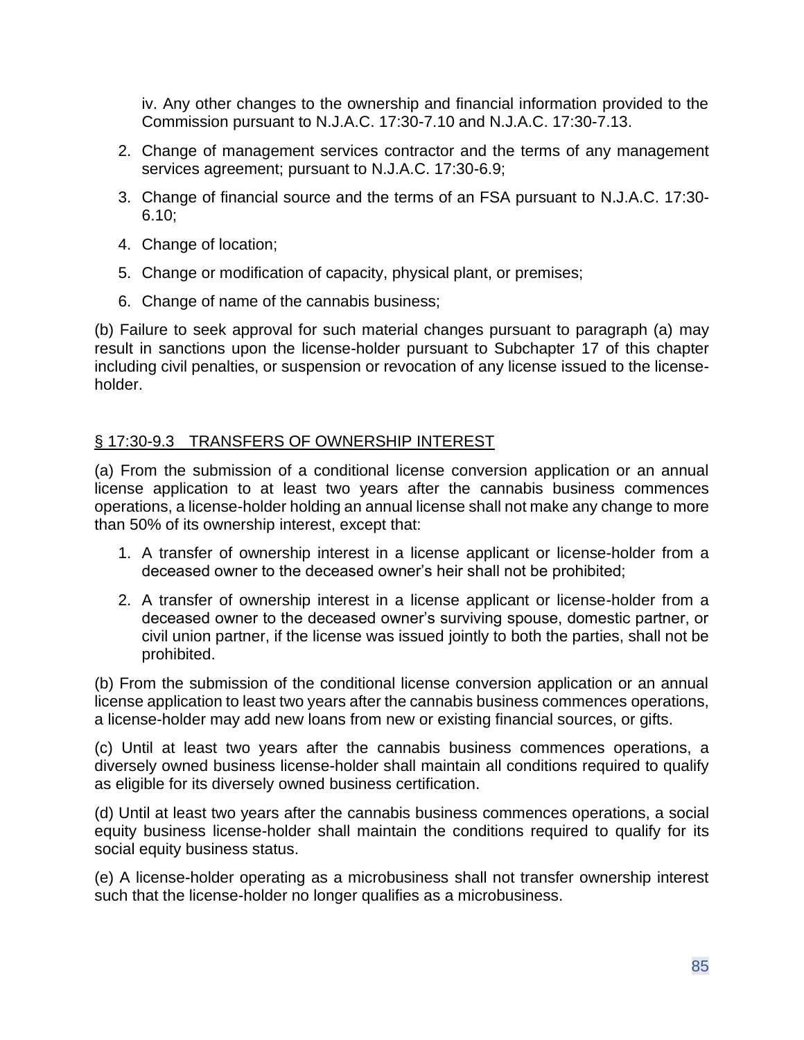iv. Any other changes to the ownership and financial information provided to the Commission pursuant to N.J.A.C. 17:30-7.10 and N.J.A.C. 17:30-7.13.

2. Change of management services contractor and the terms of any management services agreement; pursuant to N.J.A.C. 17:30-6.9;
3. Change of financial source and the terms of an FSA pursuant to N.J.A.C. 17:30-6.10;
4. Change of location;
5. Change or modification of capacity, physical plant, or premises;
6. Change of name of the cannabis business;

(b) Failure to seek approval for such material changes pursuant to paragraph (a) may result in sanctions upon the license-holder pursuant to Subchapter 17 of this chapter including civil penalties, or suspension or revocation of any license issued to the license-holder.

## § 17:30-9.3 TRANSFERS OF OWNERSHIP INTEREST

(a) From the submission of a conditional license conversion application or an annual license application to at least two years after the cannabis business commences operations, a license-holder holding an annual license shall not make any change to more than 50% of its ownership interest, except that:

1. A transfer of ownership interest in a license applicant or license-holder from a deceased owner to the deceased owner's heir shall not be prohibited;
2. A transfer of ownership interest in a license applicant or license-holder from a deceased owner to the deceased owner's surviving spouse, domestic partner, or civil union partner, if the license was issued jointly to both the parties, shall not be prohibited.

(b) From the submission of the conditional license conversion application or an annual license application to least two years after the cannabis business commences operations, a license-holder may add new loans from new or existing financial sources, or gifts.

(c) Until at least two years after the cannabis business commences operations, a diversely owned business license-holder shall maintain all conditions required to qualify as eligible for its diversely owned business certification.

(d) Until at least two years after the cannabis business commences operations, a social equity business license-holder shall maintain the conditions required to qualify for its social equity business status.

(e) A license-holder operating as a microbusiness shall not transfer ownership interest such that the license-holder no longer qualifies as a microbusiness.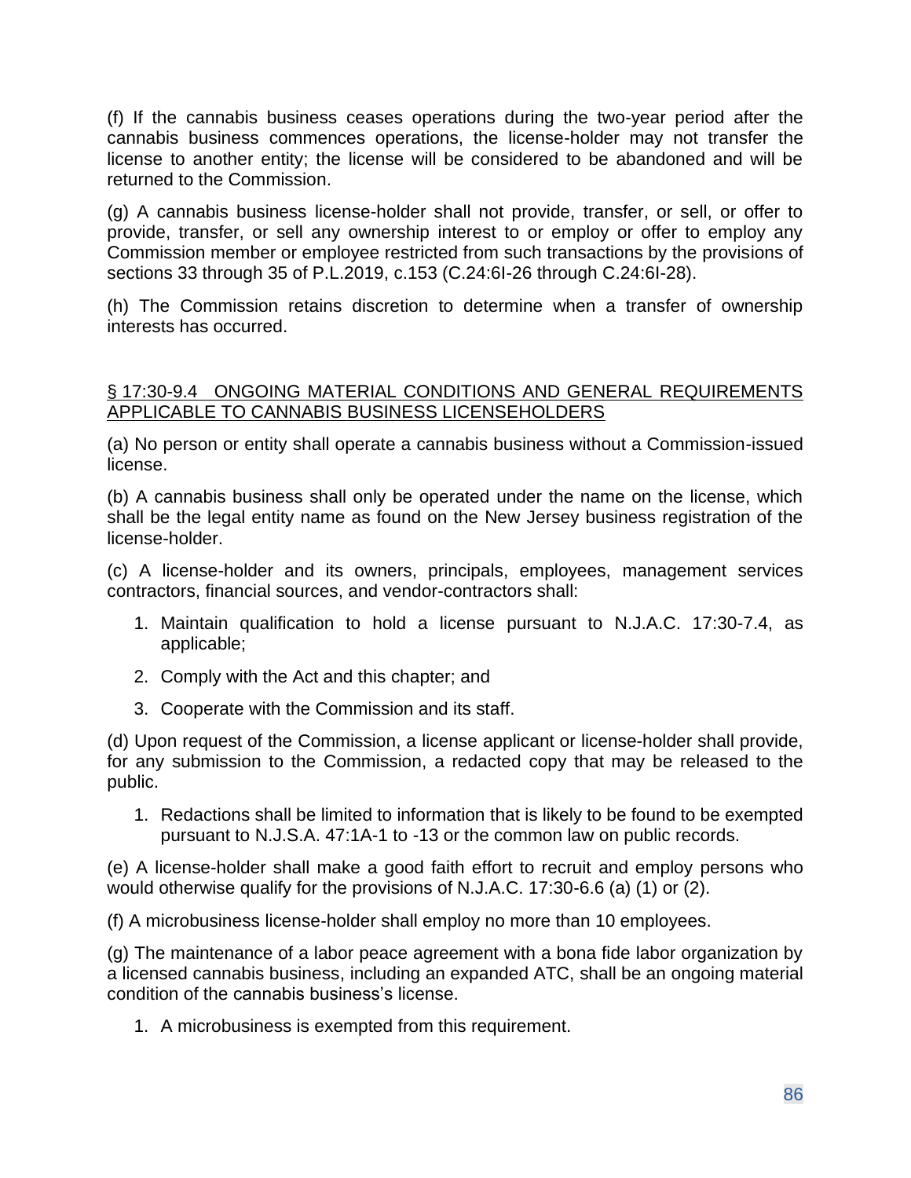(f) If the cannabis business ceases operations during the two-year period after the cannabis business commences operations, the license-holder may not transfer the license to another entity; the license will be considered to be abandoned and will be returned to the Commission.

(g) A cannabis business license-holder shall not provide, transfer, or sell, or offer to provide, transfer, or sell any ownership interest to or employ or offer to employ any Commission member or employee restricted from such transactions by the provisions of sections 33 through 35 of P.L.2019, c.153 (C.24:6I-26 through C.24:6I-28).

(h) The Commission retains discretion to determine when a transfer of ownership interests has occurred.

## § 17:30-9.4 ONGOING MATERIAL CONDITIONS AND GENERAL REQUIREMENTS APPLICABLE TO CANNABIS BUSINESS LICENSEHOLDERS

(a) No person or entity shall operate a cannabis business without a Commission-issued license.

(b) A cannabis business shall only be operated under the name on the license, which shall be the legal entity name as found on the New Jersey business registration of the license-holder.

(c) A license-holder and its owners, principals, employees, management services contractors, financial sources, and vendor-contractors shall:

1. Maintain qualification to hold a license pursuant to N.J.A.C. 17:30-7.4, as applicable;
2. Comply with the Act and this chapter; and
3. Cooperate with the Commission and its staff.

(d) Upon request of the Commission, a license applicant or license-holder shall provide, for any submission to the Commission, a redacted copy that may be released to the public.

1. Redactions shall be limited to information that is likely to be found to be exempted pursuant to N.J.S.A. 47:1A-1 to -13 or the common law on public records.

(e) A license-holder shall make a good faith effort to recruit and employ persons who would otherwise qualify for the provisions of N.J.A.C. 17:30-6.6 (a) (1) or (2).

(f) A microbusiness license-holder shall employ no more than 10 employees.

(g) The maintenance of a labor peace agreement with a bona fide labor organization by a licensed cannabis business, including an expanded ATC, shall be an ongoing material condition of the cannabis business's license.

1. A microbusiness is exempted from this requirement.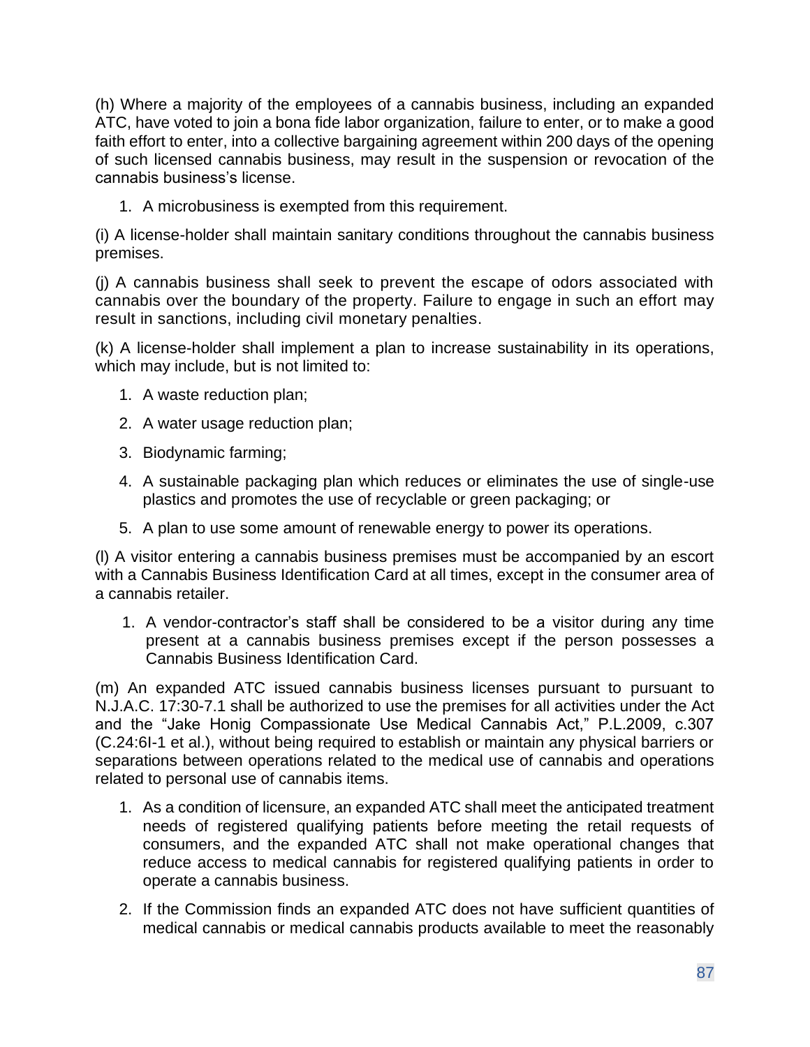(h) Where a majority of the employees of a cannabis business, including an expanded ATC, have voted to join a bona fide labor organization, failure to enter, or to make a good faith effort to enter, into a collective bargaining agreement within 200 days of the opening of such licensed cannabis business, may result in the suspension or revocation of the cannabis business's license.

1. A microbusiness is exempted from this requirement.

(i) A license-holder shall maintain sanitary conditions throughout the cannabis business premises.

(j) A cannabis business shall seek to prevent the escape of odors associated with cannabis over the boundary of the property. Failure to engage in such an effort may result in sanctions, including civil monetary penalties.

(k) A license-holder shall implement a plan to increase sustainability in its operations, which may include, but is not limited to:

1. A waste reduction plan;
2. A water usage reduction plan;
3. Biodynamic farming;
4. A sustainable packaging plan which reduces or eliminates the use of single-use plastics and promotes the use of recyclable or green packaging; or
5. A plan to use some amount of renewable energy to power its operations.

(l) A visitor entering a cannabis business premises must be accompanied by an escort with a Cannabis Business Identification Card at all times, except in the consumer area of a cannabis retailer.

1. A vendor-contractor's staff shall be considered to be a visitor during any time present at a cannabis business premises except if the person possesses a Cannabis Business Identification Card.

(m) An expanded ATC issued cannabis business licenses pursuant to pursuant to N.J.A.C. 17:30-7.1 shall be authorized to use the premises for all activities under the Act and the "Jake Honig Compassionate Use Medical Cannabis Act," P.L.2009, c.307 (C.24:6I-1 et al.), without being required to establish or maintain any physical barriers or separations between operations related to the medical use of cannabis and operations related to personal use of cannabis items.

1. As a condition of licensure, an expanded ATC shall meet the anticipated treatment needs of registered qualifying patients before meeting the retail requests of consumers, and the expanded ATC shall not make operational changes that reduce access to medical cannabis for registered qualifying patients in order to operate a cannabis business.
2. If the Commission finds an expanded ATC does not have sufficient quantities of medical cannabis or medical cannabis products available to meet the reasonably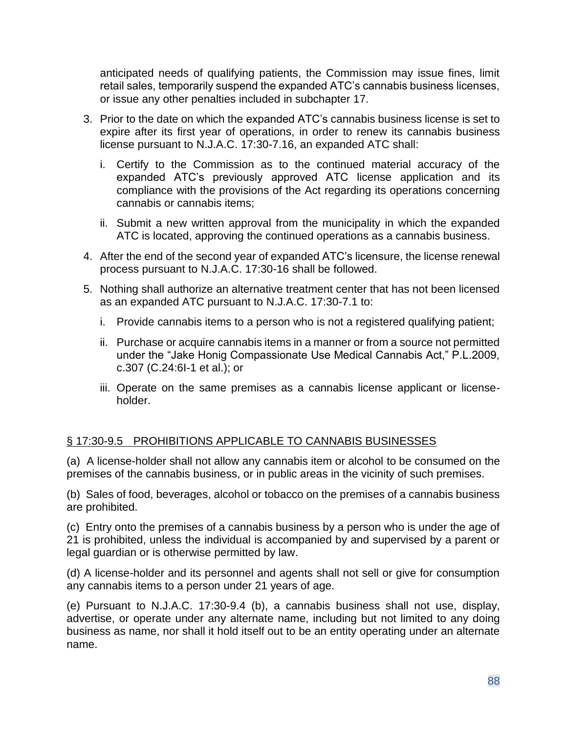anticipated needs of qualifying patients, the Commission may issue fines, limit retail sales, temporarily suspend the expanded ATC's cannabis business licenses, or issue any other penalties included in subchapter 17.

3. Prior to the date on which the expanded ATC's cannabis business license is set to expire after its first year of operations, in order to renew its cannabis business license pursuant to N.J.A.C. 17:30-7.16, an expanded ATC shall:

    i. Certify to the Commission as to the continued material accuracy of the expanded ATC's previously approved ATC license application and its compliance with the provisions of the Act regarding its operations concerning cannabis or cannabis items;

    ii. Submit a new written approval from the municipality in which the expanded ATC is located, approving the continued operations as a cannabis business.

4. After the end of the second year of expanded ATC's licensure, the license renewal process pursuant to N.J.A.C. 17:30-16 shall be followed.

5. Nothing shall authorize an alternative treatment center that has not been licensed as an expanded ATC pursuant to N.J.A.C. 17:30-7.1 to:

    i. Provide cannabis items to a person who is not a registered qualifying patient;

    ii. Purchase or acquire cannabis items in a manner or from a source not permitted under the "Jake Honig Compassionate Use Medical Cannabis Act," P.L.2009, c.307 (C.24:6I-1 et al.); or

    iii. Operate on the same premises as a cannabis license applicant or license-holder.

## § 17:30-9.5 PROHIBITIONS APPLICABLE TO CANNABIS BUSINESSES

(a) A license-holder shall not allow any cannabis item or alcohol to be consumed on the premises of the cannabis business, or in public areas in the vicinity of such premises.

(b) Sales of food, beverages, alcohol or tobacco on the premises of a cannabis business are prohibited.

(c) Entry onto the premises of a cannabis business by a person who is under the age of 21 is prohibited, unless the individual is accompanied by and supervised by a parent or legal guardian or is otherwise permitted by law.

(d) A license-holder and its personnel and agents shall not sell or give for consumption any cannabis items to a person under 21 years of age.

(e) Pursuant to N.J.A.C. 17:30-9.4 (b), a cannabis business shall not use, display, advertise, or operate under any alternate name, including but not limited to any doing business as name, nor shall it hold itself out to be an entity operating under an alternate name.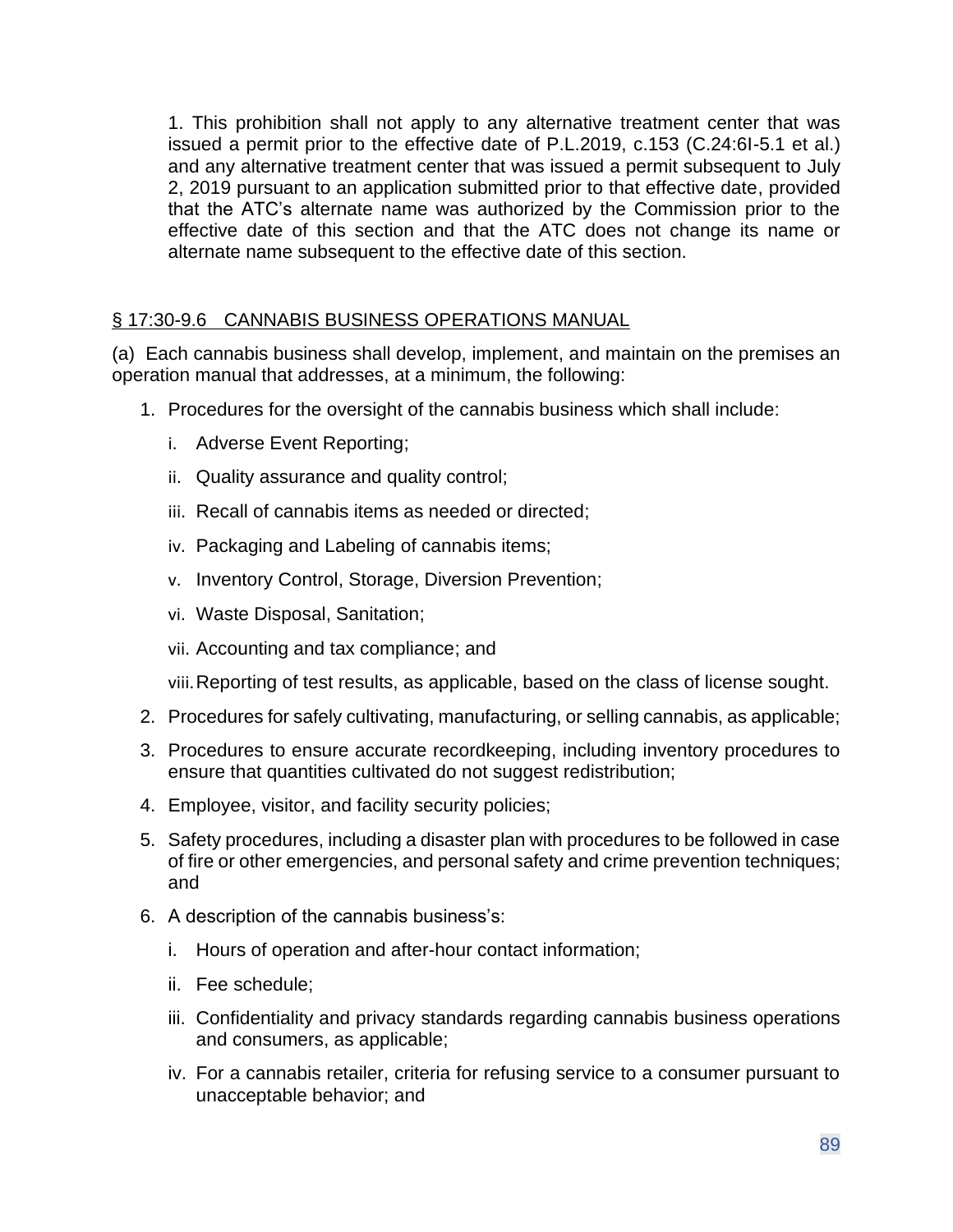1. This prohibition shall not apply to any alternative treatment center that was issued a permit prior to the effective date of P.L.2019, c.153 (C.24:6I-5.1 et al.) and any alternative treatment center that was issued a permit subsequent to July 2, 2019 pursuant to an application submitted prior to that effective date, provided that the ATC's alternate name was authorized by the Commission prior to the effective date of this section and that the ATC does not change its name or alternate name subsequent to the effective date of this section.

## § 17:30-9.6 CANNABIS BUSINESS OPERATIONS MANUAL

(a) Each cannabis business shall develop, implement, and maintain on the premises an operation manual that addresses, at a minimum, the following:

1. Procedures for the oversight of the cannabis business which shall include:
   - i. Adverse Event Reporting;
   - ii. Quality assurance and quality control;
   - iii. Recall of cannabis items as needed or directed;
   - iv. Packaging and Labeling of cannabis items;
   - v. Inventory Control, Storage, Diversion Prevention;
   - vi. Waste Disposal, Sanitation;
   - vii. Accounting and tax compliance; and
   - viii. Reporting of test results, as applicable, based on the class of license sought.
2. Procedures for safely cultivating, manufacturing, or selling cannabis, as applicable;
3. Procedures to ensure accurate recordkeeping, including inventory procedures to ensure that quantities cultivated do not suggest redistribution;
4. Employee, visitor, and facility security policies;
5. Safety procedures, including a disaster plan with procedures to be followed in case of fire or other emergencies, and personal safety and crime prevention techniques; and
6. A description of the cannabis business's:
   - i. Hours of operation and after-hour contact information;
   - ii. Fee schedule;
   - iii. Confidentiality and privacy standards regarding cannabis business operations and consumers, as applicable;
   - iv. For a cannabis retailer, criteria for refusing service to a consumer pursuant to unacceptable behavior; and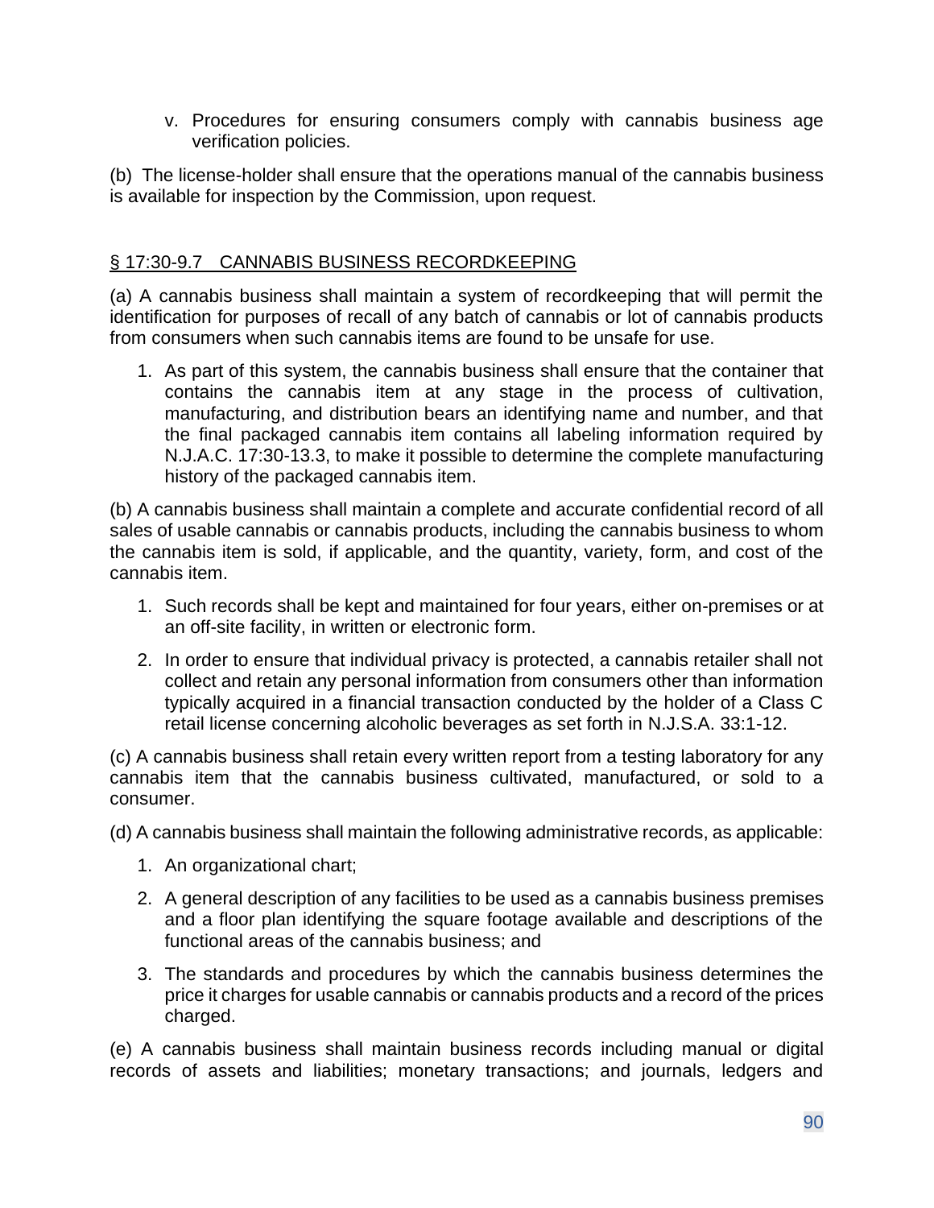v. Procedures for ensuring consumers comply with cannabis business age verification policies.

(b) The license-holder shall ensure that the operations manual of the cannabis business is available for inspection by the Commission, upon request.

## § 17:30-9.7 CANNABIS BUSINESS RECORDKEEPING

(a) A cannabis business shall maintain a system of recordkeeping that will permit the identification for purposes of recall of any batch of cannabis or lot of cannabis products from consumers when such cannabis items are found to be unsafe for use.

1. As part of this system, the cannabis business shall ensure that the container that contains the cannabis item at any stage in the process of cultivation, manufacturing, and distribution bears an identifying name and number, and that the final packaged cannabis item contains all labeling information required by N.J.A.C. 17:30-13.3, to make it possible to determine the complete manufacturing history of the packaged cannabis item.

(b) A cannabis business shall maintain a complete and accurate confidential record of all sales of usable cannabis or cannabis products, including the cannabis business to whom the cannabis item is sold, if applicable, and the quantity, variety, form, and cost of the cannabis item.

1. Such records shall be kept and maintained for four years, either on-premises or at an off-site facility, in written or electronic form.
2. In order to ensure that individual privacy is protected, a cannabis retailer shall not collect and retain any personal information from consumers other than information typically acquired in a financial transaction conducted by the holder of a Class C retail license concerning alcoholic beverages as set forth in N.J.S.A. 33:1-12.

(c) A cannabis business shall retain every written report from a testing laboratory for any cannabis item that the cannabis business cultivated, manufactured, or sold to a consumer.

(d) A cannabis business shall maintain the following administrative records, as applicable:

1. An organizational chart;
2. A general description of any facilities to be used as a cannabis business premises and a floor plan identifying the square footage available and descriptions of the functional areas of the cannabis business; and
3. The standards and procedures by which the cannabis business determines the price it charges for usable cannabis or cannabis products and a record of the prices charged.

(e) A cannabis business shall maintain business records including manual or digital records of assets and liabilities; monetary transactions; and journals, ledgers and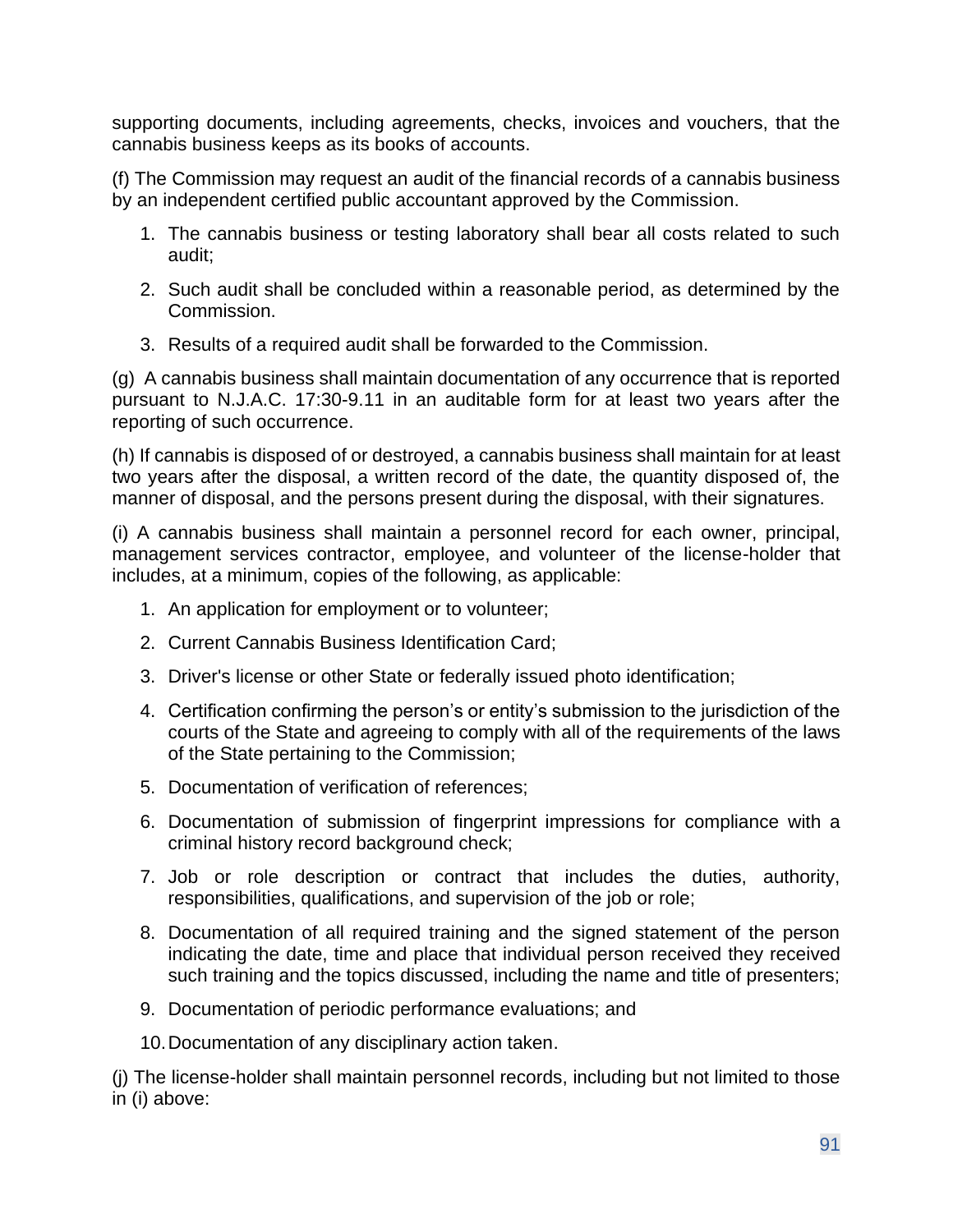supporting documents, including agreements, checks, invoices and vouchers, that the cannabis business keeps as its books of accounts.

(f) The Commission may request an audit of the financial records of a cannabis business by an independent certified public accountant approved by the Commission.

1. The cannabis business or testing laboratory shall bear all costs related to such audit;
2. Such audit shall be concluded within a reasonable period, as determined by the Commission.
3. Results of a required audit shall be forwarded to the Commission.

(g) A cannabis business shall maintain documentation of any occurrence that is reported pursuant to N.J.A.C. 17:30-9.11 in an auditable form for at least two years after the reporting of such occurrence.

(h) If cannabis is disposed of or destroyed, a cannabis business shall maintain for at least two years after the disposal, a written record of the date, the quantity disposed of, the manner of disposal, and the persons present during the disposal, with their signatures.

(i) A cannabis business shall maintain a personnel record for each owner, principal, management services contractor, employee, and volunteer of the license-holder that includes, at a minimum, copies of the following, as applicable:

1. An application for employment or to volunteer;
2. Current Cannabis Business Identification Card;
3. Driver's license or other State or federally issued photo identification;
4. Certification confirming the person's or entity's submission to the jurisdiction of the courts of the State and agreeing to comply with all of the requirements of the laws of the State pertaining to the Commission;
5. Documentation of verification of references;
6. Documentation of submission of fingerprint impressions for compliance with a criminal history record background check;
7. Job or role description or contract that includes the duties, authority, responsibilities, qualifications, and supervision of the job or role;
8. Documentation of all required training and the signed statement of the person indicating the date, time and place that individual person received they received such training and the topics discussed, including the name and title of presenters;
9. Documentation of periodic performance evaluations; and
10. Documentation of any disciplinary action taken.

(j) The license-holder shall maintain personnel records, including but not limited to those in (i) above: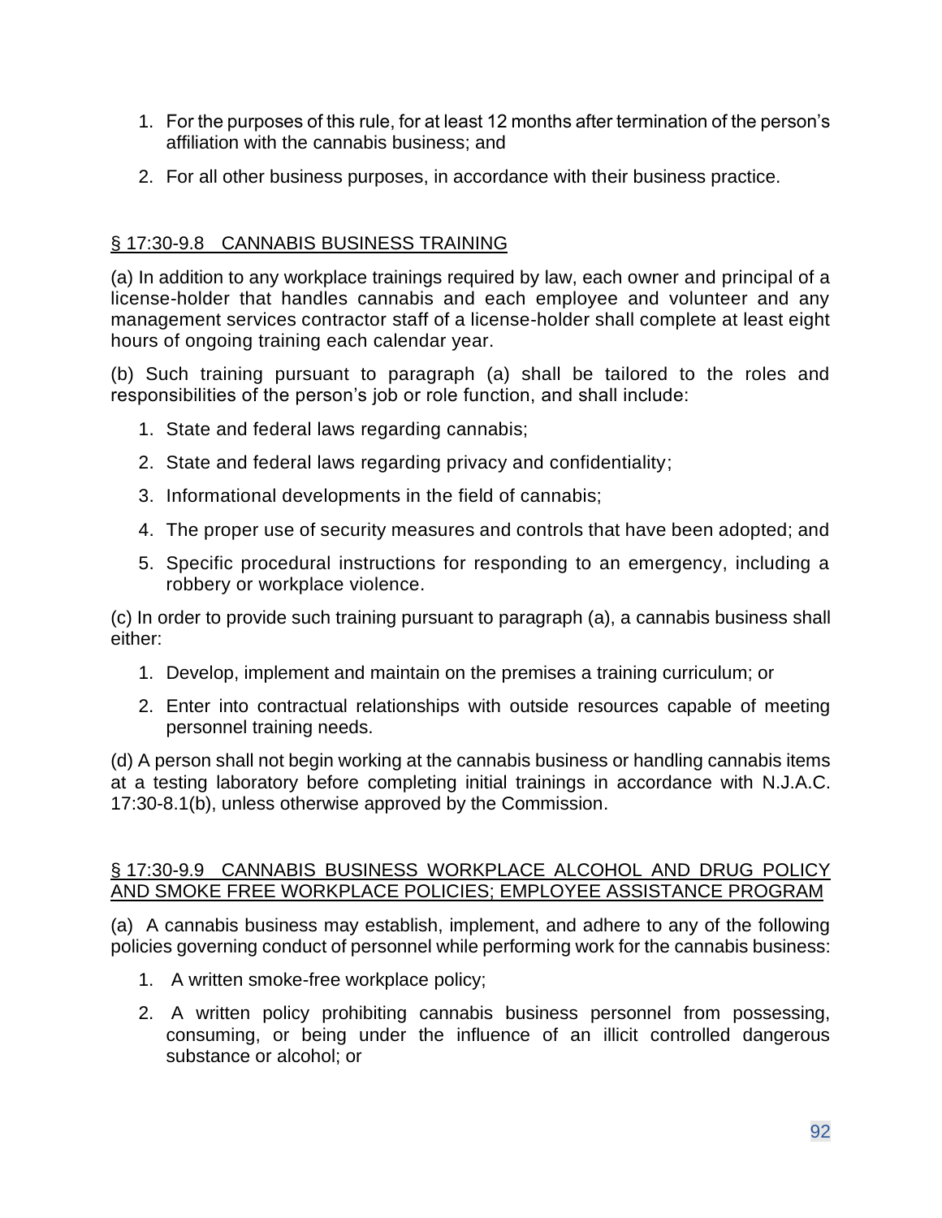1. For the purposes of this rule, for at least 12 months after termination of the person's affiliation with the cannabis business; and

2. For all other business purposes, in accordance with their business practice.

## § 17:30-9.8 CANNABIS BUSINESS TRAINING

(a) In addition to any workplace trainings required by law, each owner and principal of a license-holder that handles cannabis and each employee and volunteer and any management services contractor staff of a license-holder shall complete at least eight hours of ongoing training each calendar year.

(b) Such training pursuant to paragraph (a) shall be tailored to the roles and responsibilities of the person's job or role function, and shall include:

1. State and federal laws regarding cannabis;

2. State and federal laws regarding privacy and confidentiality;

3. Informational developments in the field of cannabis;

4. The proper use of security measures and controls that have been adopted; and

5. Specific procedural instructions for responding to an emergency, including a robbery or workplace violence.

(c) In order to provide such training pursuant to paragraph (a), a cannabis business shall either:

1. Develop, implement and maintain on the premises a training curriculum; or

2. Enter into contractual relationships with outside resources capable of meeting personnel training needs.

(d) A person shall not begin working at the cannabis business or handling cannabis items at a testing laboratory before completing initial trainings in accordance with N.J.A.C. 17:30-8.1(b), unless otherwise approved by the Commission.

## § 17:30-9.9 CANNABIS BUSINESS WORKPLACE ALCOHOL AND DRUG POLICY AND SMOKE FREE WORKPLACE POLICIES; EMPLOYEE ASSISTANCE PROGRAM

(a) A cannabis business may establish, implement, and adhere to any of the following policies governing conduct of personnel while performing work for the cannabis business:

1. A written smoke-free workplace policy;

2. A written policy prohibiting cannabis business personnel from possessing, consuming, or being under the influence of an illicit controlled dangerous substance or alcohol; or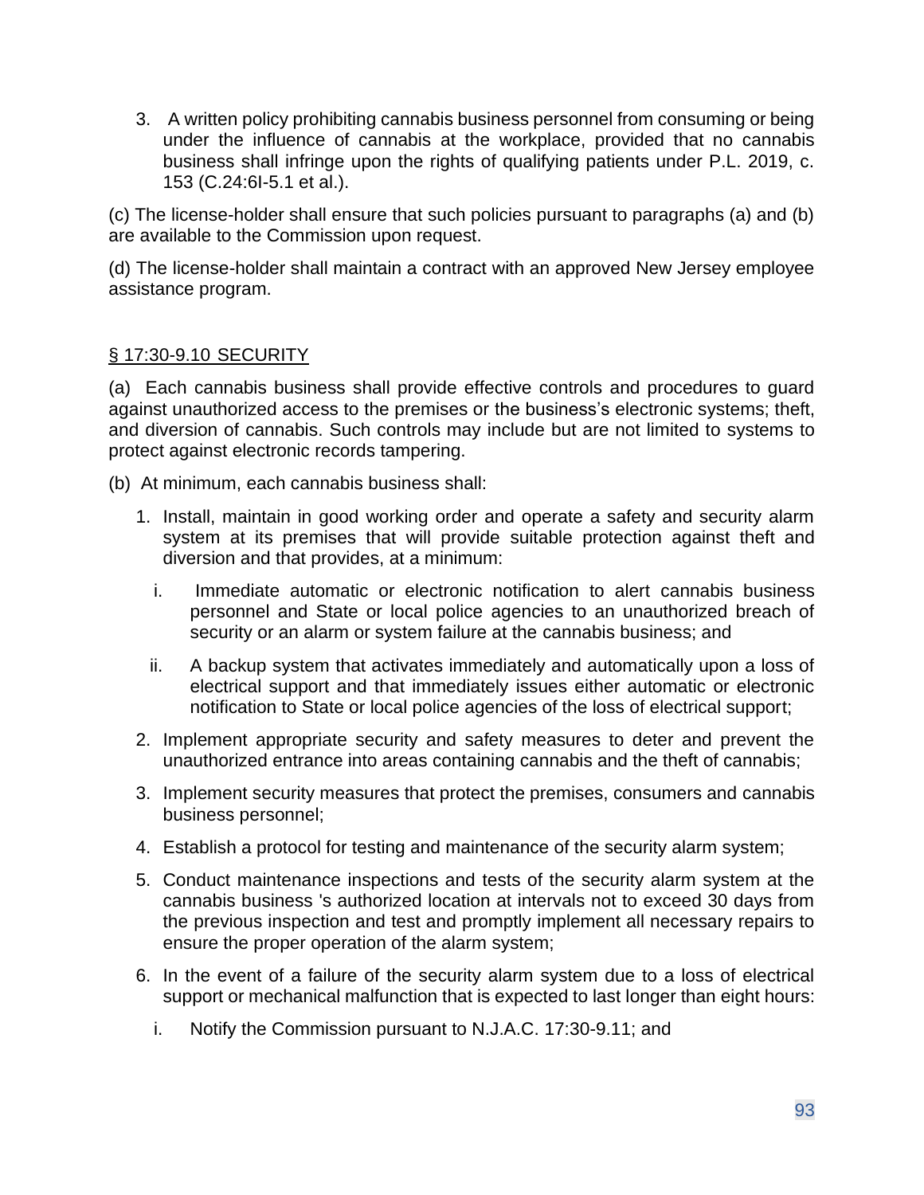3. A written policy prohibiting cannabis business personnel from consuming or being under the influence of cannabis at the workplace, provided that no cannabis business shall infringe upon the rights of qualifying patients under P.L. 2019, c. 153 (C.24:6I-5.1 et al.).

(c) The license-holder shall ensure that such policies pursuant to paragraphs (a) and (b) are available to the Commission upon request.

(d) The license-holder shall maintain a contract with an approved New Jersey employee assistance program.

§ 17:30-9.10 SECURITY

(a) Each cannabis business shall provide effective controls and procedures to guard against unauthorized access to the premises or the business's electronic systems; theft, and diversion of cannabis. Such controls may include but are not limited to systems to protect against electronic records tampering.

(b) At minimum, each cannabis business shall:

1. Install, maintain in good working order and operate a safety and security alarm system at its premises that will provide suitable protection against theft and diversion and that provides, at a minimum:
   i. Immediate automatic or electronic notification to alert cannabis business personnel and State or local police agencies to an unauthorized breach of security or an alarm or system failure at the cannabis business; and
   ii. A backup system that activates immediately and automatically upon a loss of electrical support and that immediately issues either automatic or electronic notification to State or local police agencies of the loss of electrical support;
2. Implement appropriate security and safety measures to deter and prevent the unauthorized entrance into areas containing cannabis and the theft of cannabis;
3. Implement security measures that protect the premises, consumers and cannabis business personnel;
4. Establish a protocol for testing and maintenance of the security alarm system;
5. Conduct maintenance inspections and tests of the security alarm system at the cannabis business 's authorized location at intervals not to exceed 30 days from the previous inspection and test and promptly implement all necessary repairs to ensure the proper operation of the alarm system;
6. In the event of a failure of the security alarm system due to a loss of electrical support or mechanical malfunction that is expected to last longer than eight hours:
   i. Notify the Commission pursuant to N.J.A.C. 17:30-9.11; and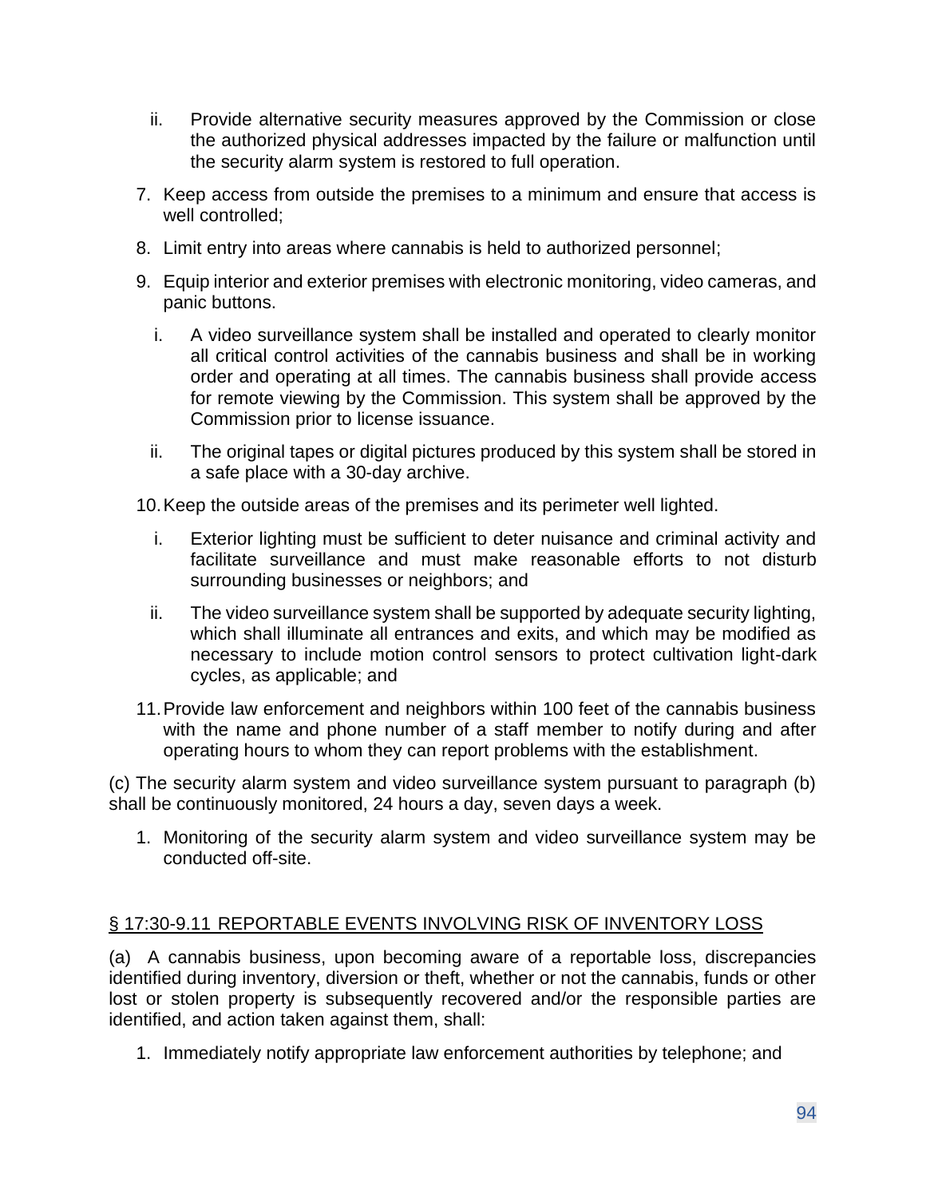ii. Provide alternative security measures approved by the Commission or close the authorized physical addresses impacted by the failure or malfunction until the security alarm system is restored to full operation.

7. Keep access from outside the premises to a minimum and ensure that access is well controlled;

8. Limit entry into areas where cannabis is held to authorized personnel;

9. Equip interior and exterior premises with electronic monitoring, video cameras, and panic buttons.

   i. A video surveillance system shall be installed and operated to clearly monitor all critical control activities of the cannabis business and shall be in working order and operating at all times. The cannabis business shall provide access for remote viewing by the Commission. This system shall be approved by the Commission prior to license issuance.

   ii. The original tapes or digital pictures produced by this system shall be stored in a safe place with a 30-day archive.

10. Keep the outside areas of the premises and its perimeter well lighted.

   i. Exterior lighting must be sufficient to deter nuisance and criminal activity and facilitate surveillance and must make reasonable efforts to not disturb surrounding businesses or neighbors; and

   ii. The video surveillance system shall be supported by adequate security lighting, which shall illuminate all entrances and exits, and which may be modified as necessary to include motion control sensors to protect cultivation light-dark cycles, as applicable; and

11. Provide law enforcement and neighbors within 100 feet of the cannabis business with the name and phone number of a staff member to notify during and after operating hours to whom they can report problems with the establishment.

(c) The security alarm system and video surveillance system pursuant to paragraph (b) shall be continuously monitored, 24 hours a day, seven days a week.

1. Monitoring of the security alarm system and video surveillance system may be conducted off-site.

## § 17:30-9.11 REPORTABLE EVENTS INVOLVING RISK OF INVENTORY LOSS

(a) A cannabis business, upon becoming aware of a reportable loss, discrepancies identified during inventory, diversion or theft, whether or not the cannabis, funds or other lost or stolen property is subsequently recovered and/or the responsible parties are identified, and action taken against them, shall:

1. Immediately notify appropriate law enforcement authorities by telephone; and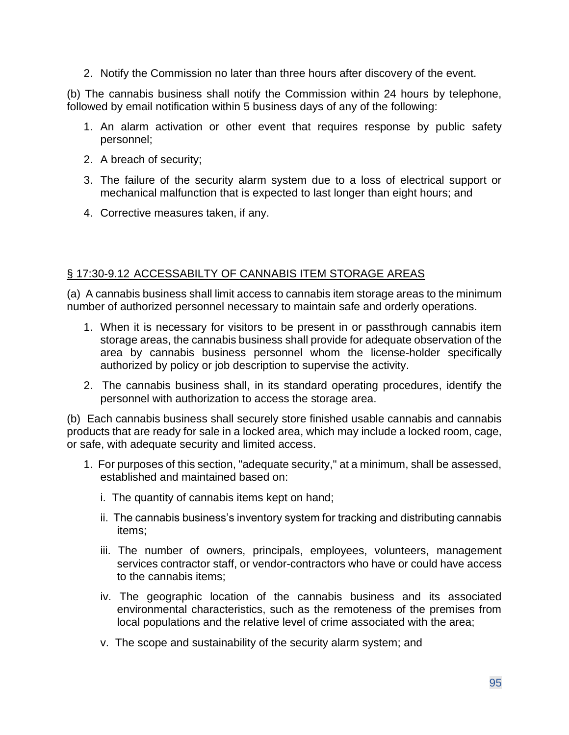2. Notify the Commission no later than three hours after discovery of the event.

(b) The cannabis business shall notify the Commission within 24 hours by telephone, followed by email notification within 5 business days of any of the following:

1. An alarm activation or other event that requires response by public safety personnel;
2. A breach of security;
3. The failure of the security alarm system due to a loss of electrical support or mechanical malfunction that is expected to last longer than eight hours; and
4. Corrective measures taken, if any.

<u>§ 17:30-9.12 ACCESSABILTY OF CANNABIS ITEM STORAGE AREAS</u>

(a) A cannabis business shall limit access to cannabis item storage areas to the minimum number of authorized personnel necessary to maintain safe and orderly operations.

1. When it is necessary for visitors to be present in or passthrough cannabis item storage areas, the cannabis business shall provide for adequate observation of the area by cannabis business personnel whom the license-holder specifically authorized by policy or job description to supervise the activity.
2. The cannabis business shall, in its standard operating procedures, identify the personnel with authorization to access the storage area.

(b) Each cannabis business shall securely store finished usable cannabis and cannabis products that are ready for sale in a locked area, which may include a locked room, cage, or safe, with adequate security and limited access.

1. For purposes of this section, "adequate security," at a minimum, shall be assessed, established and maintained based on:
   - i. The quantity of cannabis items kept on hand;
   - ii. The cannabis business's inventory system for tracking and distributing cannabis items;
   - iii. The number of owners, principals, employees, volunteers, management services contractor staff, or vendor-contractors who have or could have access to the cannabis items;
   - iv. The geographic location of the cannabis business and its associated environmental characteristics, such as the remoteness of the premises from local populations and the relative level of crime associated with the area;
   - v. The scope and sustainability of the security alarm system; and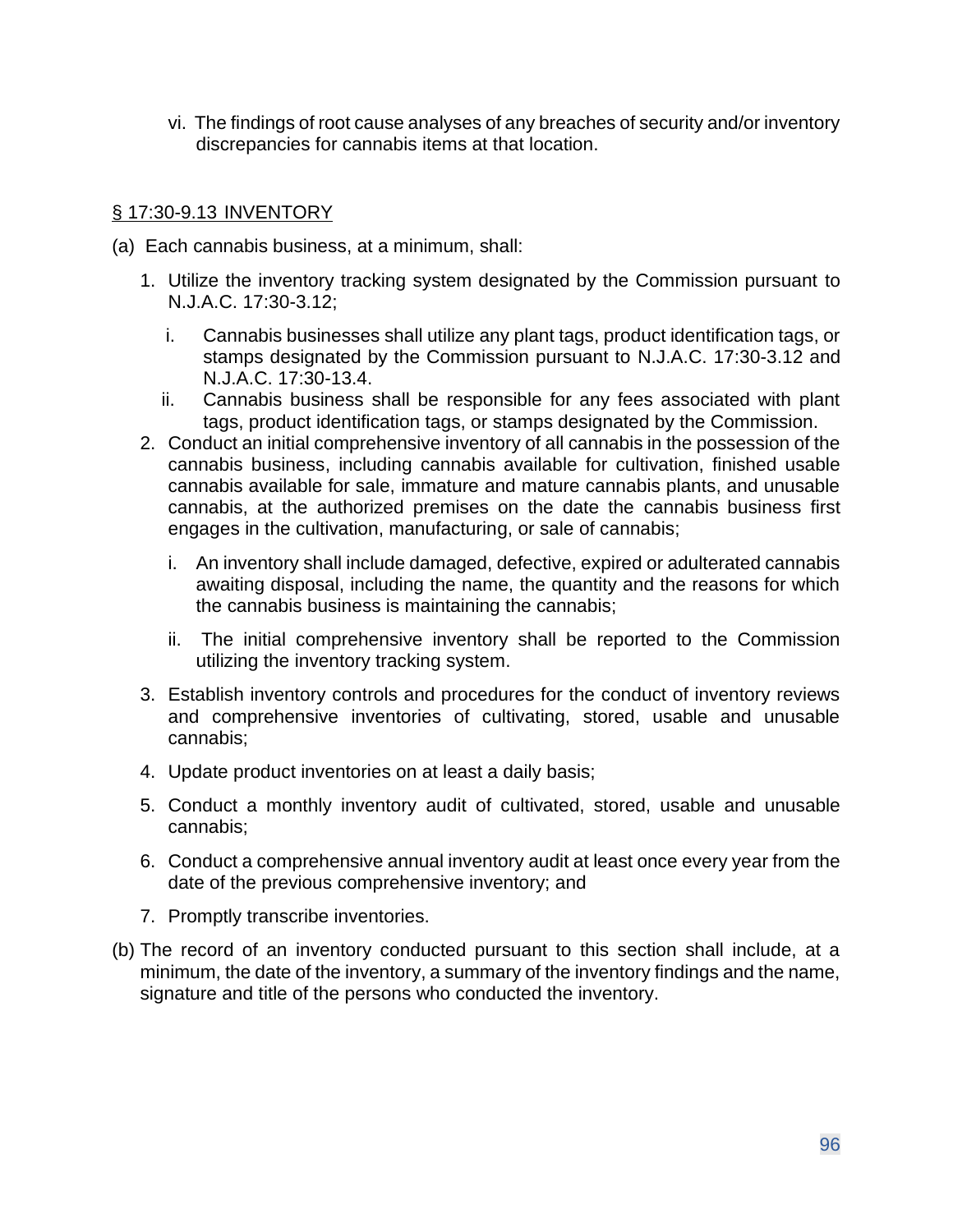vi. The findings of root cause analyses of any breaches of security and/or inventory discrepancies for cannabis items at that location.

## § 17:30-9.13 INVENTORY

(a) Each cannabis business, at a minimum, shall:

1. Utilize the inventory tracking system designated by the Commission pursuant to N.J.A.C. 17:30-3.12;
   - i. Cannabis businesses shall utilize any plant tags, product identification tags, or stamps designated by the Commission pursuant to N.J.A.C. 17:30-3.12 and N.J.A.C. 17:30-13.4.
   - ii. Cannabis business shall be responsible for any fees associated with plant tags, product identification tags, or stamps designated by the Commission.
2. Conduct an initial comprehensive inventory of all cannabis in the possession of the cannabis business, including cannabis available for cultivation, finished usable cannabis available for sale, immature and mature cannabis plants, and unusable cannabis, at the authorized premises on the date the cannabis business first engages in the cultivation, manufacturing, or sale of cannabis;
   - i. An inventory shall include damaged, defective, expired or adulterated cannabis awaiting disposal, including the name, the quantity and the reasons for which the cannabis business is maintaining the cannabis;
   - ii. The initial comprehensive inventory shall be reported to the Commission utilizing the inventory tracking system.
3. Establish inventory controls and procedures for the conduct of inventory reviews and comprehensive inventories of cultivating, stored, usable and unusable cannabis;
4. Update product inventories on at least a daily basis;
5. Conduct a monthly inventory audit of cultivated, stored, usable and unusable cannabis;
6. Conduct a comprehensive annual inventory audit at least once every year from the date of the previous comprehensive inventory; and
7. Promptly transcribe inventories.

(b) The record of an inventory conducted pursuant to this section shall include, at a minimum, the date of the inventory, a summary of the inventory findings and the name, signature and title of the persons who conducted the inventory.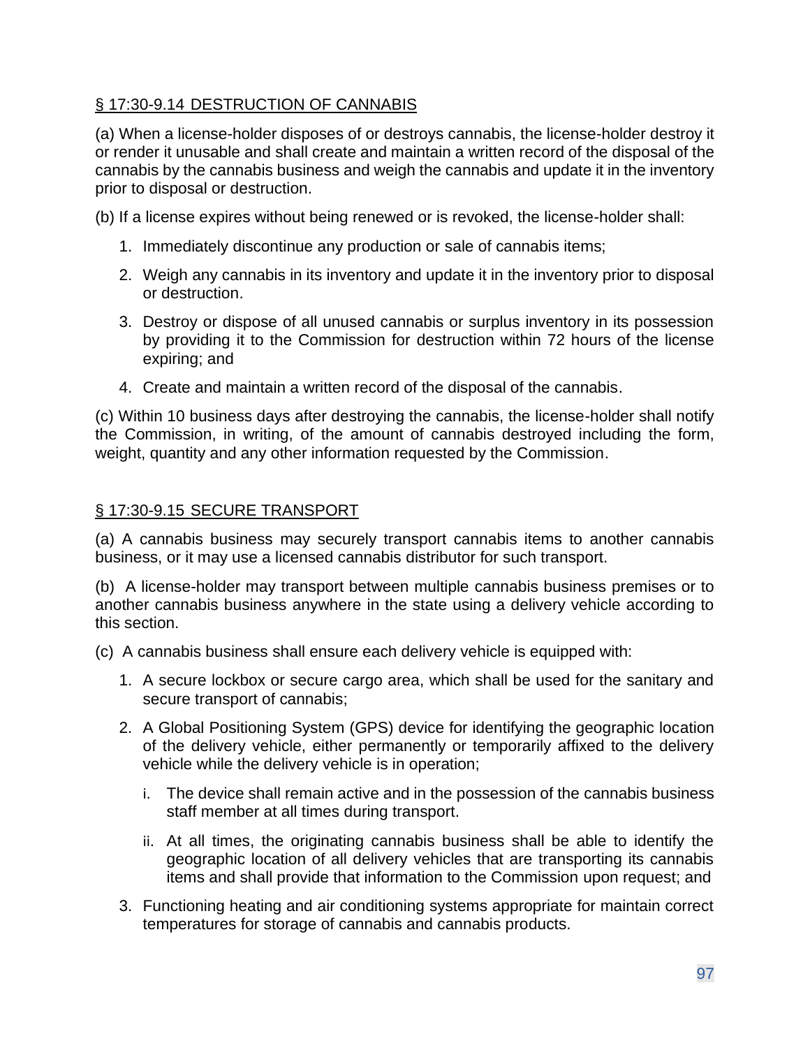## § 17:30-9.14 DESTRUCTION OF CANNABIS

(a) When a license-holder disposes of or destroys cannabis, the license-holder destroy it or render it unusable and shall create and maintain a written record of the disposal of the cannabis by the cannabis business and weigh the cannabis and update it in the inventory prior to disposal or destruction.

(b) If a license expires without being renewed or is revoked, the license-holder shall:

1. Immediately discontinue any production or sale of cannabis items;
2. Weigh any cannabis in its inventory and update it in the inventory prior to disposal or destruction.
3. Destroy or dispose of all unused cannabis or surplus inventory in its possession by providing it to the Commission for destruction within 72 hours of the license expiring; and
4. Create and maintain a written record of the disposal of the cannabis.

(c) Within 10 business days after destroying the cannabis, the license-holder shall notify the Commission, in writing, of the amount of cannabis destroyed including the form, weight, quantity and any other information requested by the Commission.

## § 17:30-9.15 SECURE TRANSPORT

(a) A cannabis business may securely transport cannabis items to another cannabis business, or it may use a licensed cannabis distributor for such transport.

(b) A license-holder may transport between multiple cannabis business premises or to another cannabis business anywhere in the state using a delivery vehicle according to this section.

(c) A cannabis business shall ensure each delivery vehicle is equipped with:

1. A secure lockbox or secure cargo area, which shall be used for the sanitary and secure transport of cannabis;
2. A Global Positioning System (GPS) device for identifying the geographic location of the delivery vehicle, either permanently or temporarily affixed to the delivery vehicle while the delivery vehicle is in operation;
   1. The device shall remain active and in the possession of the cannabis business staff member at all times during transport.
   2. At all times, the originating cannabis business shall be able to identify the geographic location of all delivery vehicles that are transporting its cannabis items and shall provide that information to the Commission upon request; and
3. Functioning heating and air conditioning systems appropriate for maintain correct temperatures for storage of cannabis and cannabis products.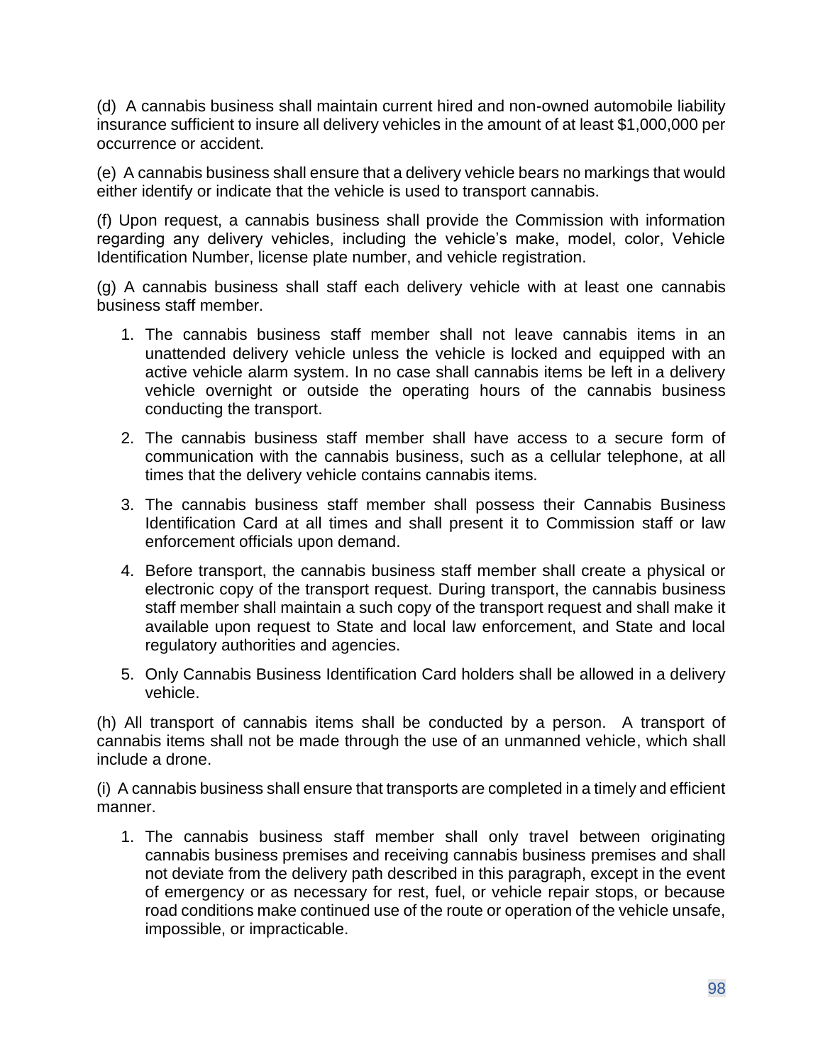(d) A cannabis business shall maintain current hired and non-owned automobile liability insurance sufficient to insure all delivery vehicles in the amount of at least $1,000,000 per occurrence or accident.

(e) A cannabis business shall ensure that a delivery vehicle bears no markings that would either identify or indicate that the vehicle is used to transport cannabis.

(f) Upon request, a cannabis business shall provide the Commission with information regarding any delivery vehicles, including the vehicle's make, model, color, Vehicle Identification Number, license plate number, and vehicle registration.

(g) A cannabis business shall staff each delivery vehicle with at least one cannabis business staff member.

1. The cannabis business staff member shall not leave cannabis items in an unattended delivery vehicle unless the vehicle is locked and equipped with an active vehicle alarm system. In no case shall cannabis items be left in a delivery vehicle overnight or outside the operating hours of the cannabis business conducting the transport.
2. The cannabis business staff member shall have access to a secure form of communication with the cannabis business, such as a cellular telephone, at all times that the delivery vehicle contains cannabis items.
3. The cannabis business staff member shall possess their Cannabis Business Identification Card at all times and shall present it to Commission staff or law enforcement officials upon demand.
4. Before transport, the cannabis business staff member shall create a physical or electronic copy of the transport request. During transport, the cannabis business staff member shall maintain a such copy of the transport request and shall make it available upon request to State and local law enforcement, and State and local regulatory authorities and agencies.
5. Only Cannabis Business Identification Card holders shall be allowed in a delivery vehicle.

(h) All transport of cannabis items shall be conducted by a person. A transport of cannabis items shall not be made through the use of an unmanned vehicle, which shall include a drone.

(i) A cannabis business shall ensure that transports are completed in a timely and efficient manner.

1. The cannabis business staff member shall only travel between originating cannabis business premises and receiving cannabis business premises and shall not deviate from the delivery path described in this paragraph, except in the event of emergency or as necessary for rest, fuel, or vehicle repair stops, or because road conditions make continued use of the route or operation of the vehicle unsafe, impossible, or impracticable.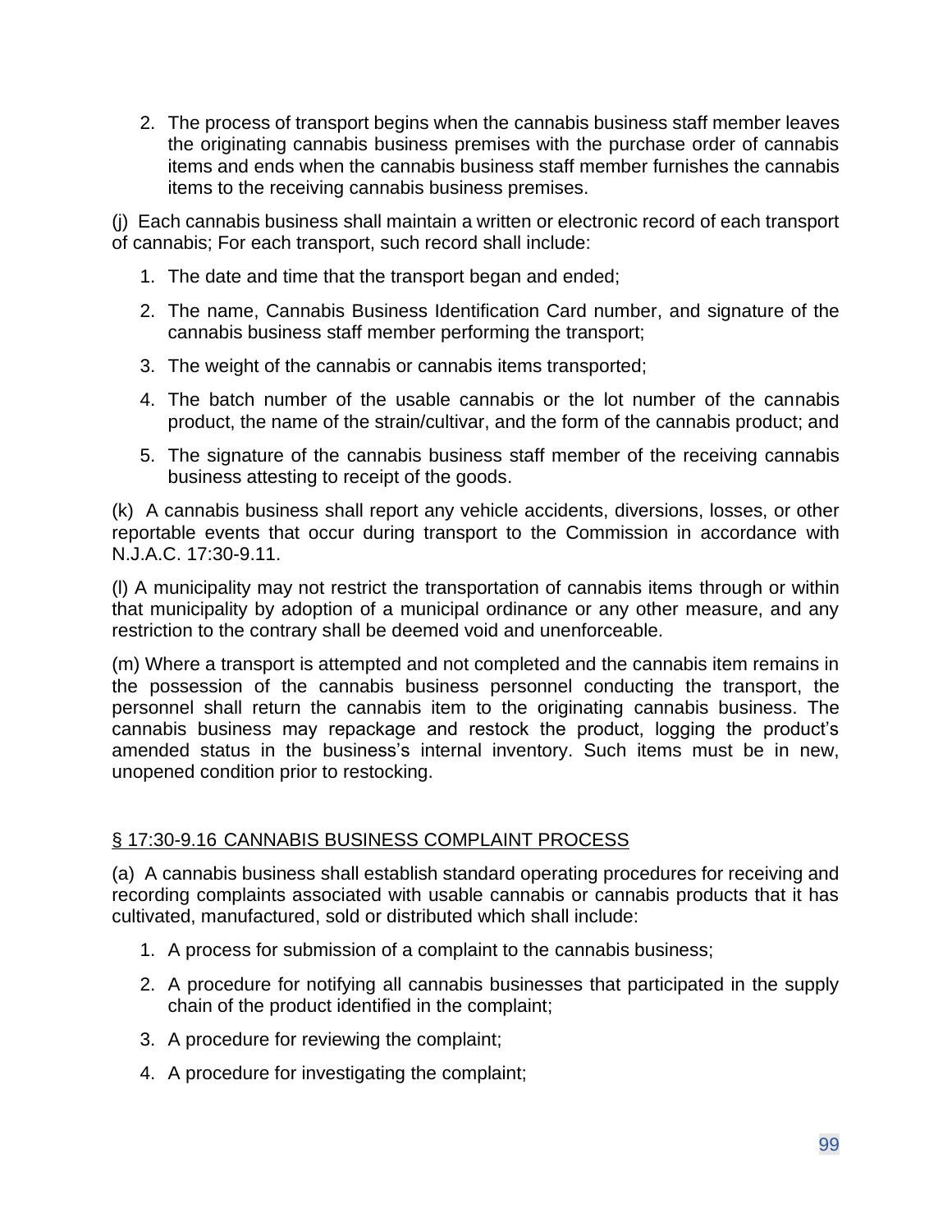2. The process of transport begins when the cannabis business staff member leaves the originating cannabis business premises with the purchase order of cannabis items and ends when the cannabis business staff member furnishes the cannabis items to the receiving cannabis business premises.

(j) Each cannabis business shall maintain a written or electronic record of each transport of cannabis; For each transport, such record shall include:

1. The date and time that the transport began and ended;
2. The name, Cannabis Business Identification Card number, and signature of the cannabis business staff member performing the transport;
3. The weight of the cannabis or cannabis items transported;
4. The batch number of the usable cannabis or the lot number of the cannabis product, the name of the strain/cultivar, and the form of the cannabis product; and
5. The signature of the cannabis business staff member of the receiving cannabis business attesting to receipt of the goods.

(k) A cannabis business shall report any vehicle accidents, diversions, losses, or other reportable events that occur during transport to the Commission in accordance with N.J.A.C. 17:30-9.11.

(l) A municipality may not restrict the transportation of cannabis items through or within that municipality by adoption of a municipal ordinance or any other measure, and any restriction to the contrary shall be deemed void and unenforceable.

(m) Where a transport is attempted and not completed and the cannabis item remains in the possession of the cannabis business personnel conducting the transport, the personnel shall return the cannabis item to the originating cannabis business. The cannabis business may repackage and restock the product, logging the product's amended status in the business's internal inventory. Such items must be in new, unopened condition prior to restocking.

## § 17:30-9.16 CANNABIS BUSINESS COMPLAINT PROCESS

(a) A cannabis business shall establish standard operating procedures for receiving and recording complaints associated with usable cannabis or cannabis products that it has cultivated, manufactured, sold or distributed which shall include:

1. A process for submission of a complaint to the cannabis business;
2. A procedure for notifying all cannabis businesses that participated in the supply chain of the product identified in the complaint;
3. A procedure for reviewing the complaint;
4. A procedure for investigating the complaint;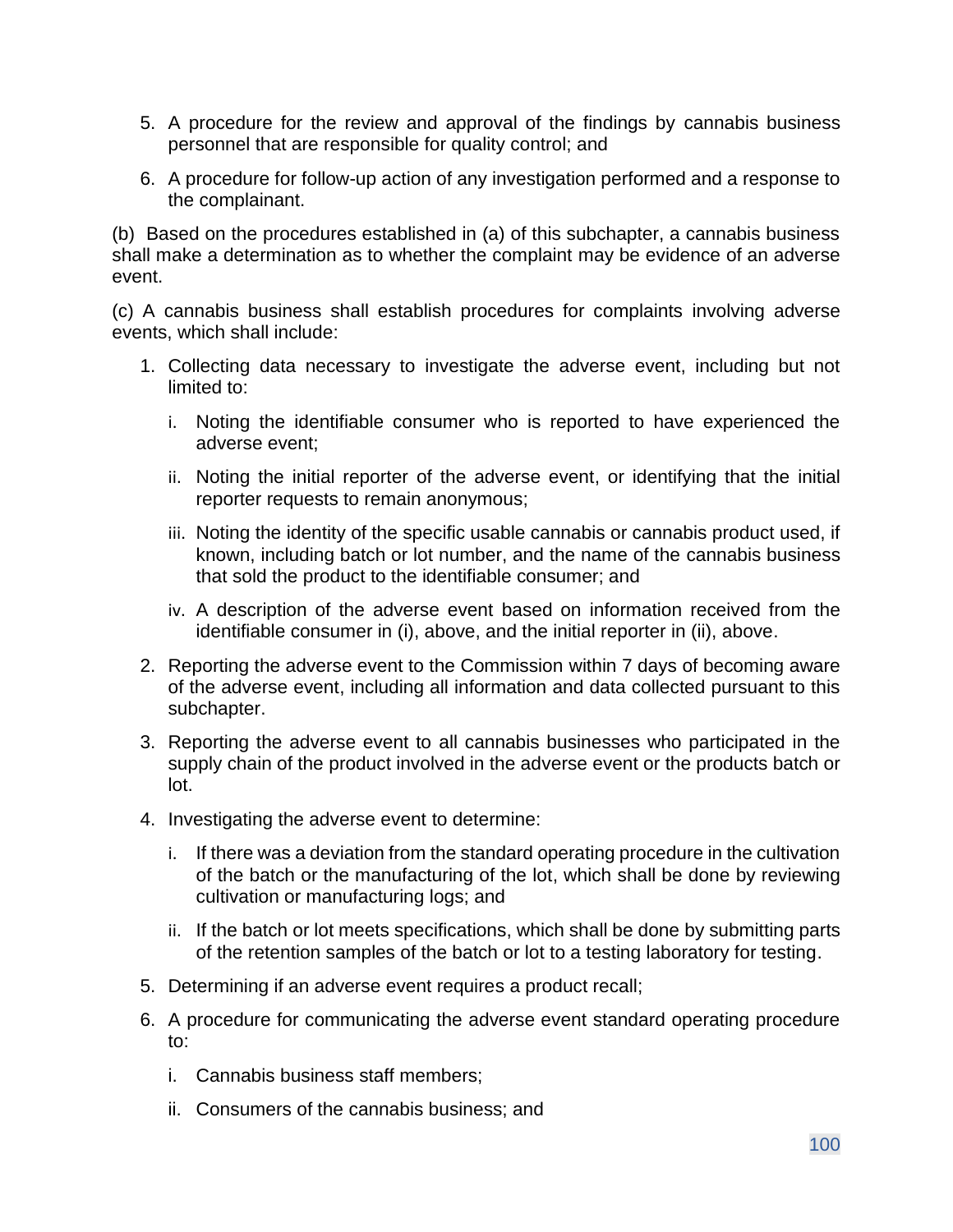5. A procedure for the review and approval of the findings by cannabis business personnel that are responsible for quality control; and

6. A procedure for follow-up action of any investigation performed and a response to the complainant.

(b) Based on the procedures established in (a) of this subchapter, a cannabis business shall make a determination as to whether the complaint may be evidence of an adverse event.

(c) A cannabis business shall establish procedures for complaints involving adverse events, which shall include:

1. Collecting data necessary to investigate the adverse event, including but not limited to:

   i. Noting the identifiable consumer who is reported to have experienced the adverse event;

   ii. Noting the initial reporter of the adverse event, or identifying that the initial reporter requests to remain anonymous;

   iii. Noting the identity of the specific usable cannabis or cannabis product used, if known, including batch or lot number, and the name of the cannabis business that sold the product to the identifiable consumer; and

   iv. A description of the adverse event based on information received from the identifiable consumer in (i), above, and the initial reporter in (ii), above.

2. Reporting the adverse event to the Commission within 7 days of becoming aware of the adverse event, including all information and data collected pursuant to this subchapter.

3. Reporting the adverse event to all cannabis businesses who participated in the supply chain of the product involved in the adverse event or the products batch or lot.

4. Investigating the adverse event to determine:

   i. If there was a deviation from the standard operating procedure in the cultivation of the batch or the manufacturing of the lot, which shall be done by reviewing cultivation or manufacturing logs; and

   ii. If the batch or lot meets specifications, which shall be done by submitting parts of the retention samples of the batch or lot to a testing laboratory for testing.

5. Determining if an adverse event requires a product recall;

6. A procedure for communicating the adverse event standard operating procedure to:

   i. Cannabis business staff members;

   ii. Consumers of the cannabis business; and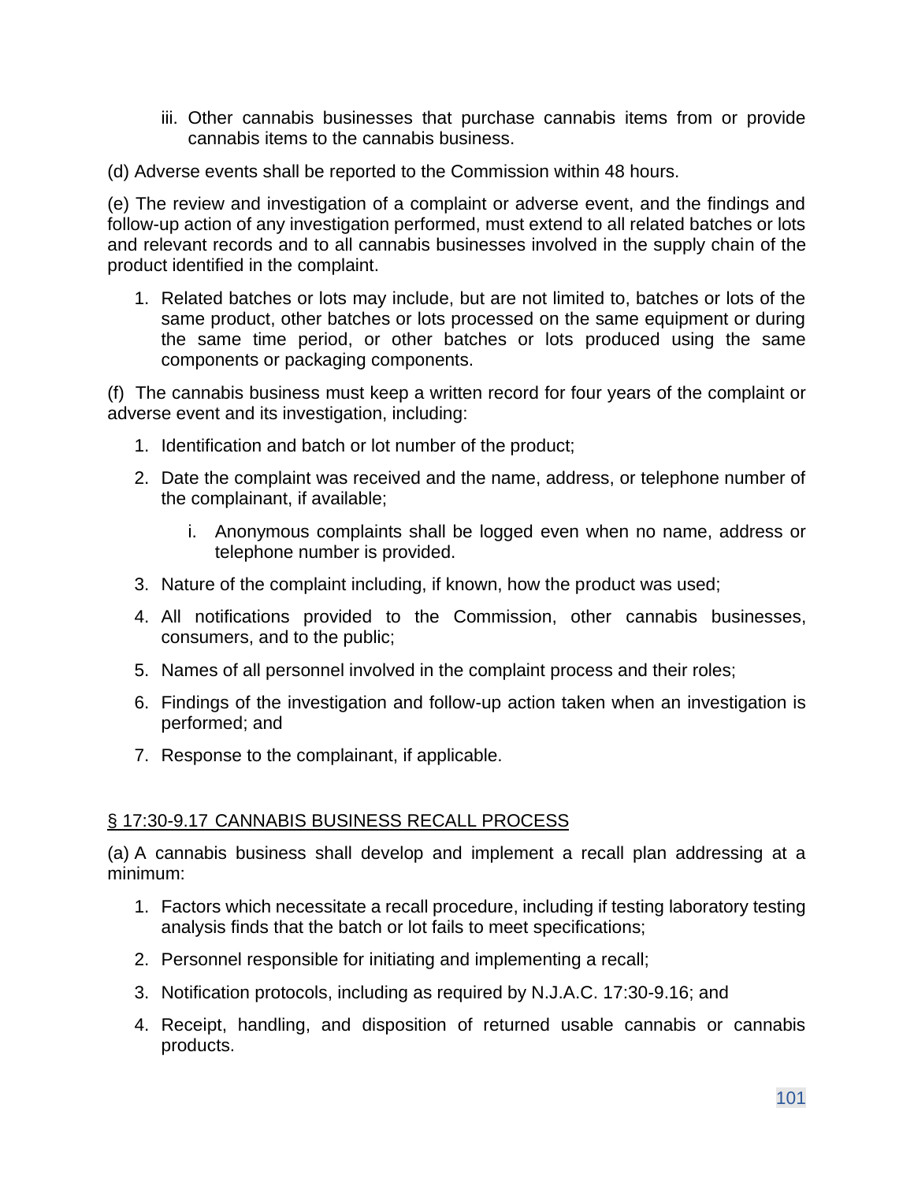iii. Other cannabis businesses that purchase cannabis items from or provide cannabis items to the cannabis business.

(d) Adverse events shall be reported to the Commission within 48 hours.

(e) The review and investigation of a complaint or adverse event, and the findings and follow-up action of any investigation performed, must extend to all related batches or lots and relevant records and to all cannabis businesses involved in the supply chain of the product identified in the complaint.

1. Related batches or lots may include, but are not limited to, batches or lots of the same product, other batches or lots processed on the same equipment or during the same time period, or other batches or lots produced using the same components or packaging components.

(f) The cannabis business must keep a written record for four years of the complaint or adverse event and its investigation, including:

1. Identification and batch or lot number of the product;
2. Date the complaint was received and the name, address, or telephone number of the complainant, if available;
   i. Anonymous complaints shall be logged even when no name, address or telephone number is provided.
3. Nature of the complaint including, if known, how the product was used;
4. All notifications provided to the Commission, other cannabis businesses, consumers, and to the public;
5. Names of all personnel involved in the complaint process and their roles;
6. Findings of the investigation and follow-up action taken when an investigation is performed; and
7. Response to the complainant, if applicable.

## § 17:30-9.17 CANNABIS BUSINESS RECALL PROCESS

(a) A cannabis business shall develop and implement a recall plan addressing at a minimum:

1. Factors which necessitate a recall procedure, including if testing laboratory testing analysis finds that the batch or lot fails to meet specifications;
2. Personnel responsible for initiating and implementing a recall;
3. Notification protocols, including as required by N.J.A.C. 17:30-9.16; and
4. Receipt, handling, and disposition of returned usable cannabis or cannabis products.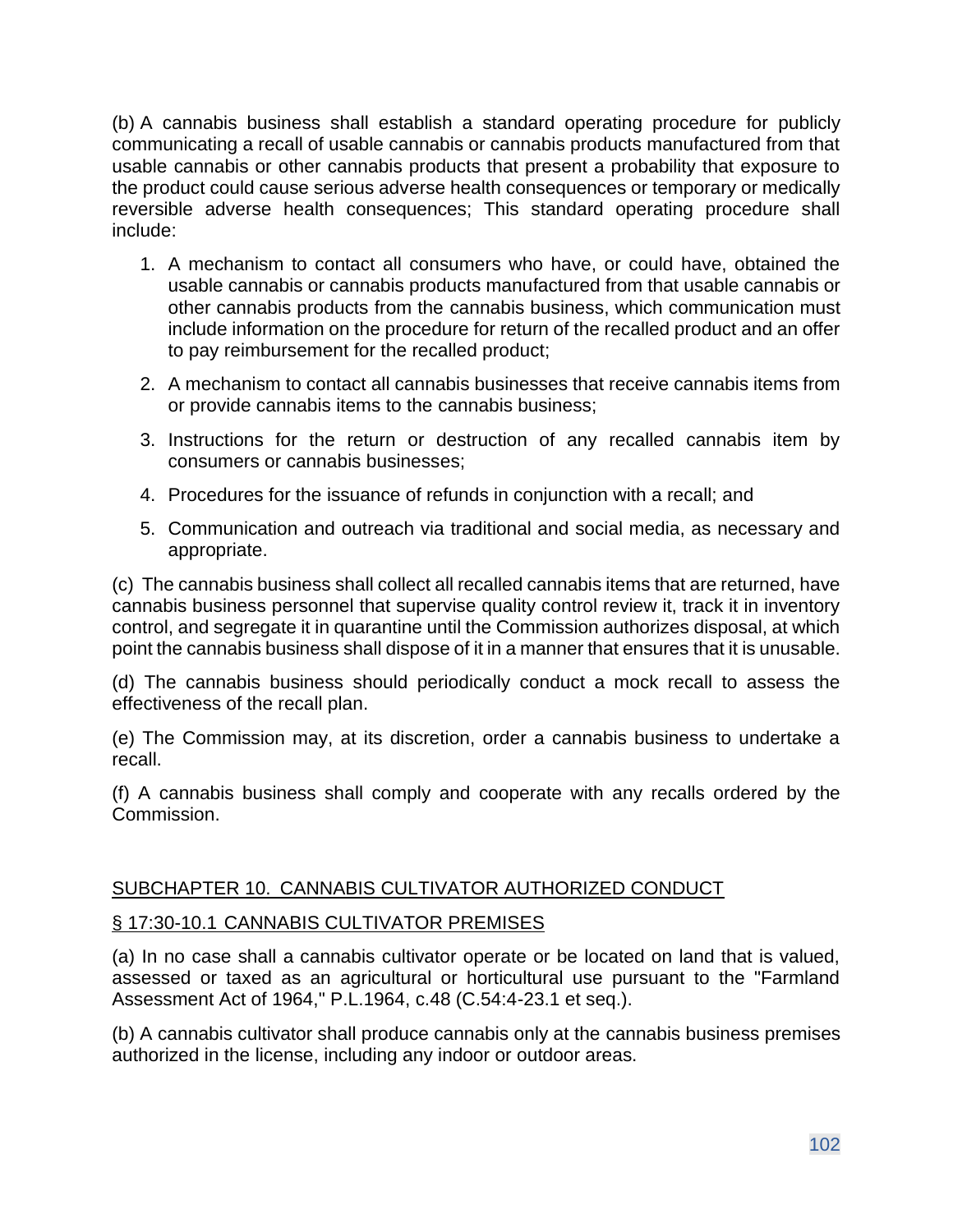(b) A cannabis business shall establish a standard operating procedure for publicly communicating a recall of usable cannabis or cannabis products manufactured from that usable cannabis or other cannabis products that present a probability that exposure to the product could cause serious adverse health consequences or temporary or medically reversible adverse health consequences; This standard operating procedure shall include:

1. A mechanism to contact all consumers who have, or could have, obtained the usable cannabis or cannabis products manufactured from that usable cannabis or other cannabis products from the cannabis business, which communication must include information on the procedure for return of the recalled product and an offer to pay reimbursement for the recalled product;
2. A mechanism to contact all cannabis businesses that receive cannabis items from or provide cannabis items to the cannabis business;
3. Instructions for the return or destruction of any recalled cannabis item by consumers or cannabis businesses;
4. Procedures for the issuance of refunds in conjunction with a recall; and
5. Communication and outreach via traditional and social media, as necessary and appropriate.

(c) The cannabis business shall collect all recalled cannabis items that are returned, have cannabis business personnel that supervise quality control review it, track it in inventory control, and segregate it in quarantine until the Commission authorizes disposal, at which point the cannabis business shall dispose of it in a manner that ensures that it is unusable.

(d) The cannabis business should periodically conduct a mock recall to assess the effectiveness of the recall plan.

(e) The Commission may, at its discretion, order a cannabis business to undertake a recall.

(f) A cannabis business shall comply and cooperate with any recalls ordered by the Commission.

## SUBCHAPTER 10. CANNABIS CULTIVATOR AUTHORIZED CONDUCT

### § 17:30-10.1 CANNABIS CULTIVATOR PREMISES

(a) In no case shall a cannabis cultivator operate or be located on land that is valued, assessed or taxed as an agricultural or horticultural use pursuant to the "Farmland Assessment Act of 1964," P.L.1964, c.48 (C.54:4-23.1 et seq.).

(b) A cannabis cultivator shall produce cannabis only at the cannabis business premises authorized in the license, including any indoor or outdoor areas.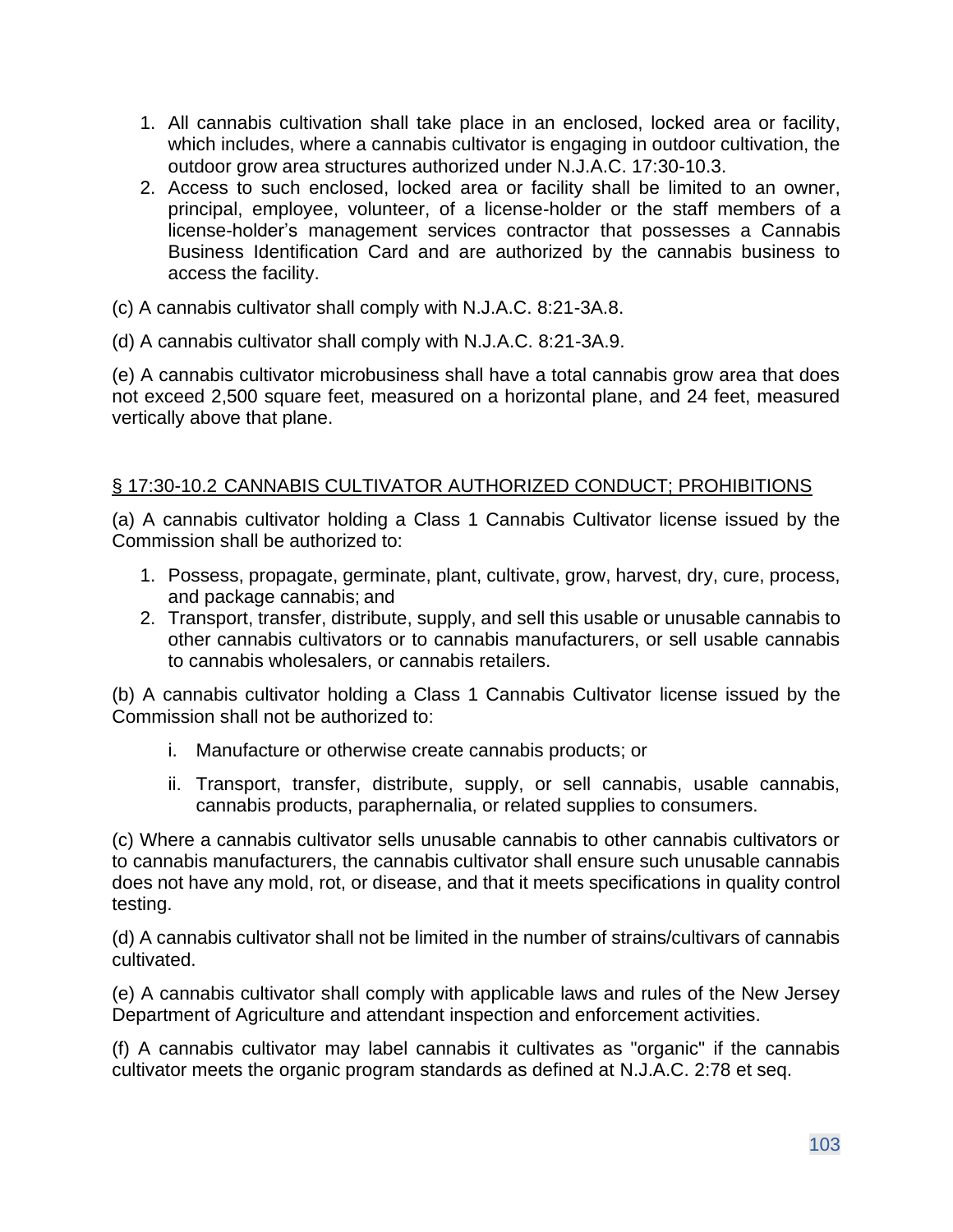1. All cannabis cultivation shall take place in an enclosed, locked area or facility, which includes, where a cannabis cultivator is engaging in outdoor cultivation, the outdoor grow area structures authorized under N.J.A.C. 17:30-10.3.
2. Access to such enclosed, locked area or facility shall be limited to an owner, principal, employee, volunteer, of a license-holder or the staff members of a license-holder's management services contractor that possesses a Cannabis Business Identification Card and are authorized by the cannabis business to access the facility.

(c) A cannabis cultivator shall comply with N.J.A.C. 8:21-3A.8.

(d) A cannabis cultivator shall comply with N.J.A.C. 8:21-3A.9.

(e) A cannabis cultivator microbusiness shall have a total cannabis grow area that does not exceed 2,500 square feet, measured on a horizontal plane, and 24 feet, measured vertically above that plane.

## § 17:30-10.2 CANNABIS CULTIVATOR AUTHORIZED CONDUCT; PROHIBITIONS

(a) A cannabis cultivator holding a Class 1 Cannabis Cultivator license issued by the Commission shall be authorized to:

1. Possess, propagate, germinate, plant, cultivate, grow, harvest, dry, cure, process, and package cannabis; and
2. Transport, transfer, distribute, supply, and sell this usable or unusable cannabis to other cannabis cultivators or to cannabis manufacturers, or sell usable cannabis to cannabis wholesalers, or cannabis retailers.

(b) A cannabis cultivator holding a Class 1 Cannabis Cultivator license issued by the Commission shall not be authorized to:

i. Manufacture or otherwise create cannabis products; or

ii. Transport, transfer, distribute, supply, or sell cannabis, usable cannabis, cannabis products, paraphernalia, or related supplies to consumers.

(c) Where a cannabis cultivator sells unusable cannabis to other cannabis cultivators or to cannabis manufacturers, the cannabis cultivator shall ensure such unusable cannabis does not have any mold, rot, or disease, and that it meets specifications in quality control testing.

(d) A cannabis cultivator shall not be limited in the number of strains/cultivars of cannabis cultivated.

(e) A cannabis cultivator shall comply with applicable laws and rules of the New Jersey Department of Agriculture and attendant inspection and enforcement activities.

(f) A cannabis cultivator may label cannabis it cultivates as "organic" if the cannabis cultivator meets the organic program standards as defined at N.J.A.C. 2:78 et seq.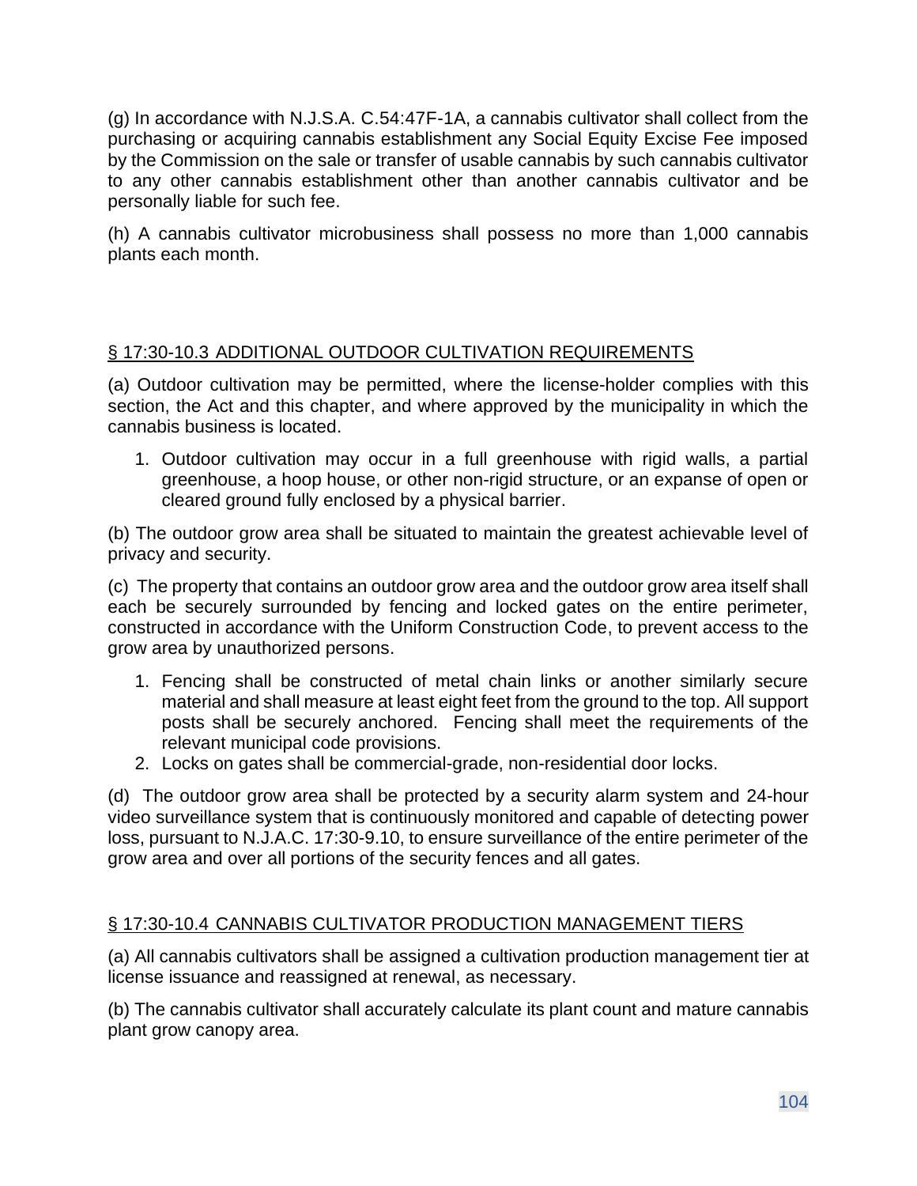(g) In accordance with N.J.S.A. C.54:47F-1A, a cannabis cultivator shall collect from the purchasing or acquiring cannabis establishment any Social Equity Excise Fee imposed by the Commission on the sale or transfer of usable cannabis by such cannabis cultivator to any other cannabis establishment other than another cannabis cultivator and be personally liable for such fee.

(h) A cannabis cultivator microbusiness shall possess no more than 1,000 cannabis plants each month.

## § 17:30-10.3 ADDITIONAL OUTDOOR CULTIVATION REQUIREMENTS

(a) Outdoor cultivation may be permitted, where the license-holder complies with this section, the Act and this chapter, and where approved by the municipality in which the cannabis business is located.

1. Outdoor cultivation may occur in a full greenhouse with rigid walls, a partial greenhouse, a hoop house, or other non-rigid structure, or an expanse of open or cleared ground fully enclosed by a physical barrier.

(b) The outdoor grow area shall be situated to maintain the greatest achievable level of privacy and security.

(c) The property that contains an outdoor grow area and the outdoor grow area itself shall each be securely surrounded by fencing and locked gates on the entire perimeter, constructed in accordance with the Uniform Construction Code, to prevent access to the grow area by unauthorized persons.

1. Fencing shall be constructed of metal chain links or another similarly secure material and shall measure at least eight feet from the ground to the top. All support posts shall be securely anchored. Fencing shall meet the requirements of the relevant municipal code provisions.
2. Locks on gates shall be commercial-grade, non-residential door locks.

(d) The outdoor grow area shall be protected by a security alarm system and 24-hour video surveillance system that is continuously monitored and capable of detecting power loss, pursuant to N.J.A.C. 17:30-9.10, to ensure surveillance of the entire perimeter of the grow area and over all portions of the security fences and all gates.

## § 17:30-10.4 CANNABIS CULTIVATOR PRODUCTION MANAGEMENT TIERS

(a) All cannabis cultivators shall be assigned a cultivation production management tier at license issuance and reassigned at renewal, as necessary.

(b) The cannabis cultivator shall accurately calculate its plant count and mature cannabis plant grow canopy area.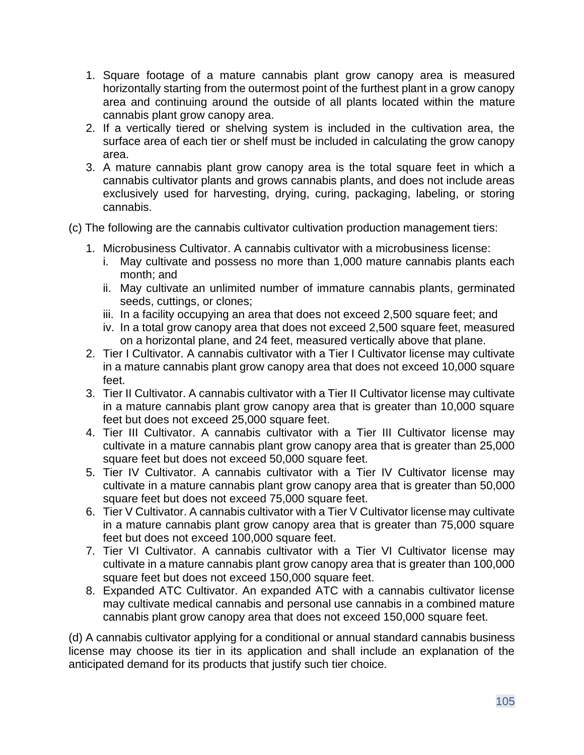1. Square footage of a mature cannabis plant grow canopy area is measured horizontally starting from the outermost point of the furthest plant in a grow canopy area and continuing around the outside of all plants located within the mature cannabis plant grow canopy area.
2. If a vertically tiered or shelving system is included in the cultivation area, the surface area of each tier or shelf must be included in calculating the grow canopy area.
3. A mature cannabis plant grow canopy area is the total square feet in which a cannabis cultivator plants and grows cannabis plants, and does not include areas exclusively used for harvesting, drying, curing, packaging, labeling, or storing cannabis.

(c) The following are the cannabis cultivator cultivation production management tiers:

1. Microbusiness Cultivator. A cannabis cultivator with a microbusiness license:
   i. May cultivate and possess no more than 1,000 mature cannabis plants each month; and
   ii. May cultivate an unlimited number of immature cannabis plants, germinated seeds, cuttings, or clones;
   iii. In a facility occupying an area that does not exceed 2,500 square feet; and
   iv. In a total grow canopy area that does not exceed 2,500 square feet, measured on a horizontal plane, and 24 feet, measured vertically above that plane.
2. Tier I Cultivator. A cannabis cultivator with a Tier I Cultivator license may cultivate in a mature cannabis plant grow canopy area that does not exceed 10,000 square feet.
3. Tier II Cultivator. A cannabis cultivator with a Tier II Cultivator license may cultivate in a mature cannabis plant grow canopy area that is greater than 10,000 square feet but does not exceed 25,000 square feet.
4. Tier III Cultivator. A cannabis cultivator with a Tier III Cultivator license may cultivate in a mature cannabis plant grow canopy area that is greater than 25,000 square feet but does not exceed 50,000 square feet.
5. Tier IV Cultivator. A cannabis cultivator with a Tier IV Cultivator license may cultivate in a mature cannabis plant grow canopy area that is greater than 50,000 square feet but does not exceed 75,000 square feet.
6. Tier V Cultivator. A cannabis cultivator with a Tier V Cultivator license may cultivate in a mature cannabis plant grow canopy area that is greater than 75,000 square feet but does not exceed 100,000 square feet.
7. Tier VI Cultivator. A cannabis cultivator with a Tier VI Cultivator license may cultivate in a mature cannabis plant grow canopy area that is greater than 100,000 square feet but does not exceed 150,000 square feet.
8. Expanded ATC Cultivator. An expanded ATC with a cannabis cultivator license may cultivate medical cannabis and personal use cannabis in a combined mature cannabis plant grow canopy area that does not exceed 150,000 square feet.

(d) A cannabis cultivator applying for a conditional or annual standard cannabis business license may choose its tier in its application and shall include an explanation of the anticipated demand for its products that justify such tier choice.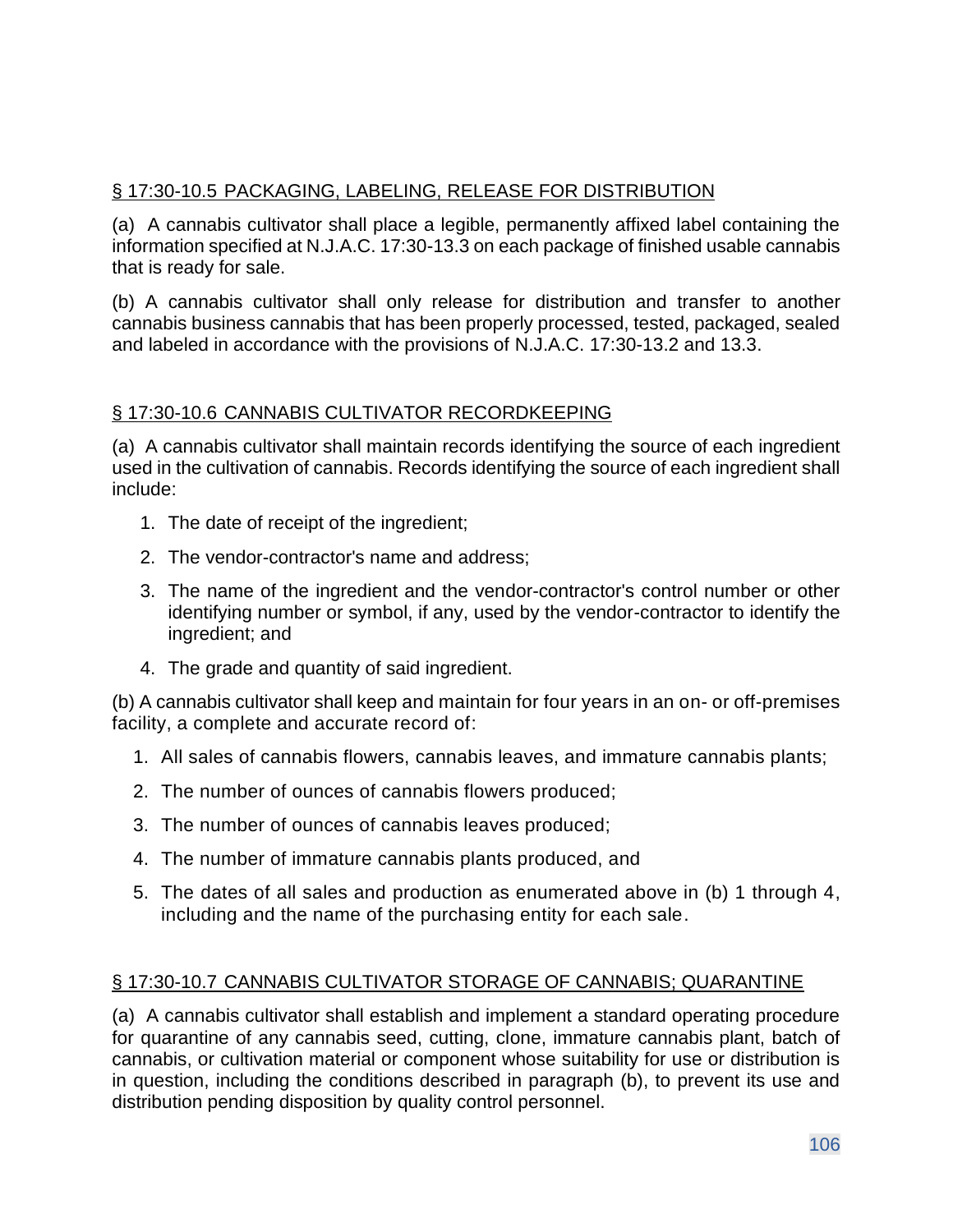## § 17:30-10.5 PACKAGING, LABELING, RELEASE FOR DISTRIBUTION

(a) A cannabis cultivator shall place a legible, permanently affixed label containing the information specified at N.J.A.C. 17:30-13.3 on each package of finished usable cannabis that is ready for sale.

(b) A cannabis cultivator shall only release for distribution and transfer to another cannabis business cannabis that has been properly processed, tested, packaged, sealed and labeled in accordance with the provisions of N.J.A.C. 17:30-13.2 and 13.3.

## § 17:30-10.6 CANNABIS CULTIVATOR RECORDKEEPING

(a) A cannabis cultivator shall maintain records identifying the source of each ingredient used in the cultivation of cannabis. Records identifying the source of each ingredient shall include:

1. The date of receipt of the ingredient;
2. The vendor-contractor's name and address;
3. The name of the ingredient and the vendor-contractor's control number or other identifying number or symbol, if any, used by the vendor-contractor to identify the ingredient; and
4. The grade and quantity of said ingredient.

(b) A cannabis cultivator shall keep and maintain for four years in an on- or off-premises facility, a complete and accurate record of:

1. All sales of cannabis flowers, cannabis leaves, and immature cannabis plants;
2. The number of ounces of cannabis flowers produced;
3. The number of ounces of cannabis leaves produced;
4. The number of immature cannabis plants produced, and
5. The dates of all sales and production as enumerated above in (b) 1 through 4, including and the name of the purchasing entity for each sale.

## § 17:30-10.7 CANNABIS CULTIVATOR STORAGE OF CANNABIS; QUARANTINE

(a) A cannabis cultivator shall establish and implement a standard operating procedure for quarantine of any cannabis seed, cutting, clone, immature cannabis plant, batch of cannabis, or cultivation material or component whose suitability for use or distribution is in question, including the conditions described in paragraph (b), to prevent its use and distribution pending disposition by quality control personnel.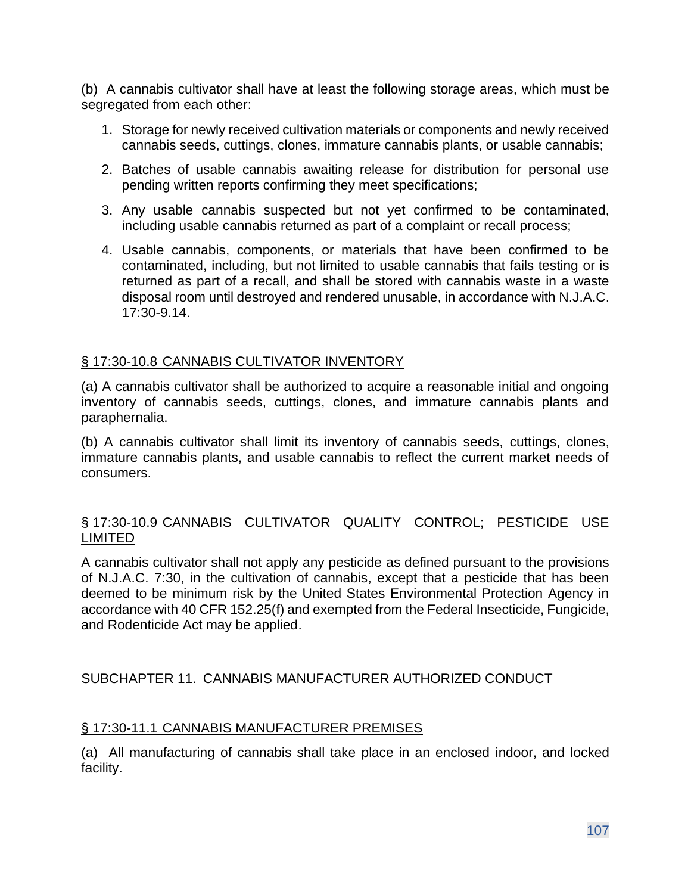(b) A cannabis cultivator shall have at least the following storage areas, which must be segregated from each other:

1. Storage for newly received cultivation materials or components and newly received cannabis seeds, cuttings, clones, immature cannabis plants, or usable cannabis;
2. Batches of usable cannabis awaiting release for distribution for personal use pending written reports confirming they meet specifications;
3. Any usable cannabis suspected but not yet confirmed to be contaminated, including usable cannabis returned as part of a complaint or recall process;
4. Usable cannabis, components, or materials that have been confirmed to be contaminated, including, but not limited to usable cannabis that fails testing or is returned as part of a recall, and shall be stored with cannabis waste in a waste disposal room until destroyed and rendered unusable, in accordance with N.J.A.C. 17:30-9.14.

## § 17:30-10.8 CANNABIS CULTIVATOR INVENTORY

(a) A cannabis cultivator shall be authorized to acquire a reasonable initial and ongoing inventory of cannabis seeds, cuttings, clones, and immature cannabis plants and paraphernalia.

(b) A cannabis cultivator shall limit its inventory of cannabis seeds, cuttings, clones, immature cannabis plants, and usable cannabis to reflect the current market needs of consumers.

## § 17:30-10.9 CANNABIS CULTIVATOR QUALITY CONTROL; PESTICIDE USE LIMITED

A cannabis cultivator shall not apply any pesticide as defined pursuant to the provisions of N.J.A.C. 7:30, in the cultivation of cannabis, except that a pesticide that has been deemed to be minimum risk by the United States Environmental Protection Agency in accordance with 40 CFR 152.25(f) and exempted from the Federal Insecticide, Fungicide, and Rodenticide Act may be applied.

# SUBCHAPTER 11. CANNABIS MANUFACTURER AUTHORIZED CONDUCT

## § 17:30-11.1 CANNABIS MANUFACTURER PREMISES

(a) All manufacturing of cannabis shall take place in an enclosed indoor, and locked facility.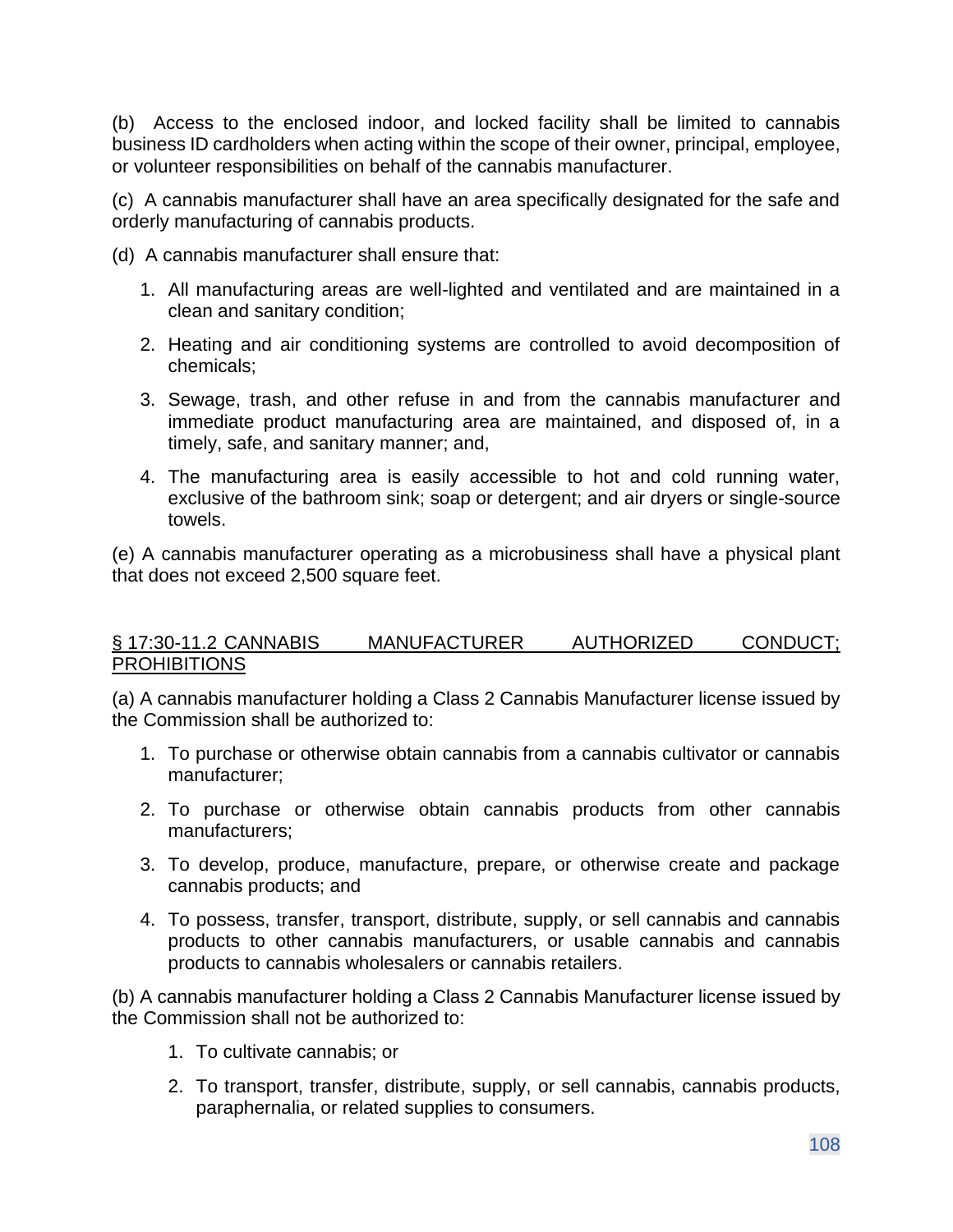(b) Access to the enclosed indoor, and locked facility shall be limited to cannabis business ID cardholders when acting within the scope of their owner, principal, employee, or volunteer responsibilities on behalf of the cannabis manufacturer.

(c) A cannabis manufacturer shall have an area specifically designated for the safe and orderly manufacturing of cannabis products.

(d) A cannabis manufacturer shall ensure that:

1. All manufacturing areas are well-lighted and ventilated and are maintained in a clean and sanitary condition;
2. Heating and air conditioning systems are controlled to avoid decomposition of chemicals;
3. Sewage, trash, and other refuse in and from the cannabis manufacturer and immediate product manufacturing area are maintained, and disposed of, in a timely, safe, and sanitary manner; and,
4. The manufacturing area is easily accessible to hot and cold running water, exclusive of the bathroom sink; soap or detergent; and air dryers or single-source towels.

(e) A cannabis manufacturer operating as a microbusiness shall have a physical plant that does not exceed 2,500 square feet.

## § 17:30-11.2 CANNABIS MANUFACTURER AUTHORIZED CONDUCT; PROHIBITIONS

(a) A cannabis manufacturer holding a Class 2 Cannabis Manufacturer license issued by the Commission shall be authorized to:

1. To purchase or otherwise obtain cannabis from a cannabis cultivator or cannabis manufacturer;
2. To purchase or otherwise obtain cannabis products from other cannabis manufacturers;
3. To develop, produce, manufacture, prepare, or otherwise create and package cannabis products; and
4. To possess, transfer, transport, distribute, supply, or sell cannabis and cannabis products to other cannabis manufacturers, or usable cannabis and cannabis products to cannabis wholesalers or cannabis retailers.

(b) A cannabis manufacturer holding a Class 2 Cannabis Manufacturer license issued by the Commission shall not be authorized to:

1. To cultivate cannabis; or
2. To transport, transfer, distribute, supply, or sell cannabis, cannabis products, paraphernalia, or related supplies to consumers.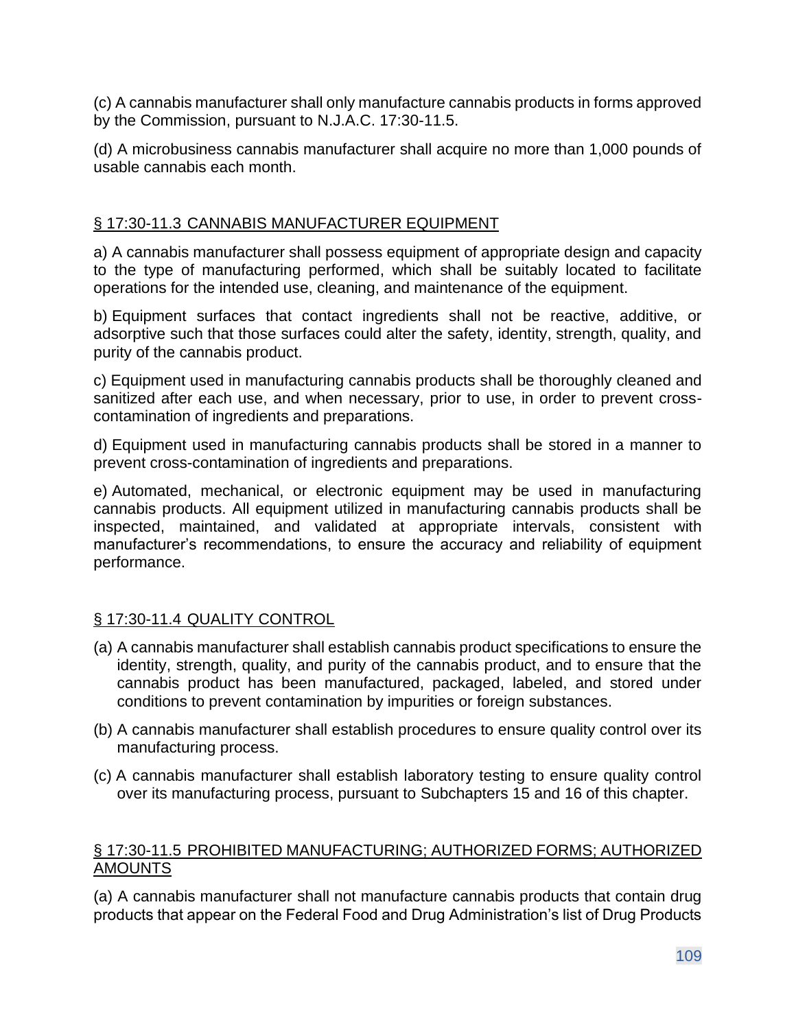(c) A cannabis manufacturer shall only manufacture cannabis products in forms approved by the Commission, pursuant to N.J.A.C. 17:30-11.5.

(d) A microbusiness cannabis manufacturer shall acquire no more than 1,000 pounds of usable cannabis each month.

## § 17:30-11.3 CANNABIS MANUFACTURER EQUIPMENT

a) A cannabis manufacturer shall possess equipment of appropriate design and capacity to the type of manufacturing performed, which shall be suitably located to facilitate operations for the intended use, cleaning, and maintenance of the equipment.

b) Equipment surfaces that contact ingredients shall not be reactive, additive, or adsorptive such that those surfaces could alter the safety, identity, strength, quality, and purity of the cannabis product.

c) Equipment used in manufacturing cannabis products shall be thoroughly cleaned and sanitized after each use, and when necessary, prior to use, in order to prevent cross-contamination of ingredients and preparations.

d) Equipment used in manufacturing cannabis products shall be stored in a manner to prevent cross-contamination of ingredients and preparations.

e) Automated, mechanical, or electronic equipment may be used in manufacturing cannabis products. All equipment utilized in manufacturing cannabis products shall be inspected, maintained, and validated at appropriate intervals, consistent with manufacturer's recommendations, to ensure the accuracy and reliability of equipment performance.

## § 17:30-11.4 QUALITY CONTROL

(a) A cannabis manufacturer shall establish cannabis product specifications to ensure the identity, strength, quality, and purity of the cannabis product, and to ensure that the cannabis product has been manufactured, packaged, labeled, and stored under conditions to prevent contamination by impurities or foreign substances.

(b) A cannabis manufacturer shall establish procedures to ensure quality control over its manufacturing process.

(c) A cannabis manufacturer shall establish laboratory testing to ensure quality control over its manufacturing process, pursuant to Subchapters 15 and 16 of this chapter.

## § 17:30-11.5 PROHIBITED MANUFACTURING; AUTHORIZED FORMS; AUTHORIZED AMOUNTS

(a) A cannabis manufacturer shall not manufacture cannabis products that contain drug products that appear on the Federal Food and Drug Administration's list of Drug Products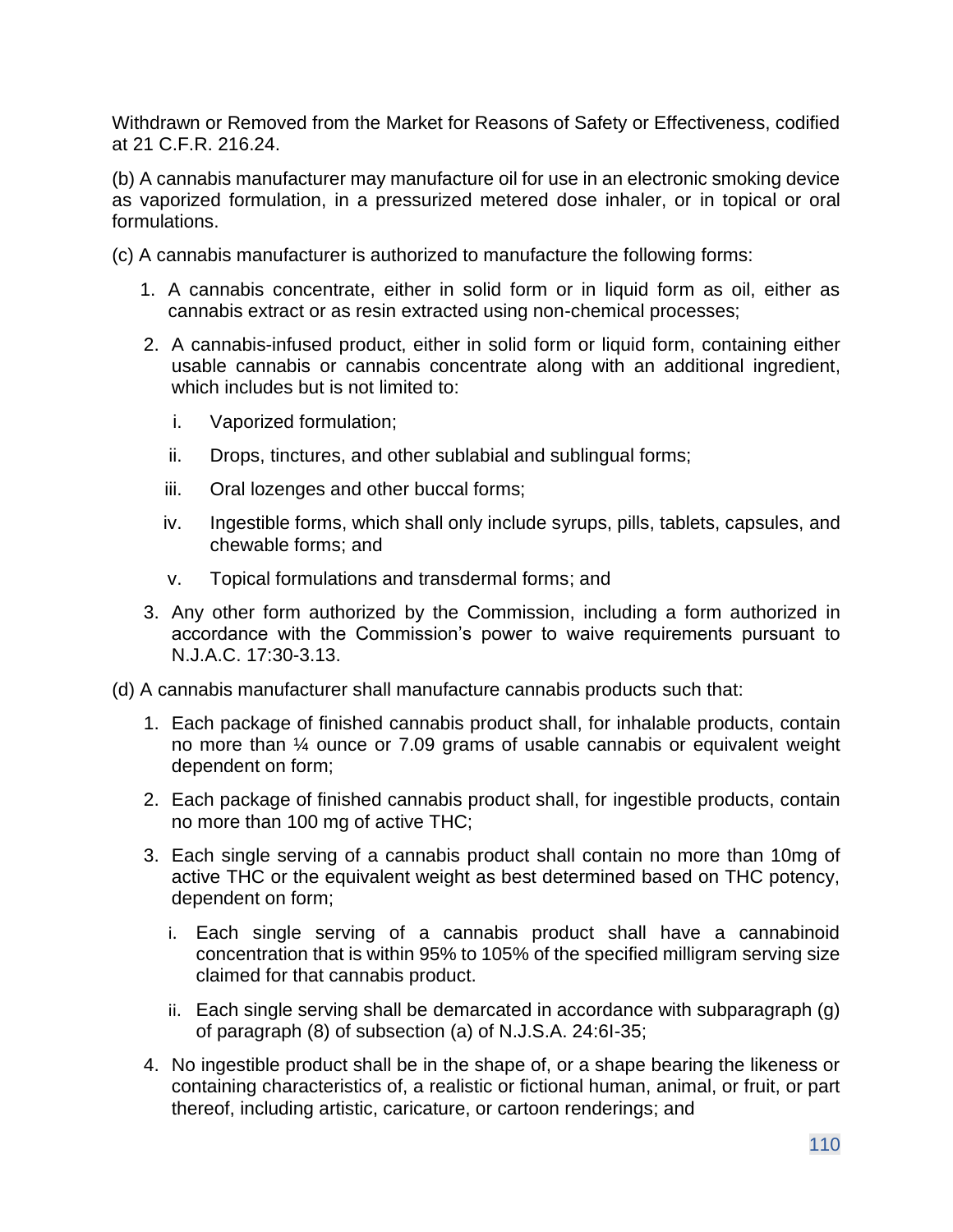Withdrawn or Removed from the Market for Reasons of Safety or Effectiveness, codified at 21 C.F.R. 216.24.

(b) A cannabis manufacturer may manufacture oil for use in an electronic smoking device as vaporized formulation, in a pressurized metered dose inhaler, or in topical or oral formulations.

(c) A cannabis manufacturer is authorized to manufacture the following forms:

1. A cannabis concentrate, either in solid form or in liquid form as oil, either as cannabis extract or as resin extracted using non-chemical processes;
2. A cannabis-infused product, either in solid form or liquid form, containing either usable cannabis or cannabis concentrate along with an additional ingredient, which includes but is not limited to:
   i. Vaporized formulation;
   ii. Drops, tinctures, and other sublabial and sublingual forms;
   iii. Oral lozenges and other buccal forms;
   iv. Ingestible forms, which shall only include syrups, pills, tablets, capsules, and chewable forms; and
   v. Topical formulations and transdermal forms; and
3. Any other form authorized by the Commission, including a form authorized in accordance with the Commission's power to waive requirements pursuant to N.J.A.C. 17:30-3.13.

(d) A cannabis manufacturer shall manufacture cannabis products such that:

1. Each package of finished cannabis product shall, for inhalable products, contain no more than ¼ ounce or 7.09 grams of usable cannabis or equivalent weight dependent on form;
2. Each package of finished cannabis product shall, for ingestible products, contain no more than 100 mg of active THC;
3. Each single serving of a cannabis product shall contain no more than 10mg of active THC or the equivalent weight as best determined based on THC potency, dependent on form;
   i. Each single serving of a cannabis product shall have a cannabinoid concentration that is within 95% to 105% of the specified milligram serving size claimed for that cannabis product.
   ii. Each single serving shall be demarcated in accordance with subparagraph (g) of paragraph (8) of subsection (a) of N.J.S.A. 24:6I-35;
4. No ingestible product shall be in the shape of, or a shape bearing the likeness or containing characteristics of, a realistic or fictional human, animal, or fruit, or part thereof, including artistic, caricature, or cartoon renderings; and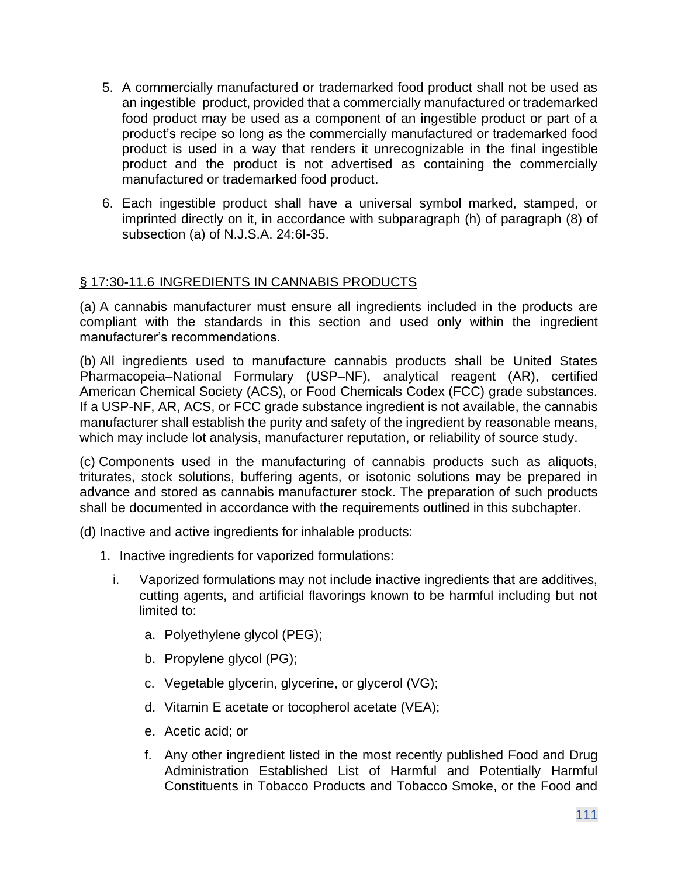5. A commercially manufactured or trademarked food product shall not be used as an ingestible product, provided that a commercially manufactured or trademarked food product may be used as a component of an ingestible product or part of a product's recipe so long as the commercially manufactured or trademarked food product is used in a way that renders it unrecognizable in the final ingestible product and the product is not advertised as containing the commercially manufactured or trademarked food product.

6. Each ingestible product shall have a universal symbol marked, stamped, or imprinted directly on it, in accordance with subparagraph (h) of paragraph (8) of subsection (a) of N.J.S.A. 24:6I-35.

## § 17:30-11.6 INGREDIENTS IN CANNABIS PRODUCTS

(a) A cannabis manufacturer must ensure all ingredients included in the products are compliant with the standards in this section and used only within the ingredient manufacturer's recommendations.

(b) All ingredients used to manufacture cannabis products shall be United States Pharmacopeia–National Formulary (USP–NF), analytical reagent (AR), certified American Chemical Society (ACS), or Food Chemicals Codex (FCC) grade substances. If a USP-NF, AR, ACS, or FCC grade substance ingredient is not available, the cannabis manufacturer shall establish the purity and safety of the ingredient by reasonable means, which may include lot analysis, manufacturer reputation, or reliability of source study.

(c) Components used in the manufacturing of cannabis products such as aliquots, triturates, stock solutions, buffering agents, or isotonic solutions may be prepared in advance and stored as cannabis manufacturer stock. The preparation of such products shall be documented in accordance with the requirements outlined in this subchapter.

(d) Inactive and active ingredients for inhalable products:

1. Inactive ingredients for vaporized formulations:

   i. Vaporized formulations may not include inactive ingredients that are additives, cutting agents, and artificial flavorings known to be harmful including but not limited to:

      a. Polyethylene glycol (PEG);

      b. Propylene glycol (PG);

      c. Vegetable glycerin, glycerine, or glycerol (VG);

      d. Vitamin E acetate or tocopherol acetate (VEA);

      e. Acetic acid; or

      f. Any other ingredient listed in the most recently published Food and Drug Administration Established List of Harmful and Potentially Harmful Constituents in Tobacco Products and Tobacco Smoke, or the Food and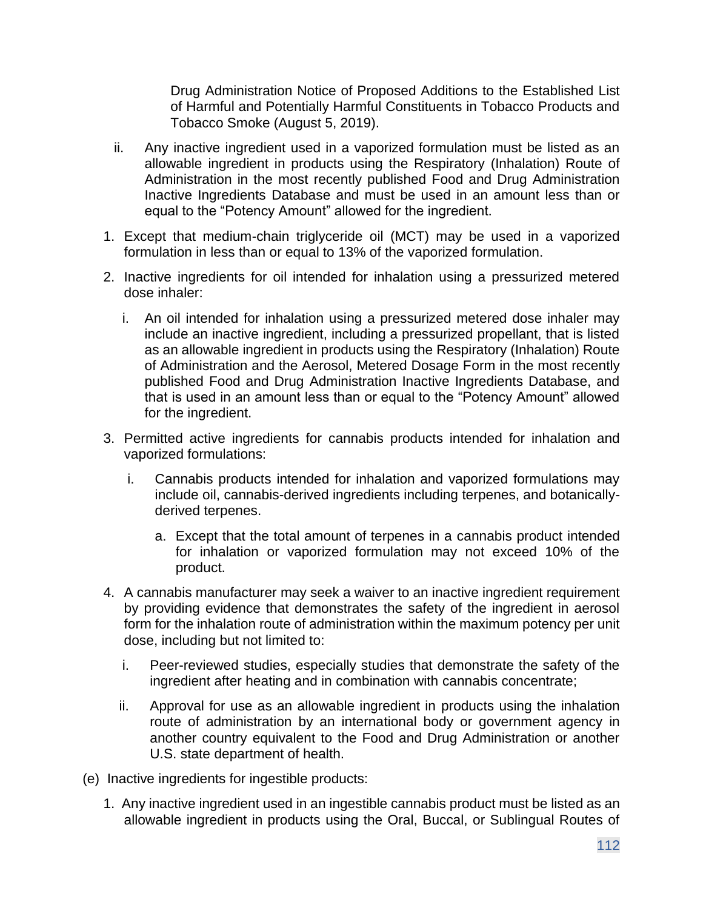Drug Administration Notice of Proposed Additions to the Established List of Harmful and Potentially Harmful Constituents in Tobacco Products and Tobacco Smoke (August 5, 2019).

ii. Any inactive ingredient used in a vaporized formulation must be listed as an allowable ingredient in products using the Respiratory (Inhalation) Route of Administration in the most recently published Food and Drug Administration Inactive Ingredients Database and must be used in an amount less than or equal to the "Potency Amount" allowed for the ingredient.

1. Except that medium-chain triglyceride oil (MCT) may be used in a vaporized formulation in less than or equal to 13% of the vaporized formulation.

2. Inactive ingredients for oil intended for inhalation using a pressurized metered dose inhaler:

   i. An oil intended for inhalation using a pressurized metered dose inhaler may include an inactive ingredient, including a pressurized propellant, that is listed as an allowable ingredient in products using the Respiratory (Inhalation) Route of Administration and the Aerosol, Metered Dosage Form in the most recently published Food and Drug Administration Inactive Ingredients Database, and that is used in an amount less than or equal to the "Potency Amount" allowed for the ingredient.

3. Permitted active ingredients for cannabis products intended for inhalation and vaporized formulations:

   i. Cannabis products intended for inhalation and vaporized formulations may include oil, cannabis-derived ingredients including terpenes, and botanically-derived terpenes.

      a. Except that the total amount of terpenes in a cannabis product intended for inhalation or vaporized formulation may not exceed 10% of the product.

4. A cannabis manufacturer may seek a waiver to an inactive ingredient requirement by providing evidence that demonstrates the safety of the ingredient in aerosol form for the inhalation route of administration within the maximum potency per unit dose, including but not limited to:

   i. Peer-reviewed studies, especially studies that demonstrate the safety of the ingredient after heating and in combination with cannabis concentrate;

   ii. Approval for use as an allowable ingredient in products using the inhalation route of administration by an international body or government agency in another country equivalent to the Food and Drug Administration or another U.S. state department of health.

(e) Inactive ingredients for ingestible products:

1. Any inactive ingredient used in an ingestible cannabis product must be listed as an allowable ingredient in products using the Oral, Buccal, or Sublingual Routes of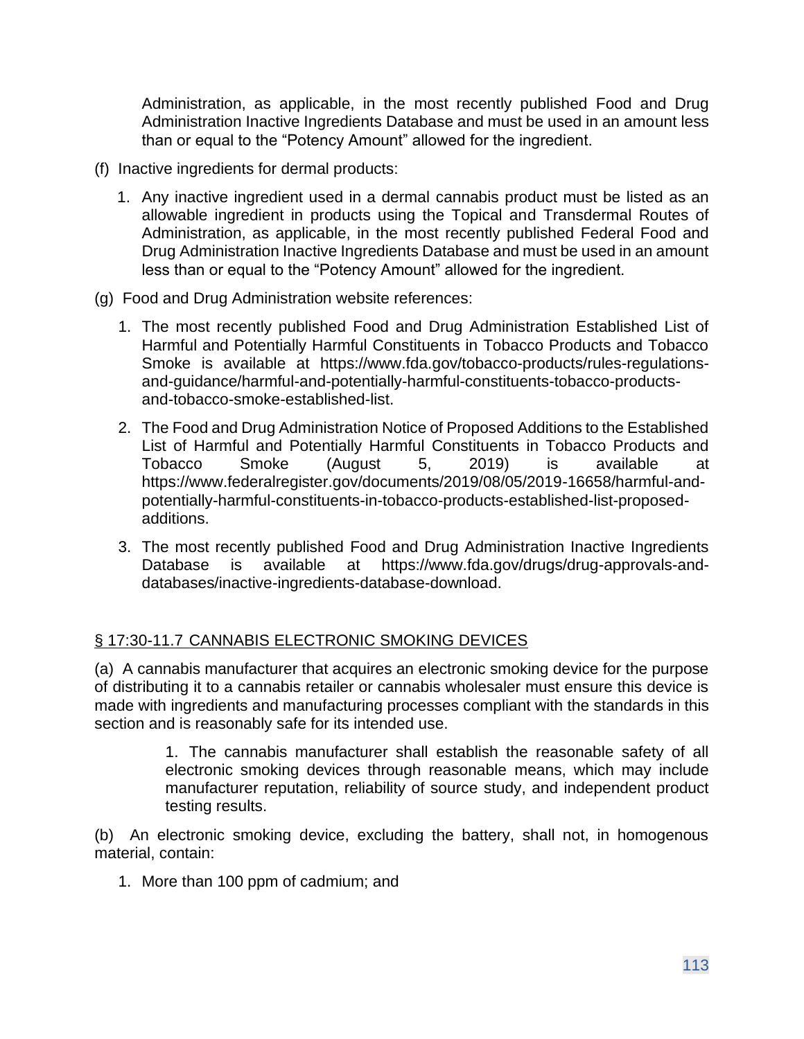Administration, as applicable, in the most recently published Food and Drug Administration Inactive Ingredients Database and must be used in an amount less than or equal to the "Potency Amount" allowed for the ingredient.

(f) Inactive ingredients for dermal products:

1. Any inactive ingredient used in a dermal cannabis product must be listed as an allowable ingredient in products using the Topical and Transdermal Routes of Administration, as applicable, in the most recently published Federal Food and Drug Administration Inactive Ingredients Database and must be used in an amount less than or equal to the "Potency Amount" allowed for the ingredient.

(g) Food and Drug Administration website references:

1. The most recently published Food and Drug Administration Established List of Harmful and Potentially Harmful Constituents in Tobacco Products and Tobacco Smoke is available at https://www.fda.gov/tobacco-products/rules-regulations-and-guidance/harmful-and-potentially-harmful-constituents-tobacco-products-and-tobacco-smoke-established-list.
2. The Food and Drug Administration Notice of Proposed Additions to the Established List of Harmful and Potentially Harmful Constituents in Tobacco Products and Tobacco Smoke (August 5, 2019) is available at https://www.federalregister.gov/documents/2019/08/05/2019-16658/harmful-and-potentially-harmful-constituents-in-tobacco-products-established-list-proposed-additions.
3. The most recently published Food and Drug Administration Inactive Ingredients Database is available at https://www.fda.gov/drugs/drug-approvals-and-databases/inactive-ingredients-database-download.

## § 17:30-11.7 CANNABIS ELECTRONIC SMOKING DEVICES

(a) A cannabis manufacturer that acquires an electronic smoking device for the purpose of distributing it to a cannabis retailer or cannabis wholesaler must ensure this device is made with ingredients and manufacturing processes compliant with the standards in this section and is reasonably safe for its intended use.

1. The cannabis manufacturer shall establish the reasonable safety of all electronic smoking devices through reasonable means, which may include manufacturer reputation, reliability of source study, and independent product testing results.

(b) An electronic smoking device, excluding the battery, shall not, in homogenous material, contain:

1. More than 100 ppm of cadmium; and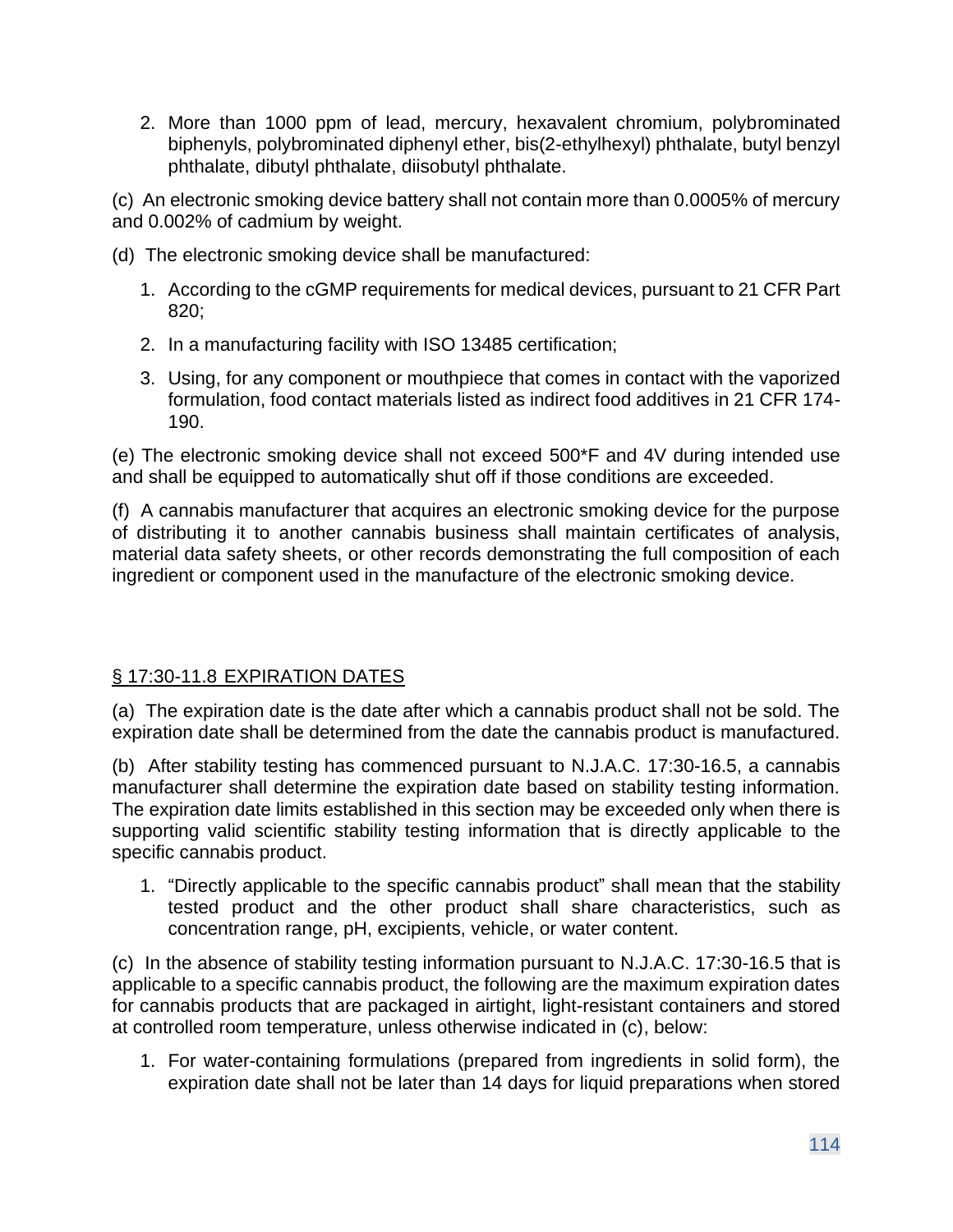2. More than 1000 ppm of lead, mercury, hexavalent chromium, polybrominated biphenyls, polybrominated diphenyl ether, bis(2-ethylhexyl) phthalate, butyl benzyl phthalate, dibutyl phthalate, diisobutyl phthalate.

(c) An electronic smoking device battery shall not contain more than 0.0005% of mercury and 0.002% of cadmium by weight.

(d) The electronic smoking device shall be manufactured:

1. According to the cGMP requirements for medical devices, pursuant to 21 CFR Part 820;
2. In a manufacturing facility with ISO 13485 certification;
3. Using, for any component or mouthpiece that comes in contact with the vaporized formulation, food contact materials listed as indirect food additives in 21 CFR 174-190.

(e) The electronic smoking device shall not exceed 500*F and 4V during intended use and shall be equipped to automatically shut off if those conditions are exceeded.

(f) A cannabis manufacturer that acquires an electronic smoking device for the purpose of distributing it to another cannabis business shall maintain certificates of analysis, material data safety sheets, or other records demonstrating the full composition of each ingredient or component used in the manufacture of the electronic smoking device.

## § 17:30-11.8 EXPIRATION DATES

(a) The expiration date is the date after which a cannabis product shall not be sold. The expiration date shall be determined from the date the cannabis product is manufactured.

(b) After stability testing has commenced pursuant to N.J.A.C. 17:30-16.5, a cannabis manufacturer shall determine the expiration date based on stability testing information. The expiration date limits established in this section may be exceeded only when there is supporting valid scientific stability testing information that is directly applicable to the specific cannabis product.

1. "Directly applicable to the specific cannabis product" shall mean that the stability tested product and the other product shall share characteristics, such as concentration range, pH, excipients, vehicle, or water content.

(c) In the absence of stability testing information pursuant to N.J.A.C. 17:30-16.5 that is applicable to a specific cannabis product, the following are the maximum expiration dates for cannabis products that are packaged in airtight, light-resistant containers and stored at controlled room temperature, unless otherwise indicated in (c), below:

1. For water-containing formulations (prepared from ingredients in solid form), the expiration date shall not be later than 14 days for liquid preparations when stored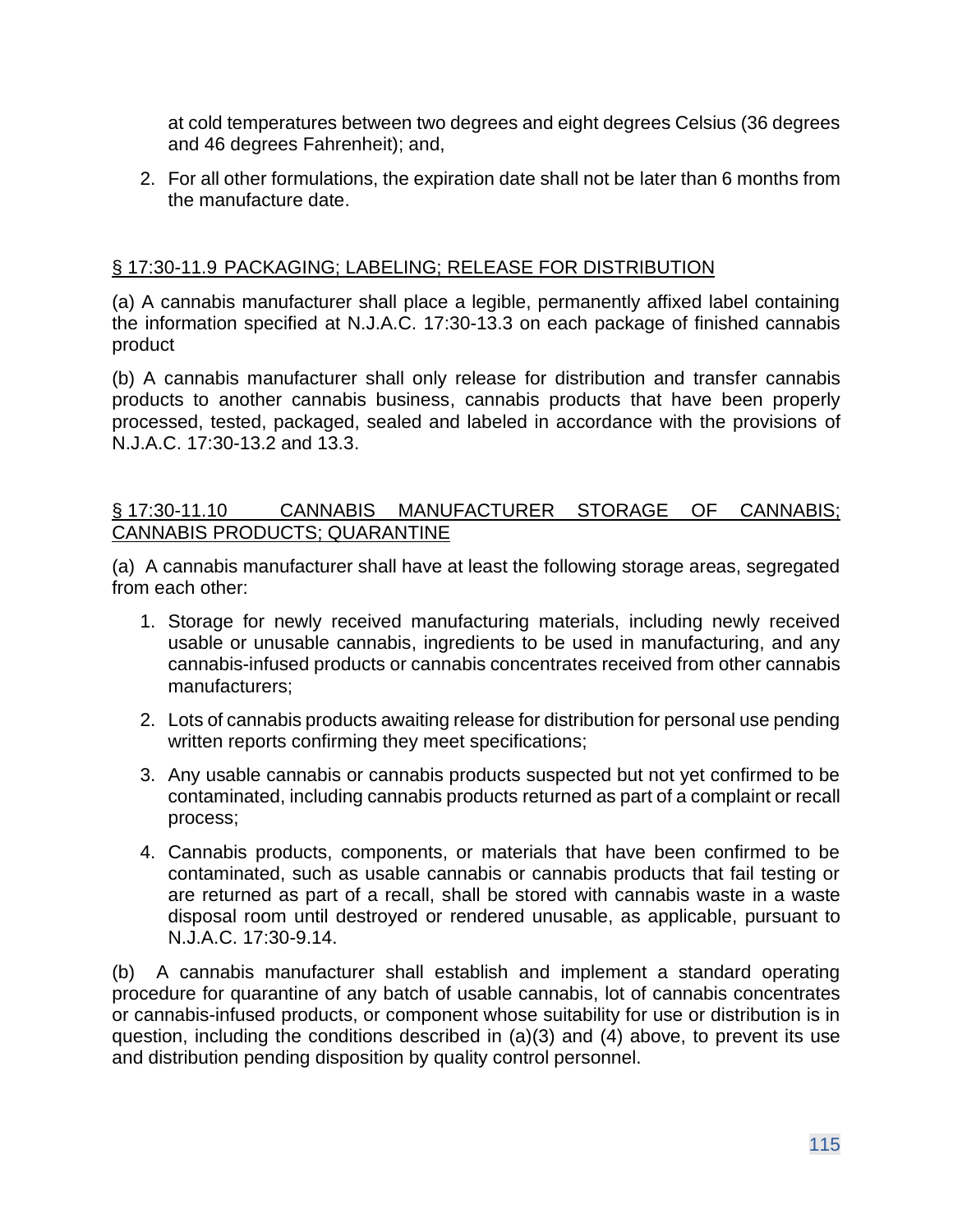at cold temperatures between two degrees and eight degrees Celsius (36 degrees and 46 degrees Fahrenheit); and,

2. For all other formulations, the expiration date shall not be later than 6 months from the manufacture date.

§ 17:30-11.9 PACKAGING; LABELING; RELEASE FOR DISTRIBUTION

(a) A cannabis manufacturer shall place a legible, permanently affixed label containing the information specified at N.J.A.C. 17:30-13.3 on each package of finished cannabis product

(b) A cannabis manufacturer shall only release for distribution and transfer cannabis products to another cannabis business, cannabis products that have been properly processed, tested, packaged, sealed and labeled in accordance with the provisions of N.J.A.C. 17:30-13.2 and 13.3.

§ 17:30-11.10 CANNABIS MANUFACTURER STORAGE OF CANNABIS; CANNABIS PRODUCTS; QUARANTINE

(a) A cannabis manufacturer shall have at least the following storage areas, segregated from each other:

1. Storage for newly received manufacturing materials, including newly received usable or unusable cannabis, ingredients to be used in manufacturing, and any cannabis-infused products or cannabis concentrates received from other cannabis manufacturers;
2. Lots of cannabis products awaiting release for distribution for personal use pending written reports confirming they meet specifications;
3. Any usable cannabis or cannabis products suspected but not yet confirmed to be contaminated, including cannabis products returned as part of a complaint or recall process;
4. Cannabis products, components, or materials that have been confirmed to be contaminated, such as usable cannabis or cannabis products that fail testing or are returned as part of a recall, shall be stored with cannabis waste in a waste disposal room until destroyed or rendered unusable, as applicable, pursuant to N.J.A.C. 17:30-9.14.

(b) A cannabis manufacturer shall establish and implement a standard operating procedure for quarantine of any batch of usable cannabis, lot of cannabis concentrates or cannabis-infused products, or component whose suitability for use or distribution is in question, including the conditions described in (a)(3) and (4) above, to prevent its use and distribution pending disposition by quality control personnel.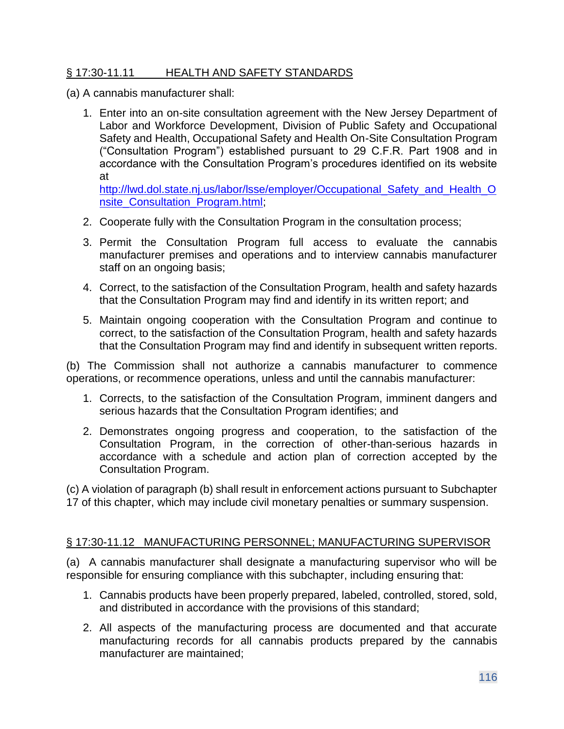## § 17:30-11.11 HEALTH AND SAFETY STANDARDS

(a) A cannabis manufacturer shall:

1. Enter into an on-site consultation agreement with the New Jersey Department of Labor and Workforce Development, Division of Public Safety and Occupational Safety and Health, Occupational Safety and Health On-Site Consultation Program ("Consultation Program") established pursuant to 29 C.F.R. Part 1908 and in accordance with the Consultation Program's procedures identified on its website at http://lwd.dol.state.nj.us/labor/lsse/employer/Occupational_Safety_and_Health_Onsite_Consultation_Program.html;
2. Cooperate fully with the Consultation Program in the consultation process;
3. Permit the Consultation Program full access to evaluate the cannabis manufacturer premises and operations and to interview cannabis manufacturer staff on an ongoing basis;
4. Correct, to the satisfaction of the Consultation Program, health and safety hazards that the Consultation Program may find and identify in its written report; and
5. Maintain ongoing cooperation with the Consultation Program and continue to correct, to the satisfaction of the Consultation Program, health and safety hazards that the Consultation Program may find and identify in subsequent written reports.

(b) The Commission shall not authorize a cannabis manufacturer to commence operations, or recommence operations, unless and until the cannabis manufacturer:

1. Corrects, to the satisfaction of the Consultation Program, imminent dangers and serious hazards that the Consultation Program identifies; and
2. Demonstrates ongoing progress and cooperation, to the satisfaction of the Consultation Program, in the correction of other-than-serious hazards in accordance with a schedule and action plan of correction accepted by the Consultation Program.

(c) A violation of paragraph (b) shall result in enforcement actions pursuant to Subchapter 17 of this chapter, which may include civil monetary penalties or summary suspension.

## § 17:30-11.12 MANUFACTURING PERSONNEL; MANUFACTURING SUPERVISOR

(a) A cannabis manufacturer shall designate a manufacturing supervisor who will be responsible for ensuring compliance with this subchapter, including ensuring that:

1. Cannabis products have been properly prepared, labeled, controlled, stored, sold, and distributed in accordance with the provisions of this standard;
2. All aspects of the manufacturing process are documented and that accurate manufacturing records for all cannabis products prepared by the cannabis manufacturer are maintained;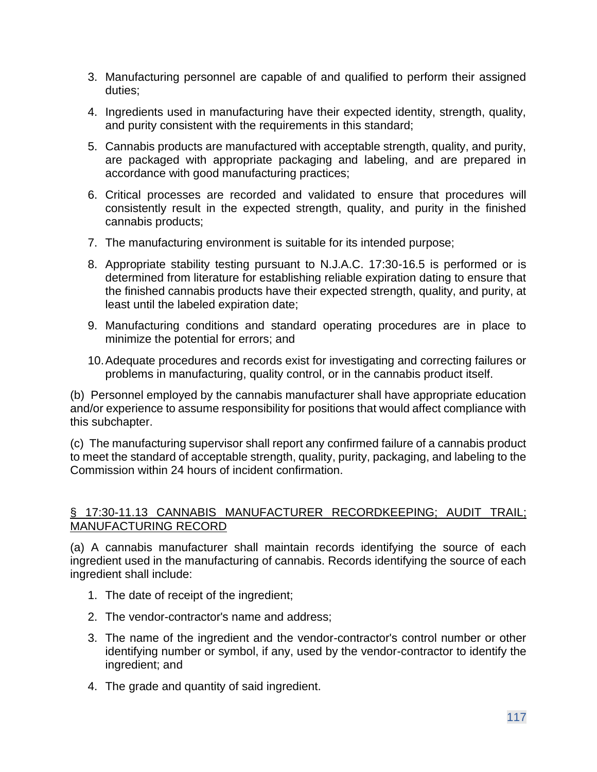3. Manufacturing personnel are capable of and qualified to perform their assigned duties;
4. Ingredients used in manufacturing have their expected identity, strength, quality, and purity consistent with the requirements in this standard;
5. Cannabis products are manufactured with acceptable strength, quality, and purity, are packaged with appropriate packaging and labeling, and are prepared in accordance with good manufacturing practices;
6. Critical processes are recorded and validated to ensure that procedures will consistently result in the expected strength, quality, and purity in the finished cannabis products;
7. The manufacturing environment is suitable for its intended purpose;
8. Appropriate stability testing pursuant to N.J.A.C. 17:30-16.5 is performed or is determined from literature for establishing reliable expiration dating to ensure that the finished cannabis products have their expected strength, quality, and purity, at least until the labeled expiration date;
9. Manufacturing conditions and standard operating procedures are in place to minimize the potential for errors; and
10. Adequate procedures and records exist for investigating and correcting failures or problems in manufacturing, quality control, or in the cannabis product itself.

(b) Personnel employed by the cannabis manufacturer shall have appropriate education and/or experience to assume responsibility for positions that would affect compliance with this subchapter.

(c) The manufacturing supervisor shall report any confirmed failure of a cannabis product to meet the standard of acceptable strength, quality, purity, packaging, and labeling to the Commission within 24 hours of incident confirmation.

## § 17:30-11.13 CANNABIS MANUFACTURER RECORDKEEPING; AUDIT TRAIL; MANUFACTURING RECORD

(a) A cannabis manufacturer shall maintain records identifying the source of each ingredient used in the manufacturing of cannabis. Records identifying the source of each ingredient shall include:

1. The date of receipt of the ingredient;
2. The vendor-contractor's name and address;
3. The name of the ingredient and the vendor-contractor's control number or other identifying number or symbol, if any, used by the vendor-contractor to identify the ingredient; and
4. The grade and quantity of said ingredient.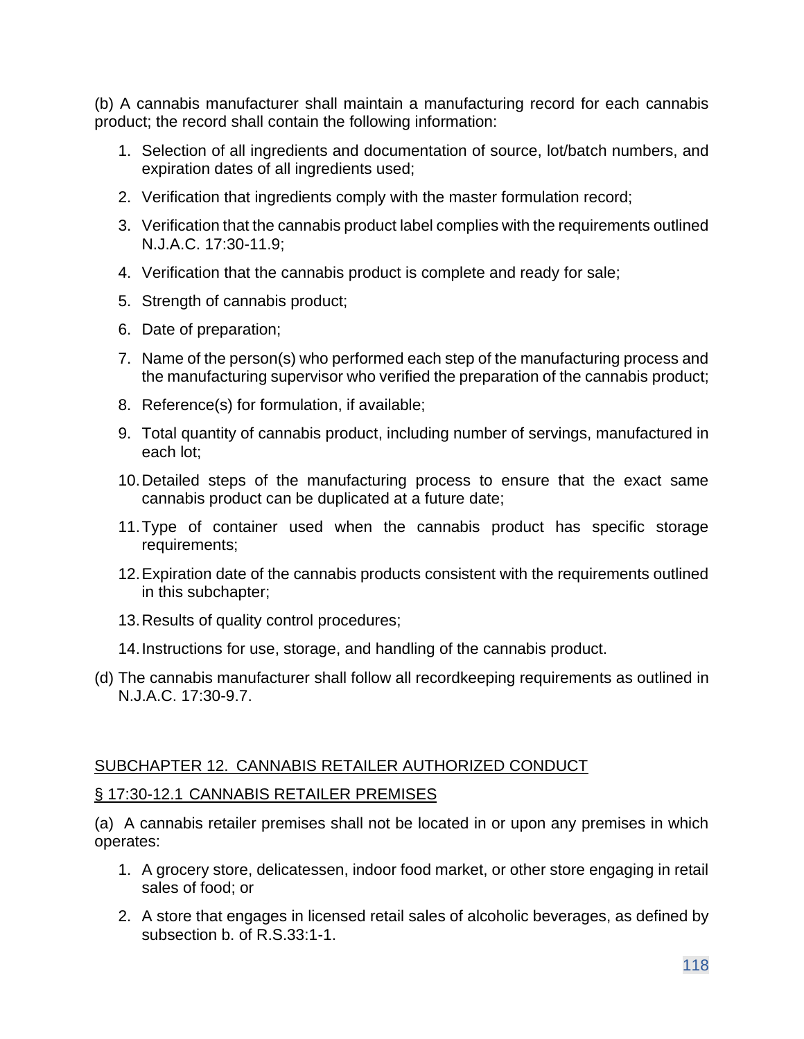(b) A cannabis manufacturer shall maintain a manufacturing record for each cannabis product; the record shall contain the following information:

1. Selection of all ingredients and documentation of source, lot/batch numbers, and expiration dates of all ingredients used;
2. Verification that ingredients comply with the master formulation record;
3. Verification that the cannabis product label complies with the requirements outlined N.J.A.C. 17:30-11.9;
4. Verification that the cannabis product is complete and ready for sale;
5. Strength of cannabis product;
6. Date of preparation;
7. Name of the person(s) who performed each step of the manufacturing process and the manufacturing supervisor who verified the preparation of the cannabis product;
8. Reference(s) for formulation, if available;
9. Total quantity of cannabis product, including number of servings, manufactured in each lot;
10. Detailed steps of the manufacturing process to ensure that the exact same cannabis product can be duplicated at a future date;
11. Type of container used when the cannabis product has specific storage requirements;
12. Expiration date of the cannabis products consistent with the requirements outlined in this subchapter;
13. Results of quality control procedures;
14. Instructions for use, storage, and handling of the cannabis product.

(d) The cannabis manufacturer shall follow all recordkeeping requirements as outlined in N.J.A.C. 17:30-9.7.

## SUBCHAPTER 12. CANNABIS RETAILER AUTHORIZED CONDUCT

### § 17:30-12.1 CANNABIS RETAILER PREMISES

(a) A cannabis retailer premises shall not be located in or upon any premises in which operates:

1. A grocery store, delicatessen, indoor food market, or other store engaging in retail sales of food; or
2. A store that engages in licensed retail sales of alcoholic beverages, as defined by subsection b. of R.S.33:1-1.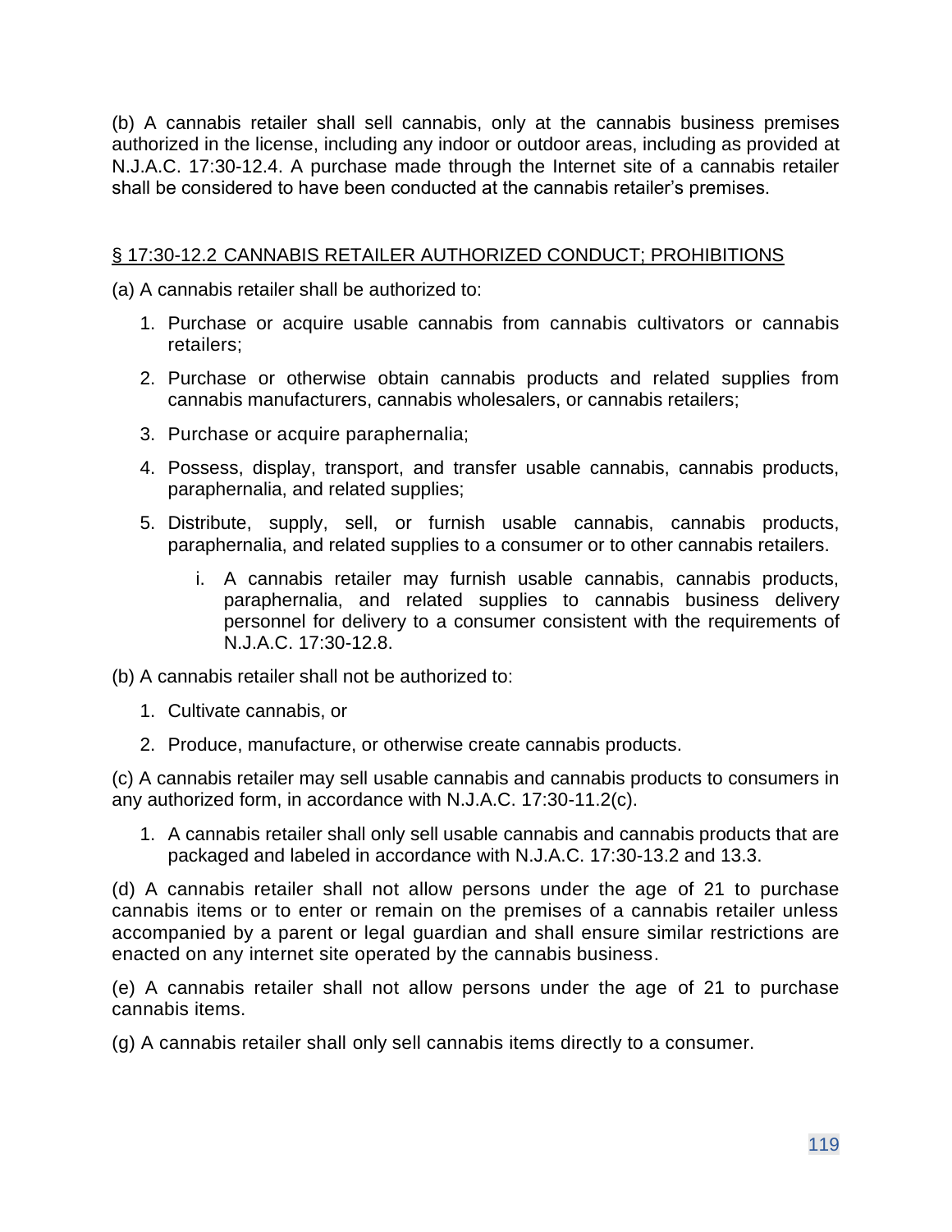(b) A cannabis retailer shall sell cannabis, only at the cannabis business premises authorized in the license, including any indoor or outdoor areas, including as provided at N.J.A.C. 17:30-12.4. A purchase made through the Internet site of a cannabis retailer shall be considered to have been conducted at the cannabis retailer's premises.

## § 17:30-12.2 CANNABIS RETAILER AUTHORIZED CONDUCT; PROHIBITIONS

(a) A cannabis retailer shall be authorized to:

1. Purchase or acquire usable cannabis from cannabis cultivators or cannabis retailers;
2. Purchase or otherwise obtain cannabis products and related supplies from cannabis manufacturers, cannabis wholesalers, or cannabis retailers;
3. Purchase or acquire paraphernalia;
4. Possess, display, transport, and transfer usable cannabis, cannabis products, paraphernalia, and related supplies;
5. Distribute, supply, sell, or furnish usable cannabis, cannabis products, paraphernalia, and related supplies to a consumer or to other cannabis retailers.
    i. A cannabis retailer may furnish usable cannabis, cannabis products, paraphernalia, and related supplies to cannabis business delivery personnel for delivery to a consumer consistent with the requirements of N.J.A.C. 17:30-12.8.

(b) A cannabis retailer shall not be authorized to:

1. Cultivate cannabis, or
2. Produce, manufacture, or otherwise create cannabis products.

(c) A cannabis retailer may sell usable cannabis and cannabis products to consumers in any authorized form, in accordance with N.J.A.C. 17:30-11.2(c).

1. A cannabis retailer shall only sell usable cannabis and cannabis products that are packaged and labeled in accordance with N.J.A.C. 17:30-13.2 and 13.3.

(d) A cannabis retailer shall not allow persons under the age of 21 to purchase cannabis items or to enter or remain on the premises of a cannabis retailer unless accompanied by a parent or legal guardian and shall ensure similar restrictions are enacted on any internet site operated by the cannabis business.

(e) A cannabis retailer shall not allow persons under the age of 21 to purchase cannabis items.

(g) A cannabis retailer shall only sell cannabis items directly to a consumer.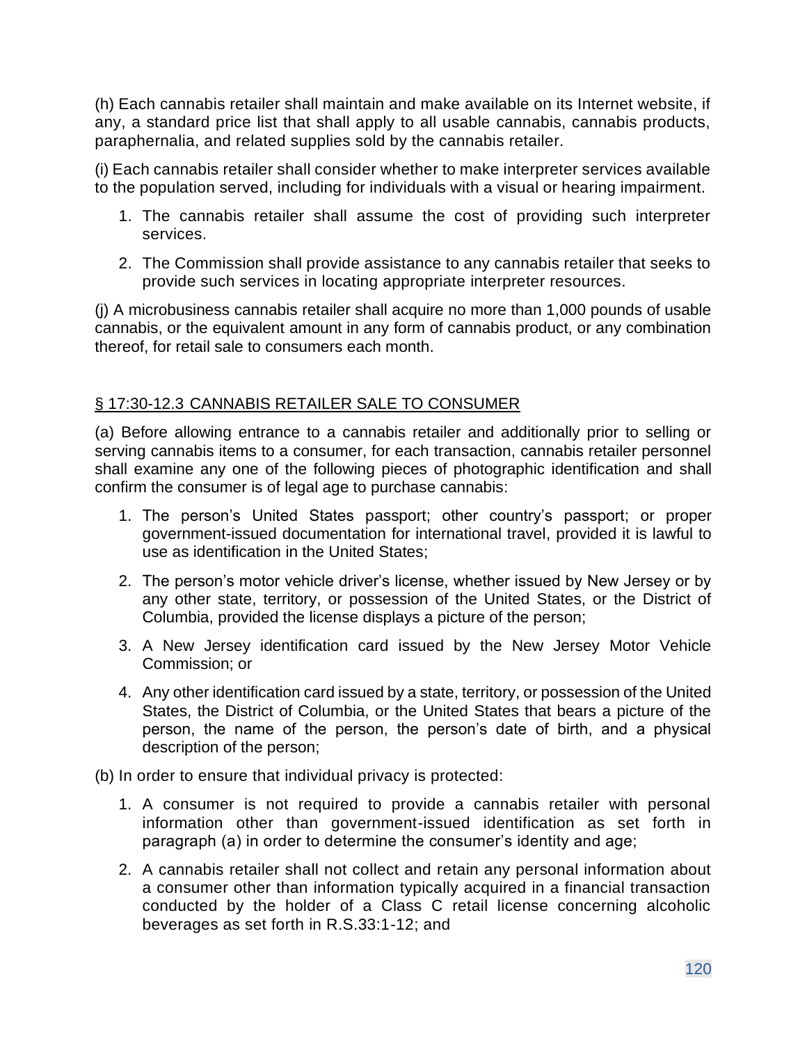(h) Each cannabis retailer shall maintain and make available on its Internet website, if any, a standard price list that shall apply to all usable cannabis, cannabis products, paraphernalia, and related supplies sold by the cannabis retailer.

(i) Each cannabis retailer shall consider whether to make interpreter services available to the population served, including for individuals with a visual or hearing impairment.

1. The cannabis retailer shall assume the cost of providing such interpreter services.
2. The Commission shall provide assistance to any cannabis retailer that seeks to provide such services in locating appropriate interpreter resources.

(j) A microbusiness cannabis retailer shall acquire no more than 1,000 pounds of usable cannabis, or the equivalent amount in any form of cannabis product, or any combination thereof, for retail sale to consumers each month.

## § 17:30-12.3 CANNABIS RETAILER SALE TO CONSUMER

(a) Before allowing entrance to a cannabis retailer and additionally prior to selling or serving cannabis items to a consumer, for each transaction, cannabis retailer personnel shall examine any one of the following pieces of photographic identification and shall confirm the consumer is of legal age to purchase cannabis:

1. The person's United States passport; other country's passport; or proper government-issued documentation for international travel, provided it is lawful to use as identification in the United States;
2. The person's motor vehicle driver's license, whether issued by New Jersey or by any other state, territory, or possession of the United States, or the District of Columbia, provided the license displays a picture of the person;
3. A New Jersey identification card issued by the New Jersey Motor Vehicle Commission; or
4. Any other identification card issued by a state, territory, or possession of the United States, the District of Columbia, or the United States that bears a picture of the person, the name of the person, the person's date of birth, and a physical description of the person;

(b) In order to ensure that individual privacy is protected:

1. A consumer is not required to provide a cannabis retailer with personal information other than government-issued identification as set forth in paragraph (a) in order to determine the consumer's identity and age;
2. A cannabis retailer shall not collect and retain any personal information about a consumer other than information typically acquired in a financial transaction conducted by the holder of a Class C retail license concerning alcoholic beverages as set forth in R.S.33:1-12; and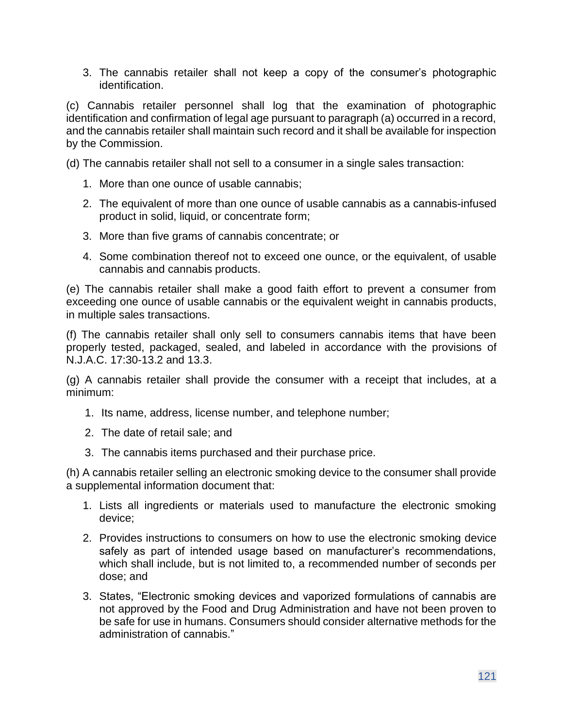3. The cannabis retailer shall not keep a copy of the consumer's photographic identification.

(c) Cannabis retailer personnel shall log that the examination of photographic identification and confirmation of legal age pursuant to paragraph (a) occurred in a record, and the cannabis retailer shall maintain such record and it shall be available for inspection by the Commission.

(d) The cannabis retailer shall not sell to a consumer in a single sales transaction:

1. More than one ounce of usable cannabis;
2. The equivalent of more than one ounce of usable cannabis as a cannabis-infused product in solid, liquid, or concentrate form;
3. More than five grams of cannabis concentrate; or
4. Some combination thereof not to exceed one ounce, or the equivalent, of usable cannabis and cannabis products.

(e) The cannabis retailer shall make a good faith effort to prevent a consumer from exceeding one ounce of usable cannabis or the equivalent weight in cannabis products, in multiple sales transactions.

(f) The cannabis retailer shall only sell to consumers cannabis items that have been properly tested, packaged, sealed, and labeled in accordance with the provisions of N.J.A.C. 17:30-13.2 and 13.3.

(g) A cannabis retailer shall provide the consumer with a receipt that includes, at a minimum:

1. Its name, address, license number, and telephone number;
2. The date of retail sale; and
3. The cannabis items purchased and their purchase price.

(h) A cannabis retailer selling an electronic smoking device to the consumer shall provide a supplemental information document that:

1. Lists all ingredients or materials used to manufacture the electronic smoking device;
2. Provides instructions to consumers on how to use the electronic smoking device safely as part of intended usage based on manufacturer's recommendations, which shall include, but is not limited to, a recommended number of seconds per dose; and
3. States, "Electronic smoking devices and vaporized formulations of cannabis are not approved by the Food and Drug Administration and have not been proven to be safe for use in humans. Consumers should consider alternative methods for the administration of cannabis."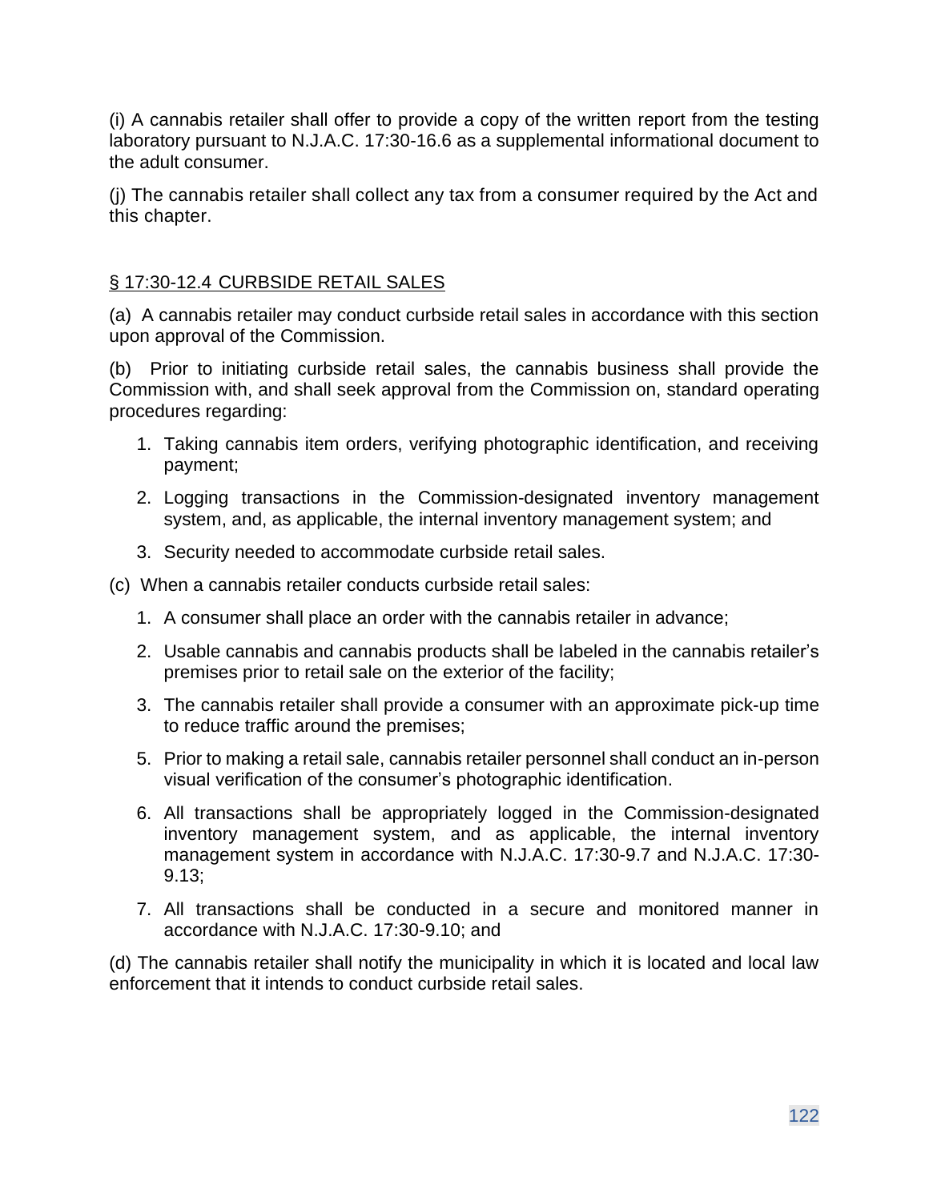(i) A cannabis retailer shall offer to provide a copy of the written report from the testing laboratory pursuant to N.J.A.C. 17:30-16.6 as a supplemental informational document to the adult consumer.

(j) The cannabis retailer shall collect any tax from a consumer required by the Act and this chapter.

<u>§ 17:30-12.4 CURBSIDE RETAIL SALES</u>

(a) A cannabis retailer may conduct curbside retail sales in accordance with this section upon approval of the Commission.

(b) Prior to initiating curbside retail sales, the cannabis business shall provide the Commission with, and shall seek approval from the Commission on, standard operating procedures regarding:

1. Taking cannabis item orders, verifying photographic identification, and receiving payment;
2. Logging transactions in the Commission-designated inventory management system, and, as applicable, the internal inventory management system; and
3. Security needed to accommodate curbside retail sales.

(c) When a cannabis retailer conducts curbside retail sales:

1. A consumer shall place an order with the cannabis retailer in advance;
2. Usable cannabis and cannabis products shall be labeled in the cannabis retailer's premises prior to retail sale on the exterior of the facility;
3. The cannabis retailer shall provide a consumer with an approximate pick-up time to reduce traffic around the premises;

5. Prior to making a retail sale, cannabis retailer personnel shall conduct an in-person visual verification of the consumer's photographic identification.
6. All transactions shall be appropriately logged in the Commission-designated inventory management system, and as applicable, the internal inventory management system in accordance with N.J.A.C. 17:30-9.7 and N.J.A.C. 17:30-9.13;
7. All transactions shall be conducted in a secure and monitored manner in accordance with N.J.A.C. 17:30-9.10; and

(d) The cannabis retailer shall notify the municipality in which it is located and local law enforcement that it intends to conduct curbside retail sales.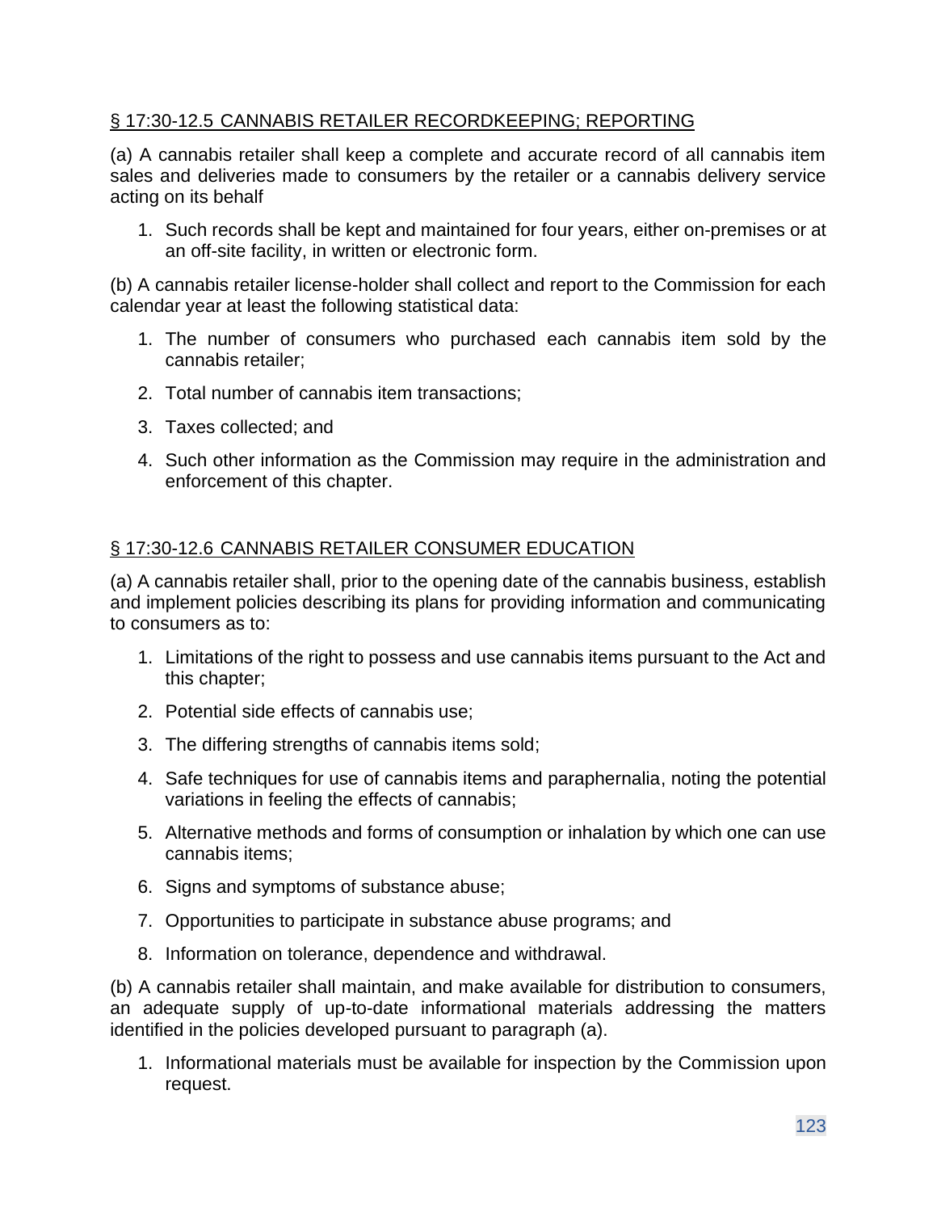## § 17:30-12.5 CANNABIS RETAILER RECORDKEEPING; REPORTING

(a) A cannabis retailer shall keep a complete and accurate record of all cannabis item sales and deliveries made to consumers by the retailer or a cannabis delivery service acting on its behalf

1. Such records shall be kept and maintained for four years, either on-premises or at an off-site facility, in written or electronic form.

(b) A cannabis retailer license-holder shall collect and report to the Commission for each calendar year at least the following statistical data:

1. The number of consumers who purchased each cannabis item sold by the cannabis retailer;
2. Total number of cannabis item transactions;
3. Taxes collected; and
4. Such other information as the Commission may require in the administration and enforcement of this chapter.

## § 17:30-12.6 CANNABIS RETAILER CONSUMER EDUCATION

(a) A cannabis retailer shall, prior to the opening date of the cannabis business, establish and implement policies describing its plans for providing information and communicating to consumers as to:

1. Limitations of the right to possess and use cannabis items pursuant to the Act and this chapter;
2. Potential side effects of cannabis use;
3. The differing strengths of cannabis items sold;
4. Safe techniques for use of cannabis items and paraphernalia, noting the potential variations in feeling the effects of cannabis;
5. Alternative methods and forms of consumption or inhalation by which one can use cannabis items;
6. Signs and symptoms of substance abuse;
7. Opportunities to participate in substance abuse programs; and
8. Information on tolerance, dependence and withdrawal.

(b) A cannabis retailer shall maintain, and make available for distribution to consumers, an adequate supply of up-to-date informational materials addressing the matters identified in the policies developed pursuant to paragraph (a).

1. Informational materials must be available for inspection by the Commission upon request.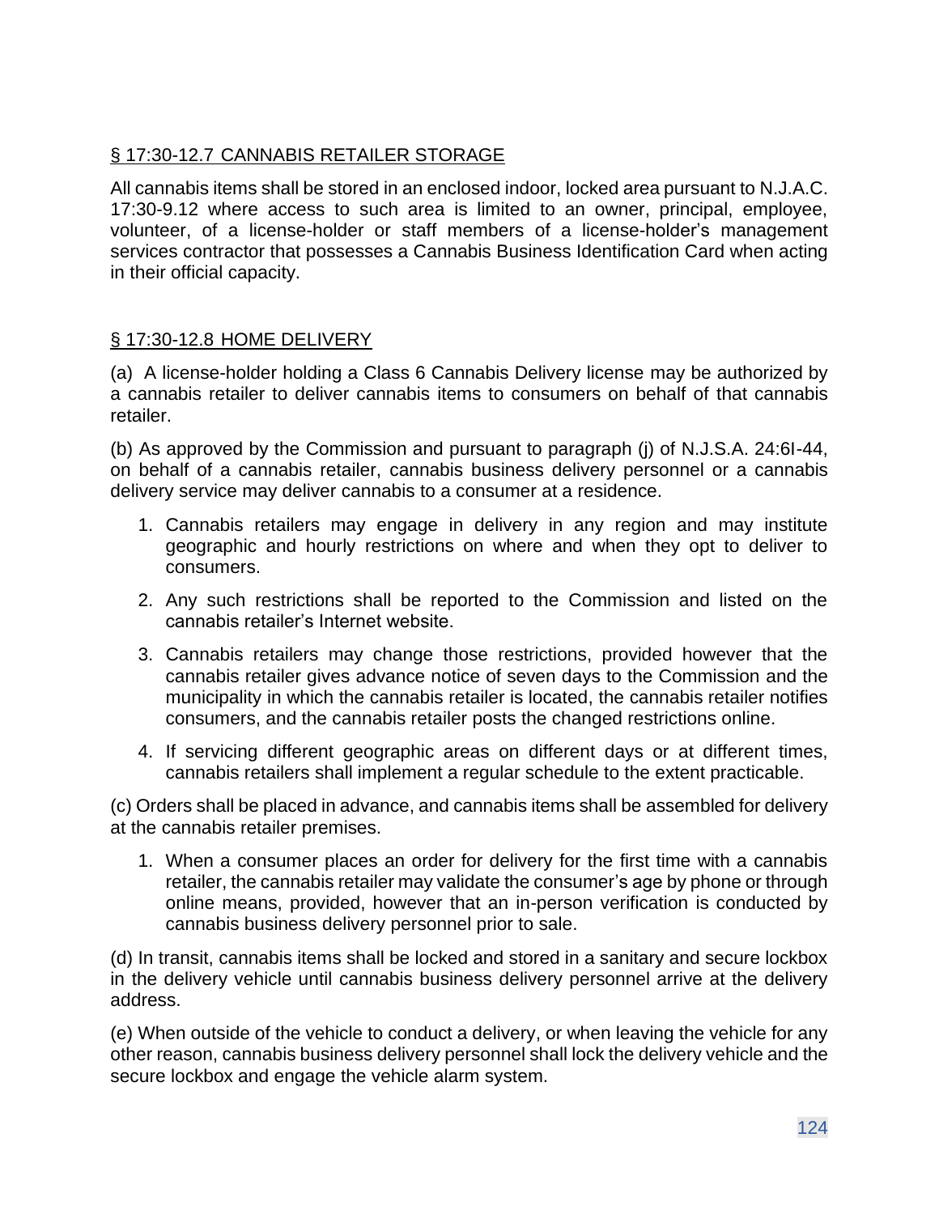## § 17:30-12.7 CANNABIS RETAILER STORAGE

All cannabis items shall be stored in an enclosed indoor, locked area pursuant to N.J.A.C. 17:30-9.12 where access to such area is limited to an owner, principal, employee, volunteer, of a license-holder or staff members of a license-holder's management services contractor that possesses a Cannabis Business Identification Card when acting in their official capacity.

## § 17:30-12.8 HOME DELIVERY

(a) A license-holder holding a Class 6 Cannabis Delivery license may be authorized by a cannabis retailer to deliver cannabis items to consumers on behalf of that cannabis retailer.

(b) As approved by the Commission and pursuant to paragraph (j) of N.J.S.A. 24:6I-44, on behalf of a cannabis retailer, cannabis business delivery personnel or a cannabis delivery service may deliver cannabis to a consumer at a residence.

1. Cannabis retailers may engage in delivery in any region and may institute geographic and hourly restrictions on where and when they opt to deliver to consumers.
2. Any such restrictions shall be reported to the Commission and listed on the cannabis retailer's Internet website.
3. Cannabis retailers may change those restrictions, provided however that the cannabis retailer gives advance notice of seven days to the Commission and the municipality in which the cannabis retailer is located, the cannabis retailer notifies consumers, and the cannabis retailer posts the changed restrictions online.
4. If servicing different geographic areas on different days or at different times, cannabis retailers shall implement a regular schedule to the extent practicable.

(c) Orders shall be placed in advance, and cannabis items shall be assembled for delivery at the cannabis retailer premises.

1. When a consumer places an order for delivery for the first time with a cannabis retailer, the cannabis retailer may validate the consumer's age by phone or through online means, provided, however that an in-person verification is conducted by cannabis business delivery personnel prior to sale.

(d) In transit, cannabis items shall be locked and stored in a sanitary and secure lockbox in the delivery vehicle until cannabis business delivery personnel arrive at the delivery address.

(e) When outside of the vehicle to conduct a delivery, or when leaving the vehicle for any other reason, cannabis business delivery personnel shall lock the delivery vehicle and the secure lockbox and engage the vehicle alarm system.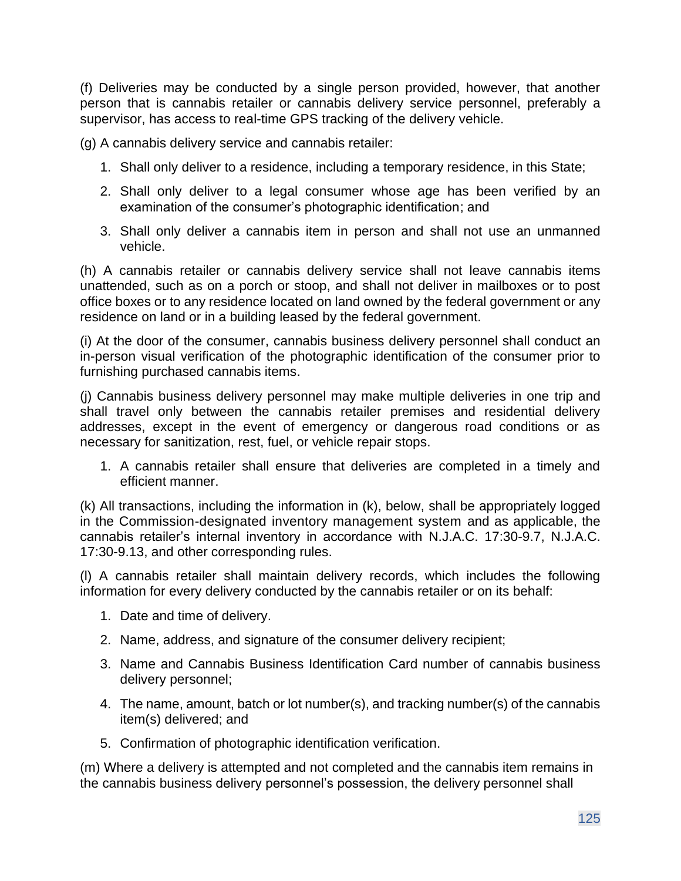(f) Deliveries may be conducted by a single person provided, however, that another person that is cannabis retailer or cannabis delivery service personnel, preferably a supervisor, has access to real-time GPS tracking of the delivery vehicle.

(g) A cannabis delivery service and cannabis retailer:

1. Shall only deliver to a residence, including a temporary residence, in this State;
2. Shall only deliver to a legal consumer whose age has been verified by an examination of the consumer's photographic identification; and
3. Shall only deliver a cannabis item in person and shall not use an unmanned vehicle.

(h) A cannabis retailer or cannabis delivery service shall not leave cannabis items unattended, such as on a porch or stoop, and shall not deliver in mailboxes or to post office boxes or to any residence located on land owned by the federal government or any residence on land or in a building leased by the federal government.

(i) At the door of the consumer, cannabis business delivery personnel shall conduct an in-person visual verification of the photographic identification of the consumer prior to furnishing purchased cannabis items.

(j) Cannabis business delivery personnel may make multiple deliveries in one trip and shall travel only between the cannabis retailer premises and residential delivery addresses, except in the event of emergency or dangerous road conditions or as necessary for sanitization, rest, fuel, or vehicle repair stops.

1. A cannabis retailer shall ensure that deliveries are completed in a timely and efficient manner.

(k) All transactions, including the information in (k), below, shall be appropriately logged in the Commission-designated inventory management system and as applicable, the cannabis retailer's internal inventory in accordance with N.J.A.C. 17:30-9.7, N.J.A.C. 17:30-9.13, and other corresponding rules.

(l) A cannabis retailer shall maintain delivery records, which includes the following information for every delivery conducted by the cannabis retailer or on its behalf:

1. Date and time of delivery.
2. Name, address, and signature of the consumer delivery recipient;
3. Name and Cannabis Business Identification Card number of cannabis business delivery personnel;
4. The name, amount, batch or lot number(s), and tracking number(s) of the cannabis item(s) delivered; and
5. Confirmation of photographic identification verification.

(m) Where a delivery is attempted and not completed and the cannabis item remains in the cannabis business delivery personnel's possession, the delivery personnel shall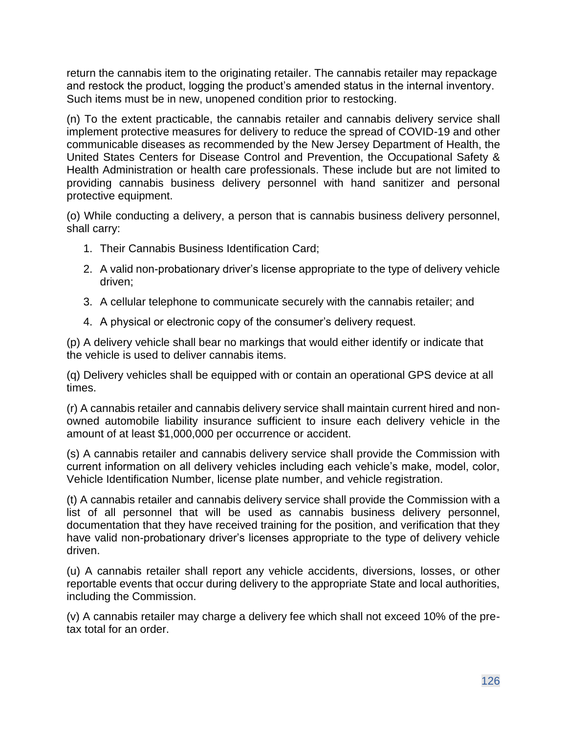return the cannabis item to the originating retailer. The cannabis retailer may repackage and restock the product, logging the product's amended status in the internal inventory. Such items must be in new, unopened condition prior to restocking.

(n) To the extent practicable, the cannabis retailer and cannabis delivery service shall implement protective measures for delivery to reduce the spread of COVID-19 and other communicable diseases as recommended by the New Jersey Department of Health, the United States Centers for Disease Control and Prevention, the Occupational Safety & Health Administration or health care professionals. These include but are not limited to providing cannabis business delivery personnel with hand sanitizer and personal protective equipment.

(o) While conducting a delivery, a person that is cannabis business delivery personnel, shall carry:

1. Their Cannabis Business Identification Card;
2. A valid non-probationary driver's license appropriate to the type of delivery vehicle driven;
3. A cellular telephone to communicate securely with the cannabis retailer; and
4. A physical or electronic copy of the consumer's delivery request.

(p) A delivery vehicle shall bear no markings that would either identify or indicate that the vehicle is used to deliver cannabis items.

(q) Delivery vehicles shall be equipped with or contain an operational GPS device at all times.

(r) A cannabis retailer and cannabis delivery service shall maintain current hired and non-owned automobile liability insurance sufficient to insure each delivery vehicle in the amount of at least $1,000,000 per occurrence or accident.

(s) A cannabis retailer and cannabis delivery service shall provide the Commission with current information on all delivery vehicles including each vehicle's make, model, color, Vehicle Identification Number, license plate number, and vehicle registration.

(t) A cannabis retailer and cannabis delivery service shall provide the Commission with a list of all personnel that will be used as cannabis business delivery personnel, documentation that they have received training for the position, and verification that they have valid non-probationary driver's licenses appropriate to the type of delivery vehicle driven.

(u) A cannabis retailer shall report any vehicle accidents, diversions, losses, or other reportable events that occur during delivery to the appropriate State and local authorities, including the Commission.

(v) A cannabis retailer may charge a delivery fee which shall not exceed 10% of the pre-tax total for an order.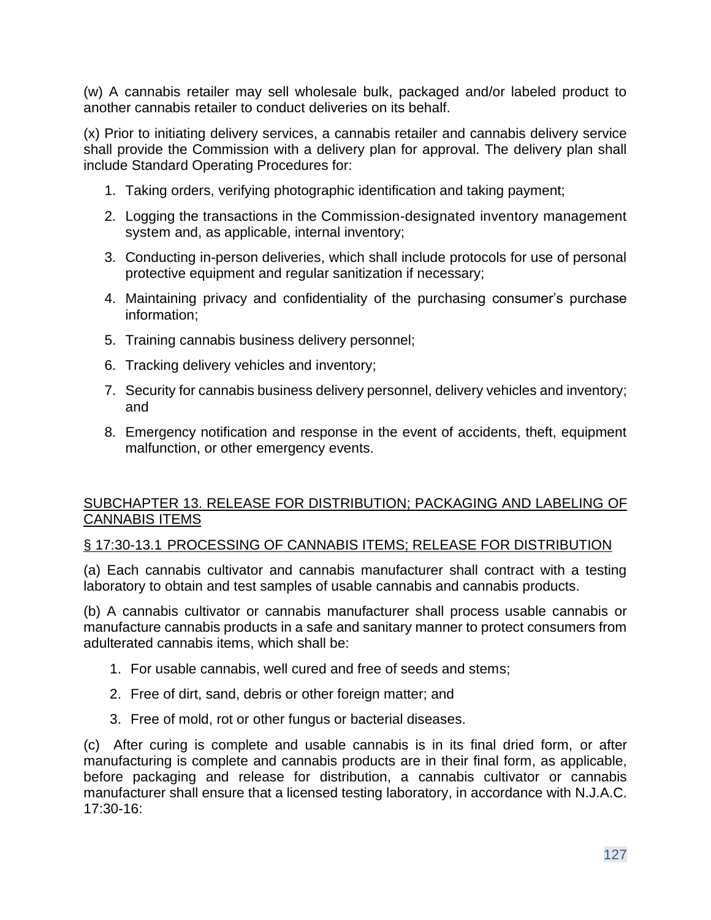(w) A cannabis retailer may sell wholesale bulk, packaged and/or labeled product to another cannabis retailer to conduct deliveries on its behalf.

(x) Prior to initiating delivery services, a cannabis retailer and cannabis delivery service shall provide the Commission with a delivery plan for approval. The delivery plan shall include Standard Operating Procedures for:

1. Taking orders, verifying photographic identification and taking payment;
2. Logging the transactions in the Commission-designated inventory management system and, as applicable, internal inventory;
3. Conducting in-person deliveries, which shall include protocols for use of personal protective equipment and regular sanitization if necessary;
4. Maintaining privacy and confidentiality of the purchasing consumer's purchase information;
5. Training cannabis business delivery personnel;
6. Tracking delivery vehicles and inventory;
7. Security for cannabis business delivery personnel, delivery vehicles and inventory; and
8. Emergency notification and response in the event of accidents, theft, equipment malfunction, or other emergency events.

## SUBCHAPTER 13. RELEASE FOR DISTRIBUTION; PACKAGING AND LABELING OF CANNABIS ITEMS

### § 17:30-13.1 PROCESSING OF CANNABIS ITEMS; RELEASE FOR DISTRIBUTION

(a) Each cannabis cultivator and cannabis manufacturer shall contract with a testing laboratory to obtain and test samples of usable cannabis and cannabis products.

(b) A cannabis cultivator or cannabis manufacturer shall process usable cannabis or manufacture cannabis products in a safe and sanitary manner to protect consumers from adulterated cannabis items, which shall be:

1. For usable cannabis, well cured and free of seeds and stems;
2. Free of dirt, sand, debris or other foreign matter; and
3. Free of mold, rot or other fungus or bacterial diseases.

(c) After curing is complete and usable cannabis is in its final dried form, or after manufacturing is complete and cannabis products are in their final form, as applicable, before packaging and release for distribution, a cannabis cultivator or cannabis manufacturer shall ensure that a licensed testing laboratory, in accordance with N.J.A.C. 17:30-16: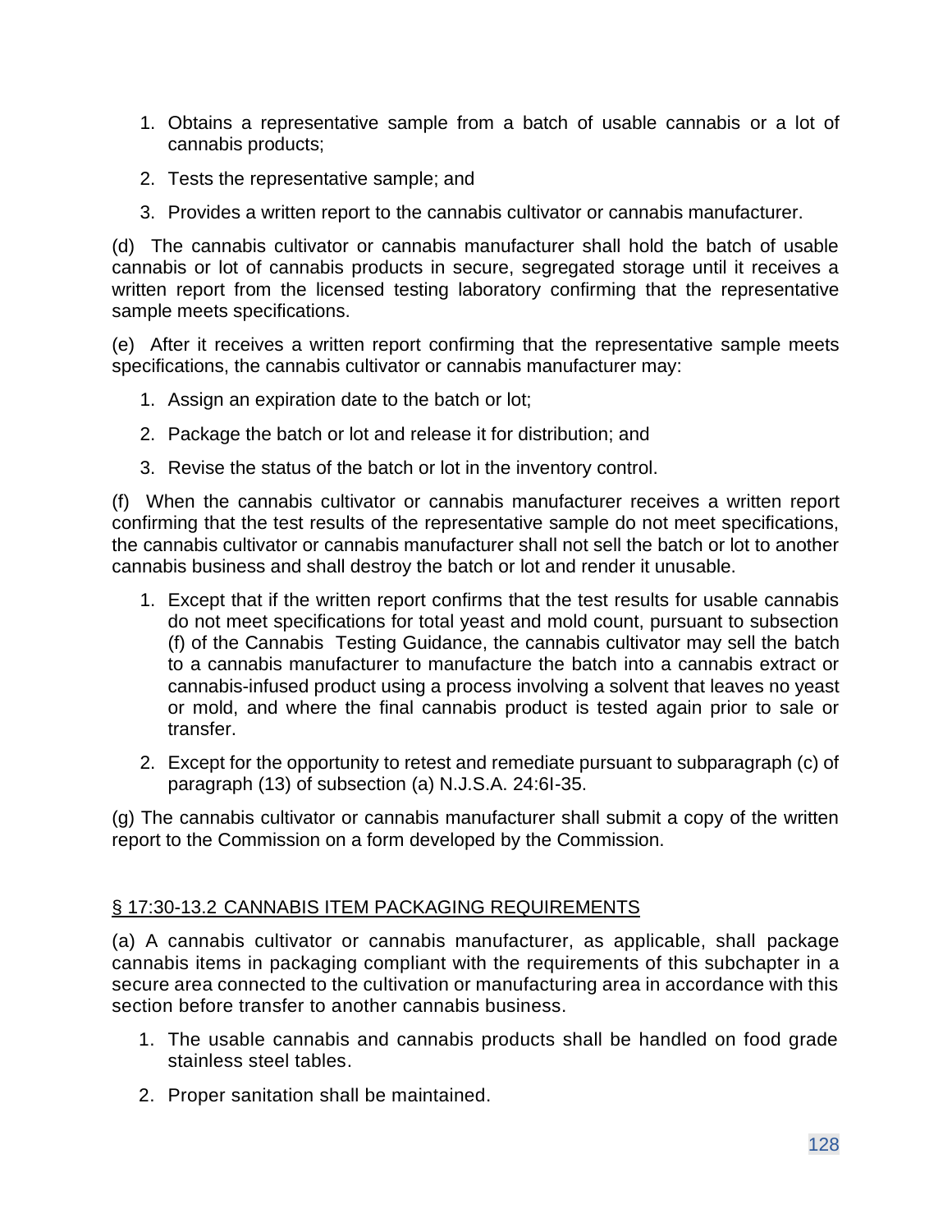1. Obtains a representative sample from a batch of usable cannabis or a lot of cannabis products;
2. Tests the representative sample; and
3. Provides a written report to the cannabis cultivator or cannabis manufacturer.

(d) The cannabis cultivator or cannabis manufacturer shall hold the batch of usable cannabis or lot of cannabis products in secure, segregated storage until it receives a written report from the licensed testing laboratory confirming that the representative sample meets specifications.

(e) After it receives a written report confirming that the representative sample meets specifications, the cannabis cultivator or cannabis manufacturer may:

1. Assign an expiration date to the batch or lot;
2. Package the batch or lot and release it for distribution; and
3. Revise the status of the batch or lot in the inventory control.

(f) When the cannabis cultivator or cannabis manufacturer receives a written report confirming that the test results of the representative sample do not meet specifications, the cannabis cultivator or cannabis manufacturer shall not sell the batch or lot to another cannabis business and shall destroy the batch or lot and render it unusable.

1. Except that if the written report confirms that the test results for usable cannabis do not meet specifications for total yeast and mold count, pursuant to subsection (f) of the Cannabis Testing Guidance, the cannabis cultivator may sell the batch to a cannabis manufacturer to manufacture the batch into a cannabis extract or cannabis-infused product using a process involving a solvent that leaves no yeast or mold, and where the final cannabis product is tested again prior to sale or transfer.
2. Except for the opportunity to retest and remediate pursuant to subparagraph (c) of paragraph (13) of subsection (a) N.J.S.A. 24:6I-35.

(g) The cannabis cultivator or cannabis manufacturer shall submit a copy of the written report to the Commission on a form developed by the Commission.

## § 17:30-13.2 CANNABIS ITEM PACKAGING REQUIREMENTS

(a) A cannabis cultivator or cannabis manufacturer, as applicable, shall package cannabis items in packaging compliant with the requirements of this subchapter in a secure area connected to the cultivation or manufacturing area in accordance with this section before transfer to another cannabis business.

1. The usable cannabis and cannabis products shall be handled on food grade stainless steel tables.
2. Proper sanitation shall be maintained.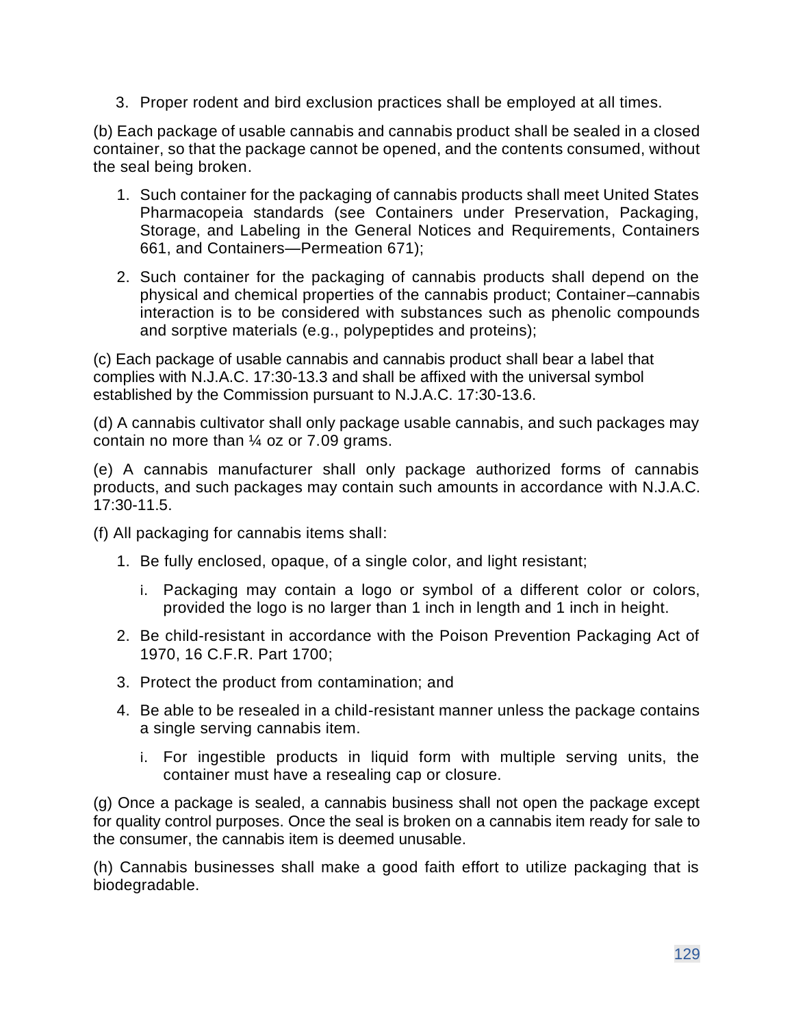3. Proper rodent and bird exclusion practices shall be employed at all times.

(b) Each package of usable cannabis and cannabis product shall be sealed in a closed container, so that the package cannot be opened, and the contents consumed, without the seal being broken.

1. Such container for the packaging of cannabis products shall meet United States Pharmacopeia standards (see Containers under Preservation, Packaging, Storage, and Labeling in the General Notices and Requirements, Containers 661, and Containers—Permeation 671);

2. Such container for the packaging of cannabis products shall depend on the physical and chemical properties of the cannabis product; Container–cannabis interaction is to be considered with substances such as phenolic compounds and sorptive materials (e.g., polypeptides and proteins);

(c) Each package of usable cannabis and cannabis product shall bear a label that complies with N.J.A.C. 17:30-13.3 and shall be affixed with the universal symbol established by the Commission pursuant to N.J.A.C. 17:30-13.6.

(d) A cannabis cultivator shall only package usable cannabis, and such packages may contain no more than ¼ oz or 7.09 grams.

(e) A cannabis manufacturer shall only package authorized forms of cannabis products, and such packages may contain such amounts in accordance with N.J.A.C. 17:30-11.5.

(f) All packaging for cannabis items shall:

1. Be fully enclosed, opaque, of a single color, and light resistant;

   i. Packaging may contain a logo or symbol of a different color or colors, provided the logo is no larger than 1 inch in length and 1 inch in height.

2. Be child-resistant in accordance with the Poison Prevention Packaging Act of 1970, 16 C.F.R. Part 1700;

3. Protect the product from contamination; and

4. Be able to be resealed in a child-resistant manner unless the package contains a single serving cannabis item.

   i. For ingestible products in liquid form with multiple serving units, the container must have a resealing cap or closure.

(g) Once a package is sealed, a cannabis business shall not open the package except for quality control purposes. Once the seal is broken on a cannabis item ready for sale to the consumer, the cannabis item is deemed unusable.

(h) Cannabis businesses shall make a good faith effort to utilize packaging that is biodegradable.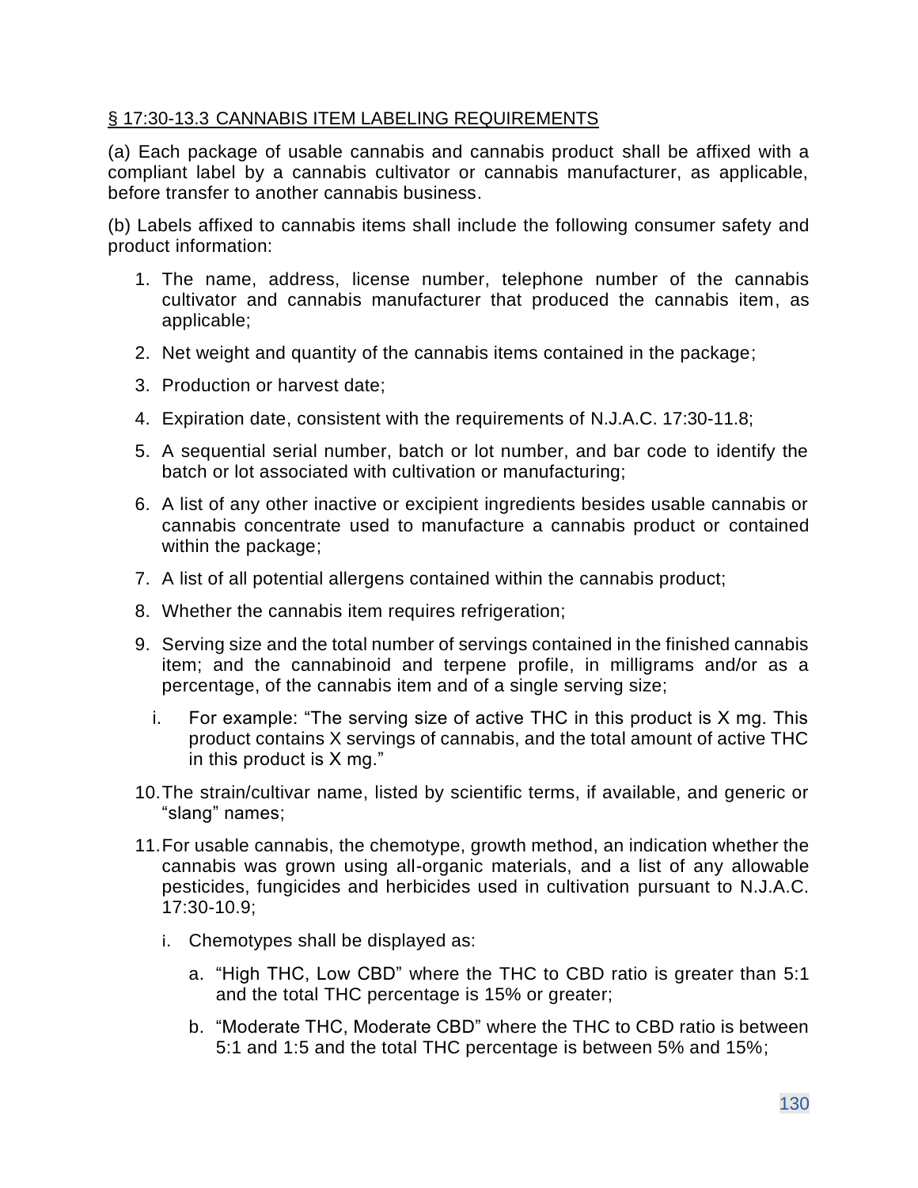## § 17:30-13.3 CANNABIS ITEM LABELING REQUIREMENTS

(a) Each package of usable cannabis and cannabis product shall be affixed with a compliant label by a cannabis cultivator or cannabis manufacturer, as applicable, before transfer to another cannabis business.

(b) Labels affixed to cannabis items shall include the following consumer safety and product information:

1. The name, address, license number, telephone number of the cannabis cultivator and cannabis manufacturer that produced the cannabis item, as applicable;
2. Net weight and quantity of the cannabis items contained in the package;
3. Production or harvest date;
4. Expiration date, consistent with the requirements of N.J.A.C. 17:30-11.8;
5. A sequential serial number, batch or lot number, and bar code to identify the batch or lot associated with cultivation or manufacturing;
6. A list of any other inactive or excipient ingredients besides usable cannabis or cannabis concentrate used to manufacture a cannabis product or contained within the package;
7. A list of all potential allergens contained within the cannabis product;
8. Whether the cannabis item requires refrigeration;
9. Serving size and the total number of servings contained in the finished cannabis item; and the cannabinoid and terpene profile, in milligrams and/or as a percentage, of the cannabis item and of a single serving size;
   i. For example: "The serving size of active THC in this product is X mg. This product contains X servings of cannabis, and the total amount of active THC in this product is X mg."
10. The strain/cultivar name, listed by scientific terms, if available, and generic or "slang" names;
11. For usable cannabis, the chemotype, growth method, an indication whether the cannabis was grown using all-organic materials, and a list of any allowable pesticides, fungicides and herbicides used in cultivation pursuant to N.J.A.C. 17:30-10.9;
    i. Chemotypes shall be displayed as:
       a. "High THC, Low CBD" where the THC to CBD ratio is greater than 5:1 and the total THC percentage is 15% or greater;
       b. "Moderate THC, Moderate CBD" where the THC to CBD ratio is between 5:1 and 1:5 and the total THC percentage is between 5% and 15%;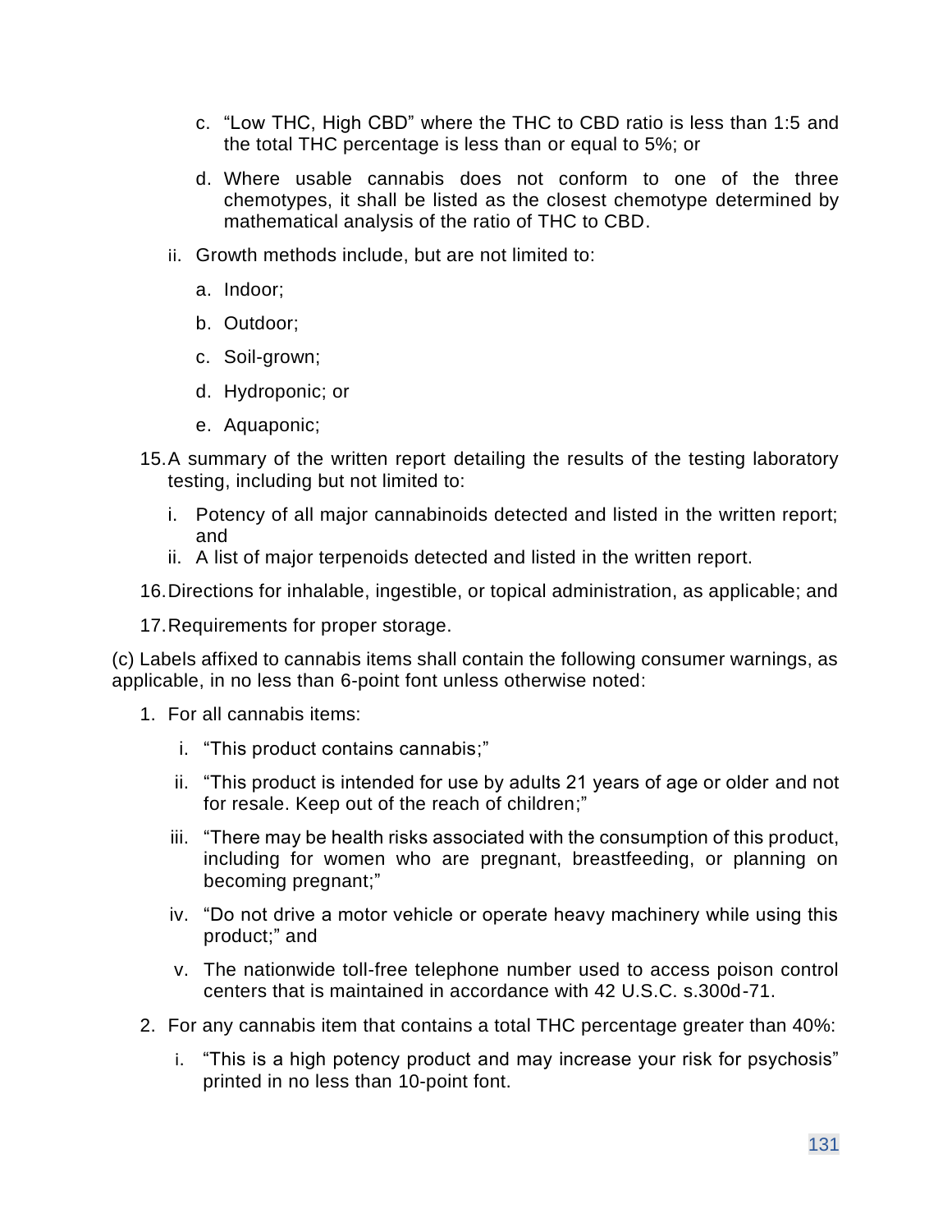c. "Low THC, High CBD" where the THC to CBD ratio is less than 1:5 and the total THC percentage is less than or equal to 5%; or

  d. Where usable cannabis does not conform to one of the three chemotypes, it shall be listed as the closest chemotype determined by mathematical analysis of the ratio of THC to CBD.

 ii. Growth methods include, but are not limited to:

  a. Indoor;

  b. Outdoor;

  c. Soil-grown;

  d. Hydroponic; or

  e. Aquaponic;

15. A summary of the written report detailing the results of the testing laboratory testing, including but not limited to:

 i. Potency of all major cannabinoids detected and listed in the written report; and

 ii. A list of major terpenoids detected and listed in the written report.

16. Directions for inhalable, ingestible, or topical administration, as applicable; and

17. Requirements for proper storage.

(c) Labels affixed to cannabis items shall contain the following consumer warnings, as applicable, in no less than 6-point font unless otherwise noted:

1. For all cannabis items:

 i. "This product contains cannabis;"

 ii. "This product is intended for use by adults 21 years of age or older and not for resale. Keep out of the reach of children;"

 iii. "There may be health risks associated with the consumption of this product, including for women who are pregnant, breastfeeding, or planning on becoming pregnant;"

 iv. "Do not drive a motor vehicle or operate heavy machinery while using this product;" and

 v. The nationwide toll-free telephone number used to access poison control centers that is maintained in accordance with 42 U.S.C. s.300d-71.

2. For any cannabis item that contains a total THC percentage greater than 40%:

 i. "This is a high potency product and may increase your risk for psychosis" printed in no less than 10-point font.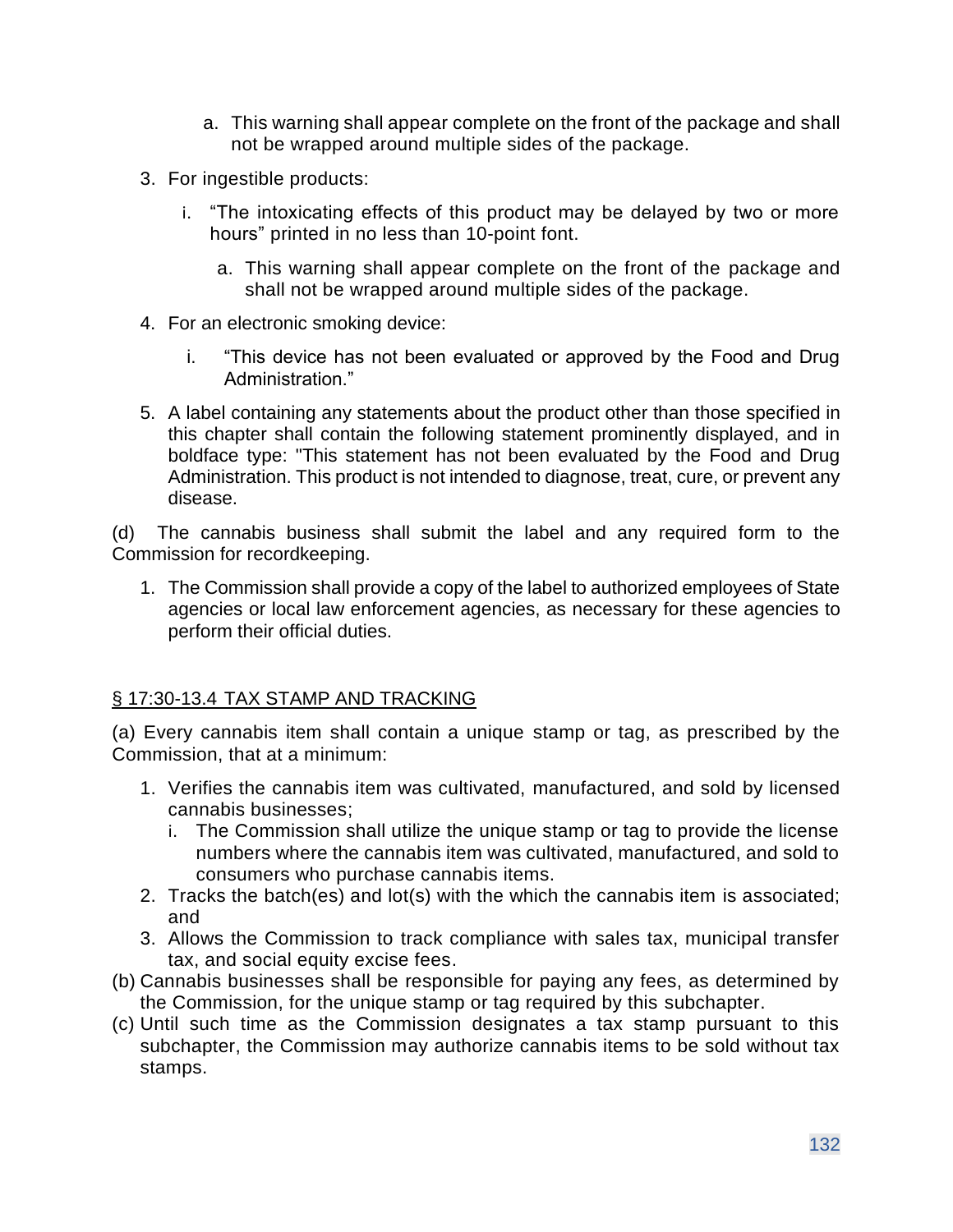a. This warning shall appear complete on the front of the package and shall not be wrapped around multiple sides of the package.

3. For ingestible products:

   i. "The intoxicating effects of this product may be delayed by two or more hours" printed in no less than 10-point font.

      a. This warning shall appear complete on the front of the package and shall not be wrapped around multiple sides of the package.

4. For an electronic smoking device:

   i. "This device has not been evaluated or approved by the Food and Drug Administration."

5. A label containing any statements about the product other than those specified in this chapter shall contain the following statement prominently displayed, and in boldface type: "This statement has not been evaluated by the Food and Drug Administration. This product is not intended to diagnose, treat, cure, or prevent any disease.

(d) The cannabis business shall submit the label and any required form to the Commission for recordkeeping.

1. The Commission shall provide a copy of the label to authorized employees of State agencies or local law enforcement agencies, as necessary for these agencies to perform their official duties.

## § 17:30-13.4 TAX STAMP AND TRACKING

(a) Every cannabis item shall contain a unique stamp or tag, as prescribed by the Commission, that at a minimum:

1. Verifies the cannabis item was cultivated, manufactured, and sold by licensed cannabis businesses;
   i. The Commission shall utilize the unique stamp or tag to provide the license numbers where the cannabis item was cultivated, manufactured, and sold to consumers who purchase cannabis items.
2. Tracks the batch(es) and lot(s) with the which the cannabis item is associated; and
3. Allows the Commission to track compliance with sales tax, municipal transfer tax, and social equity excise fees.

(b) Cannabis businesses shall be responsible for paying any fees, as determined by the Commission, for the unique stamp or tag required by this subchapter.

(c) Until such time as the Commission designates a tax stamp pursuant to this subchapter, the Commission may authorize cannabis items to be sold without tax stamps.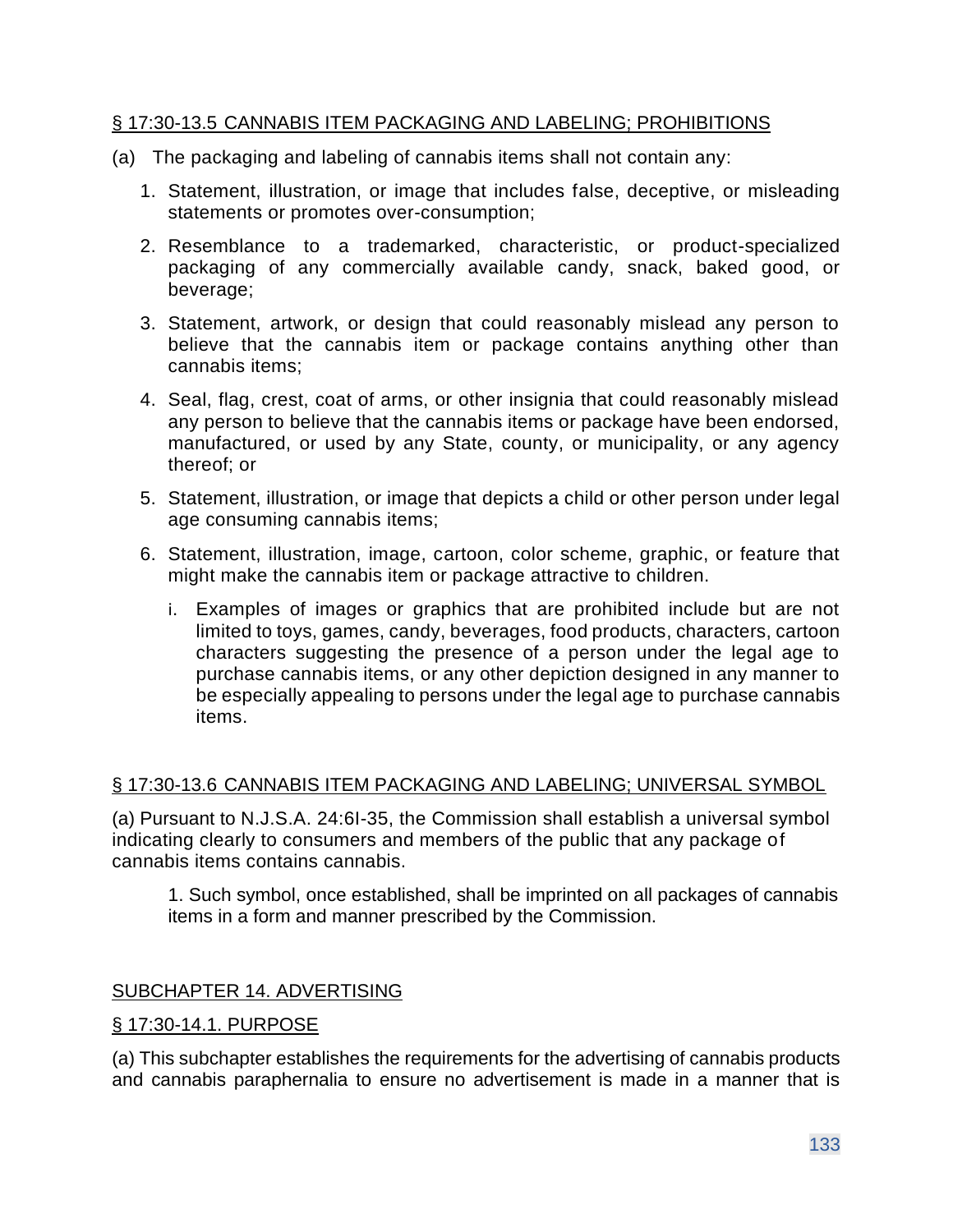## § 17:30-13.5 CANNABIS ITEM PACKAGING AND LABELING; PROHIBITIONS

(a) The packaging and labeling of cannabis items shall not contain any:

1. Statement, illustration, or image that includes false, deceptive, or misleading statements or promotes over-consumption;
2. Resemblance to a trademarked, characteristic, or product-specialized packaging of any commercially available candy, snack, baked good, or beverage;
3. Statement, artwork, or design that could reasonably mislead any person to believe that the cannabis item or package contains anything other than cannabis items;
4. Seal, flag, crest, coat of arms, or other insignia that could reasonably mislead any person to believe that the cannabis items or package have been endorsed, manufactured, or used by any State, county, or municipality, or any agency thereof; or
5. Statement, illustration, or image that depicts a child or other person under legal age consuming cannabis items;
6. Statement, illustration, image, cartoon, color scheme, graphic, or feature that might make the cannabis item or package attractive to children.
   i. Examples of images or graphics that are prohibited include but are not limited to toys, games, candy, beverages, food products, characters, cartoon characters suggesting the presence of a person under the legal age to purchase cannabis items, or any other depiction designed in any manner to be especially appealing to persons under the legal age to purchase cannabis items.

## § 17:30-13.6 CANNABIS ITEM PACKAGING AND LABELING; UNIVERSAL SYMBOL

(a) Pursuant to N.J.S.A. 24:6I-35, the Commission shall establish a universal symbol indicating clearly to consumers and members of the public that any package of cannabis items contains cannabis.

1. Such symbol, once established, shall be imprinted on all packages of cannabis items in a form and manner prescribed by the Commission.

# SUBCHAPTER 14. ADVERTISING

## § 17:30-14.1. PURPOSE

(a) This subchapter establishes the requirements for the advertising of cannabis products and cannabis paraphernalia to ensure no advertisement is made in a manner that is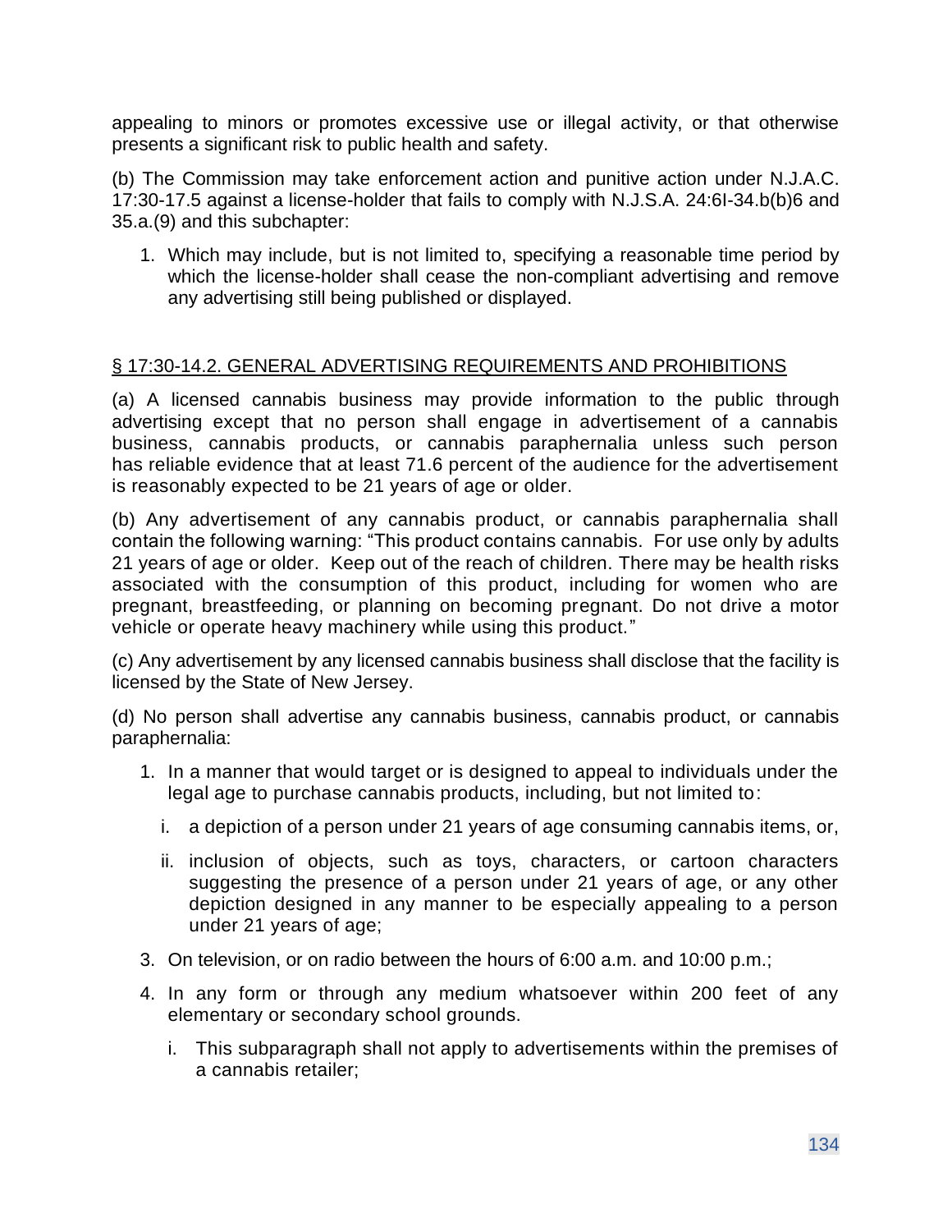appealing to minors or promotes excessive use or illegal activity, or that otherwise presents a significant risk to public health and safety.

(b) The Commission may take enforcement action and punitive action under N.J.A.C. 17:30-17.5 against a license-holder that fails to comply with N.J.S.A. 24:6I-34.b(b)6 and 35.a.(9) and this subchapter:

1. Which may include, but is not limited to, specifying a reasonable time period by which the license-holder shall cease the non-compliant advertising and remove any advertising still being published or displayed.

§ 17:30-14.2. GENERAL ADVERTISING REQUIREMENTS AND PROHIBITIONS

(a) A licensed cannabis business may provide information to the public through advertising except that no person shall engage in advertisement of a cannabis business, cannabis products, or cannabis paraphernalia unless such person has reliable evidence that at least 71.6 percent of the audience for the advertisement is reasonably expected to be 21 years of age or older.

(b) Any advertisement of any cannabis product, or cannabis paraphernalia shall contain the following warning: "This product contains cannabis. For use only by adults 21 years of age or older. Keep out of the reach of children. There may be health risks associated with the consumption of this product, including for women who are pregnant, breastfeeding, or planning on becoming pregnant. Do not drive a motor vehicle or operate heavy machinery while using this product."

(c) Any advertisement by any licensed cannabis business shall disclose that the facility is licensed by the State of New Jersey.

(d) No person shall advertise any cannabis business, cannabis product, or cannabis paraphernalia:

1. In a manner that would target or is designed to appeal to individuals under the legal age to purchase cannabis products, including, but not limited to:
   - i. a depiction of a person under 21 years of age consuming cannabis items, or,
   - ii. inclusion of objects, such as toys, characters, or cartoon characters suggesting the presence of a person under 21 years of age, or any other depiction designed in any manner to be especially appealing to a person under 21 years of age;

3. On television, or on radio between the hours of 6:00 a.m. and 10:00 p.m.;

4. In any form or through any medium whatsoever within 200 feet of any elementary or secondary school grounds.
   - i. This subparagraph shall not apply to advertisements within the premises of a cannabis retailer;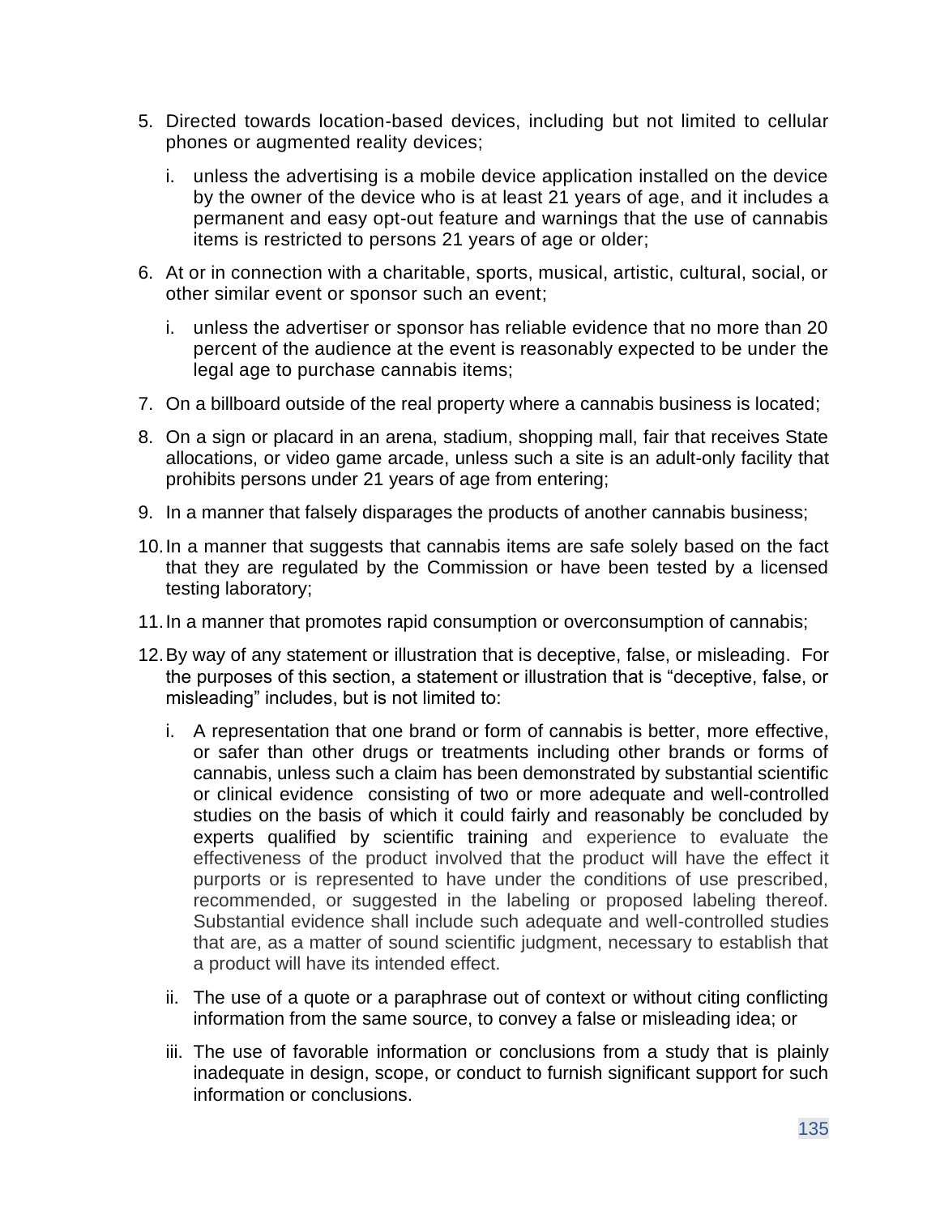5. Directed towards location-based devices, including but not limited to cellular phones or augmented reality devices;

   i. unless the advertising is a mobile device application installed on the device by the owner of the device who is at least 21 years of age, and it includes a permanent and easy opt-out feature and warnings that the use of cannabis items is restricted to persons 21 years of age or older;

6. At or in connection with a charitable, sports, musical, artistic, cultural, social, or other similar event or sponsor such an event;

   i. unless the advertiser or sponsor has reliable evidence that no more than 20 percent of the audience at the event is reasonably expected to be under the legal age to purchase cannabis items;

7. On a billboard outside of the real property where a cannabis business is located;

8. On a sign or placard in an arena, stadium, shopping mall, fair that receives State allocations, or video game arcade, unless such a site is an adult-only facility that prohibits persons under 21 years of age from entering;

9. In a manner that falsely disparages the products of another cannabis business;

10. In a manner that suggests that cannabis items are safe solely based on the fact that they are regulated by the Commission or have been tested by a licensed testing laboratory;

11. In a manner that promotes rapid consumption or overconsumption of cannabis;

12. By way of any statement or illustration that is deceptive, false, or misleading. For the purposes of this section, a statement or illustration that is "deceptive, false, or misleading" includes, but is not limited to:

    i. A representation that one brand or form of cannabis is better, more effective, or safer than other drugs or treatments including other brands or forms of cannabis, unless such a claim has been demonstrated by substantial scientific or clinical evidence consisting of two or more adequate and well-controlled studies on the basis of which it could fairly and reasonably be concluded by experts qualified by scientific training and experience to evaluate the effectiveness of the product involved that the product will have the effect it purports or is represented to have under the conditions of use prescribed, recommended, or suggested in the labeling or proposed labeling thereof. Substantial evidence shall include such adequate and well-controlled studies that are, as a matter of sound scientific judgment, necessary to establish that a product will have its intended effect.

    ii. The use of a quote or a paraphrase out of context or without citing conflicting information from the same source, to convey a false or misleading idea; or

    iii. The use of favorable information or conclusions from a study that is plainly inadequate in design, scope, or conduct to furnish significant support for such information or conclusions.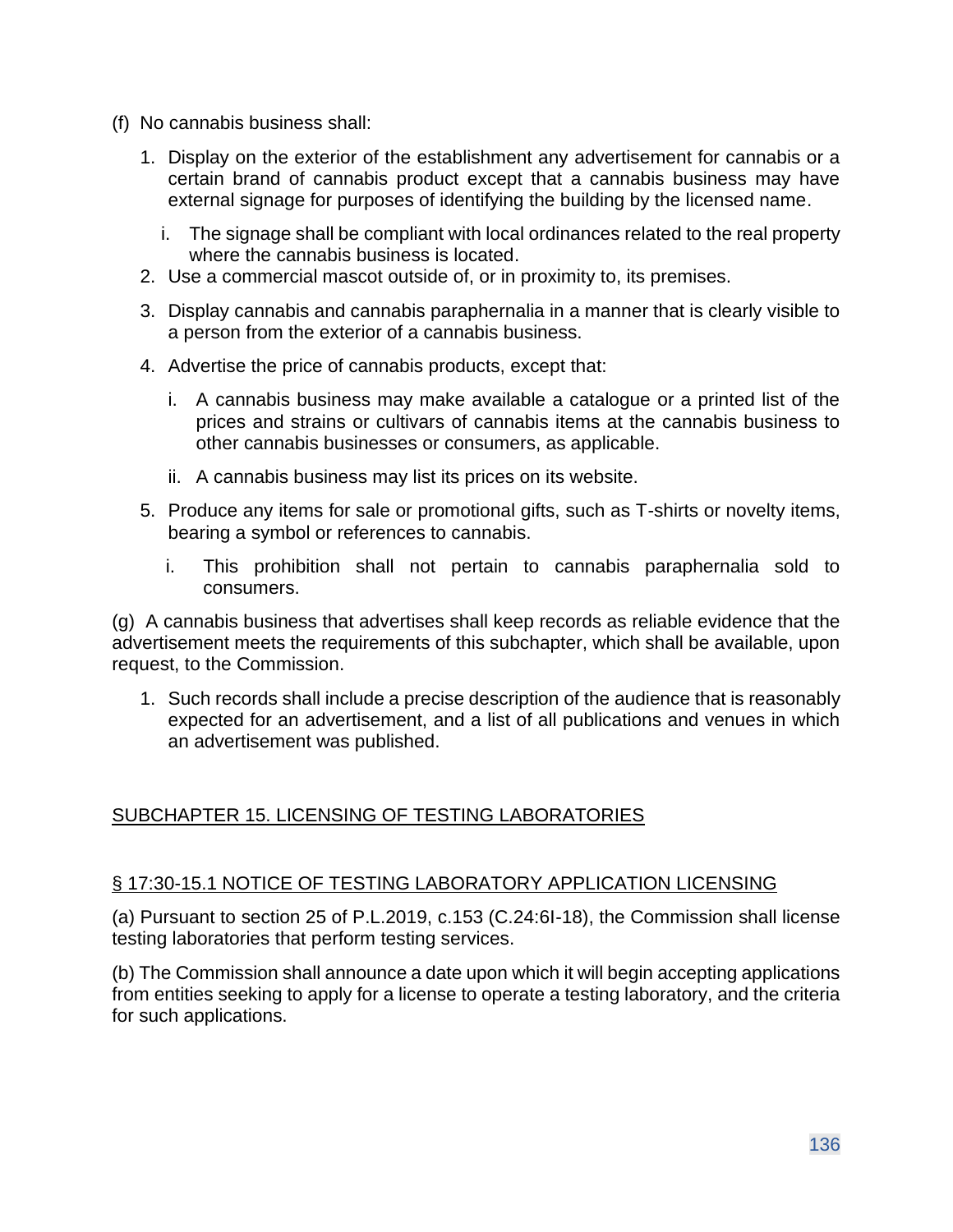(f) No cannabis business shall:

1. Display on the exterior of the establishment any advertisement for cannabis or a certain brand of cannabis product except that a cannabis business may have external signage for purposes of identifying the building by the licensed name.
   i. The signage shall be compliant with local ordinances related to the real property where the cannabis business is located.
2. Use a commercial mascot outside of, or in proximity to, its premises.
3. Display cannabis and cannabis paraphernalia in a manner that is clearly visible to a person from the exterior of a cannabis business.
4. Advertise the price of cannabis products, except that:
   i. A cannabis business may make available a catalogue or a printed list of the prices and strains or cultivars of cannabis items at the cannabis business to other cannabis businesses or consumers, as applicable.
   ii. A cannabis business may list its prices on its website.
5. Produce any items for sale or promotional gifts, such as T-shirts or novelty items, bearing a symbol or references to cannabis.
   i. This prohibition shall not pertain to cannabis paraphernalia sold to consumers.

(g) A cannabis business that advertises shall keep records as reliable evidence that the advertisement meets the requirements of this subchapter, which shall be available, upon request, to the Commission.

1. Such records shall include a precise description of the audience that is reasonably expected for an advertisement, and a list of all publications and venues in which an advertisement was published.

## SUBCHAPTER 15. LICENSING OF TESTING LABORATORIES

### § 17:30-15.1 NOTICE OF TESTING LABORATORY APPLICATION LICENSING

(a) Pursuant to section 25 of P.L.2019, c.153 (C.24:6I-18), the Commission shall license testing laboratories that perform testing services.

(b) The Commission shall announce a date upon which it will begin accepting applications from entities seeking to apply for a license to operate a testing laboratory, and the criteria for such applications.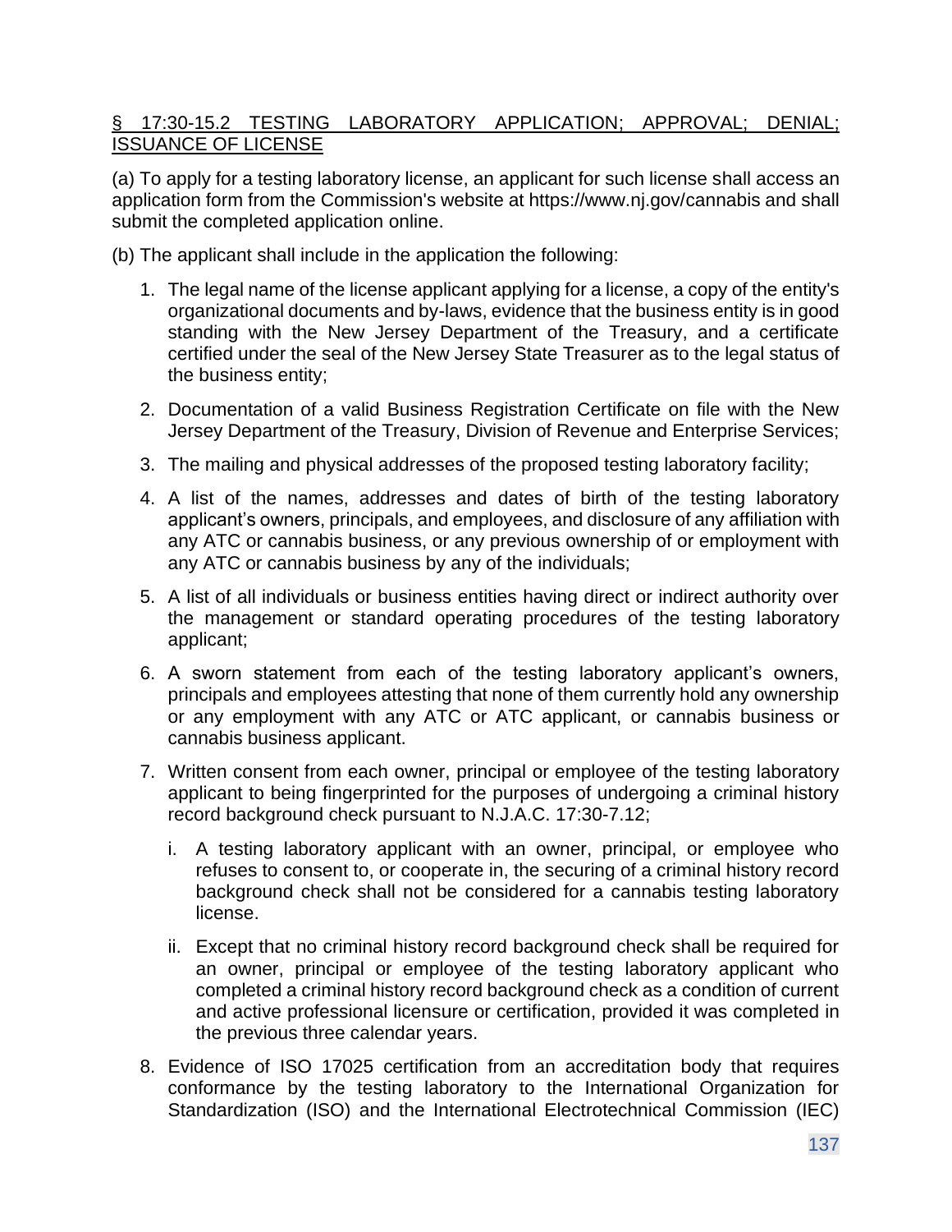## § 17:30-15.2 TESTING LABORATORY APPLICATION; APPROVAL; DENIAL; ISSUANCE OF LICENSE

(a) To apply for a testing laboratory license, an applicant for such license shall access an application form from the Commission's website at https://www.nj.gov/cannabis and shall submit the completed application online.

(b) The applicant shall include in the application the following:

1. The legal name of the license applicant applying for a license, a copy of the entity's organizational documents and by-laws, evidence that the business entity is in good standing with the New Jersey Department of the Treasury, and a certificate certified under the seal of the New Jersey State Treasurer as to the legal status of the business entity;
2. Documentation of a valid Business Registration Certificate on file with the New Jersey Department of the Treasury, Division of Revenue and Enterprise Services;
3. The mailing and physical addresses of the proposed testing laboratory facility;
4. A list of the names, addresses and dates of birth of the testing laboratory applicant's owners, principals, and employees, and disclosure of any affiliation with any ATC or cannabis business, or any previous ownership of or employment with any ATC or cannabis business by any of the individuals;
5. A list of all individuals or business entities having direct or indirect authority over the management or standard operating procedures of the testing laboratory applicant;
6. A sworn statement from each of the testing laboratory applicant's owners, principals and employees attesting that none of them currently hold any ownership or any employment with any ATC or ATC applicant, or cannabis business or cannabis business applicant.
7. Written consent from each owner, principal or employee of the testing laboratory applicant to being fingerprinted for the purposes of undergoing a criminal history record background check pursuant to N.J.A.C. 17:30-7.12;
   i. A testing laboratory applicant with an owner, principal, or employee who refuses to consent to, or cooperate in, the securing of a criminal history record background check shall not be considered for a cannabis testing laboratory license.
   ii. Except that no criminal history record background check shall be required for an owner, principal or employee of the testing laboratory applicant who completed a criminal history record background check as a condition of current and active professional licensure or certification, provided it was completed in the previous three calendar years.
8. Evidence of ISO 17025 certification from an accreditation body that requires conformance by the testing laboratory to the International Organization for Standardization (ISO) and the International Electrotechnical Commission (IEC)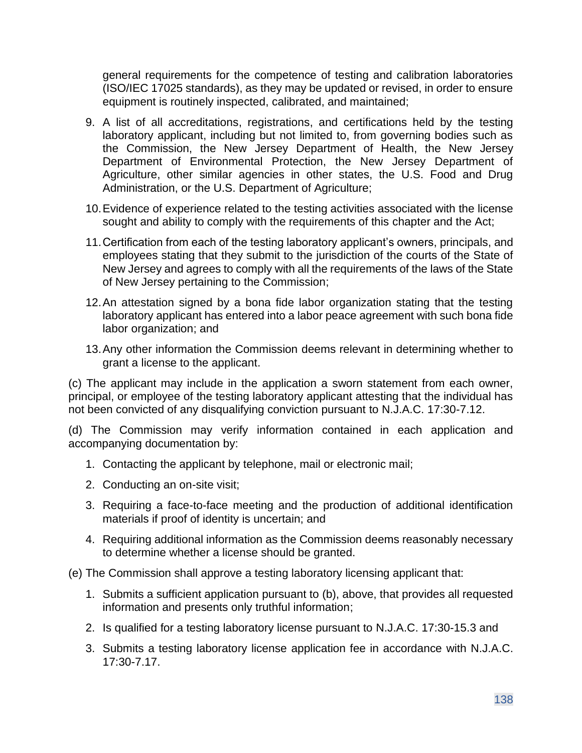general requirements for the competence of testing and calibration laboratories (ISO/IEC 17025 standards), as they may be updated or revised, in order to ensure equipment is routinely inspected, calibrated, and maintained;

9. A list of all accreditations, registrations, and certifications held by the testing laboratory applicant, including but not limited to, from governing bodies such as the Commission, the New Jersey Department of Health, the New Jersey Department of Environmental Protection, the New Jersey Department of Agriculture, other similar agencies in other states, the U.S. Food and Drug Administration, or the U.S. Department of Agriculture;

10. Evidence of experience related to the testing activities associated with the license sought and ability to comply with the requirements of this chapter and the Act;

11. Certification from each of the testing laboratory applicant's owners, principals, and employees stating that they submit to the jurisdiction of the courts of the State of New Jersey and agrees to comply with all the requirements of the laws of the State of New Jersey pertaining to the Commission;

12. An attestation signed by a bona fide labor organization stating that the testing laboratory applicant has entered into a labor peace agreement with such bona fide labor organization; and

13. Any other information the Commission deems relevant in determining whether to grant a license to the applicant.

(c) The applicant may include in the application a sworn statement from each owner, principal, or employee of the testing laboratory applicant attesting that the individual has not been convicted of any disqualifying conviction pursuant to N.J.A.C. 17:30-7.12.

(d) The Commission may verify information contained in each application and accompanying documentation by:

1. Contacting the applicant by telephone, mail or electronic mail;
2. Conducting an on-site visit;
3. Requiring a face-to-face meeting and the production of additional identification materials if proof of identity is uncertain; and
4. Requiring additional information as the Commission deems reasonably necessary to determine whether a license should be granted.

(e) The Commission shall approve a testing laboratory licensing applicant that:

1. Submits a sufficient application pursuant to (b), above, that provides all requested information and presents only truthful information;
2. Is qualified for a testing laboratory license pursuant to N.J.A.C. 17:30-15.3 and
3. Submits a testing laboratory license application fee in accordance with N.J.A.C. 17:30-7.17.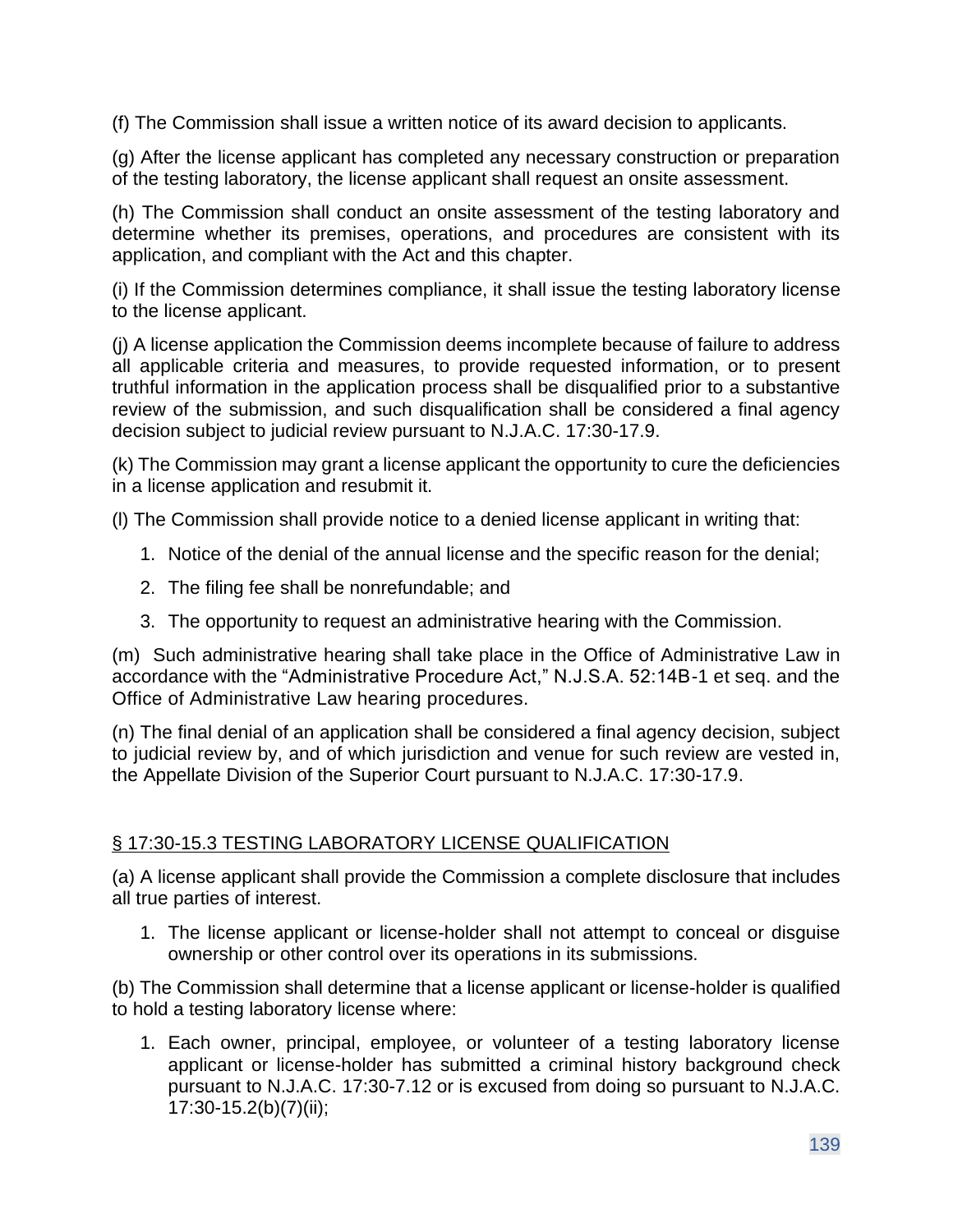(f) The Commission shall issue a written notice of its award decision to applicants.

(g) After the license applicant has completed any necessary construction or preparation of the testing laboratory, the license applicant shall request an onsite assessment.

(h) The Commission shall conduct an onsite assessment of the testing laboratory and determine whether its premises, operations, and procedures are consistent with its application, and compliant with the Act and this chapter.

(i) If the Commission determines compliance, it shall issue the testing laboratory license to the license applicant.

(j) A license application the Commission deems incomplete because of failure to address all applicable criteria and measures, to provide requested information, or to present truthful information in the application process shall be disqualified prior to a substantive review of the submission, and such disqualification shall be considered a final agency decision subject to judicial review pursuant to N.J.A.C. 17:30-17.9.

(k) The Commission may grant a license applicant the opportunity to cure the deficiencies in a license application and resubmit it.

(l) The Commission shall provide notice to a denied license applicant in writing that:

1. Notice of the denial of the annual license and the specific reason for the denial;
2. The filing fee shall be nonrefundable; and
3. The opportunity to request an administrative hearing with the Commission.

(m) Such administrative hearing shall take place in the Office of Administrative Law in accordance with the "Administrative Procedure Act," N.J.S.A. 52:14B-1 et seq. and the Office of Administrative Law hearing procedures.

(n) The final denial of an application shall be considered a final agency decision, subject to judicial review by, and of which jurisdiction and venue for such review are vested in, the Appellate Division of the Superior Court pursuant to N.J.A.C. 17:30-17.9.

## § 17:30-15.3 TESTING LABORATORY LICENSE QUALIFICATION

(a) A license applicant shall provide the Commission a complete disclosure that includes all true parties of interest.

1. The license applicant or license-holder shall not attempt to conceal or disguise ownership or other control over its operations in its submissions.

(b) The Commission shall determine that a license applicant or license-holder is qualified to hold a testing laboratory license where:

1. Each owner, principal, employee, or volunteer of a testing laboratory license applicant or license-holder has submitted a criminal history background check pursuant to N.J.A.C. 17:30-7.12 or is excused from doing so pursuant to N.J.A.C. 17:30-15.2(b)(7)(ii);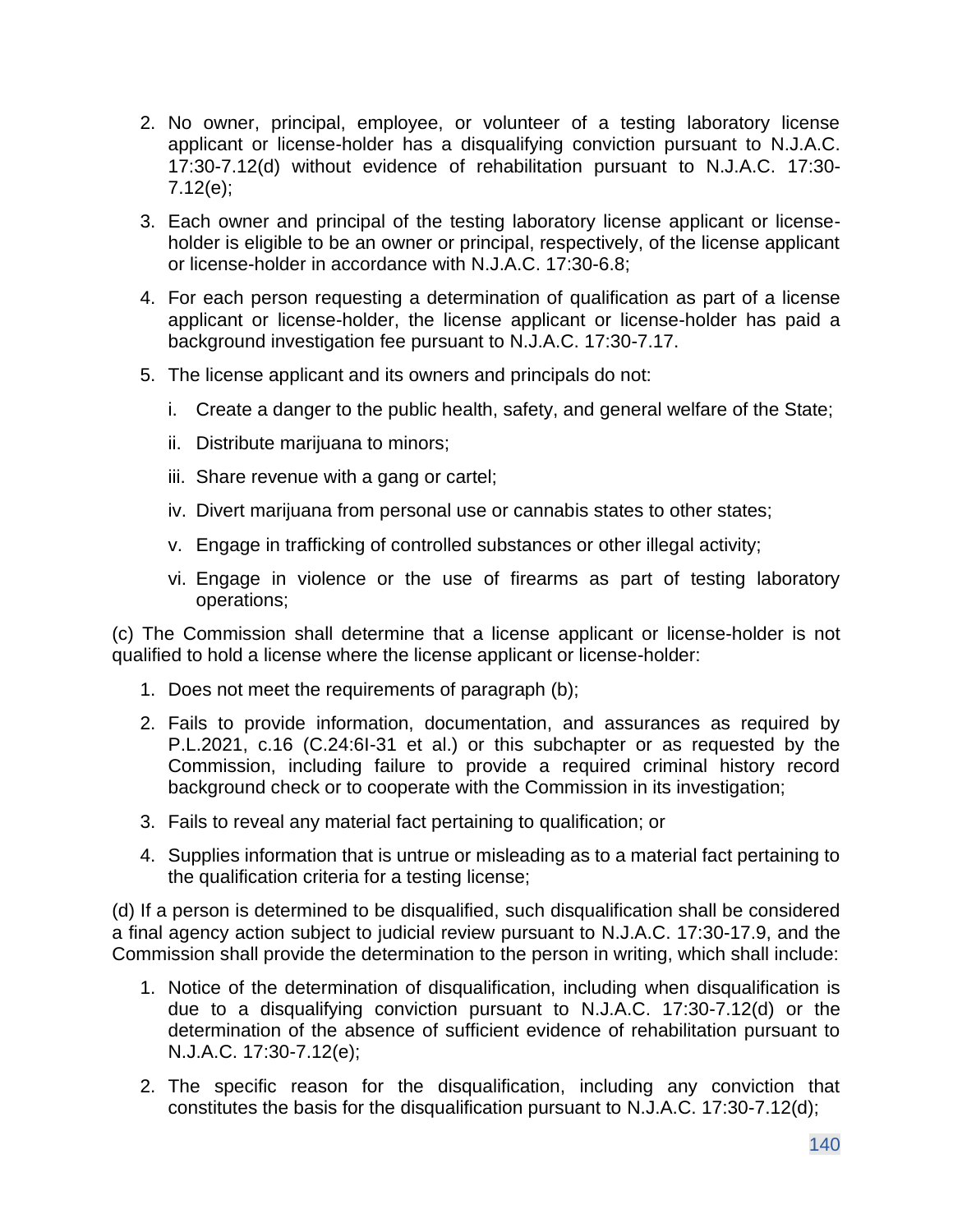2. No owner, principal, employee, or volunteer of a testing laboratory license applicant or license-holder has a disqualifying conviction pursuant to N.J.A.C. 17:30-7.12(d) without evidence of rehabilitation pursuant to N.J.A.C. 17:30-7.12(e);

3. Each owner and principal of the testing laboratory license applicant or license-holder is eligible to be an owner or principal, respectively, of the license applicant or license-holder in accordance with N.J.A.C. 17:30-6.8;

4. For each person requesting a determination of qualification as part of a license applicant or license-holder, the license applicant or license-holder has paid a background investigation fee pursuant to N.J.A.C. 17:30-7.17.

5. The license applicant and its owners and principals do not:

   i. Create a danger to the public health, safety, and general welfare of the State;

   ii. Distribute marijuana to minors;

   iii. Share revenue with a gang or cartel;

   iv. Divert marijuana from personal use or cannabis states to other states;

   v. Engage in trafficking of controlled substances or other illegal activity;

   vi. Engage in violence or the use of firearms as part of testing laboratory operations;

(c) The Commission shall determine that a license applicant or license-holder is not qualified to hold a license where the license applicant or license-holder:

1. Does not meet the requirements of paragraph (b);

2. Fails to provide information, documentation, and assurances as required by P.L.2021, c.16 (C.24:6I-31 et al.) or this subchapter or as requested by the Commission, including failure to provide a required criminal history record background check or to cooperate with the Commission in its investigation;

3. Fails to reveal any material fact pertaining to qualification; or

4. Supplies information that is untrue or misleading as to a material fact pertaining to the qualification criteria for a testing license;

(d) If a person is determined to be disqualified, such disqualification shall be considered a final agency action subject to judicial review pursuant to N.J.A.C. 17:30-17.9, and the Commission shall provide the determination to the person in writing, which shall include:

1. Notice of the determination of disqualification, including when disqualification is due to a disqualifying conviction pursuant to N.J.A.C. 17:30-7.12(d) or the determination of the absence of sufficient evidence of rehabilitation pursuant to N.J.A.C. 17:30-7.12(e);

2. The specific reason for the disqualification, including any conviction that constitutes the basis for the disqualification pursuant to N.J.A.C. 17:30-7.12(d);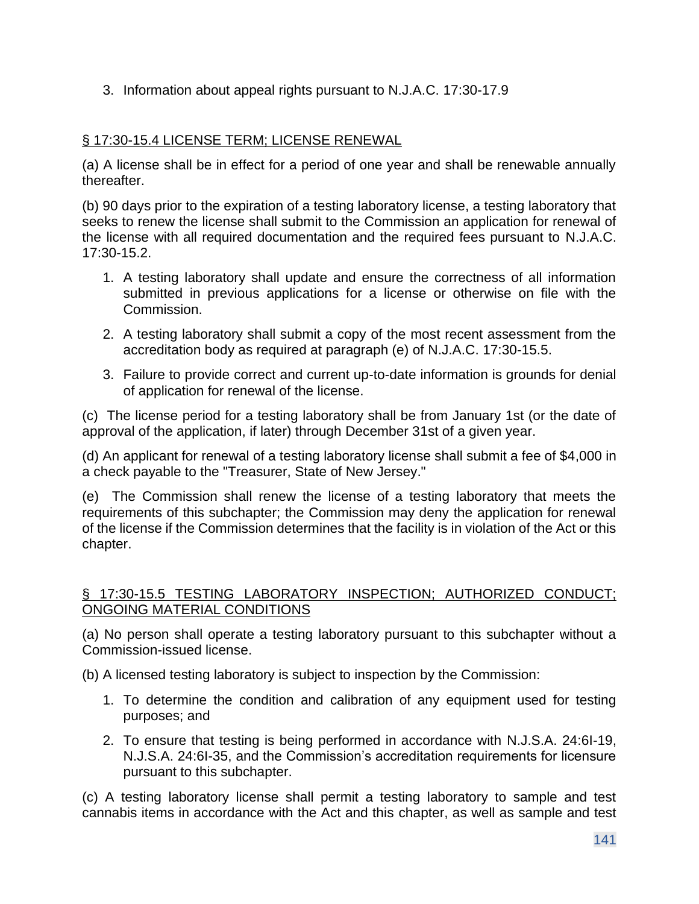3. Information about appeal rights pursuant to N.J.A.C. 17:30-17.9

## § 17:30-15.4 LICENSE TERM; LICENSE RENEWAL

(a) A license shall be in effect for a period of one year and shall be renewable annually thereafter.

(b) 90 days prior to the expiration of a testing laboratory license, a testing laboratory that seeks to renew the license shall submit to the Commission an application for renewal of the license with all required documentation and the required fees pursuant to N.J.A.C. 17:30-15.2.

1. A testing laboratory shall update and ensure the correctness of all information submitted in previous applications for a license or otherwise on file with the Commission.
2. A testing laboratory shall submit a copy of the most recent assessment from the accreditation body as required at paragraph (e) of N.J.A.C. 17:30-15.5.
3. Failure to provide correct and current up-to-date information is grounds for denial of application for renewal of the license.

(c) The license period for a testing laboratory shall be from January 1st (or the date of approval of the application, if later) through December 31st of a given year.

(d) An applicant for renewal of a testing laboratory license shall submit a fee of $4,000 in a check payable to the "Treasurer, State of New Jersey."

(e) The Commission shall renew the license of a testing laboratory that meets the requirements of this subchapter; the Commission may deny the application for renewal of the license if the Commission determines that the facility is in violation of the Act or this chapter.

## § 17:30-15.5 TESTING LABORATORY INSPECTION; AUTHORIZED CONDUCT; ONGOING MATERIAL CONDITIONS

(a) No person shall operate a testing laboratory pursuant to this subchapter without a Commission-issued license.

(b) A licensed testing laboratory is subject to inspection by the Commission:

1. To determine the condition and calibration of any equipment used for testing purposes; and
2. To ensure that testing is being performed in accordance with N.J.S.A. 24:6I-19, N.J.S.A. 24:6I-35, and the Commission's accreditation requirements for licensure pursuant to this subchapter.

(c) A testing laboratory license shall permit a testing laboratory to sample and test cannabis items in accordance with the Act and this chapter, as well as sample and test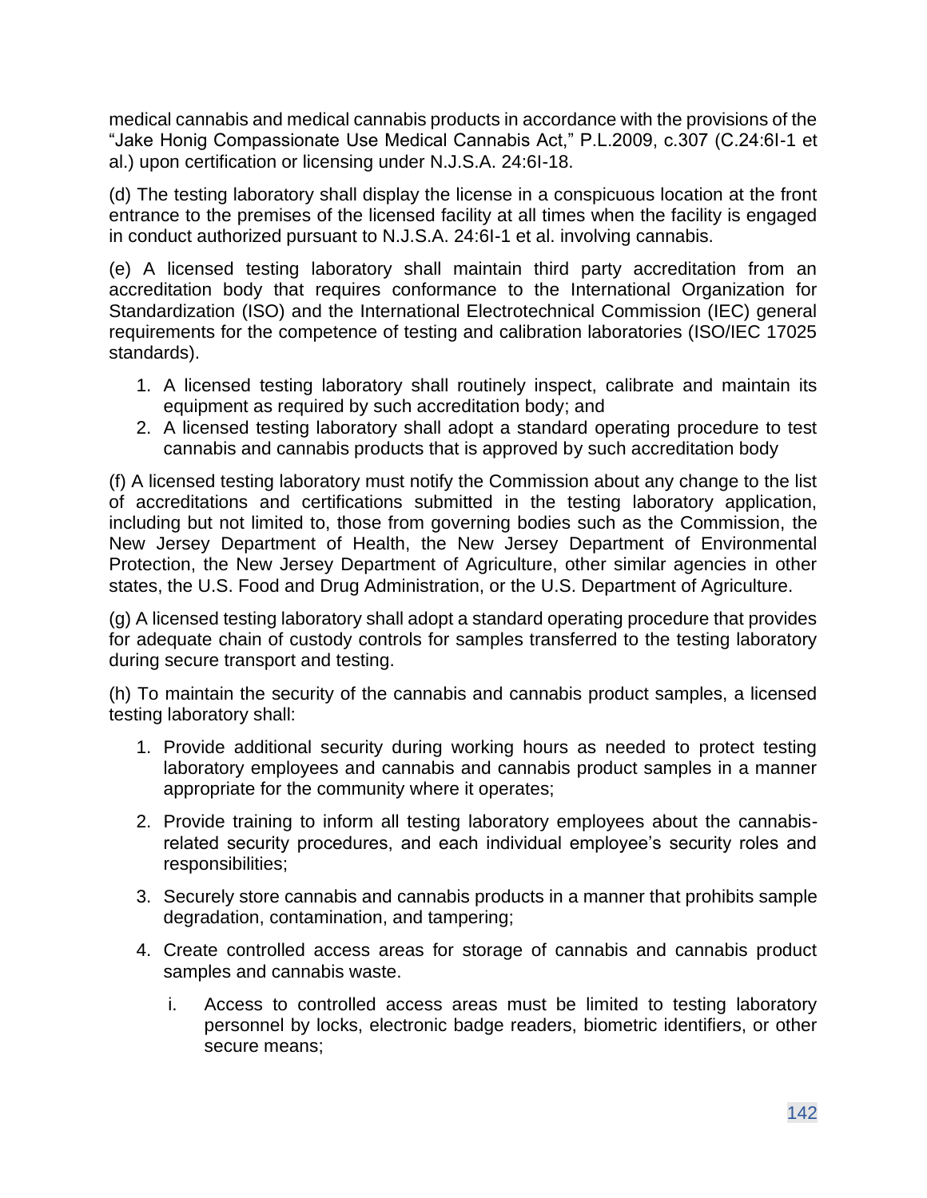medical cannabis and medical cannabis products in accordance with the provisions of the "Jake Honig Compassionate Use Medical Cannabis Act," P.L.2009, c.307 (C.24:6I-1 et al.) upon certification or licensing under N.J.S.A. 24:6I-18.

(d) The testing laboratory shall display the license in a conspicuous location at the front entrance to the premises of the licensed facility at all times when the facility is engaged in conduct authorized pursuant to N.J.S.A. 24:6I-1 et al. involving cannabis.

(e) A licensed testing laboratory shall maintain third party accreditation from an accreditation body that requires conformance to the International Organization for Standardization (ISO) and the International Electrotechnical Commission (IEC) general requirements for the competence of testing and calibration laboratories (ISO/IEC 17025 standards).

1. A licensed testing laboratory shall routinely inspect, calibrate and maintain its equipment as required by such accreditation body; and
2. A licensed testing laboratory shall adopt a standard operating procedure to test cannabis and cannabis products that is approved by such accreditation body

(f) A licensed testing laboratory must notify the Commission about any change to the list of accreditations and certifications submitted in the testing laboratory application, including but not limited to, those from governing bodies such as the Commission, the New Jersey Department of Health, the New Jersey Department of Environmental Protection, the New Jersey Department of Agriculture, other similar agencies in other states, the U.S. Food and Drug Administration, or the U.S. Department of Agriculture.

(g) A licensed testing laboratory shall adopt a standard operating procedure that provides for adequate chain of custody controls for samples transferred to the testing laboratory during secure transport and testing.

(h) To maintain the security of the cannabis and cannabis product samples, a licensed testing laboratory shall:

1. Provide additional security during working hours as needed to protect testing laboratory employees and cannabis and cannabis product samples in a manner appropriate for the community where it operates;

2. Provide training to inform all testing laboratory employees about the cannabis-related security procedures, and each individual employee's security roles and responsibilities;

3. Securely store cannabis and cannabis products in a manner that prohibits sample degradation, contamination, and tampering;

4. Create controlled access areas for storage of cannabis and cannabis product samples and cannabis waste.

   i. Access to controlled access areas must be limited to testing laboratory personnel by locks, electronic badge readers, biometric identifiers, or other secure means;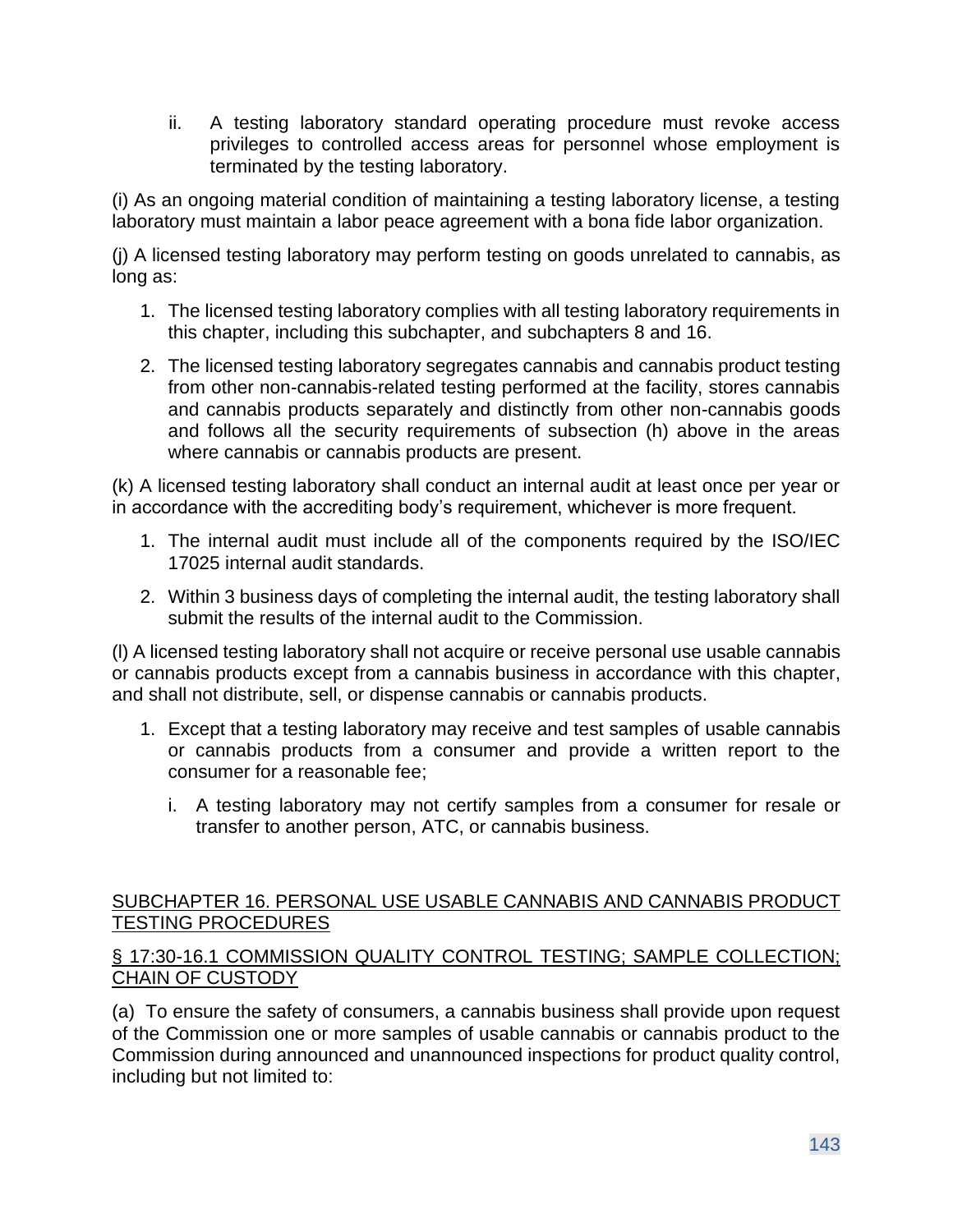ii. A testing laboratory standard operating procedure must revoke access privileges to controlled access areas for personnel whose employment is terminated by the testing laboratory.

(i) As an ongoing material condition of maintaining a testing laboratory license, a testing laboratory must maintain a labor peace agreement with a bona fide labor organization.

(j) A licensed testing laboratory may perform testing on goods unrelated to cannabis, as long as:

1. The licensed testing laboratory complies with all testing laboratory requirements in this chapter, including this subchapter, and subchapters 8 and 16.
2. The licensed testing laboratory segregates cannabis and cannabis product testing from other non-cannabis-related testing performed at the facility, stores cannabis and cannabis products separately and distinctly from other non-cannabis goods and follows all the security requirements of subsection (h) above in the areas where cannabis or cannabis products are present.

(k) A licensed testing laboratory shall conduct an internal audit at least once per year or in accordance with the accrediting body's requirement, whichever is more frequent.

1. The internal audit must include all of the components required by the ISO/IEC 17025 internal audit standards.
2. Within 3 business days of completing the internal audit, the testing laboratory shall submit the results of the internal audit to the Commission.

(l) A licensed testing laboratory shall not acquire or receive personal use usable cannabis or cannabis products except from a cannabis business in accordance with this chapter, and shall not distribute, sell, or dispense cannabis or cannabis products.

1. Except that a testing laboratory may receive and test samples of usable cannabis or cannabis products from a consumer and provide a written report to the consumer for a reasonable fee;
   i. A testing laboratory may not certify samples from a consumer for resale or transfer to another person, ATC, or cannabis business.

## SUBCHAPTER 16. PERSONAL USE USABLE CANNABIS AND CANNABIS PRODUCT TESTING PROCEDURES

### § 17:30-16.1 COMMISSION QUALITY CONTROL TESTING; SAMPLE COLLECTION; CHAIN OF CUSTODY

(a) To ensure the safety of consumers, a cannabis business shall provide upon request of the Commission one or more samples of usable cannabis or cannabis product to the Commission during announced and unannounced inspections for product quality control, including but not limited to: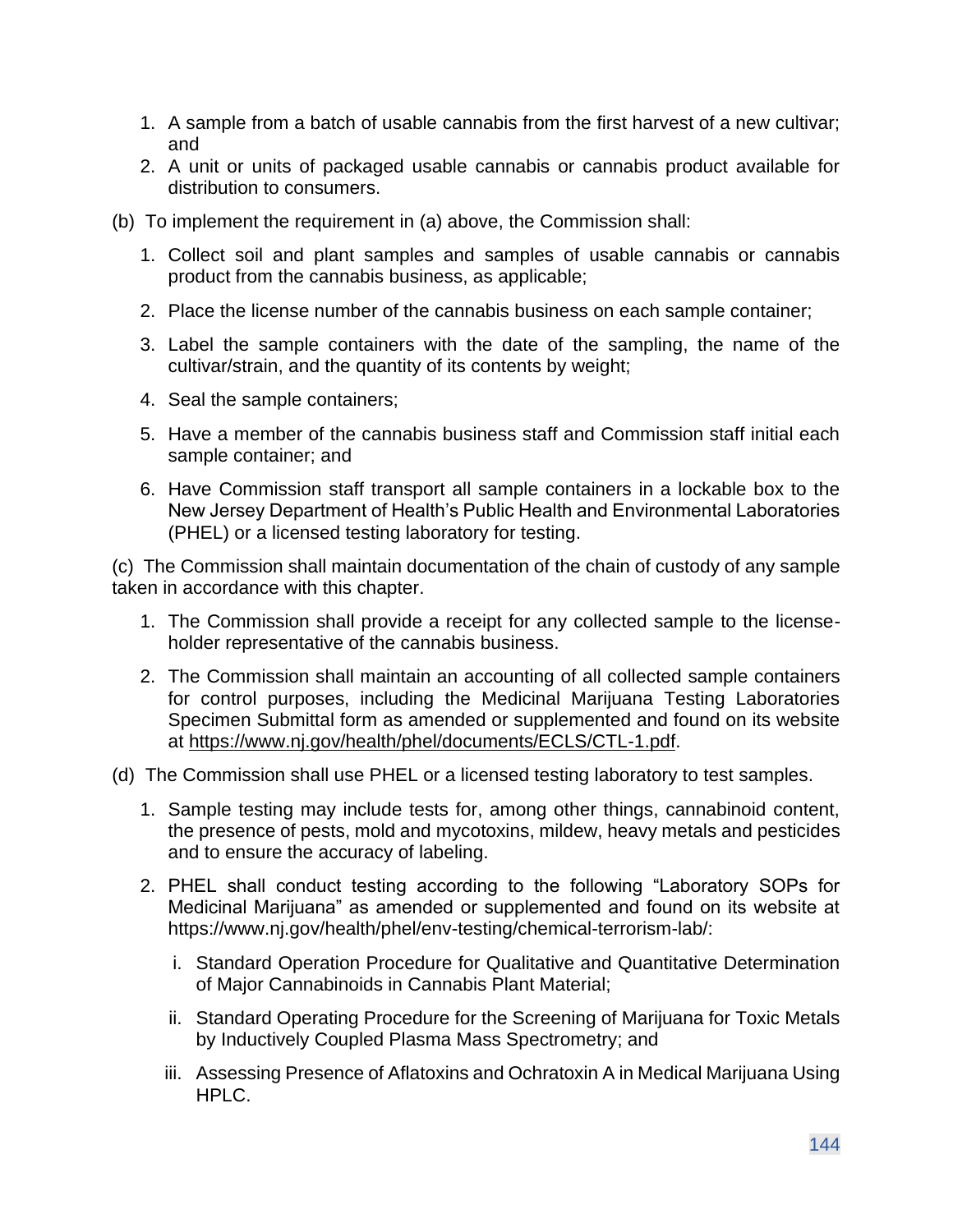1. A sample from a batch of usable cannabis from the first harvest of a new cultivar; and
2. A unit or units of packaged usable cannabis or cannabis product available for distribution to consumers.

(b) To implement the requirement in (a) above, the Commission shall:

1. Collect soil and plant samples and samples of usable cannabis or cannabis product from the cannabis business, as applicable;
2. Place the license number of the cannabis business on each sample container;
3. Label the sample containers with the date of the sampling, the name of the cultivar/strain, and the quantity of its contents by weight;
4. Seal the sample containers;
5. Have a member of the cannabis business staff and Commission staff initial each sample container; and
6. Have Commission staff transport all sample containers in a lockable box to the New Jersey Department of Health's Public Health and Environmental Laboratories (PHEL) or a licensed testing laboratory for testing.

(c) The Commission shall maintain documentation of the chain of custody of any sample taken in accordance with this chapter.

1. The Commission shall provide a receipt for any collected sample to the license-holder representative of the cannabis business.
2. The Commission shall maintain an accounting of all collected sample containers for control purposes, including the Medicinal Marijuana Testing Laboratories Specimen Submittal form as amended or supplemented and found on its website at https://www.nj.gov/health/phel/documents/ECLS/CTL-1.pdf.

(d) The Commission shall use PHEL or a licensed testing laboratory to test samples.

1. Sample testing may include tests for, among other things, cannabinoid content, the presence of pests, mold and mycotoxins, mildew, heavy metals and pesticides and to ensure the accuracy of labeling.
2. PHEL shall conduct testing according to the following "Laboratory SOPs for Medicinal Marijuana" as amended or supplemented and found on its website at https://www.nj.gov/health/phel/env-testing/chemical-terrorism-lab/:
   i. Standard Operation Procedure for Qualitative and Quantitative Determination of Major Cannabinoids in Cannabis Plant Material;
   ii. Standard Operating Procedure for the Screening of Marijuana for Toxic Metals by Inductively Coupled Plasma Mass Spectrometry; and
   iii. Assessing Presence of Aflatoxins and Ochratoxin A in Medical Marijuana Using HPLC.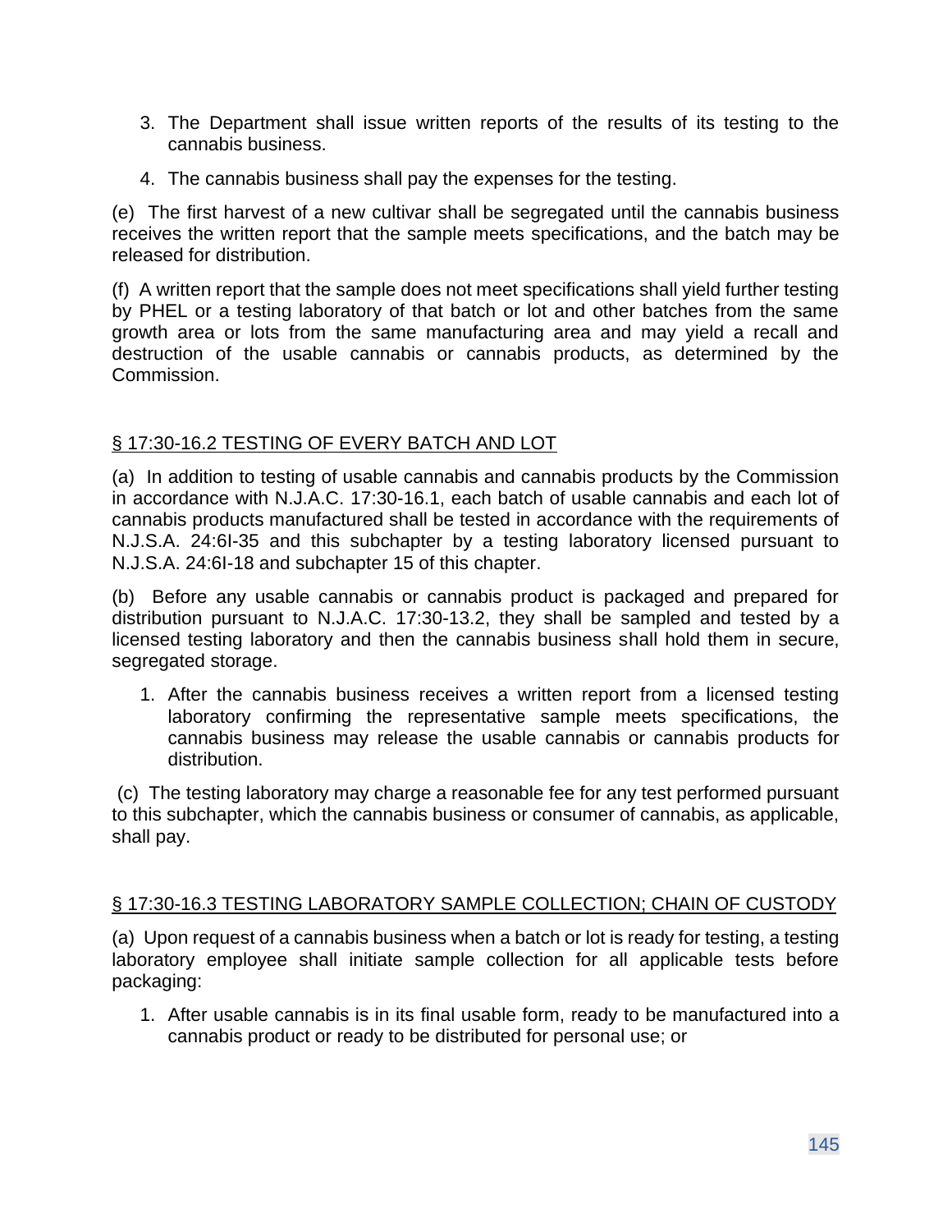3. The Department shall issue written reports of the results of its testing to the cannabis business.
4. The cannabis business shall pay the expenses for the testing.

(e) The first harvest of a new cultivar shall be segregated until the cannabis business receives the written report that the sample meets specifications, and the batch may be released for distribution.

(f) A written report that the sample does not meet specifications shall yield further testing by PHEL or a testing laboratory of that batch or lot and other batches from the same growth area or lots from the same manufacturing area and may yield a recall and destruction of the usable cannabis or cannabis products, as determined by the Commission.

## § 17:30-16.2 TESTING OF EVERY BATCH AND LOT

(a) In addition to testing of usable cannabis and cannabis products by the Commission in accordance with N.J.A.C. 17:30-16.1, each batch of usable cannabis and each lot of cannabis products manufactured shall be tested in accordance with the requirements of N.J.S.A. 24:6I-35 and this subchapter by a testing laboratory licensed pursuant to N.J.S.A. 24:6I-18 and subchapter 15 of this chapter.

(b) Before any usable cannabis or cannabis product is packaged and prepared for distribution pursuant to N.J.A.C. 17:30-13.2, they shall be sampled and tested by a licensed testing laboratory and then the cannabis business shall hold them in secure, segregated storage.

1. After the cannabis business receives a written report from a licensed testing laboratory confirming the representative sample meets specifications, the cannabis business may release the usable cannabis or cannabis products for distribution.

(c) The testing laboratory may charge a reasonable fee for any test performed pursuant to this subchapter, which the cannabis business or consumer of cannabis, as applicable, shall pay.

## § 17:30-16.3 TESTING LABORATORY SAMPLE COLLECTION; CHAIN OF CUSTODY

(a) Upon request of a cannabis business when a batch or lot is ready for testing, a testing laboratory employee shall initiate sample collection for all applicable tests before packaging:

1. After usable cannabis is in its final usable form, ready to be manufactured into a cannabis product or ready to be distributed for personal use; or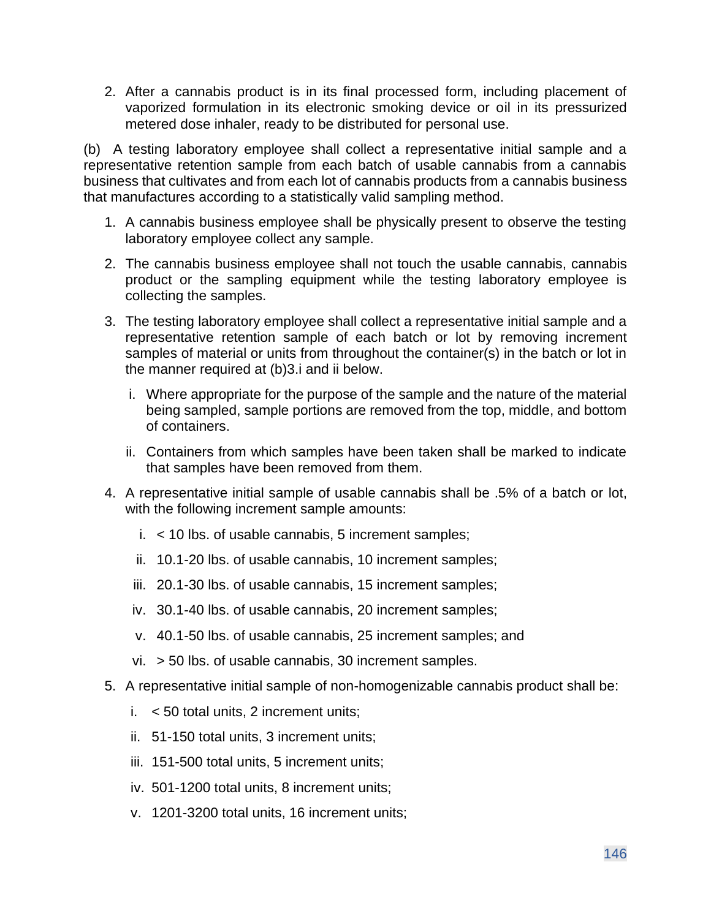2. After a cannabis product is in its final processed form, including placement of vaporized formulation in its electronic smoking device or oil in its pressurized metered dose inhaler, ready to be distributed for personal use.

(b) A testing laboratory employee shall collect a representative initial sample and a representative retention sample from each batch of usable cannabis from a cannabis business that cultivates and from each lot of cannabis products from a cannabis business that manufactures according to a statistically valid sampling method.

1. A cannabis business employee shall be physically present to observe the testing laboratory employee collect any sample.
2. The cannabis business employee shall not touch the usable cannabis, cannabis product or the sampling equipment while the testing laboratory employee is collecting the samples.
3. The testing laboratory employee shall collect a representative initial sample and a representative retention sample of each batch or lot by removing increment samples of material or units from throughout the container(s) in the batch or lot in the manner required at (b)3.i and ii below.
   i. Where appropriate for the purpose of the sample and the nature of the material being sampled, sample portions are removed from the top, middle, and bottom of containers.
   ii. Containers from which samples have been taken shall be marked to indicate that samples have been removed from them.
4. A representative initial sample of usable cannabis shall be .5% of a batch or lot, with the following increment sample amounts:
   i. < 10 lbs. of usable cannabis, 5 increment samples;
   ii. 10.1-20 lbs. of usable cannabis, 10 increment samples;
   iii. 20.1-30 lbs. of usable cannabis, 15 increment samples;
   iv. 30.1-40 lbs. of usable cannabis, 20 increment samples;
   v. 40.1-50 lbs. of usable cannabis, 25 increment samples; and
   vi. > 50 lbs. of usable cannabis, 30 increment samples.
5. A representative initial sample of non-homogenizable cannabis product shall be:
   i. < 50 total units, 2 increment units;
   ii. 51-150 total units, 3 increment units;
   iii. 151-500 total units, 5 increment units;
   iv. 501-1200 total units, 8 increment units;
   v. 1201-3200 total units, 16 increment units;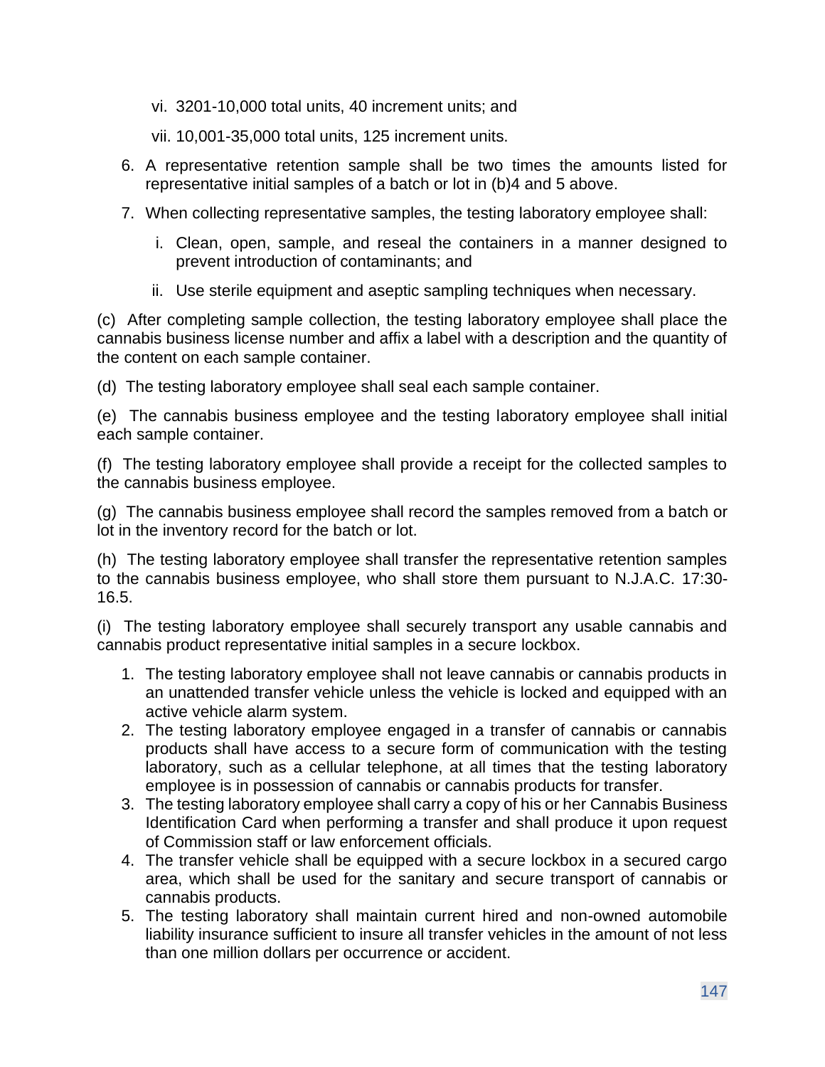vi. 3201-10,000 total units, 40 increment units; and

vii. 10,001-35,000 total units, 125 increment units.

6. A representative retention sample shall be two times the amounts listed for representative initial samples of a batch or lot in (b)4 and 5 above.
7. When collecting representative samples, the testing laboratory employee shall:
   i. Clean, open, sample, and reseal the containers in a manner designed to prevent introduction of contaminants; and
   ii. Use sterile equipment and aseptic sampling techniques when necessary.

(c) After completing sample collection, the testing laboratory employee shall place the cannabis business license number and affix a label with a description and the quantity of the content on each sample container.

(d) The testing laboratory employee shall seal each sample container.

(e) The cannabis business employee and the testing laboratory employee shall initial each sample container.

(f) The testing laboratory employee shall provide a receipt for the collected samples to the cannabis business employee.

(g) The cannabis business employee shall record the samples removed from a batch or lot in the inventory record for the batch or lot.

(h) The testing laboratory employee shall transfer the representative retention samples to the cannabis business employee, who shall store them pursuant to N.J.A.C. 17:30-16.5.

(i) The testing laboratory employee shall securely transport any usable cannabis and cannabis product representative initial samples in a secure lockbox.

1. The testing laboratory employee shall not leave cannabis or cannabis products in an unattended transfer vehicle unless the vehicle is locked and equipped with an active vehicle alarm system.
2. The testing laboratory employee engaged in a transfer of cannabis or cannabis products shall have access to a secure form of communication with the testing laboratory, such as a cellular telephone, at all times that the testing laboratory employee is in possession of cannabis or cannabis products for transfer.
3. The testing laboratory employee shall carry a copy of his or her Cannabis Business Identification Card when performing a transfer and shall produce it upon request of Commission staff or law enforcement officials.
4. The transfer vehicle shall be equipped with a secure lockbox in a secured cargo area, which shall be used for the sanitary and secure transport of cannabis or cannabis products.
5. The testing laboratory shall maintain current hired and non-owned automobile liability insurance sufficient to insure all transfer vehicles in the amount of not less than one million dollars per occurrence or accident.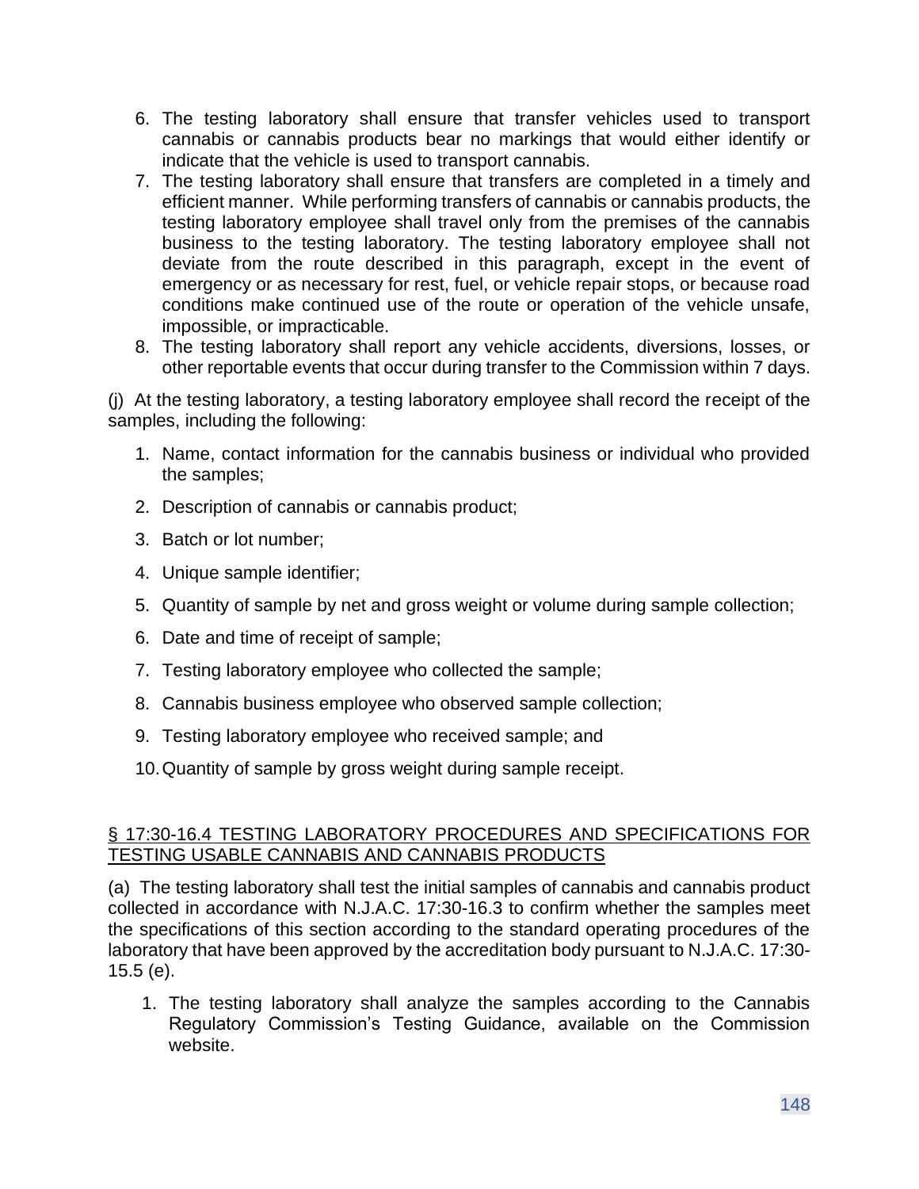6. The testing laboratory shall ensure that transfer vehicles used to transport cannabis or cannabis products bear no markings that would either identify or indicate that the vehicle is used to transport cannabis.
7. The testing laboratory shall ensure that transfers are completed in a timely and efficient manner. While performing transfers of cannabis or cannabis products, the testing laboratory employee shall travel only from the premises of the cannabis business to the testing laboratory. The testing laboratory employee shall not deviate from the route described in this paragraph, except in the event of emergency or as necessary for rest, fuel, or vehicle repair stops, or because road conditions make continued use of the route or operation of the vehicle unsafe, impossible, or impracticable.
8. The testing laboratory shall report any vehicle accidents, diversions, losses, or other reportable events that occur during transfer to the Commission within 7 days.

(j) At the testing laboratory, a testing laboratory employee shall record the receipt of the samples, including the following:

1. Name, contact information for the cannabis business or individual who provided the samples;
2. Description of cannabis or cannabis product;
3. Batch or lot number;
4. Unique sample identifier;
5. Quantity of sample by net and gross weight or volume during sample collection;
6. Date and time of receipt of sample;
7. Testing laboratory employee who collected the sample;
8. Cannabis business employee who observed sample collection;
9. Testing laboratory employee who received sample; and
10. Quantity of sample by gross weight during sample receipt.

## § 17:30-16.4 TESTING LABORATORY PROCEDURES AND SPECIFICATIONS FOR TESTING USABLE CANNABIS AND CANNABIS PRODUCTS

(a) The testing laboratory shall test the initial samples of cannabis and cannabis product collected in accordance with N.J.A.C. 17:30-16.3 to confirm whether the samples meet the specifications of this section according to the standard operating procedures of the laboratory that have been approved by the accreditation body pursuant to N.J.A.C. 17:30-15.5 (e).

1. The testing laboratory shall analyze the samples according to the Cannabis Regulatory Commission's Testing Guidance, available on the Commission website.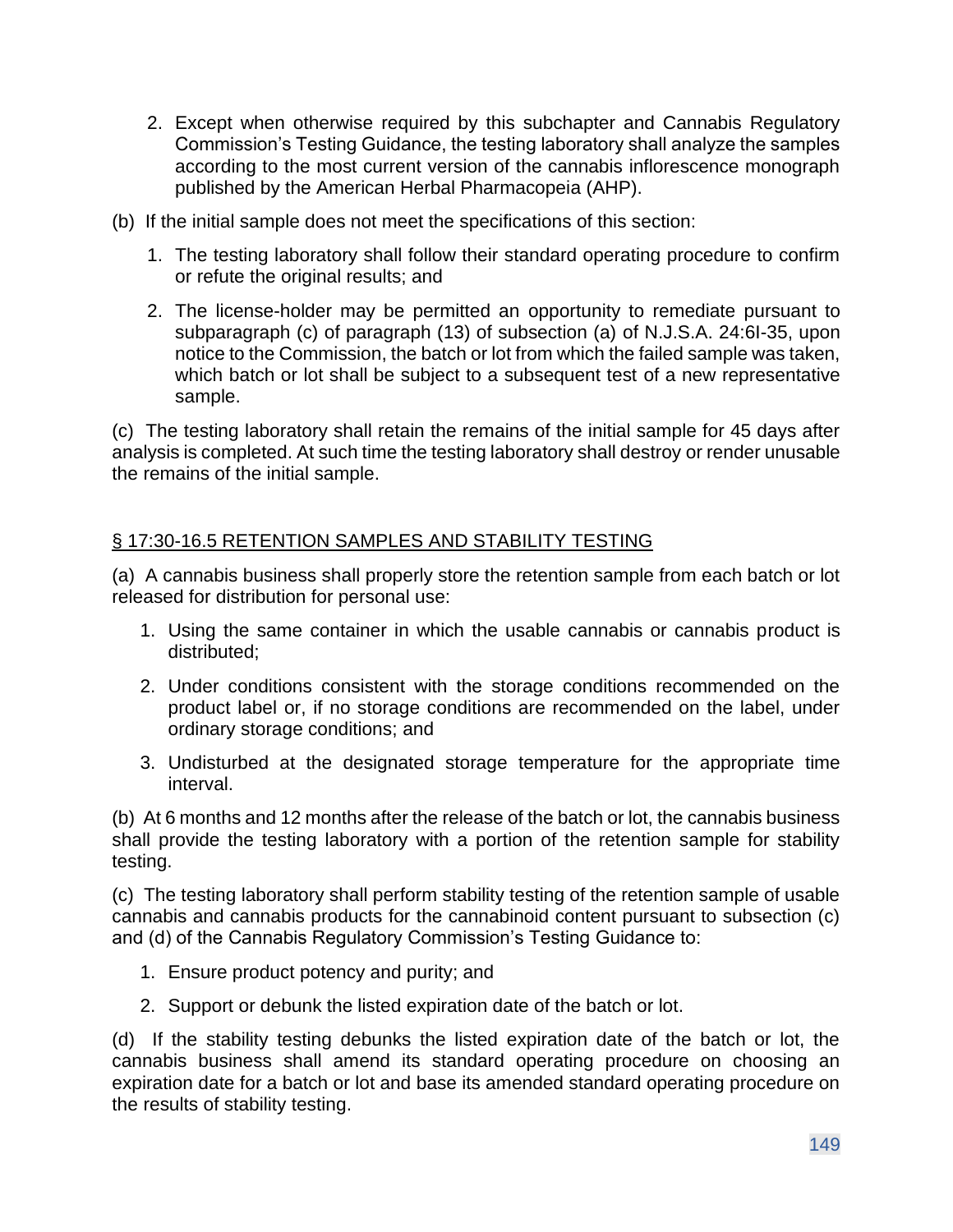2. Except when otherwise required by this subchapter and Cannabis Regulatory Commission's Testing Guidance, the testing laboratory shall analyze the samples according to the most current version of the cannabis inflorescence monograph published by the American Herbal Pharmacopeia (AHP).

(b) If the initial sample does not meet the specifications of this section:

1. The testing laboratory shall follow their standard operating procedure to confirm or refute the original results; and
2. The license-holder may be permitted an opportunity to remediate pursuant to subparagraph (c) of paragraph (13) of subsection (a) of N.J.S.A. 24:6I-35, upon notice to the Commission, the batch or lot from which the failed sample was taken, which batch or lot shall be subject to a subsequent test of a new representative sample.

(c) The testing laboratory shall retain the remains of the initial sample for 45 days after analysis is completed. At such time the testing laboratory shall destroy or render unusable the remains of the initial sample.

## § 17:30-16.5 RETENTION SAMPLES AND STABILITY TESTING

(a) A cannabis business shall properly store the retention sample from each batch or lot released for distribution for personal use:

1. Using the same container in which the usable cannabis or cannabis product is distributed;
2. Under conditions consistent with the storage conditions recommended on the product label or, if no storage conditions are recommended on the label, under ordinary storage conditions; and
3. Undisturbed at the designated storage temperature for the appropriate time interval.

(b) At 6 months and 12 months after the release of the batch or lot, the cannabis business shall provide the testing laboratory with a portion of the retention sample for stability testing.

(c) The testing laboratory shall perform stability testing of the retention sample of usable cannabis and cannabis products for the cannabinoid content pursuant to subsection (c) and (d) of the Cannabis Regulatory Commission's Testing Guidance to:

1. Ensure product potency and purity; and
2. Support or debunk the listed expiration date of the batch or lot.

(d) If the stability testing debunks the listed expiration date of the batch or lot, the cannabis business shall amend its standard operating procedure on choosing an expiration date for a batch or lot and base its amended standard operating procedure on the results of stability testing.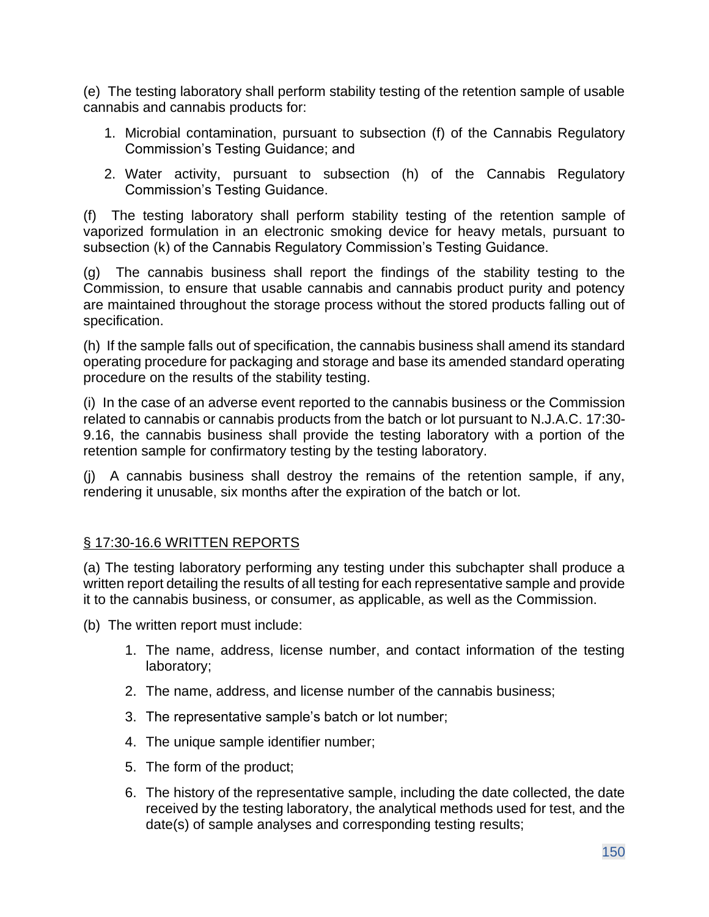(e) The testing laboratory shall perform stability testing of the retention sample of usable cannabis and cannabis products for:

1. Microbial contamination, pursuant to subsection (f) of the Cannabis Regulatory Commission's Testing Guidance; and
2. Water activity, pursuant to subsection (h) of the Cannabis Regulatory Commission's Testing Guidance.

(f) The testing laboratory shall perform stability testing of the retention sample of vaporized formulation in an electronic smoking device for heavy metals, pursuant to subsection (k) of the Cannabis Regulatory Commission's Testing Guidance.

(g) The cannabis business shall report the findings of the stability testing to the Commission, to ensure that usable cannabis and cannabis product purity and potency are maintained throughout the storage process without the stored products falling out of specification.

(h) If the sample falls out of specification, the cannabis business shall amend its standard operating procedure for packaging and storage and base its amended standard operating procedure on the results of the stability testing.

(i) In the case of an adverse event reported to the cannabis business or the Commission related to cannabis or cannabis products from the batch or lot pursuant to N.J.A.C. 17:30-9.16, the cannabis business shall provide the testing laboratory with a portion of the retention sample for confirmatory testing by the testing laboratory.

(j) A cannabis business shall destroy the remains of the retention sample, if any, rendering it unusable, six months after the expiration of the batch or lot.

## § 17:30-16.6 WRITTEN REPORTS

(a) The testing laboratory performing any testing under this subchapter shall produce a written report detailing the results of all testing for each representative sample and provide it to the cannabis business, or consumer, as applicable, as well as the Commission.

(b) The written report must include:

1. The name, address, license number, and contact information of the testing laboratory;
2. The name, address, and license number of the cannabis business;
3. The representative sample's batch or lot number;
4. The unique sample identifier number;
5. The form of the product;
6. The history of the representative sample, including the date collected, the date received by the testing laboratory, the analytical methods used for test, and the date(s) of sample analyses and corresponding testing results;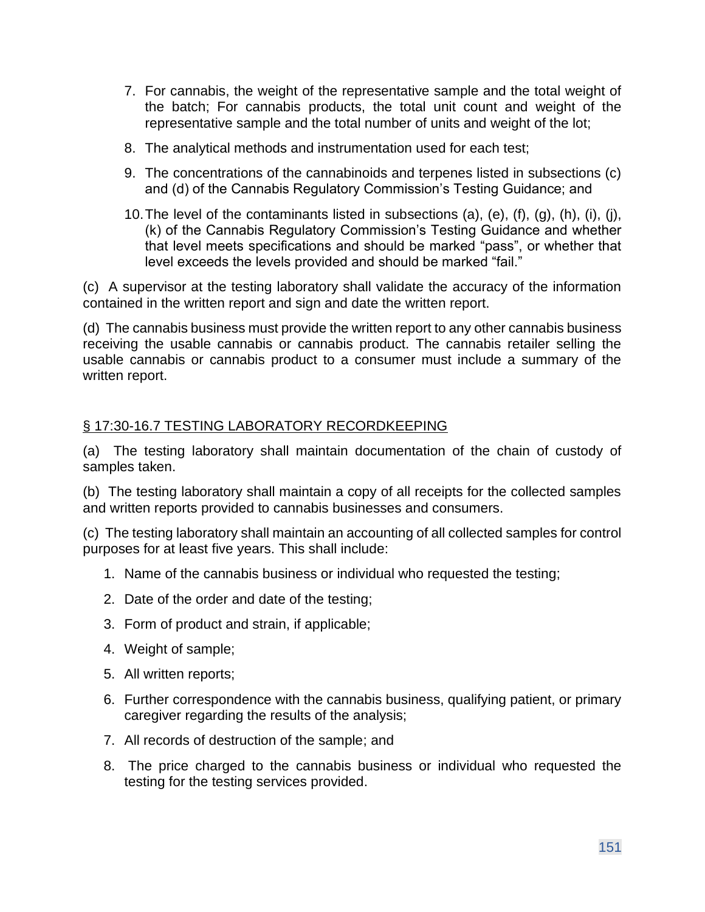7. For cannabis, the weight of the representative sample and the total weight of the batch; For cannabis products, the total unit count and weight of the representative sample and the total number of units and weight of the lot;

8. The analytical methods and instrumentation used for each test;

9. The concentrations of the cannabinoids and terpenes listed in subsections (c) and (d) of the Cannabis Regulatory Commission's Testing Guidance; and

10. The level of the contaminants listed in subsections (a), (e), (f), (g), (h), (i), (j), (k) of the Cannabis Regulatory Commission's Testing Guidance and whether that level meets specifications and should be marked "pass", or whether that level exceeds the levels provided and should be marked "fail."

(c) A supervisor at the testing laboratory shall validate the accuracy of the information contained in the written report and sign and date the written report.

(d) The cannabis business must provide the written report to any other cannabis business receiving the usable cannabis or cannabis product. The cannabis retailer selling the usable cannabis or cannabis product to a consumer must include a summary of the written report.

## § 17:30-16.7 TESTING LABORATORY RECORDKEEPING

(a) The testing laboratory shall maintain documentation of the chain of custody of samples taken.

(b) The testing laboratory shall maintain a copy of all receipts for the collected samples and written reports provided to cannabis businesses and consumers.

(c) The testing laboratory shall maintain an accounting of all collected samples for control purposes for at least five years. This shall include:

1. Name of the cannabis business or individual who requested the testing;
2. Date of the order and date of the testing;
3. Form of product and strain, if applicable;
4. Weight of sample;
5. All written reports;
6. Further correspondence with the cannabis business, qualifying patient, or primary caregiver regarding the results of the analysis;
7. All records of destruction of the sample; and
8. The price charged to the cannabis business or individual who requested the testing for the testing services provided.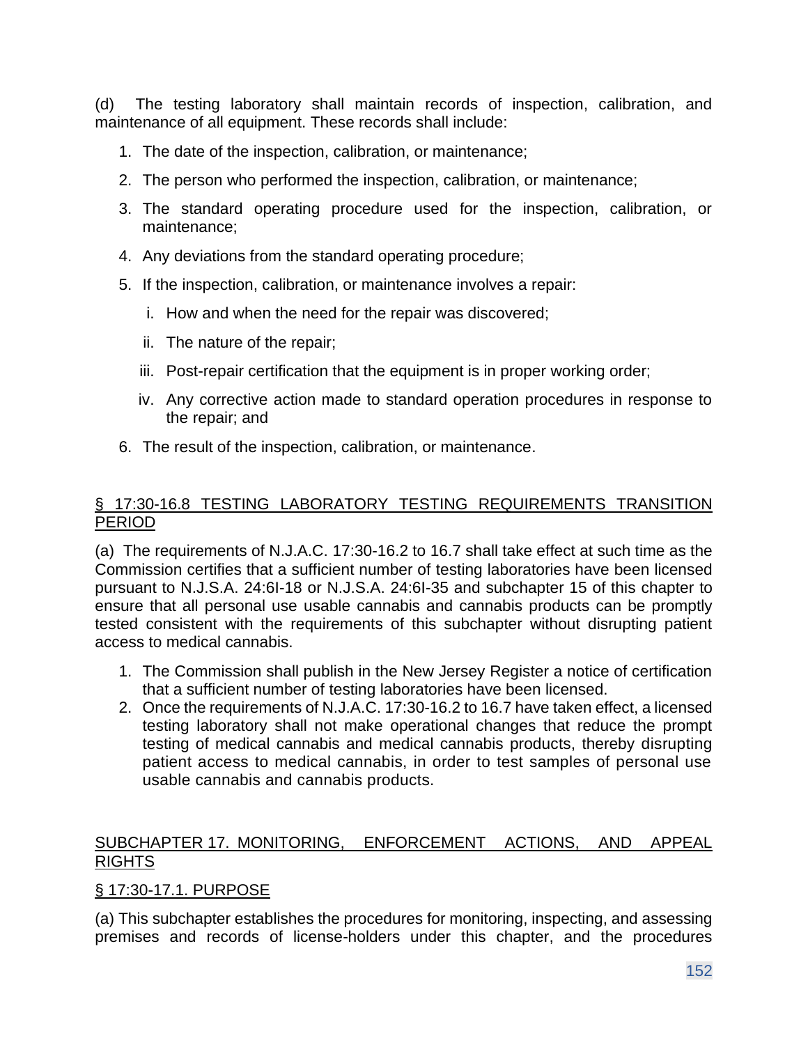(d) The testing laboratory shall maintain records of inspection, calibration, and maintenance of all equipment. These records shall include:

1. The date of the inspection, calibration, or maintenance;
2. The person who performed the inspection, calibration, or maintenance;
3. The standard operating procedure used for the inspection, calibration, or maintenance;
4. Any deviations from the standard operating procedure;
5. If the inspection, calibration, or maintenance involves a repair:
   i. How and when the need for the repair was discovered;
   ii. The nature of the repair;
   iii. Post-repair certification that the equipment is in proper working order;
   iv. Any corrective action made to standard operation procedures in response to the repair; and
6. The result of the inspection, calibration, or maintenance.

## § 17:30-16.8 TESTING LABORATORY TESTING REQUIREMENTS TRANSITION PERIOD

(a) The requirements of N.J.A.C. 17:30-16.2 to 16.7 shall take effect at such time as the Commission certifies that a sufficient number of testing laboratories have been licensed pursuant to N.J.S.A. 24:6I-18 or N.J.S.A. 24:6I-35 and subchapter 15 of this chapter to ensure that all personal use usable cannabis and cannabis products can be promptly tested consistent with the requirements of this subchapter without disrupting patient access to medical cannabis.

1. The Commission shall publish in the New Jersey Register a notice of certification that a sufficient number of testing laboratories have been licensed.
2. Once the requirements of N.J.A.C. 17:30-16.2 to 16.7 have taken effect, a licensed testing laboratory shall not make operational changes that reduce the prompt testing of medical cannabis and medical cannabis products, thereby disrupting patient access to medical cannabis, in order to test samples of personal use usable cannabis and cannabis products.

# SUBCHAPTER 17. MONITORING, ENFORCEMENT ACTIONS, AND APPEAL RIGHTS

## § 17:30-17.1. PURPOSE

(a) This subchapter establishes the procedures for monitoring, inspecting, and assessing premises and records of license-holders under this chapter, and the procedures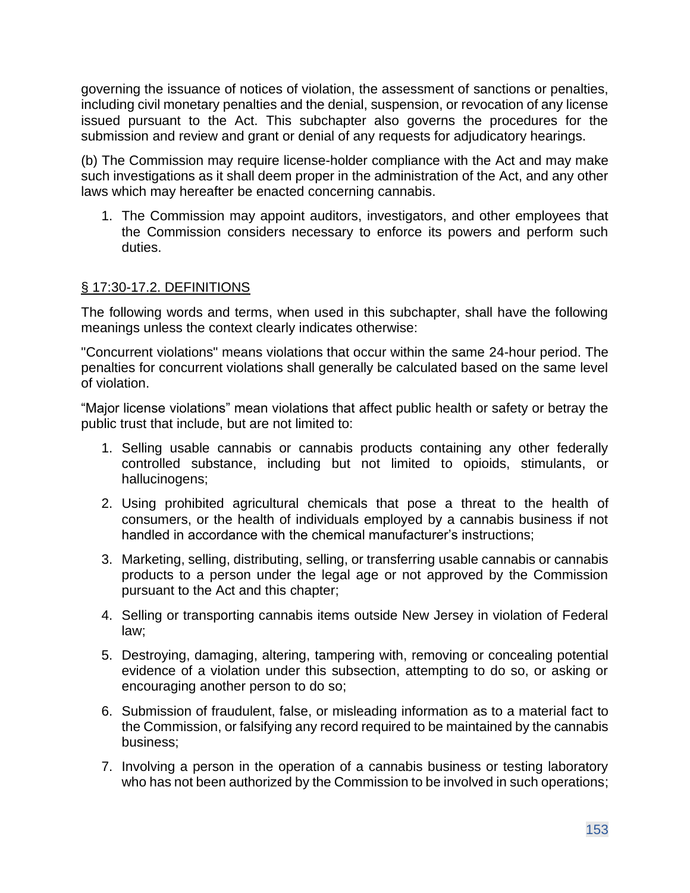governing the issuance of notices of violation, the assessment of sanctions or penalties, including civil monetary penalties and the denial, suspension, or revocation of any license issued pursuant to the Act. This subchapter also governs the procedures for the submission and review and grant or denial of any requests for adjudicatory hearings.

(b) The Commission may require license-holder compliance with the Act and may make such investigations as it shall deem proper in the administration of the Act, and any other laws which may hereafter be enacted concerning cannabis.

1. The Commission may appoint auditors, investigators, and other employees that the Commission considers necessary to enforce its powers and perform such duties.

## § 17:30-17.2. DEFINITIONS

The following words and terms, when used in this subchapter, shall have the following meanings unless the context clearly indicates otherwise:

"Concurrent violations" means violations that occur within the same 24-hour period. The penalties for concurrent violations shall generally be calculated based on the same level of violation.

“Major license violations” mean violations that affect public health or safety or betray the public trust that include, but are not limited to:

1. Selling usable cannabis or cannabis products containing any other federally controlled substance, including but not limited to opioids, stimulants, or hallucinogens;
2. Using prohibited agricultural chemicals that pose a threat to the health of consumers, or the health of individuals employed by a cannabis business if not handled in accordance with the chemical manufacturer’s instructions;
3. Marketing, selling, distributing, selling, or transferring usable cannabis or cannabis products to a person under the legal age or not approved by the Commission pursuant to the Act and this chapter;
4. Selling or transporting cannabis items outside New Jersey in violation of Federal law;
5. Destroying, damaging, altering, tampering with, removing or concealing potential evidence of a violation under this subsection, attempting to do so, or asking or encouraging another person to do so;
6. Submission of fraudulent, false, or misleading information as to a material fact to the Commission, or falsifying any record required to be maintained by the cannabis business;
7. Involving a person in the operation of a cannabis business or testing laboratory who has not been authorized by the Commission to be involved in such operations;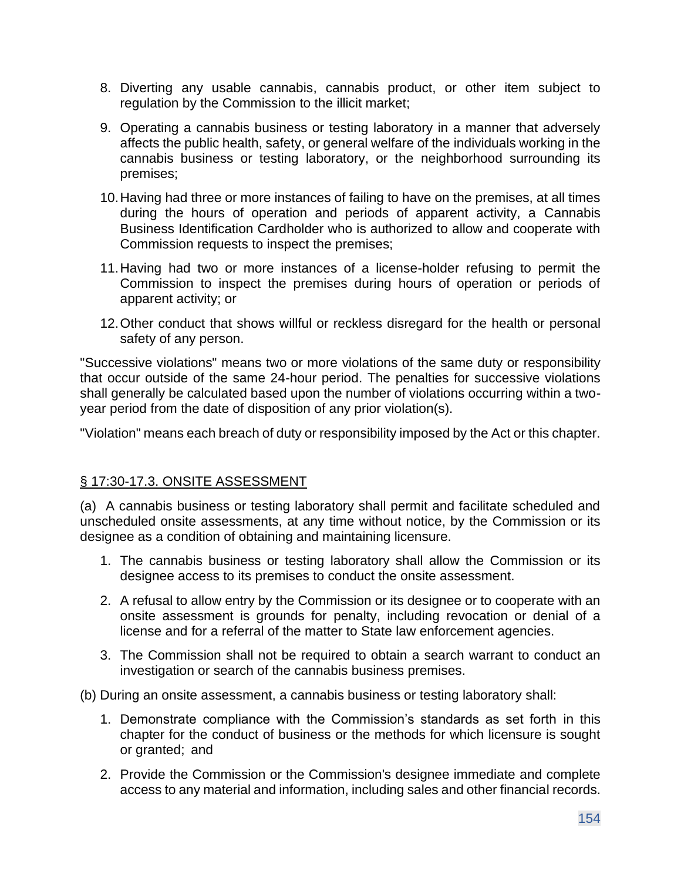8. Diverting any usable cannabis, cannabis product, or other item subject to regulation by the Commission to the illicit market;

9. Operating a cannabis business or testing laboratory in a manner that adversely affects the public health, safety, or general welfare of the individuals working in the cannabis business or testing laboratory, or the neighborhood surrounding its premises;

10. Having had three or more instances of failing to have on the premises, at all times during the hours of operation and periods of apparent activity, a Cannabis Business Identification Cardholder who is authorized to allow and cooperate with Commission requests to inspect the premises;

11. Having had two or more instances of a license-holder refusing to permit the Commission to inspect the premises during hours of operation or periods of apparent activity; or

12. Other conduct that shows willful or reckless disregard for the health or personal safety of any person.

"Successive violations" means two or more violations of the same duty or responsibility that occur outside of the same 24-hour period. The penalties for successive violations shall generally be calculated based upon the number of violations occurring within a two-year period from the date of disposition of any prior violation(s).

"Violation" means each breach of duty or responsibility imposed by the Act or this chapter.

## § 17:30-17.3. ONSITE ASSESSMENT

(a) A cannabis business or testing laboratory shall permit and facilitate scheduled and unscheduled onsite assessments, at any time without notice, by the Commission or its designee as a condition of obtaining and maintaining licensure.

1. The cannabis business or testing laboratory shall allow the Commission or its designee access to its premises to conduct the onsite assessment.

2. A refusal to allow entry by the Commission or its designee or to cooperate with an onsite assessment is grounds for penalty, including revocation or denial of a license and for a referral of the matter to State law enforcement agencies.

3. The Commission shall not be required to obtain a search warrant to conduct an investigation or search of the cannabis business premises.

(b) During an onsite assessment, a cannabis business or testing laboratory shall:

1. Demonstrate compliance with the Commission's standards as set forth in this chapter for the conduct of business or the methods for which licensure is sought or granted; and

2. Provide the Commission or the Commission's designee immediate and complete access to any material and information, including sales and other financial records.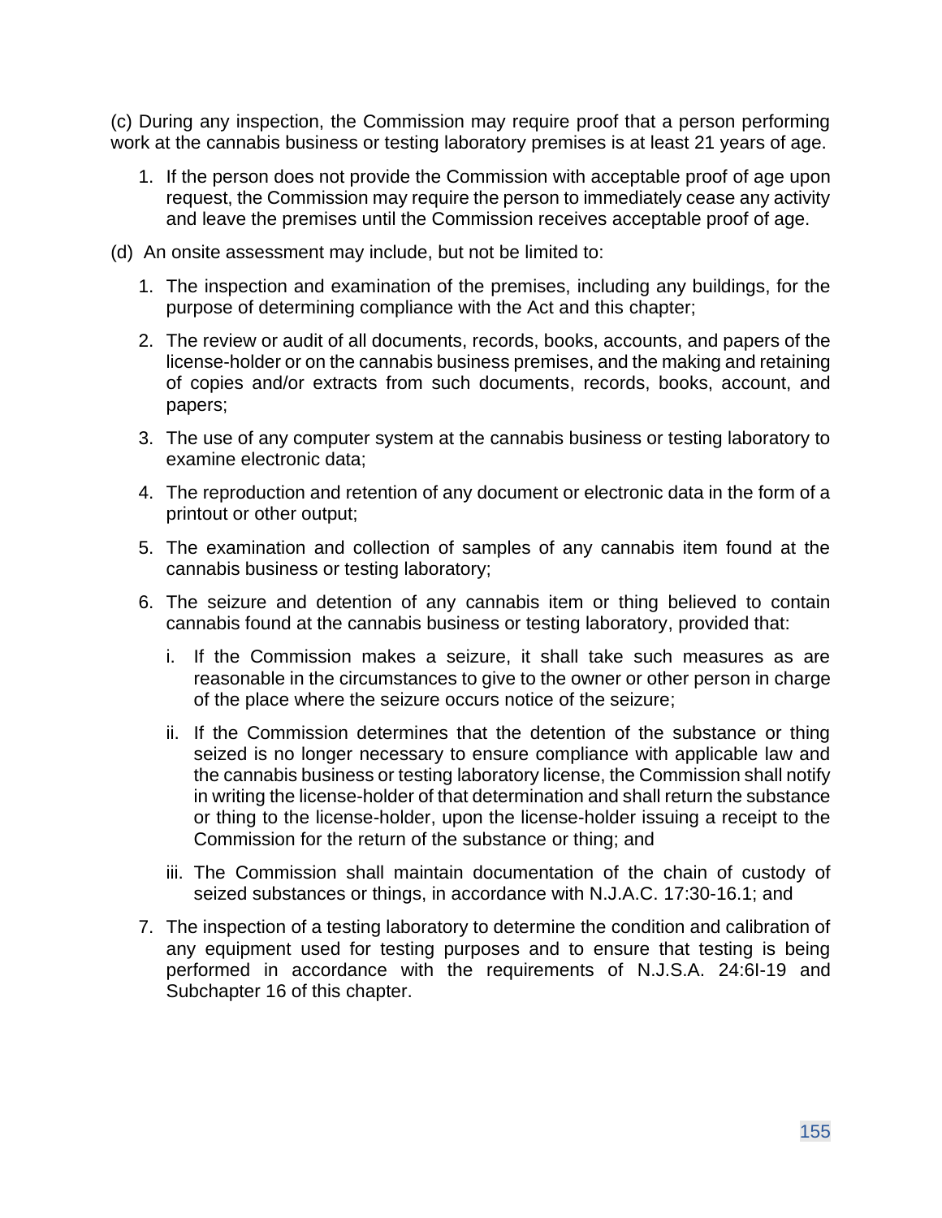(c) During any inspection, the Commission may require proof that a person performing work at the cannabis business or testing laboratory premises is at least 21 years of age.

1. If the person does not provide the Commission with acceptable proof of age upon request, the Commission may require the person to immediately cease any activity and leave the premises until the Commission receives acceptable proof of age.

(d) An onsite assessment may include, but not be limited to:

1. The inspection and examination of the premises, including any buildings, for the purpose of determining compliance with the Act and this chapter;
2. The review or audit of all documents, records, books, accounts, and papers of the license-holder or on the cannabis business premises, and the making and retaining of copies and/or extracts from such documents, records, books, account, and papers;
3. The use of any computer system at the cannabis business or testing laboratory to examine electronic data;
4. The reproduction and retention of any document or electronic data in the form of a printout or other output;
5. The examination and collection of samples of any cannabis item found at the cannabis business or testing laboratory;
6. The seizure and detention of any cannabis item or thing believed to contain cannabis found at the cannabis business or testing laboratory, provided that:
   i. If the Commission makes a seizure, it shall take such measures as are reasonable in the circumstances to give to the owner or other person in charge of the place where the seizure occurs notice of the seizure;
   ii. If the Commission determines that the detention of the substance or thing seized is no longer necessary to ensure compliance with applicable law and the cannabis business or testing laboratory license, the Commission shall notify in writing the license-holder of that determination and shall return the substance or thing to the license-holder, upon the license-holder issuing a receipt to the Commission for the return of the substance or thing; and
   iii. The Commission shall maintain documentation of the chain of custody of seized substances or things, in accordance with N.J.A.C. 17:30-16.1; and
7. The inspection of a testing laboratory to determine the condition and calibration of any equipment used for testing purposes and to ensure that testing is being performed in accordance with the requirements of N.J.S.A. 24:6I-19 and Subchapter 16 of this chapter.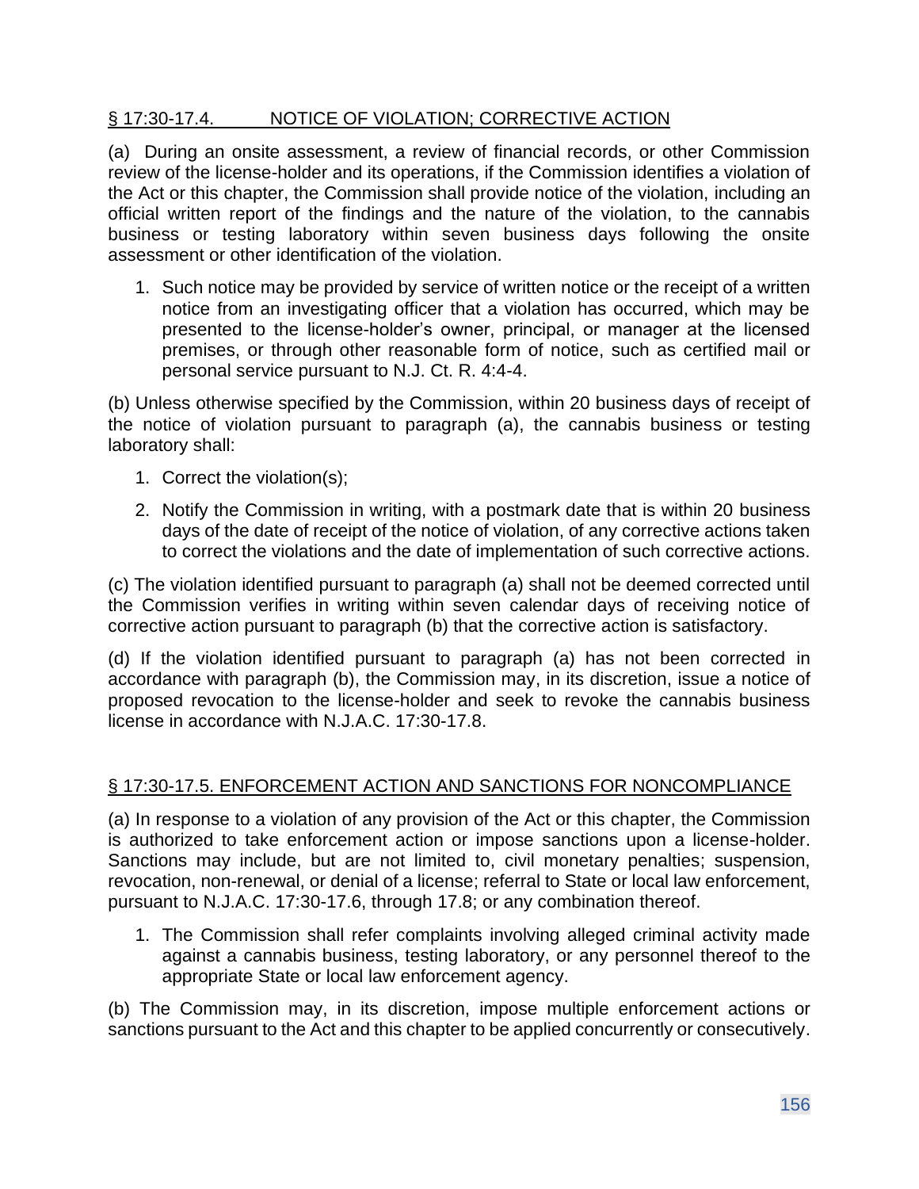## § 17:30-17.4. NOTICE OF VIOLATION; CORRECTIVE ACTION

(a) During an onsite assessment, a review of financial records, or other Commission review of the license-holder and its operations, if the Commission identifies a violation of the Act or this chapter, the Commission shall provide notice of the violation, including an official written report of the findings and the nature of the violation, to the cannabis business or testing laboratory within seven business days following the onsite assessment or other identification of the violation.

1. Such notice may be provided by service of written notice or the receipt of a written notice from an investigating officer that a violation has occurred, which may be presented to the license-holder's owner, principal, or manager at the licensed premises, or through other reasonable form of notice, such as certified mail or personal service pursuant to N.J. Ct. R. 4:4-4.

(b) Unless otherwise specified by the Commission, within 20 business days of receipt of the notice of violation pursuant to paragraph (a), the cannabis business or testing laboratory shall:

1. Correct the violation(s);
2. Notify the Commission in writing, with a postmark date that is within 20 business days of the date of receipt of the notice of violation, of any corrective actions taken to correct the violations and the date of implementation of such corrective actions.

(c) The violation identified pursuant to paragraph (a) shall not be deemed corrected until the Commission verifies in writing within seven calendar days of receiving notice of corrective action pursuant to paragraph (b) that the corrective action is satisfactory.

(d) If the violation identified pursuant to paragraph (a) has not been corrected in accordance with paragraph (b), the Commission may, in its discretion, issue a notice of proposed revocation to the license-holder and seek to revoke the cannabis business license in accordance with N.J.A.C. 17:30-17.8.

## § 17:30-17.5. ENFORCEMENT ACTION AND SANCTIONS FOR NONCOMPLIANCE

(a) In response to a violation of any provision of the Act or this chapter, the Commission is authorized to take enforcement action or impose sanctions upon a license-holder. Sanctions may include, but are not limited to, civil monetary penalties; suspension, revocation, non-renewal, or denial of a license; referral to State or local law enforcement, pursuant to N.J.A.C. 17:30-17.6, through 17.8; or any combination thereof.

1. The Commission shall refer complaints involving alleged criminal activity made against a cannabis business, testing laboratory, or any personnel thereof to the appropriate State or local law enforcement agency.

(b) The Commission may, in its discretion, impose multiple enforcement actions or sanctions pursuant to the Act and this chapter to be applied concurrently or consecutively.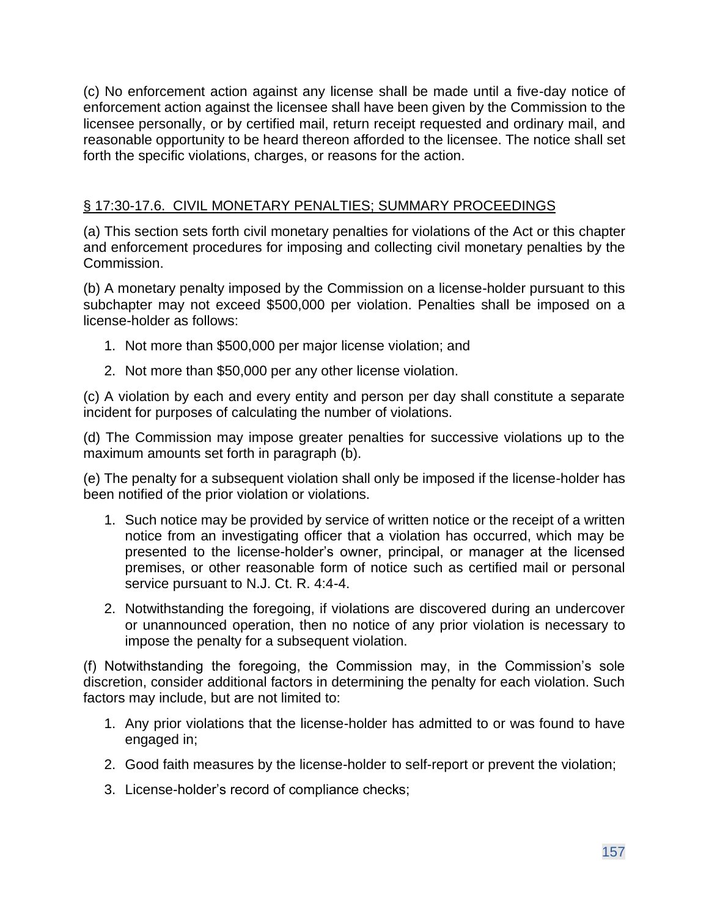(c) No enforcement action against any license shall be made until a five-day notice of enforcement action against the licensee shall have been given by the Commission to the licensee personally, or by certified mail, return receipt requested and ordinary mail, and reasonable opportunity to be heard thereon afforded to the licensee. The notice shall set forth the specific violations, charges, or reasons for the action.

## § 17:30-17.6. CIVIL MONETARY PENALTIES; SUMMARY PROCEEDINGS

(a) This section sets forth civil monetary penalties for violations of the Act or this chapter and enforcement procedures for imposing and collecting civil monetary penalties by the Commission.

(b) A monetary penalty imposed by the Commission on a license-holder pursuant to this subchapter may not exceed $500,000 per violation. Penalties shall be imposed on a license-holder as follows:

1. Not more than $500,000 per major license violation; and
2. Not more than $50,000 per any other license violation.

(c) A violation by each and every entity and person per day shall constitute a separate incident for purposes of calculating the number of violations.

(d) The Commission may impose greater penalties for successive violations up to the maximum amounts set forth in paragraph (b).

(e) The penalty for a subsequent violation shall only be imposed if the license-holder has been notified of the prior violation or violations.

1. Such notice may be provided by service of written notice or the receipt of a written notice from an investigating officer that a violation has occurred, which may be presented to the license-holder's owner, principal, or manager at the licensed premises, or other reasonable form of notice such as certified mail or personal service pursuant to N.J. Ct. R. 4:4-4.
2. Notwithstanding the foregoing, if violations are discovered during an undercover or unannounced operation, then no notice of any prior violation is necessary to impose the penalty for a subsequent violation.

(f) Notwithstanding the foregoing, the Commission may, in the Commission's sole discretion, consider additional factors in determining the penalty for each violation. Such factors may include, but are not limited to:

1. Any prior violations that the license-holder has admitted to or was found to have engaged in;
2. Good faith measures by the license-holder to self-report or prevent the violation;
3. License-holder's record of compliance checks;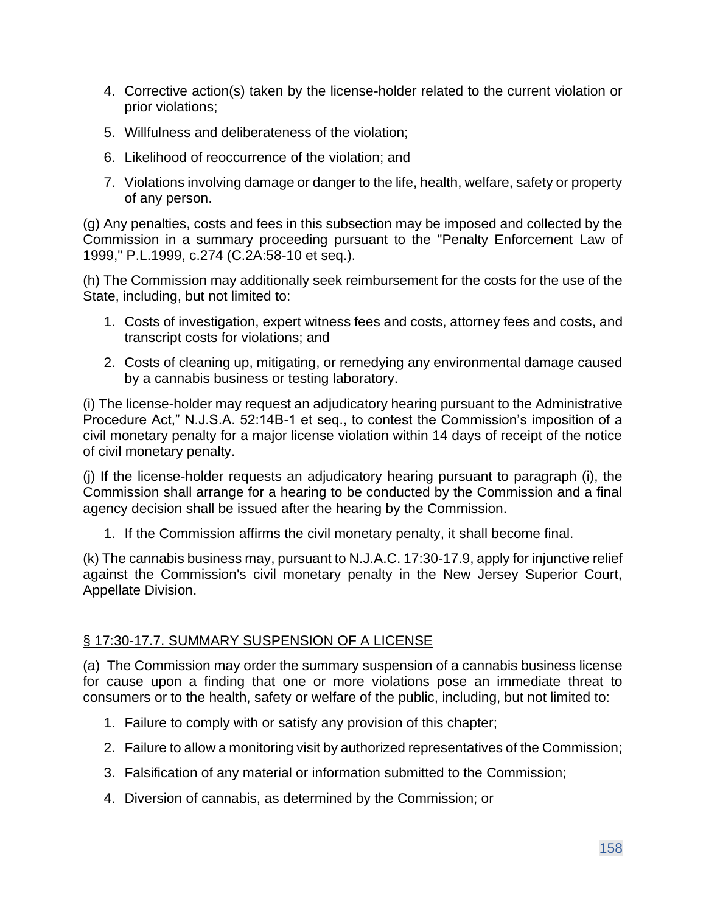4. Corrective action(s) taken by the license-holder related to the current violation or prior violations;

5. Willfulness and deliberateness of the violation;

6. Likelihood of reoccurrence of the violation; and

7. Violations involving damage or danger to the life, health, welfare, safety or property of any person.

(g) Any penalties, costs and fees in this subsection may be imposed and collected by the Commission in a summary proceeding pursuant to the "Penalty Enforcement Law of 1999," P.L.1999, c.274 (C.2A:58-10 et seq.).

(h) The Commission may additionally seek reimbursement for the costs for the use of the State, including, but not limited to:

1. Costs of investigation, expert witness fees and costs, attorney fees and costs, and transcript costs for violations; and

2. Costs of cleaning up, mitigating, or remedying any environmental damage caused by a cannabis business or testing laboratory.

(i) The license-holder may request an adjudicatory hearing pursuant to the Administrative Procedure Act," N.J.S.A. 52:14B-1 et seq., to contest the Commission's imposition of a civil monetary penalty for a major license violation within 14 days of receipt of the notice of civil monetary penalty.

(j) If the license-holder requests an adjudicatory hearing pursuant to paragraph (i), the Commission shall arrange for a hearing to be conducted by the Commission and a final agency decision shall be issued after the hearing by the Commission.

1. If the Commission affirms the civil monetary penalty, it shall become final.

(k) The cannabis business may, pursuant to N.J.A.C. 17:30-17.9, apply for injunctive relief against the Commission's civil monetary penalty in the New Jersey Superior Court, Appellate Division.

## § 17:30-17.7. SUMMARY SUSPENSION OF A LICENSE

(a) The Commission may order the summary suspension of a cannabis business license for cause upon a finding that one or more violations pose an immediate threat to consumers or to the health, safety or welfare of the public, including, but not limited to:

1. Failure to comply with or satisfy any provision of this chapter;

2. Failure to allow a monitoring visit by authorized representatives of the Commission;

3. Falsification of any material or information submitted to the Commission;

4. Diversion of cannabis, as determined by the Commission; or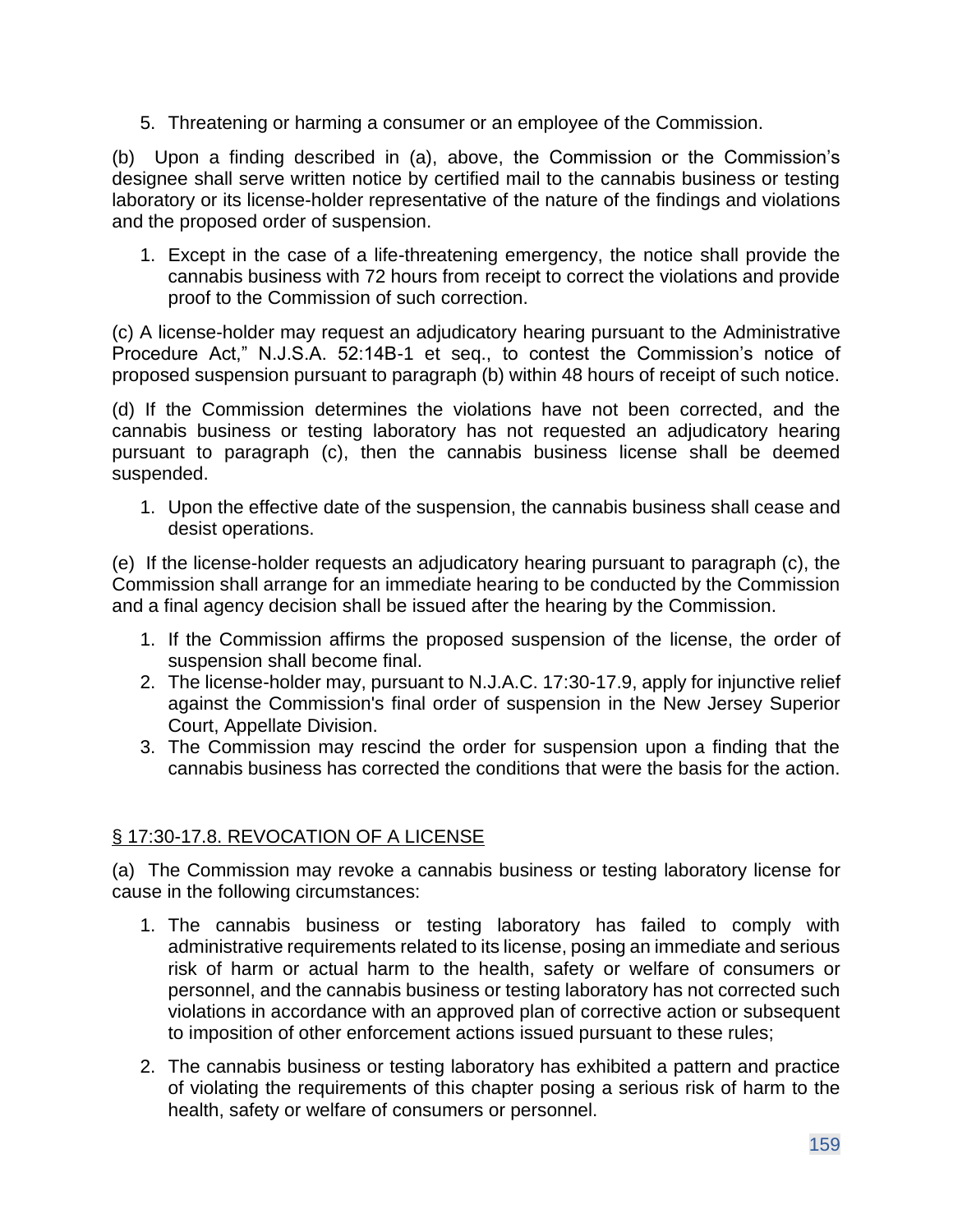5. Threatening or harming a consumer or an employee of the Commission.

(b) Upon a finding described in (a), above, the Commission or the Commission's designee shall serve written notice by certified mail to the cannabis business or testing laboratory or its license-holder representative of the nature of the findings and violations and the proposed order of suspension.

1. Except in the case of a life-threatening emergency, the notice shall provide the cannabis business with 72 hours from receipt to correct the violations and provide proof to the Commission of such correction.

(c) A license-holder may request an adjudicatory hearing pursuant to the Administrative Procedure Act," N.J.S.A. 52:14B-1 et seq., to contest the Commission's notice of proposed suspension pursuant to paragraph (b) within 48 hours of receipt of such notice.

(d) If the Commission determines the violations have not been corrected, and the cannabis business or testing laboratory has not requested an adjudicatory hearing pursuant to paragraph (c), then the cannabis business license shall be deemed suspended.

1. Upon the effective date of the suspension, the cannabis business shall cease and desist operations.

(e) If the license-holder requests an adjudicatory hearing pursuant to paragraph (c), the Commission shall arrange for an immediate hearing to be conducted by the Commission and a final agency decision shall be issued after the hearing by the Commission.

1. If the Commission affirms the proposed suspension of the license, the order of suspension shall become final.
2. The license-holder may, pursuant to N.J.A.C. 17:30-17.9, apply for injunctive relief against the Commission's final order of suspension in the New Jersey Superior Court, Appellate Division.
3. The Commission may rescind the order for suspension upon a finding that the cannabis business has corrected the conditions that were the basis for the action.

## § 17:30-17.8. REVOCATION OF A LICENSE

(a) The Commission may revoke a cannabis business or testing laboratory license for cause in the following circumstances:

1. The cannabis business or testing laboratory has failed to comply with administrative requirements related to its license, posing an immediate and serious risk of harm or actual harm to the health, safety or welfare of consumers or personnel, and the cannabis business or testing laboratory has not corrected such violations in accordance with an approved plan of corrective action or subsequent to imposition of other enforcement actions issued pursuant to these rules;

2. The cannabis business or testing laboratory has exhibited a pattern and practice of violating the requirements of this chapter posing a serious risk of harm to the health, safety or welfare of consumers or personnel.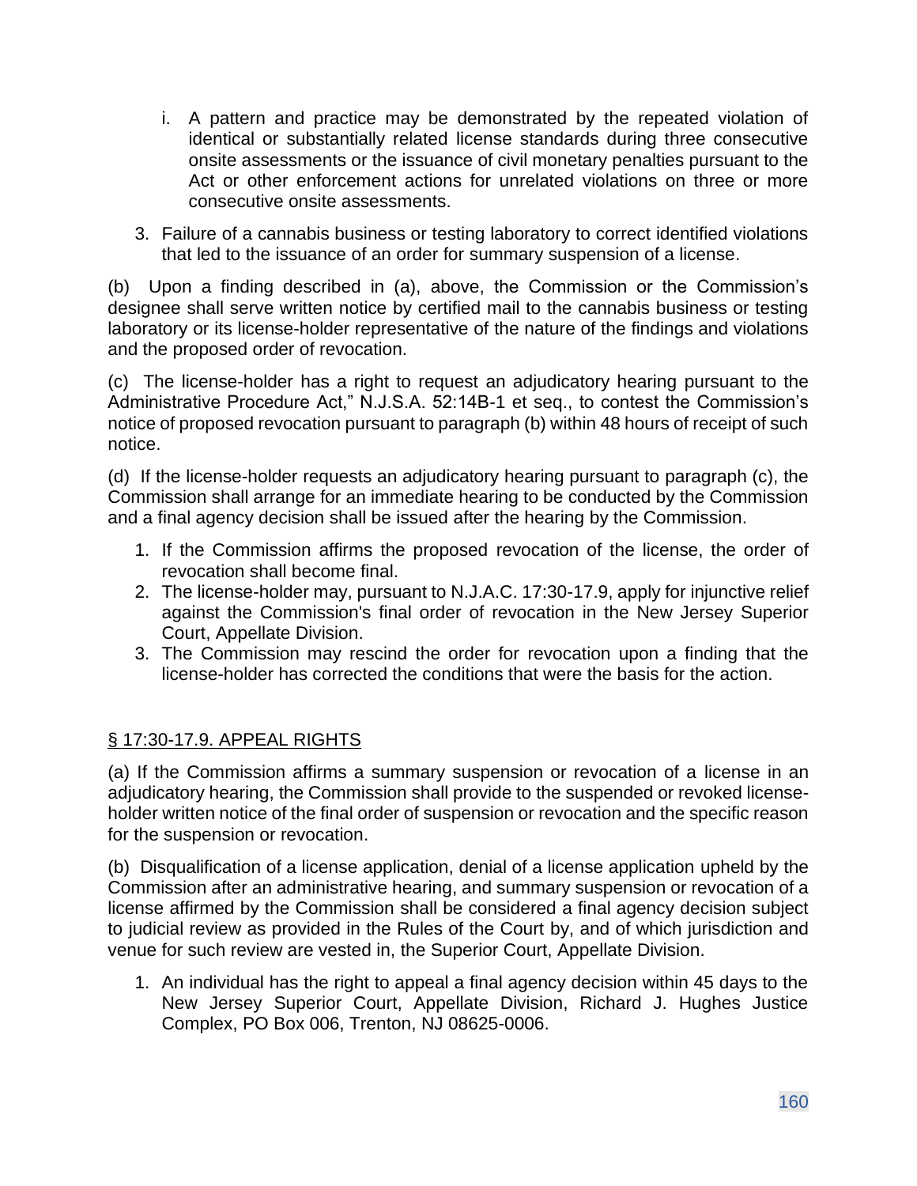i. A pattern and practice may be demonstrated by the repeated violation of identical or substantially related license standards during three consecutive onsite assessments or the issuance of civil monetary penalties pursuant to the Act or other enforcement actions for unrelated violations on three or more consecutive onsite assessments.

3. Failure of a cannabis business or testing laboratory to correct identified violations that led to the issuance of an order for summary suspension of a license.

(b) Upon a finding described in (a), above, the Commission or the Commission's designee shall serve written notice by certified mail to the cannabis business or testing laboratory or its license-holder representative of the nature of the findings and violations and the proposed order of revocation.

(c) The license-holder has a right to request an adjudicatory hearing pursuant to the Administrative Procedure Act," N.J.S.A. 52:14B-1 et seq., to contest the Commission's notice of proposed revocation pursuant to paragraph (b) within 48 hours of receipt of such notice.

(d) If the license-holder requests an adjudicatory hearing pursuant to paragraph (c), the Commission shall arrange for an immediate hearing to be conducted by the Commission and a final agency decision shall be issued after the hearing by the Commission.

1. If the Commission affirms the proposed revocation of the license, the order of revocation shall become final.
2. The license-holder may, pursuant to N.J.A.C. 17:30-17.9, apply for injunctive relief against the Commission's final order of revocation in the New Jersey Superior Court, Appellate Division.
3. The Commission may rescind the order for revocation upon a finding that the license-holder has corrected the conditions that were the basis for the action.

<u>§ 17:30-17.9. APPEAL RIGHTS</u>

(a) If the Commission affirms a summary suspension or revocation of a license in an adjudicatory hearing, the Commission shall provide to the suspended or revoked license-holder written notice of the final order of suspension or revocation and the specific reason for the suspension or revocation.

(b) Disqualification of a license application, denial of a license application upheld by the Commission after an administrative hearing, and summary suspension or revocation of a license affirmed by the Commission shall be considered a final agency decision subject to judicial review as provided in the Rules of the Court by, and of which jurisdiction and venue for such review are vested in, the Superior Court, Appellate Division.

1. An individual has the right to appeal a final agency decision within 45 days to the New Jersey Superior Court, Appellate Division, Richard J. Hughes Justice Complex, PO Box 006, Trenton, NJ 08625-0006.